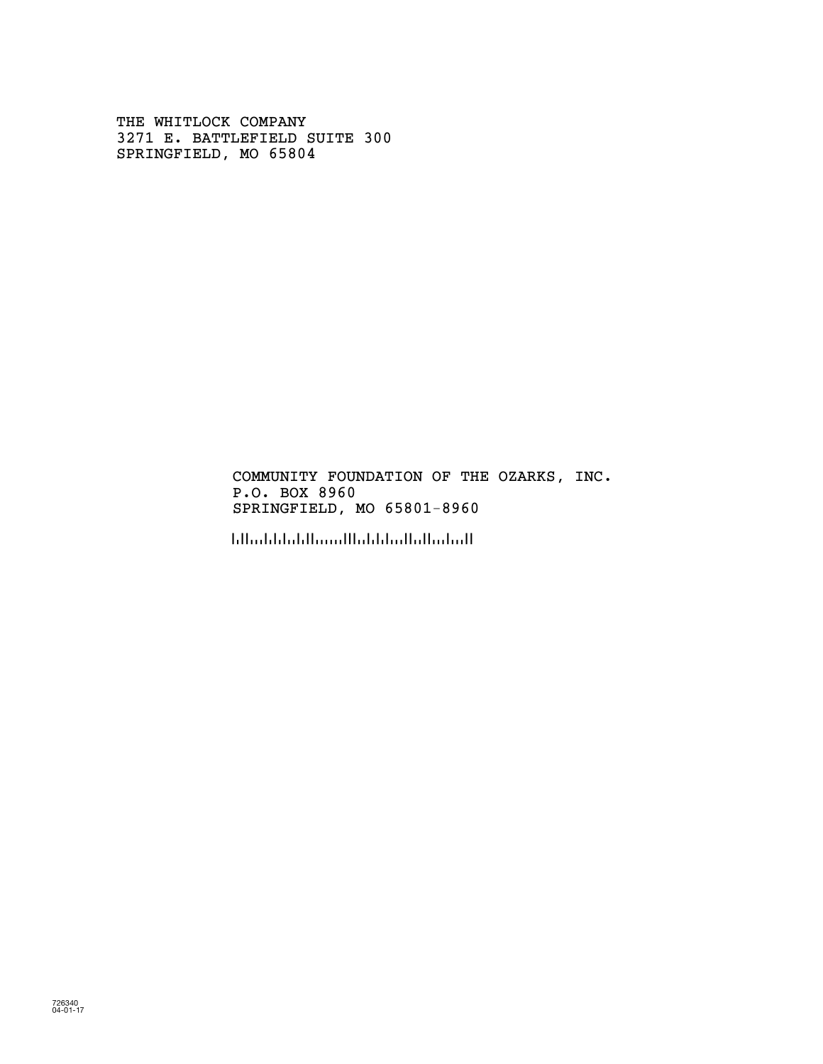THE WHITLOCK COMPANY
3271 E. BATTLEFIELD SUITE 300
SPRINGFIELD, MO 65804

COMMUNITY FOUNDATION OF THE OZARKS, INC.
P.O. BOX 8960
SPRINGFIELD, MO 65801-8960

726340
04-01-17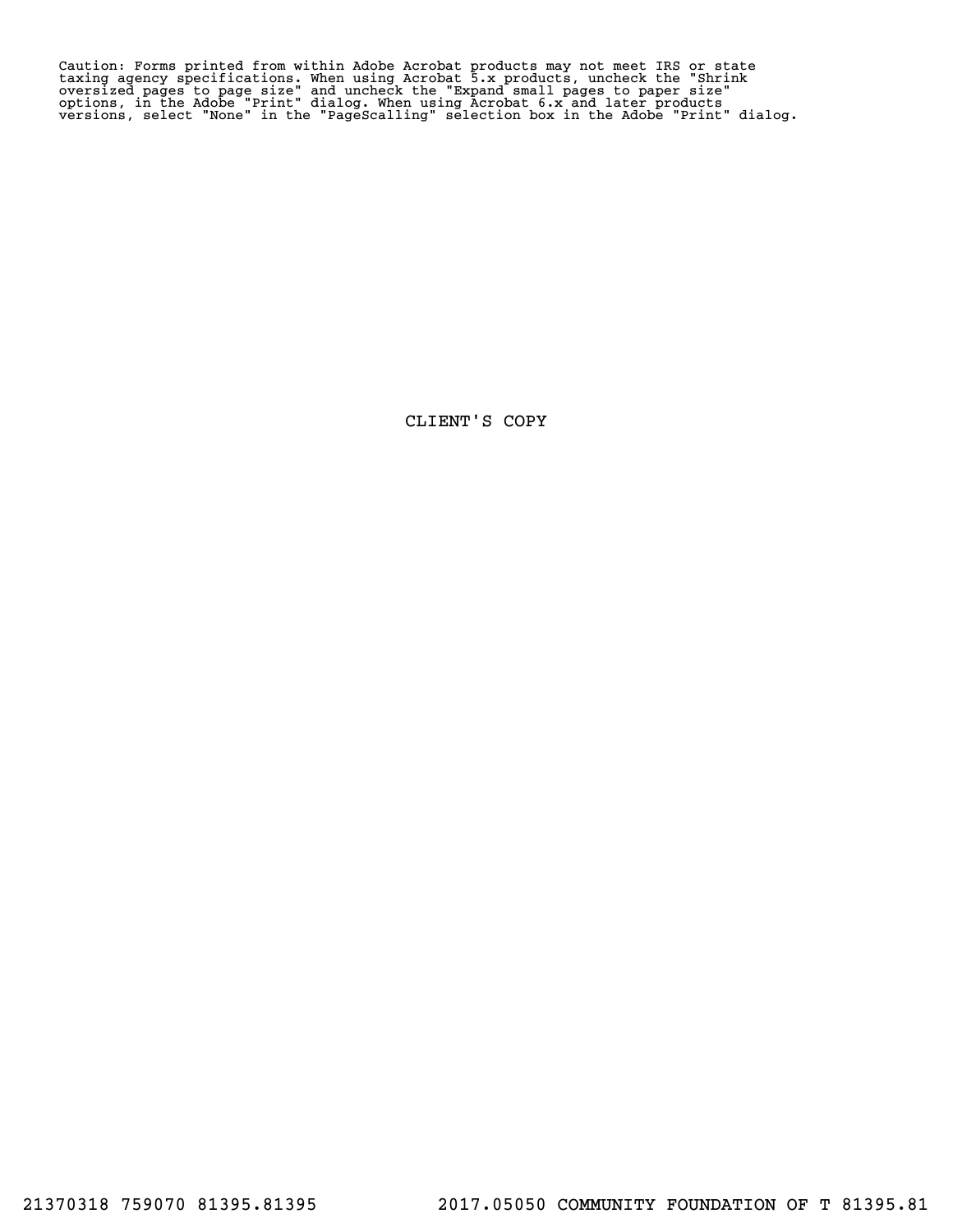Caution: Forms printed from within Adobe Acrobat products may not meet IRS or state taxing agency specifications. When using Acrobat 5.x products, uncheck the "Shrink oversized pages to page size" and uncheck the "Expand small pages to paper size" options, in the Adobe "Print" dialog. When using Acrobat 6.x and later products versions, select "None" in the "PageScalling" selection box in the Adobe "Print" dialog.

CLIENT'S COPY

21370318 759070 81395.81395 2017.05050 COMMUNITY FOUNDATION OF T 81395.81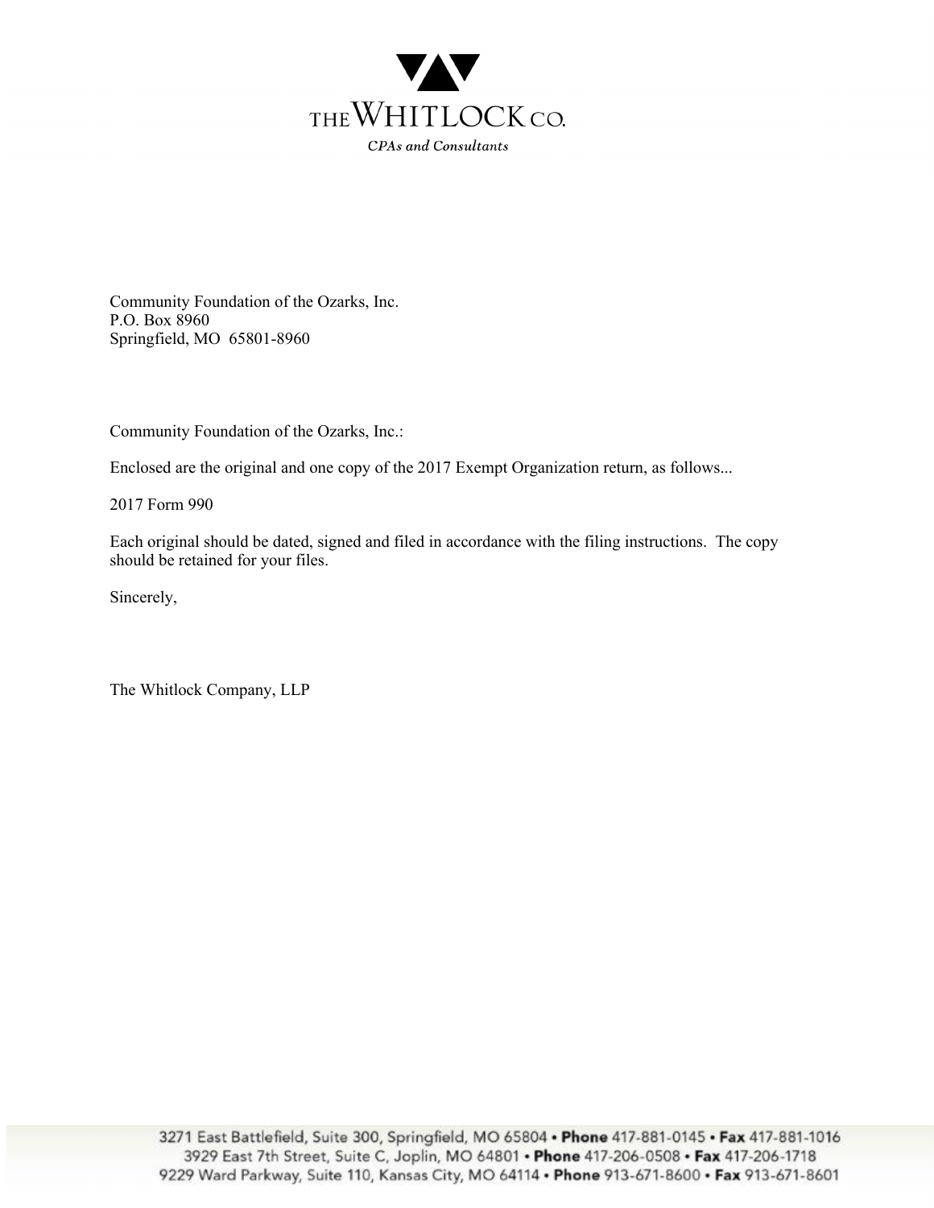THE WHITLOCK CO.

*CPAs and Consultants*

Community Foundation of the Ozarks, Inc.
P.O. Box 8960
Springfield, MO 65801-8960

Community Foundation of the Ozarks, Inc.:

Enclosed are the original and one copy of the 2017 Exempt Organization return, as follows...

2017 Form 990

Each original should be dated, signed and filed in accordance with the filing instructions. The copy should be retained for your files.

Sincerely,

The Whitlock Company, LLP

3271 East Battlefield, Suite 300, Springfield, MO 65804 • **Phone** 417-881-0145 • **Fax** 417-881-1016
3929 East 7th Street, Suite C, Joplin, MO 64801 • **Phone** 417-206-0508 • **Fax** 417-206-1718
9229 Ward Parkway, Suite 110, Kansas City, MO 64114 • **Phone** 913-671-8600 • **Fax** 913-671-8601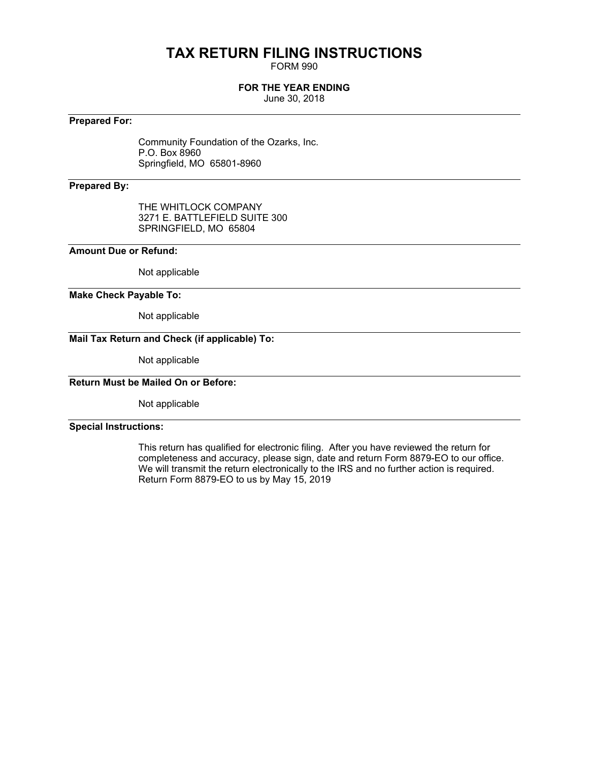# TAX RETURN FILING INSTRUCTIONS

FORM 990

**FOR THE YEAR ENDING**

June 30, 2018

**Prepared For:**

Community Foundation of the Ozarks, Inc.
P.O. Box 8960
Springfield, MO 65801-8960

**Prepared By:**

THE WHITLOCK COMPANY
3271 E. BATTLEFIELD SUITE 300
SPRINGFIELD, MO 65804

**Amount Due or Refund:**

Not applicable

**Make Check Payable To:**

Not applicable

**Mail Tax Return and Check (if applicable) To:**

Not applicable

**Return Must be Mailed On or Before:**

Not applicable

**Special Instructions:**

This return has qualified for electronic filing. After you have reviewed the return for completeness and accuracy, please sign, date and return Form 8879-EO to our office. We will transmit the return electronically to the IRS and no further action is required. Return Form 8879-EO to us by May 15, 2019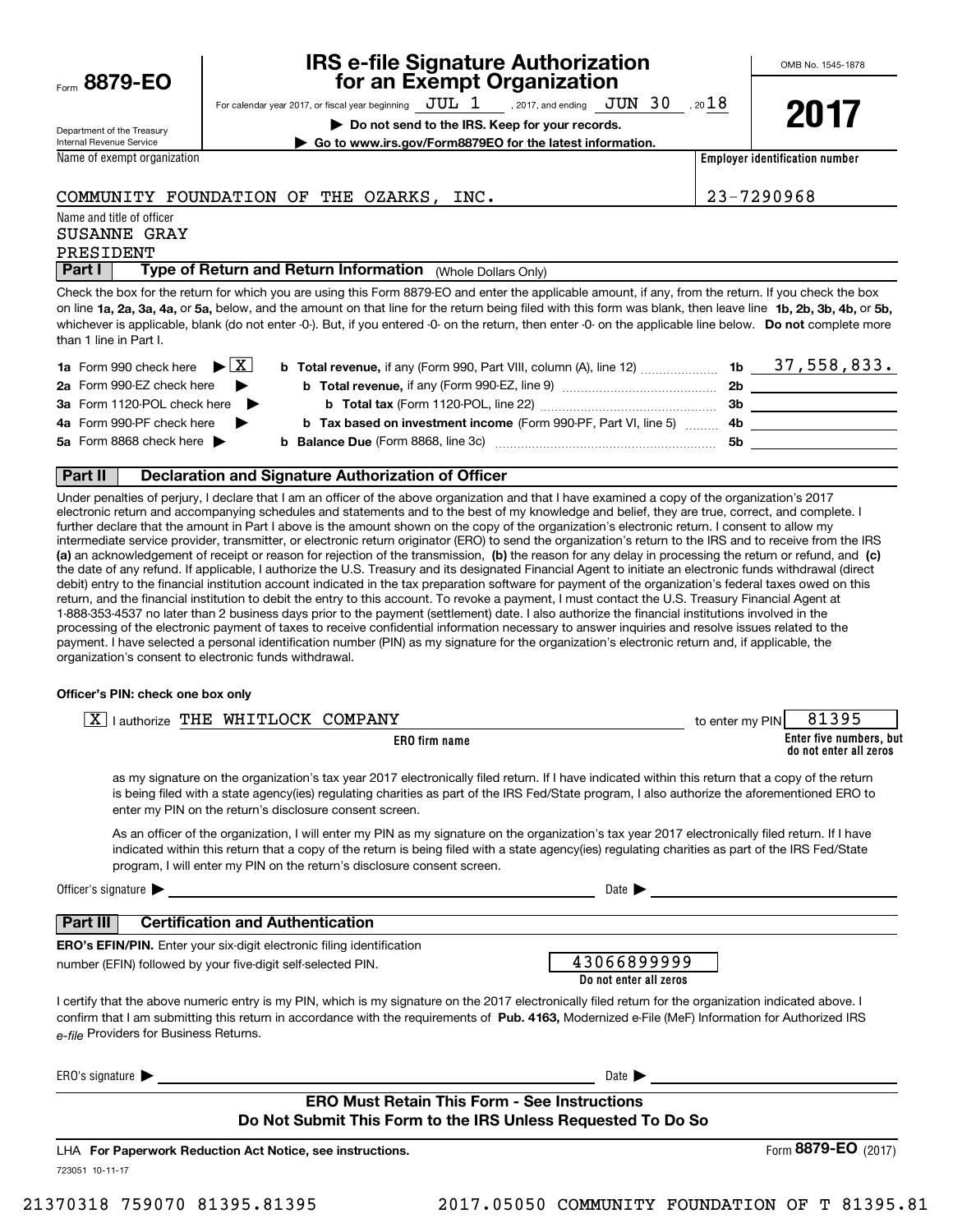Form **8879-EO**

Department of the Treasury
Internal Revenue Service

# IRS e-file Signature Authorization for an Exempt Organization

For calendar year 2017, or fiscal year beginning JUL 1, 2017, and ending JUN 30, 2018

**▶ Do not send to the IRS. Keep for your records.**

**▶ Go to www.irs.gov/Form8879EO for the latest information.**

OMB No. 1545-1878

**2017**

| Name of exempt organization | Employer identification number |
|---|---|
| COMMUNITY FOUNDATION OF THE OZARKS, INC. | 23-7290968 |

Name and title of officer
SUSANNE GRAY
PRESIDENT

## Part I — Type of Return and Return Information (Whole Dollars Only)

Check the box for the return for which you are using this Form 8879-EO and enter the applicable amount, if any, from the return. If you check the box on line **1a, 2a, 3a, 4a,** or **5a,** below, and the amount on that line for the return being filed with this form was blank, then leave line **1b, 2b, 3b, 4b,** or **5b,** whichever is applicable, blank (do not enter -0-). But, if you entered -0- on the return, then enter -0- on the applicable line below. **Do not** complete more than 1 line in Part I.

| | | | |
|---|---|---|---|
| **1a** Form 990 check here ▶ [X] | **b Total revenue,** if any (Form 990, Part VIII, column (A), line 12) | **1b** | 37,558,833. |
| **2a** Form 990-EZ check here ▶ | **b Total revenue,** if any (Form 990-EZ, line 9) | **2b** | |
| **3a** Form 1120-POL check here ▶ | **b Total tax** (Form 1120-POL, line 22) | **3b** | |
| **4a** Form 990-PF check here ▶ | **b Tax based on investment income** (Form 990-PF, Part VI, line 5) | **4b** | |
| **5a** Form 8868 check here ▶ | **b Balance Due** (Form 8868, line 3c) | **5b** | |

## Part II — Declaration and Signature Authorization of Officer

Under penalties of perjury, I declare that I am an officer of the above organization and that I have examined a copy of the organization's 2017 electronic return and accompanying schedules and statements and to the best of my knowledge and belief, they are true, correct, and complete. I further declare that the amount in Part I above is the amount shown on the copy of the organization's electronic return. I consent to allow my intermediate service provider, transmitter, or electronic return originator (ERO) to send the organization's return to the IRS and to receive from the IRS **(a)** an acknowledgement of receipt or reason for rejection of the transmission, **(b)** the reason for any delay in processing the return or refund, and **(c)** the date of any refund. If applicable, I authorize the U.S. Treasury and its designated Financial Agent to initiate an electronic funds withdrawal (direct debit) entry to the financial institution account indicated in the tax preparation software for payment of the organization's federal taxes owed on this return, and the financial institution to debit the entry to this account. To revoke a payment, I must contact the U.S. Treasury Financial Agent at 1-888-353-4537 no later than 2 business days prior to the payment (settlement) date. I also authorize the financial institutions involved in the processing of the electronic payment of taxes to receive confidential information necessary to answer inquiries and resolve issues related to the payment. I have selected a personal identification number (PIN) as my signature for the organization's electronic return and, if applicable, the organization's consent to electronic funds withdrawal.

**Officer's PIN: check one box only**

[X] I authorize THE WHITLOCK COMPANY (**ERO firm name**) to enter my PIN 81395 (**Enter five numbers, but do not enter all zeros**)

as my signature on the organization's tax year 2017 electronically filed return. If I have indicated within this return that a copy of the return is being filed with a state agency(ies) regulating charities as part of the IRS Fed/State program, I also authorize the aforementioned ERO to enter my PIN on the return's disclosure consent screen.

[ ] As an officer of the organization, I will enter my PIN as my signature on the organization's tax year 2017 electronically filed return. If I have indicated within this return that a copy of the return is being filed with a state agency(ies) regulating charities as part of the IRS Fed/State program, I will enter my PIN on the return's disclosure consent screen.

Officer's signature ▶ ______________________ Date ▶ ______________

## Part III — Certification and Authentication

**ERO's EFIN/PIN.** Enter your six-digit electronic filing identification number (EFIN) followed by your five-digit self-selected PIN. 43066899999 (**Do not enter all zeros**)

I certify that the above numeric entry is my PIN, which is my signature on the 2017 electronically filed return for the organization indicated above. I confirm that I am submitting this return in accordance with the requirements of **Pub. 4163,** Modernized e-File (MeF) Information for Authorized IRS *e-file* Providers for Business Returns.

ERO's signature ▶ ______________________ Date ▶ ______________

**ERO Must Retain This Form - See Instructions**
**Do Not Submit This Form to the IRS Unless Requested To Do So**

LHA **For Paperwork Reduction Act Notice, see instructions.** Form **8879-EO** (2017)

723051 10-11-17

21370318 759070 81395.81395 2017.05050 COMMUNITY FOUNDATION OF T 81395.81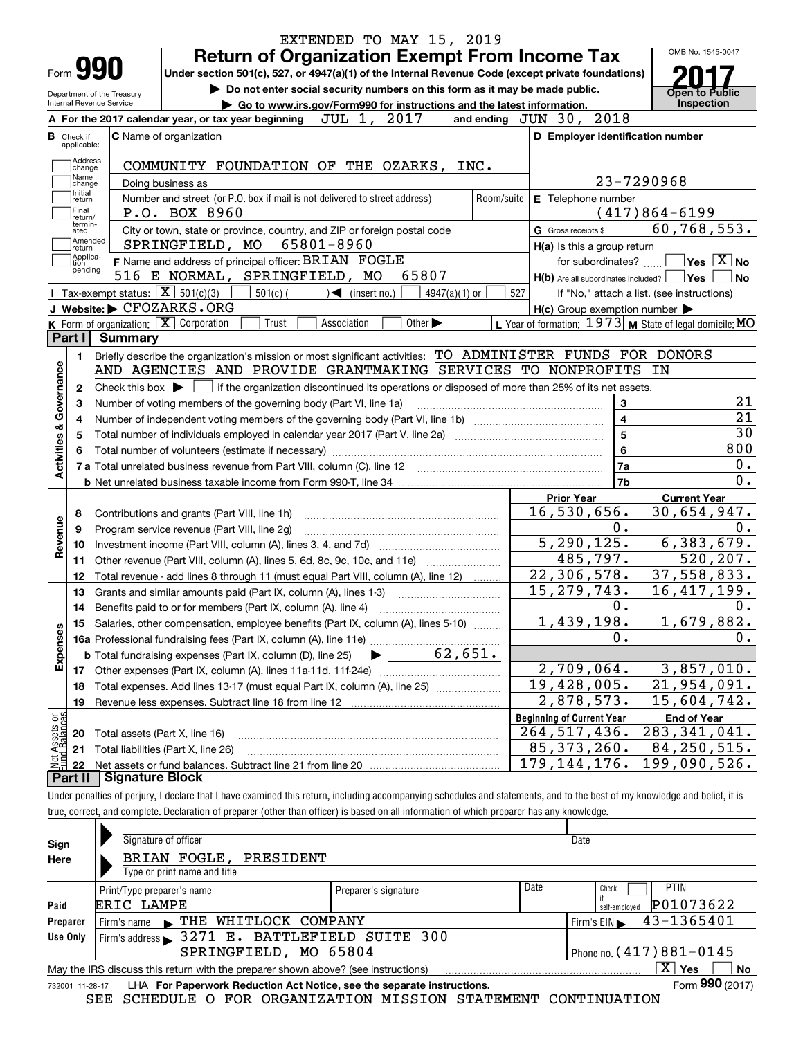EXTENDED TO MAY 15, 2019

# Form 990 — Return of Organization Exempt From Income Tax (2017)

Under section 501(c), 527, or 4947(a)(1) of the Internal Revenue Code (except private foundations)

▶ Do not enter social security numbers on this form as it may be made public.

▶ Go to www.irs.gov/Form990 for instructions and the latest information.

Department of the Treasury
Internal Revenue Service

OMB No. 1545-0047

**2017**

Open to Public Inspection

**A** For the 2017 calendar year, or tax year beginning JUL 1, 2017 and ending JUN 30, 2018

**B** Check if applicable: Address change, Name change, Initial return, Final return/terminated, Amended return, Application pending

**C** Name of organization: COMMUNITY FOUNDATION OF THE OZARKS, INC.

Doing business as

Number and street (or P.O. box if mail is not delivered to street address): P.O. BOX 8960 | Room/suite

City or town, state or province, country, and ZIP or foreign postal code: SPRINGFIELD, MO 65801-8960

**D** Employer identification number: 23-7290968

**E** Telephone number: (417)864-6199

**G** Gross receipts $ 60,768,553.

**F** Name and address of principal officer: BRIAN FOGLE, 516 E NORMAL, SPRINGFIELD, MO 65807

**H(a)** Is this a group return for subordinates? ☐ Yes ☒ No

**H(b)** Are all subordinates included? ☐ Yes ☐ No — If "No," attach a list. (see instructions)

**H(c)** Group exemption number ▶

**I** Tax-exempt status: ☒ 501(c)(3) ☐ 501(c) ( ) ◀ (insert no.) ☐ 4947(a)(1) or ☐ 527

**J** Website: ▶ CFOZARKS.ORG

**K** Form of organization: ☒ Corporation ☐ Trust ☐ Association ☐ Other ▶

**L** Year of formation: 1973 **M** State of legal domicile: MO

## Part I Summary

**Activities & Governance**

1. Briefly describe the organization's mission or most significant activities: TO ADMINISTER FUNDS FOR DONORS AND AGENCIES AND PROVIDE GRANTMAKING SERVICES TO NONPROFITS IN
2. Check this box ▶ ☐ if the organization discontinued its operations or disposed of more than 25% of its net assets.

| Line | Description | | Value |
|---|---|---|---|
| 3 | Number of voting members of the governing body (Part VI, line 1a) | 3 | 21 |
| 4 | Number of independent voting members of the governing body (Part VI, line 1b) | 4 | 21 |
| 5 | Total number of individuals employed in calendar year 2017 (Part V, line 2a) | 5 | 30 |
| 6 | Total number of volunteers (estimate if necessary) | 6 | 800 |
| 7a | Total unrelated business revenue from Part VIII, column (C), line 12 | 7a | 0. |
| 7b | Net unrelated business taxable income from Form 990-T, line 34 | 7b | 0. |

| Line | Description | Prior Year | Current Year |
|---|---|---|---|
| **Revenue** | | | |
| 8 | Contributions and grants (Part VIII, line 1h) | 16,530,656. | 30,654,947. |
| 9 | Program service revenue (Part VIII, line 2g) | 0. | 0. |
| 10 | Investment income (Part VIII, column (A), lines 3, 4, and 7d) | 5,290,125. | 6,383,679. |
| 11 | Other revenue (Part VIII, column (A), lines 5, 6d, 8c, 9c, 10c, and 11e) | 485,797. | 520,207. |
| 12 | Total revenue - add lines 8 through 11 (must equal Part VIII, column (A), line 12) | 22,306,578. | 37,558,833. |
| **Expenses** | | | |
| 13 | Grants and similar amounts paid (Part IX, column (A), lines 1-3) | 15,279,743. | 16,417,199. |
| 14 | Benefits paid to or for members (Part IX, column (A), line 4) | 0. | 0. |
| 15 | Salaries, other compensation, employee benefits (Part IX, column (A), lines 5-10) | 1,439,198. | 1,679,882. |
| 16a | Professional fundraising fees (Part IX, column (A), line 11e) | 0. | 0. |
| b | Total fundraising expenses (Part IX, column (D), line 25) ▶ 62,651. | | |
| 17 | Other expenses (Part IX, column (A), lines 11a-11d, 11f-24e) | 2,709,064. | 3,857,010. |
| 18 | Total expenses. Add lines 13-17 (must equal Part IX, column (A), line 25) | 19,428,005. | 21,954,091. |
| 19 | Revenue less expenses. Subtract line 18 from line 12 | 2,878,573. | 15,604,742. |
| **Net Assets or Fund Balances** | | **Beginning of Current Year** | **End of Year** |
| 20 | Total assets (Part X, line 16) | 264,517,436. | 283,341,041. |
| 21 | Total liabilities (Part X, line 26) | 85,373,260. | 84,250,515. |
| 22 | Net assets or fund balances. Subtract line 21 from line 20 | 179,144,176. | 199,090,526. |

## Part II Signature Block

Under penalties of perjury, I declare that I have examined this return, including accompanying schedules and statements, and to the best of my knowledge and belief, it is true, correct, and complete. Declaration of preparer (other than officer) is based on all information of which preparer has any knowledge.

**Sign Here**

Signature of officer | Date

BRIAN FOGLE, PRESIDENT

Type or print name and title

**Paid Preparer Use Only**

| Print/Type preparer's name | Preparer's signature | Date | Check if self-employed | PTIN |
|---|---|---|---|---|
| ERIC LAMPE | | | ☐ | P01073622 |

Firm's name ▶ THE WHITLOCK COMPANY | Firm's EIN ▶ 43-1365401

Firm's address ▶ 3271 E. BATTLEFIELD SUITE 300, SPRINGFIELD, MO 65804 | Phone no. (417)881-0145

May the IRS discuss this return with the preparer shown above? (see instructions) ☒ Yes ☐ No

732001 11-28-17 LHA For Paperwork Reduction Act Notice, see the separate instructions. Form **990** (2017)

SEE SCHEDULE O FOR ORGANIZATION MISSION STATEMENT CONTINUATION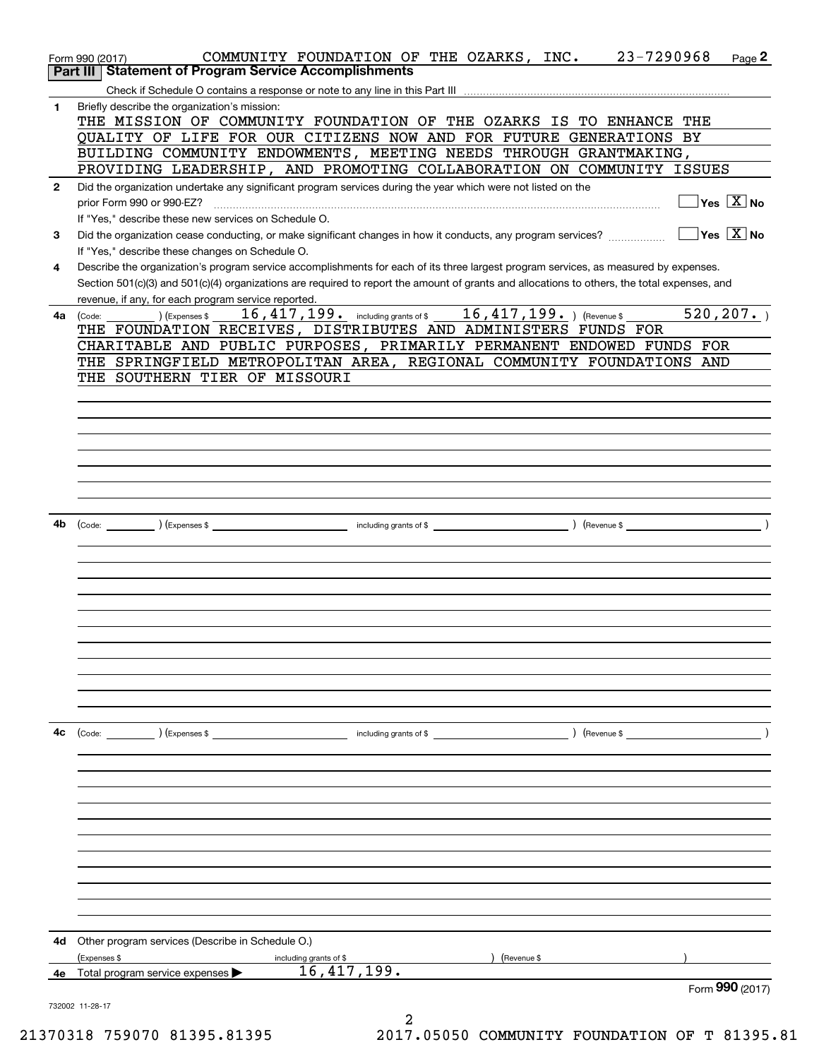Form 990 (2017) COMMUNITY FOUNDATION OF THE OZARKS, INC. 23-7290968 Page 2

## Part III Statement of Program Service Accomplishments

Check if Schedule O contains a response or note to any line in this Part III

**1** Briefly describe the organization's mission:

THE MISSION OF COMMUNITY FOUNDATION OF THE OZARKS IS TO ENHANCE THE QUALITY OF LIFE FOR OUR CITIZENS NOW AND FOR FUTURE GENERATIONS BY BUILDING COMMUNITY ENDOWMENTS, MEETING NEEDS THROUGH GRANTMAKING, PROVIDING LEADERSHIP, AND PROMOTING COLLABORATION ON COMMUNITY ISSUES

**2** Did the organization undertake any significant program services during the year which were not listed on the prior Form 990 or 990-EZ? ☐ Yes ☒ No

If "Yes," describe these new services on Schedule O.

**3** Did the organization cease conducting, or make significant changes in how it conducts, any program services? ☐ Yes ☒ No

If "Yes," describe these changes on Schedule O.

**4** Describe the organization's program service accomplishments for each of its three largest program services, as measured by expenses. Section 501(c)(3) and 501(c)(4) organizations are required to report the amount of grants and allocations to others, the total expenses, and revenue, if any, for each program service reported.

**4a** (Code: ) (Expenses $ 16,417,199. including grants of $ 16,417,199. ) (Revenue $ 520,207. )

THE FOUNDATION RECEIVES, DISTRIBUTES AND ADMINISTERS FUNDS FOR CHARITABLE AND PUBLIC PURPOSES, PRIMARILY PERMANENT ENDOWED FUNDS FOR THE SPRINGFIELD METROPOLITAN AREA, REGIONAL COMMUNITY FOUNDATIONS AND THE SOUTHERN TIER OF MISSOURI

**4b** (Code: ) (Expenses $ including grants of $ ) (Revenue $ )

**4c** (Code: ) (Expenses $ including grants of $ ) (Revenue $ )

**4d** Other program services (Describe in Schedule O.)

(Expenses $ including grants of $ ) (Revenue $ )

**4e** Total program service expenses ▶ 16,417,199.

Form **990** (2017)

732002 11-28-17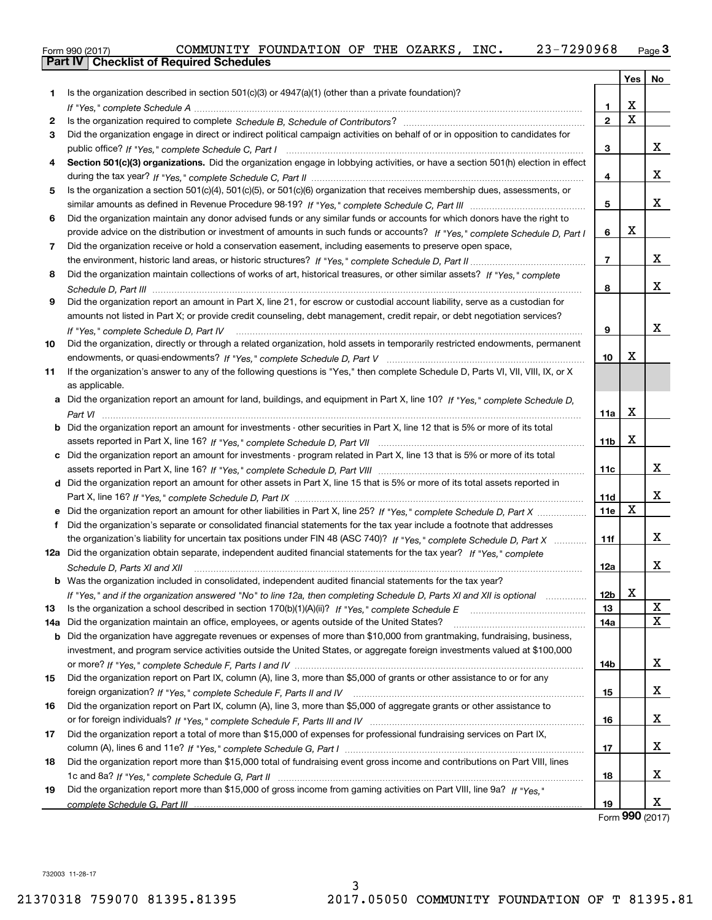Form 990 (2017) COMMUNITY FOUNDATION OF THE OZARKS, INC. 23-7290968

## Part IV Checklist of Required Schedules

| | | | Yes | No |
|---|---|---|---|---|
| 1 | Is the organization described in section 501(c)(3) or 4947(a)(1) (other than a private foundation)? *If "Yes," complete Schedule A* | 1 | X | |
| 2 | Is the organization required to complete *Schedule B, Schedule of Contributors*? | 2 | X | |
| 3 | Did the organization engage in direct or indirect political campaign activities on behalf of or in opposition to candidates for public office? *If "Yes," complete Schedule C, Part I* | 3 | | X |
| 4 | **Section 501(c)(3) organizations.** Did the organization engage in lobbying activities, or have a section 501(h) election in effect during the tax year? *If "Yes," complete Schedule C, Part II* | 4 | | X |
| 5 | Is the organization a section 501(c)(4), 501(c)(5), or 501(c)(6) organization that receives membership dues, assessments, or similar amounts as defined in Revenue Procedure 98-19? *If "Yes," complete Schedule C, Part III* | 5 | | X |
| 6 | Did the organization maintain any donor advised funds or any similar funds or accounts for which donors have the right to provide advice on the distribution or investment of amounts in such funds or accounts? *If "Yes," complete Schedule D, Part I* | 6 | X | |
| 7 | Did the organization receive or hold a conservation easement, including easements to preserve open space, the environment, historic land areas, or historic structures? *If "Yes," complete Schedule D, Part II* | 7 | | X |
| 8 | Did the organization maintain collections of works of art, historical treasures, or other similar assets? *If "Yes," complete Schedule D, Part III* | 8 | | X |
| 9 | Did the organization report an amount in Part X, line 21, for escrow or custodial account liability, serve as a custodian for amounts not listed in Part X; or provide credit counseling, debt management, credit repair, or debt negotiation services? *If "Yes," complete Schedule D, Part IV* | 9 | | X |
| 10 | Did the organization, directly or through a related organization, hold assets in temporarily restricted endowments, permanent endowments, or quasi-endowments? *If "Yes," complete Schedule D, Part V* | 10 | X | |
| 11 | If the organization's answer to any of the following questions is "Yes," then complete Schedule D, Parts VI, VII, VIII, IX, or X as applicable. | | | |
| a | Did the organization report an amount for land, buildings, and equipment in Part X, line 10? *If "Yes," complete Schedule D, Part VI* | 11a | X | |
| b | Did the organization report an amount for investments - other securities in Part X, line 12 that is 5% or more of its total assets reported in Part X, line 16? *If "Yes," complete Schedule D, Part VII* | 11b | X | |
| c | Did the organization report an amount for investments - program related in Part X, line 13 that is 5% or more of its total assets reported in Part X, line 16? *If "Yes," complete Schedule D, Part VIII* | 11c | | X |
| d | Did the organization report an amount for other assets in Part X, line 15 that is 5% or more of its total assets reported in Part X, line 16? *If "Yes," complete Schedule D, Part IX* | 11d | | X |
| e | Did the organization report an amount for other liabilities in Part X, line 25? *If "Yes," complete Schedule D, Part X* | 11e | X | |
| f | Did the organization's separate or consolidated financial statements for the tax year include a footnote that addresses the organization's liability for uncertain tax positions under FIN 48 (ASC 740)? *If "Yes," complete Schedule D, Part X* | 11f | | X |
| 12a | Did the organization obtain separate, independent audited financial statements for the tax year? *If "Yes," complete Schedule D, Parts XI and XII* | 12a | | X |
| b | Was the organization included in consolidated, independent audited financial statements for the tax year? *If "Yes," and if the organization answered "No" to line 12a, then completing Schedule D, Parts XI and XII is optional* | 12b | X | |
| 13 | Is the organization a school described in section 170(b)(1)(A)(ii)? *If "Yes," complete Schedule E* | 13 | | X |
| 14a | Did the organization maintain an office, employees, or agents outside of the United States? | 14a | | X |
| b | Did the organization have aggregate revenues or expenses of more than $10,000 from grantmaking, fundraising, business, investment, and program service activities outside the United States, or aggregate foreign investments valued at $100,000 or more? *If "Yes," complete Schedule F, Parts I and IV* | 14b | | X |
| 15 | Did the organization report on Part IX, column (A), line 3, more than $5,000 of grants or other assistance to or for any foreign organization? *If "Yes," complete Schedule F, Parts II and IV* | 15 | | X |
| 16 | Did the organization report on Part IX, column (A), line 3, more than $5,000 of aggregate grants or other assistance to or for foreign individuals? *If "Yes," complete Schedule F, Parts III and IV* | 16 | | X |
| 17 | Did the organization report a total of more than $15,000 of expenses for professional fundraising services on Part IX, column (A), lines 6 and 11e? *If "Yes," complete Schedule G, Part I* | 17 | | X |
| 18 | Did the organization report more than $15,000 total of fundraising event gross income and contributions on Part VIII, lines 1c and 8a? *If "Yes," complete Schedule G, Part II* | 18 | | X |
| 19 | Did the organization report more than $15,000 of gross income from gaming activities on Part VIII, line 9a? *If "Yes," complete Schedule G, Part III* | 19 | | X |

Form **990** (2017)

732003 11-28-17

21370318 759070 81395.81395 2017.05050 COMMUNITY FOUNDATION OF T 81395.81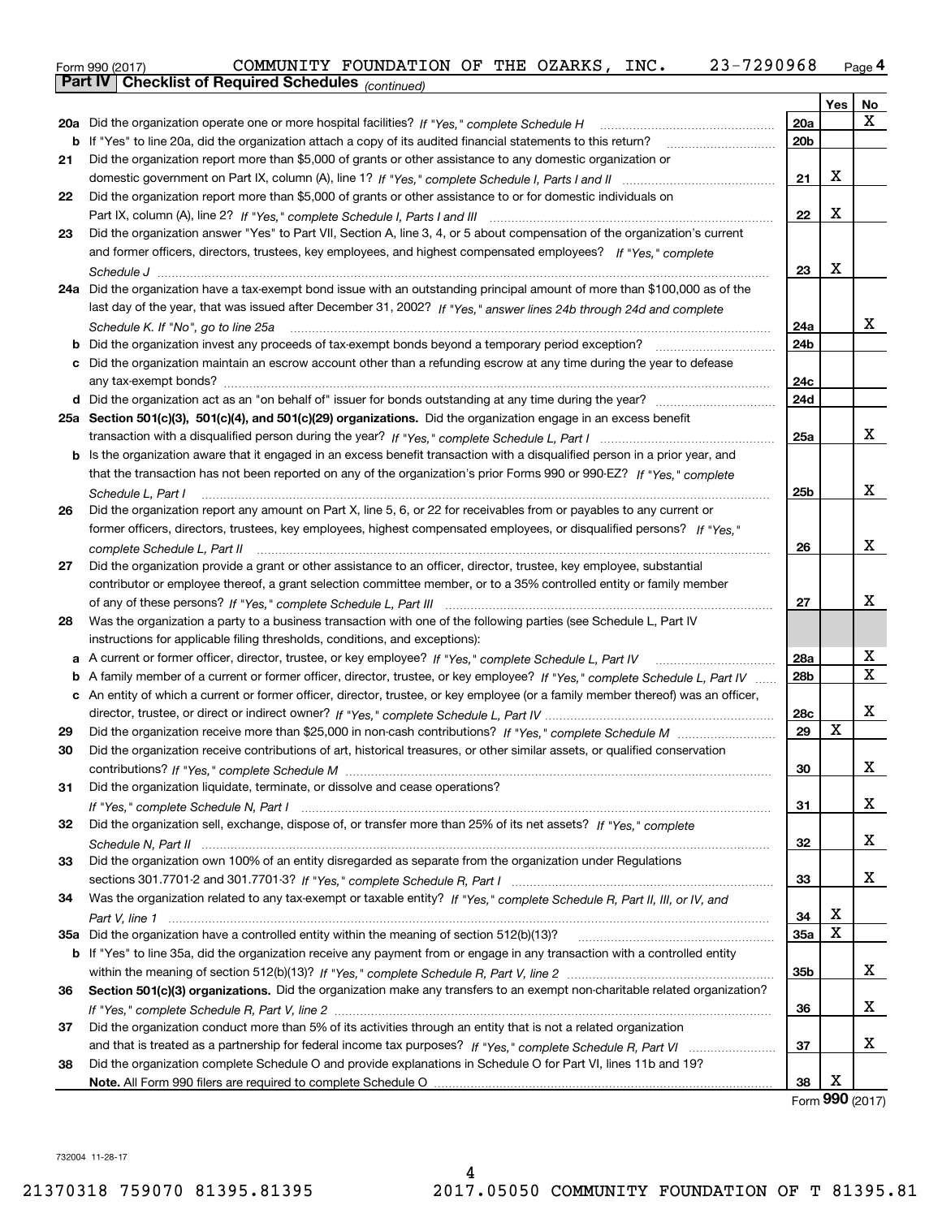Form 990 (2017) COMMUNITY FOUNDATION OF THE OZARKS, INC. 23-7290968 Page **4**

**Part IV | Checklist of Required Schedules** *(continued)*

| | | | Yes | No |
|---|---|---|---|---|
| **20a** | Did the organization operate one or more hospital facilities? *If "Yes," complete Schedule H* | **20a** | | X |
| **b** | If "Yes" to line 20a, did the organization attach a copy of its audited financial statements to this return? | **20b** | | |
| **21** | Did the organization report more than $5,000 of grants or other assistance to any domestic organization or domestic government on Part IX, column (A), line 1? *If "Yes," complete Schedule I, Parts I and II* | **21** | X | |
| **22** | Did the organization report more than $5,000 of grants or other assistance to or for domestic individuals on Part IX, column (A), line 2? *If "Yes," complete Schedule I, Parts I and III* | **22** | X | |
| **23** | Did the organization answer "Yes" to Part VII, Section A, line 3, 4, or 5 about compensation of the organization's current and former officers, directors, trustees, key employees, and highest compensated employees? *If "Yes," complete Schedule J* | **23** | X | |
| **24a** | Did the organization have a tax-exempt bond issue with an outstanding principal amount of more than $100,000 as of the last day of the year, that was issued after December 31, 2002? *If "Yes," answer lines 24b through 24d and complete Schedule K. If "No", go to line 25a* | **24a** | | X |
| **b** | Did the organization invest any proceeds of tax-exempt bonds beyond a temporary period exception? | **24b** | | |
| **c** | Did the organization maintain an escrow account other than a refunding escrow at any time during the year to defease any tax-exempt bonds? | **24c** | | |
| **d** | Did the organization act as an "on behalf of" issuer for bonds outstanding at any time during the year? | **24d** | | |
| **25a** | **Section 501(c)(3), 501(c)(4), and 501(c)(29) organizations.** Did the organization engage in an excess benefit transaction with a disqualified person during the year? *If "Yes," complete Schedule L, Part I* | **25a** | | X |
| **b** | Is the organization aware that it engaged in an excess benefit transaction with a disqualified person in a prior year, and that the transaction has not been reported on any of the organization's prior Forms 990 or 990-EZ? *If "Yes," complete Schedule L, Part I* | **25b** | | X |
| **26** | Did the organization report any amount on Part X, line 5, 6, or 22 for receivables from or payables to any current or former officers, directors, trustees, key employees, highest compensated employees, or disqualified persons? *If "Yes," complete Schedule L, Part II* | **26** | | X |
| **27** | Did the organization provide a grant or other assistance to an officer, director, trustee, key employee, substantial contributor or employee thereof, a grant selection committee member, or to a 35% controlled entity or family member of any of these persons? *If "Yes," complete Schedule L, Part III* | **27** | | X |
| **28** | Was the organization a party to a business transaction with one of the following parties (see Schedule L, Part IV instructions for applicable filing thresholds, conditions, and exceptions): | | | |
| **a** | A current or former officer, director, trustee, or key employee? *If "Yes," complete Schedule L, Part IV* | **28a** | | X |
| **b** | A family member of a current or former officer, director, trustee, or key employee? *If "Yes," complete Schedule L, Part IV* | **28b** | | X |
| **c** | An entity of which a current or former officer, director, trustee, or key employee (or a family member thereof) was an officer, director, trustee, or direct or indirect owner? *If "Yes," complete Schedule L, Part IV* | **28c** | | X |
| **29** | Did the organization receive more than $25,000 in non-cash contributions? *If "Yes," complete Schedule M* | **29** | X | |
| **30** | Did the organization receive contributions of art, historical treasures, or other similar assets, or qualified conservation contributions? *If "Yes," complete Schedule M* | **30** | | X |
| **31** | Did the organization liquidate, terminate, or dissolve and cease operations? *If "Yes," complete Schedule N, Part I* | **31** | | X |
| **32** | Did the organization sell, exchange, dispose of, or transfer more than 25% of its net assets? *If "Yes," complete Schedule N, Part II* | **32** | | X |
| **33** | Did the organization own 100% of an entity disregarded as separate from the organization under Regulations sections 301.7701-2 and 301.7701-3? *If "Yes," complete Schedule R, Part I* | **33** | | X |
| **34** | Was the organization related to any tax-exempt or taxable entity? *If "Yes," complete Schedule R, Part II, III, or IV, and Part V, line 1* | **34** | X | |
| **35a** | Did the organization have a controlled entity within the meaning of section 512(b)(13)? | **35a** | X | |
| **b** | If "Yes" to line 35a, did the organization receive any payment from or engage in any transaction with a controlled entity within the meaning of section 512(b)(13)? *If "Yes," complete Schedule R, Part V, line 2* | **35b** | | X |
| **36** | **Section 501(c)(3) organizations.** Did the organization make any transfers to an exempt non-charitable related organization? *If "Yes," complete Schedule R, Part V, line 2* | **36** | | X |
| **37** | Did the organization conduct more than 5% of its activities through an entity that is not a related organization and that is treated as a partnership for federal income tax purposes? *If "Yes," complete Schedule R, Part VI* | **37** | | X |
| **38** | Did the organization complete Schedule O and provide explanations in Schedule O for Part VI, lines 11b and 19? **Note.** All Form 990 filers are required to complete Schedule O | **38** | X | |

Form **990** (2017)

732004 11-28-17

21370318 759070 81395.81395 2017.05050 COMMUNITY FOUNDATION OF T 81395.81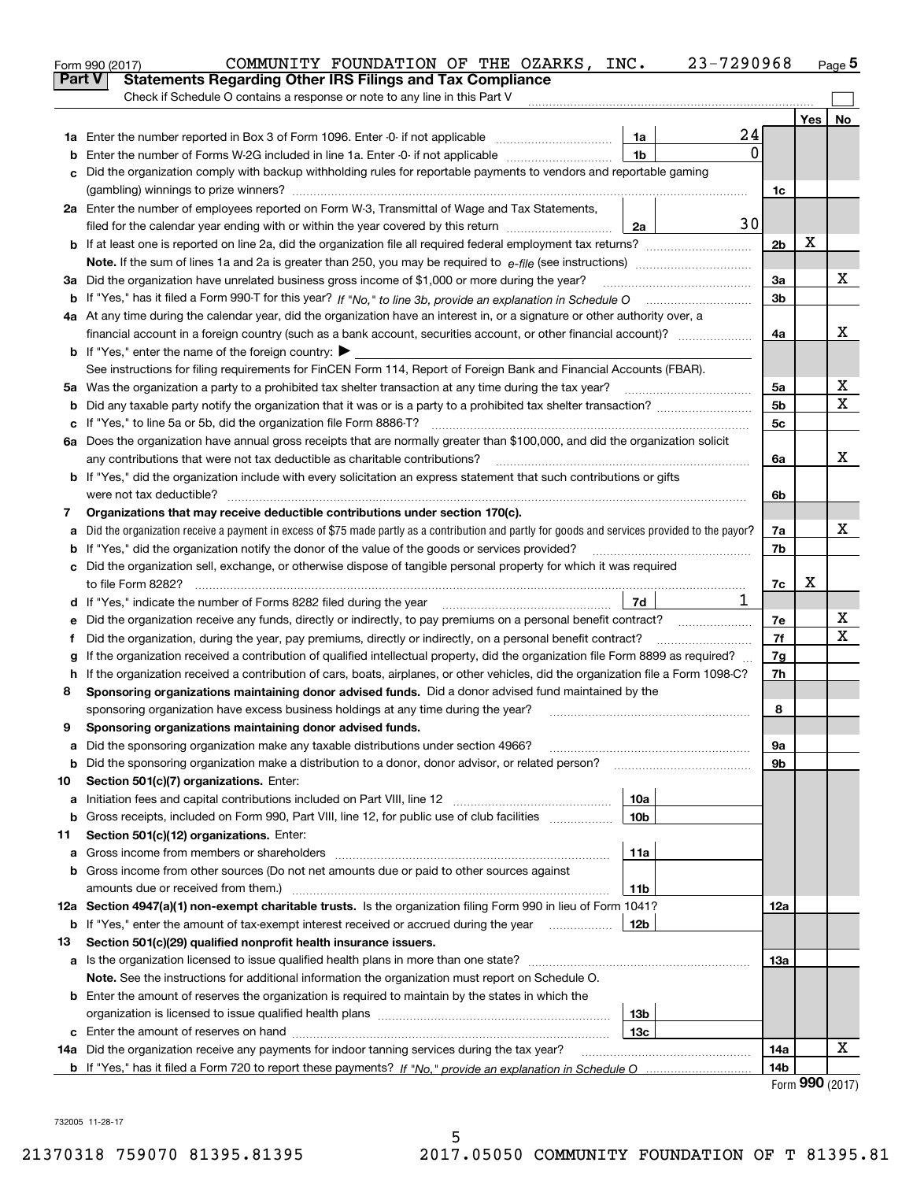Form 990 (2017) COMMUNITY FOUNDATION OF THE OZARKS, INC. 23-7290968 Page 5

## Part V Statements Regarding Other IRS Filings and Tax Compliance

Check if Schedule O contains a response or note to any line in this Part V

| | | | | | Yes | No |
|---|---|---|---|---|---|---|
| **1a** | Enter the number reported in Box 3 of Form 1096. Enter -0- if not applicable | 1a | 24 | | | |
| **b** | Enter the number of Forms W-2G included in line 1a. Enter -0- if not applicable | 1b | 0 | | | |
| **c** | Did the organization comply with backup withholding rules for reportable payments to vendors and reportable gaming (gambling) winnings to prize winners? | | | 1c | | |
| **2a** | Enter the number of employees reported on Form W-3, Transmittal of Wage and Tax Statements, filed for the calendar year ending with or within the year covered by this return | 2a | 30 | | | |
| **b** | If at least one is reported on line 2a, did the organization file all required federal employment tax returns? | | | 2b | X | |
| | **Note.** If the sum of lines 1a and 2a is greater than 250, you may be required to *e-file* (see instructions) | | | | | |
| **3a** | Did the organization have unrelated business gross income of $1,000 or more during the year? | | | 3a | | X |
| **b** | If "Yes," has it filed a Form 990-T for this year? *If "No," to line 3b, provide an explanation in Schedule O* | | | 3b | | |
| **4a** | At any time during the calendar year, did the organization have an interest in, or a signature or other authority over, a financial account in a foreign country (such as a bank account, securities account, or other financial account)? | | | 4a | | X |
| **b** | If "Yes," enter the name of the foreign country: ▶ | | | | | |
| | See instructions for filing requirements for FinCEN Form 114, Report of Foreign Bank and Financial Accounts (FBAR). | | | | | |
| **5a** | Was the organization a party to a prohibited tax shelter transaction at any time during the tax year? | | | 5a | | X |
| **b** | Did any taxable party notify the organization that it was or is a party to a prohibited tax shelter transaction? | | | 5b | | X |
| **c** | If "Yes," to line 5a or 5b, did the organization file Form 8886-T? | | | 5c | | |
| **6a** | Does the organization have annual gross receipts that are normally greater than $100,000, and did the organization solicit any contributions that were not tax deductible as charitable contributions? | | | 6a | | X |
| **b** | If "Yes," did the organization include with every solicitation an express statement that such contributions or gifts were not tax deductible? | | | 6b | | |
| **7** | **Organizations that may receive deductible contributions under section 170(c).** | | | | | |
| **a** | Did the organization receive a payment in excess of $75 made partly as a contribution and partly for goods and services provided to the payor? | | | 7a | | X |
| **b** | If "Yes," did the organization notify the donor of the value of the goods or services provided? | | | 7b | | |
| **c** | Did the organization sell, exchange, or otherwise dispose of tangible personal property for which it was required to file Form 8282? | | | 7c | X | |
| **d** | If "Yes," indicate the number of Forms 8282 filed during the year | 7d | 1 | | | |
| **e** | Did the organization receive any funds, directly or indirectly, to pay premiums on a personal benefit contract? | | | 7e | | X |
| **f** | Did the organization, during the year, pay premiums, directly or indirectly, on a personal benefit contract? | | | 7f | | X |
| **g** | If the organization received a contribution of qualified intellectual property, did the organization file Form 8899 as required? | | | 7g | | |
| **h** | If the organization received a contribution of cars, boats, airplanes, or other vehicles, did the organization file a Form 1098-C? | | | 7h | | |
| **8** | **Sponsoring organizations maintaining donor advised funds.** Did a donor advised fund maintained by the sponsoring organization have excess business holdings at any time during the year? | | | 8 | | |
| **9** | **Sponsoring organizations maintaining donor advised funds.** | | | | | |
| **a** | Did the sponsoring organization make any taxable distributions under section 4966? | | | 9a | | |
| **b** | Did the sponsoring organization make a distribution to a donor, donor advisor, or related person? | | | 9b | | |
| **10** | **Section 501(c)(7) organizations.** Enter: | | | | | |
| **a** | Initiation fees and capital contributions included on Part VIII, line 12 | 10a | | | | |
| **b** | Gross receipts, included on Form 990, Part VIII, line 12, for public use of club facilities | 10b | | | | |
| **11** | **Section 501(c)(12) organizations.** Enter: | | | | | |
| **a** | Gross income from members or shareholders | 11a | | | | |
| **b** | Gross income from other sources (Do not net amounts due or paid to other sources against amounts due or received from them.) | 11b | | | | |
| **12a** | **Section 4947(a)(1) non-exempt charitable trusts.** Is the organization filing Form 990 in lieu of Form 1041? | | | 12a | | |
| **b** | If "Yes," enter the amount of tax-exempt interest received or accrued during the year | 12b | | | | |
| **13** | **Section 501(c)(29) qualified nonprofit health insurance issuers.** | | | | | |
| **a** | Is the organization licensed to issue qualified health plans in more than one state? | | | 13a | | |
| | **Note.** See the instructions for additional information the organization must report on Schedule O. | | | | | |
| **b** | Enter the amount of reserves the organization is required to maintain by the states in which the organization is licensed to issue qualified health plans | 13b | | | | |
| **c** | Enter the amount of reserves on hand | 13c | | | | |
| **14a** | Did the organization receive any payments for indoor tanning services during the tax year? | | | 14a | | X |
| **b** | If "Yes," has it filed a Form 720 to report these payments? *If "No," provide an explanation in Schedule O* | | | 14b | | |

Form **990** (2017)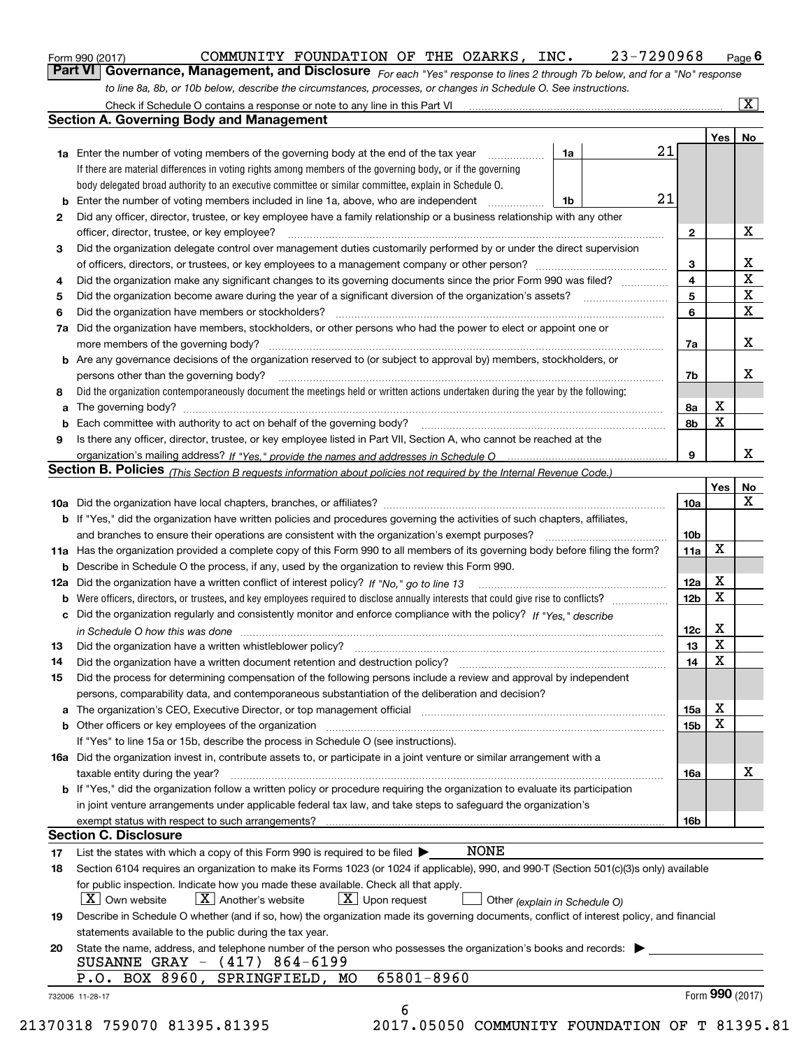Form 990 (2017) COMMUNITY FOUNDATION OF THE OZARKS, INC. 23-7290968 Page 6

## Part VI Governance, Management, and Disclosure

*For each "Yes" response to lines 2 through 7b below, and for a "No" response to line 8a, 8b, or 10b below, describe the circumstances, processes, or changes in Schedule O. See instructions.*

Check if Schedule O contains a response or note to any line in this Part VI ..... [X]

### Section A. Governing Body and Management

| | | | | Yes | No |
|---|---|---|---|---|---|
| **1a** | Enter the number of voting members of the governing body at the end of the tax year ..... **1a** 21 | | | | |
| | If there are material differences in voting rights among members of the governing body, or if the governing body delegated broad authority to an executive committee or similar committee, explain in Schedule O. | | | | |
| **b** | Enter the number of voting members included in line 1a, above, who are independent ..... **1b** 21 | | | | |
| **2** | Did any officer, director, trustee, or key employee have a family relationship or a business relationship with any other officer, director, trustee, or key employee? | | **2** | | X |
| **3** | Did the organization delegate control over management duties customarily performed by or under the direct supervision of officers, directors, or trustees, or key employees to a management company or other person? | | **3** | | X |
| **4** | Did the organization make any significant changes to its governing documents since the prior Form 990 was filed? | | **4** | | X |
| **5** | Did the organization become aware during the year of a significant diversion of the organization's assets? | | **5** | | X |
| **6** | Did the organization have members or stockholders? | | **6** | | X |
| **7a** | Did the organization have members, stockholders, or other persons who had the power to elect or appoint one or more members of the governing body? | | **7a** | | X |
| **b** | Are any governance decisions of the organization reserved to (or subject to approval by) members, stockholders, or persons other than the governing body? | | **7b** | | X |
| **8** | Did the organization contemporaneously document the meetings held or written actions undertaken during the year by the following: | | | | |
| **a** | The governing body? | | **8a** | X | |
| **b** | Each committee with authority to act on behalf of the governing body? | | **8b** | X | |
| **9** | Is there any officer, director, trustee, or key employee listed in Part VII, Section A, who cannot be reached at the organization's mailing address? *If "Yes," provide the names and addresses in Schedule O* | | **9** | | X |

### Section B. Policies *(This Section B requests information about policies not required by the Internal Revenue Code.)*

| | | | Yes | No |
|---|---|---|---|---|
| **10a** | Did the organization have local chapters, branches, or affiliates? | **10a** | | X |
| **b** | If "Yes," did the organization have written policies and procedures governing the activities of such chapters, affiliates, and branches to ensure their operations are consistent with the organization's exempt purposes? | **10b** | | |
| **11a** | Has the organization provided a complete copy of this Form 990 to all members of its governing body before filing the form? | **11a** | X | |
| **b** | Describe in Schedule O the process, if any, used by the organization to review this Form 990. | | | |
| **12a** | Did the organization have a written conflict of interest policy? *If "No," go to line 13* | **12a** | X | |
| **b** | Were officers, directors, or trustees, and key employees required to disclose annually interests that could give rise to conflicts? | **12b** | X | |
| **c** | Did the organization regularly and consistently monitor and enforce compliance with the policy? *If "Yes," describe in Schedule O how this was done* | **12c** | X | |
| **13** | Did the organization have a written whistleblower policy? | **13** | X | |
| **14** | Did the organization have a written document retention and destruction policy? | **14** | X | |
| **15** | Did the process for determining compensation of the following persons include a review and approval by independent persons, comparability data, and contemporaneous substantiation of the deliberation and decision? | | | |
| **a** | The organization's CEO, Executive Director, or top management official | **15a** | X | |
| **b** | Other officers or key employees of the organization | **15b** | X | |
| | If "Yes" to line 15a or 15b, describe the process in Schedule O (see instructions). | | | |
| **16a** | Did the organization invest in, contribute assets to, or participate in a joint venture or similar arrangement with a taxable entity during the year? | **16a** | | X |
| **b** | If "Yes," did the organization follow a written policy or procedure requiring the organization to evaluate its participation in joint venture arrangements under applicable federal tax law, and take steps to safeguard the organization's exempt status with respect to such arrangements? | **16b** | | |

### Section C. Disclosure

**17** List the states with which a copy of this Form 990 is required to be filed ▶ NONE

**18** Section 6104 requires an organization to make its Forms 1023 (or 1024 if applicable), 990, and 990-T (Section 501(c)(3)s only) available for public inspection. Indicate how you made these available. Check all that apply.

[X] Own website [X] Another's website [X] Upon request [ ] Other *(explain in Schedule O)*

**19** Describe in Schedule O whether (and if so, how) the organization made its governing documents, conflict of interest policy, and financial statements available to the public during the tax year.

**20** State the name, address, and telephone number of the person who possesses the organization's books and records: ▶

SUSANNE GRAY - (417) 864-6199
P.O. BOX 8960, SPRINGFIELD, MO 65801-8960

732006 11-28-17 Form **990** (2017)

21370318 759070 81395.81395 2017.05050 COMMUNITY FOUNDATION OF T 81395.81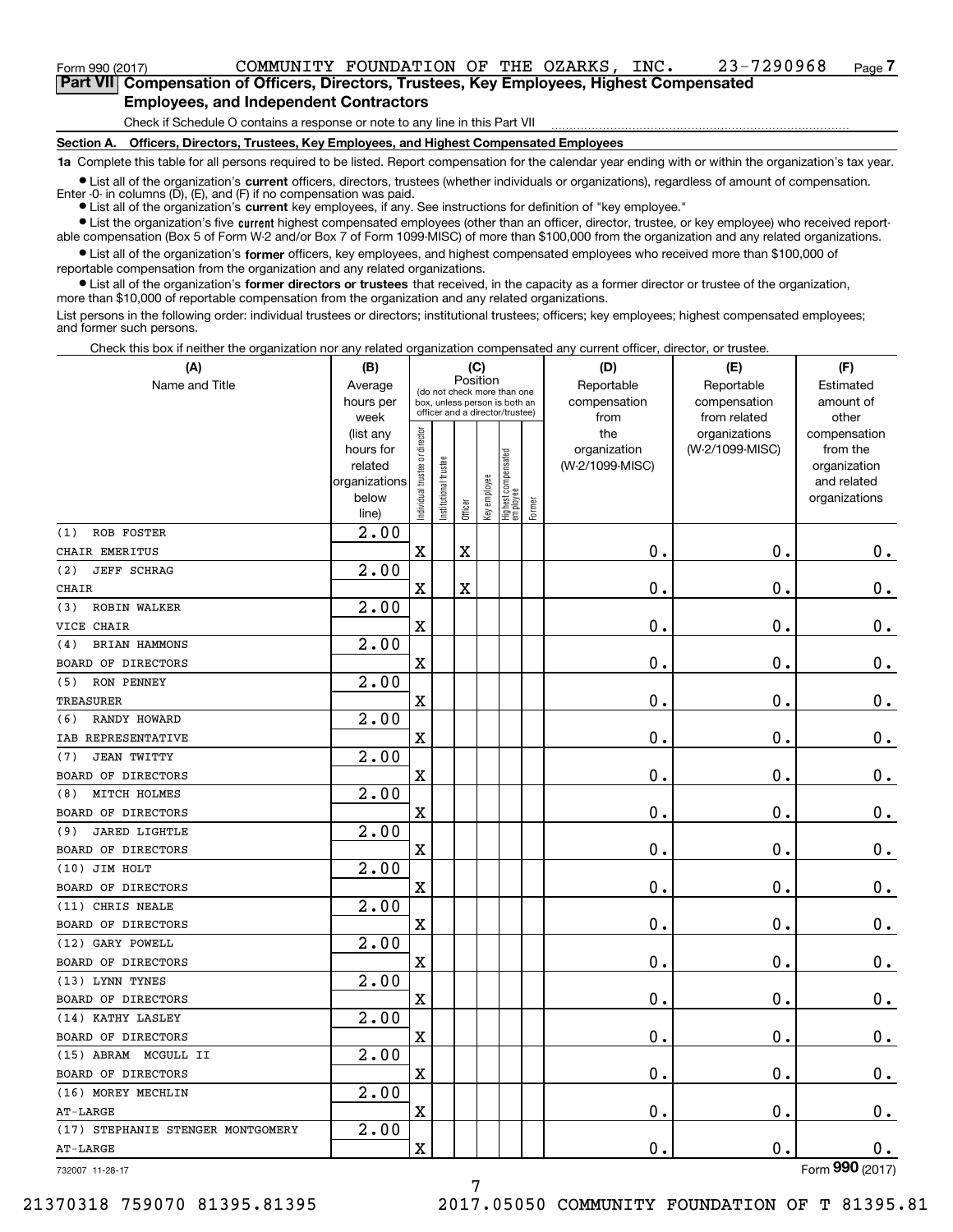Form 990 (2017) COMMUNITY FOUNDATION OF THE OZARKS, INC. 23-7290968

## Part VII Compensation of Officers, Directors, Trustees, Key Employees, Highest Compensated Employees, and Independent Contractors

Check if Schedule O contains a response or note to any line in this Part VII

### Section A. Officers, Directors, Trustees, Key Employees, and Highest Compensated Employees

**1a** Complete this table for all persons required to be listed. Report compensation for the calendar year ending with or within the organization's tax year.

- List all of the organization's **current** officers, directors, trustees (whether individuals or organizations), regardless of amount of compensation. Enter -0- in columns (D), (E), and (F) if no compensation was paid.
- List all of the organization's **current** key employees, if any. See instructions for definition of "key employee."
- List the organization's five **current** highest compensated employees (other than an officer, director, trustee, or key employee) who received reportable compensation (Box 5 of Form W-2 and/or Box 7 of Form 1099-MISC) of more than $100,000 from the organization and any related organizations.
- List all of the organization's **former** officers, key employees, and highest compensated employees who received more than $100,000 of reportable compensation from the organization and any related organizations.
- List all of the organization's **former directors or trustees** that received, in the capacity as a former director or trustee of the organization, more than $10,000 of reportable compensation from the organization and any related organizations.

List persons in the following order: individual trustees or directors; institutional trustees; officers; key employees; highest compensated employees; and former such persons.

Check this box if neither the organization nor any related organization compensated any current officer, director, or trustee.

| (A) Name and Title | (B) Average hours per week (list any hours for related organizations below line) | (C) Position: Individual trustee or director | Institutional trustee | Officer | Key employee | Highest compensated employee | Former | (D) Reportable compensation from the organization (W-2/1099-MISC) | (E) Reportable compensation from related organizations (W-2/1099-MISC) | (F) Estimated amount of other compensation from the organization and related organizations |
|---|---|---|---|---|---|---|---|---|---|---|
| (1) ROB FOSTER<br>CHAIR EMERITUS | 2.00 | X | | X | | | | 0. | 0. | 0. |
| (2) JEFF SCHRAG<br>CHAIR | 2.00 | X | | X | | | | 0. | 0. | 0. |
| (3) ROBIN WALKER<br>VICE CHAIR | 2.00 | X | | | | | | 0. | 0. | 0. |
| (4) BRIAN HAMMONS<br>BOARD OF DIRECTORS | 2.00 | X | | | | | | 0. | 0. | 0. |
| (5) RON PENNEY<br>TREASURER | 2.00 | X | | | | | | 0. | 0. | 0. |
| (6) RANDY HOWARD<br>IAB REPRESENTATIVE | 2.00 | X | | | | | | 0. | 0. | 0. |
| (7) JEAN TWITTY<br>BOARD OF DIRECTORS | 2.00 | X | | | | | | 0. | 0. | 0. |
| (8) MITCH HOLMES<br>BOARD OF DIRECTORS | 2.00 | X | | | | | | 0. | 0. | 0. |
| (9) JARED LIGHTLE<br>BOARD OF DIRECTORS | 2.00 | X | | | | | | 0. | 0. | 0. |
| (10) JIM HOLT<br>BOARD OF DIRECTORS | 2.00 | X | | | | | | 0. | 0. | 0. |
| (11) CHRIS NEALE<br>BOARD OF DIRECTORS | 2.00 | X | | | | | | 0. | 0. | 0. |
| (12) GARY POWELL<br>BOARD OF DIRECTORS | 2.00 | X | | | | | | 0. | 0. | 0. |
| (13) LYNN TYNES<br>BOARD OF DIRECTORS | 2.00 | X | | | | | | 0. | 0. | 0. |
| (14) KATHY LASLEY<br>BOARD OF DIRECTORS | 2.00 | X | | | | | | 0. | 0. | 0. |
| (15) ABRAM MCGULL II<br>BOARD OF DIRECTORS | 2.00 | X | | | | | | 0. | 0. | 0. |
| (16) MOREY MECHLIN<br>AT-LARGE | 2.00 | X | | | | | | 0. | 0. | 0. |
| (17) STEPHANIE STENGER MONTGOMERY<br>AT-LARGE | 2.00 | X | | | | | | 0. | 0. | 0. |

732007 11-28-17 Form 990 (2017)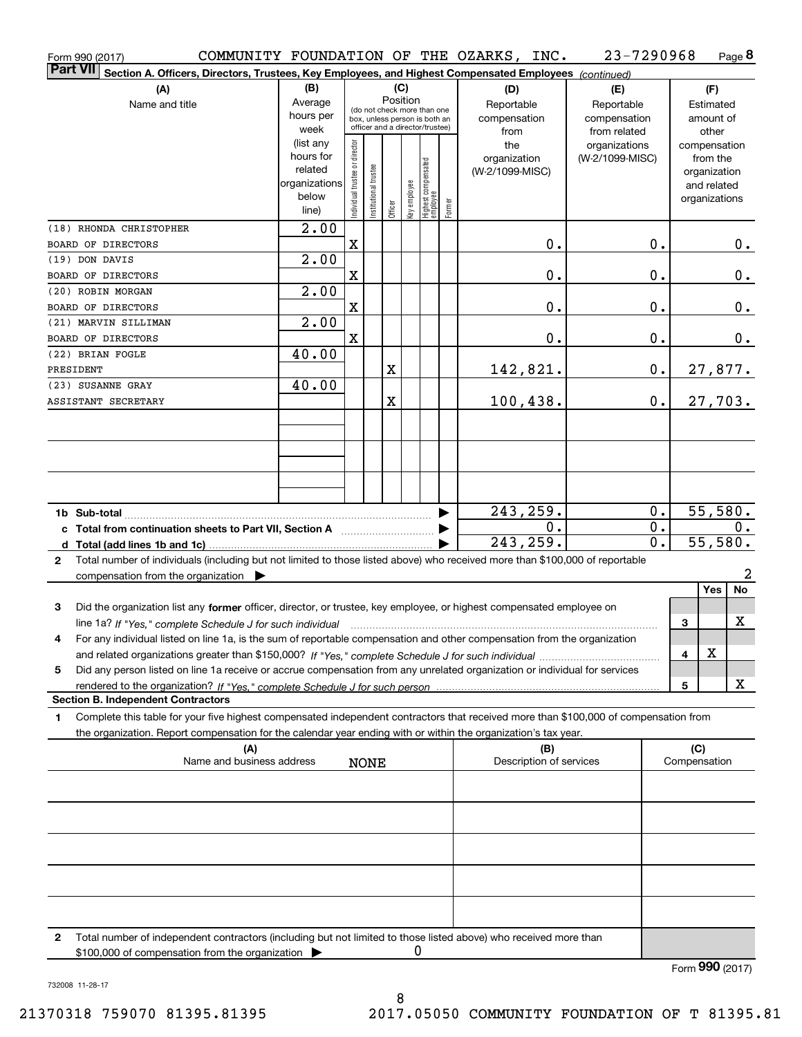Form 990 (2017) COMMUNITY FOUNDATION OF THE OZARKS, INC. 23-7290968 Page **8**

## Part VII Section A. Officers, Directors, Trustees, Key Employees, and Highest Compensated Employees *(continued)*

| (A) Name and title | (B) Average hours per week (list any hours for related organizations below line) | (C) Position: Individual trustee or director | Institutional trustee | Officer | Key employee | Highest compensated employee | Former | (D) Reportable compensation from the organization (W-2/1099-MISC) | (E) Reportable compensation from related organizations (W-2/1099-MISC) | (F) Estimated amount of other compensation from the organization and related organizations |
|---|---|---|---|---|---|---|---|---|---|---|
| (18) RHONDA CHRISTOPHER<br>BOARD OF DIRECTORS | 2.00 | X | | | | | | 0. | 0. | 0. |
| (19) DON DAVIS<br>BOARD OF DIRECTORS | 2.00 | X | | | | | | 0. | 0. | 0. |
| (20) ROBIN MORGAN<br>BOARD OF DIRECTORS | 2.00 | X | | | | | | 0. | 0. | 0. |
| (21) MARVIN SILLIMAN<br>BOARD OF DIRECTORS | 2.00 | X | | | | | | 0. | 0. | 0. |
| (22) BRIAN FOGLE<br>PRESIDENT | 40.00 | | | X | | | | 142,821. | 0. | 27,877. |
| (23) SUSANNE GRAY<br>ASSISTANT SECRETARY | 40.00 | | | X | | | | 100,438. | 0. | 27,703. |
| **1b Sub-total** | | | | | | | | 243,259. | 0. | 55,580. |
| **c Total from continuation sheets to Part VII, Section A** | | | | | | | | 0. | 0. | 0. |
| **d Total (add lines 1b and 1c)** | | | | | | | | 243,259. | 0. | 55,580. |

**2** Total number of individuals (including but not limited to those listed above) who received more than $100,000 of reportable compensation from the organization ▶ 2

| | | Yes | No |
|---|---|---|---|
| **3** Did the organization list any **former** officer, director, or trustee, key employee, or highest compensated employee on line 1a? *If "Yes," complete Schedule J for such individual* | 3 | | X |
| **4** For any individual listed on line 1a, is the sum of reportable compensation and other compensation from the organization and related organizations greater than $150,000? *If "Yes," complete Schedule J for such individual* | 4 | X | |
| **5** Did any person listed on line 1a receive or accrue compensation from any unrelated organization or individual for services rendered to the organization? *If "Yes," complete Schedule J for such person* | 5 | | X |

### Section B. Independent Contractors

**1** Complete this table for your five highest compensated independent contractors that received more than $100,000 of compensation from the organization. Report compensation for the calendar year ending with or within the organization's tax year.

| (A) Name and business address | (B) Description of services | (C) Compensation |
|---|---|---|
| NONE | | |
| | | |
| | | |
| | | |
| | | |

**2** Total number of independent contractors (including but not limited to those listed above) who received more than $100,000 of compensation from the organization ▶ 0

Form **990** (2017)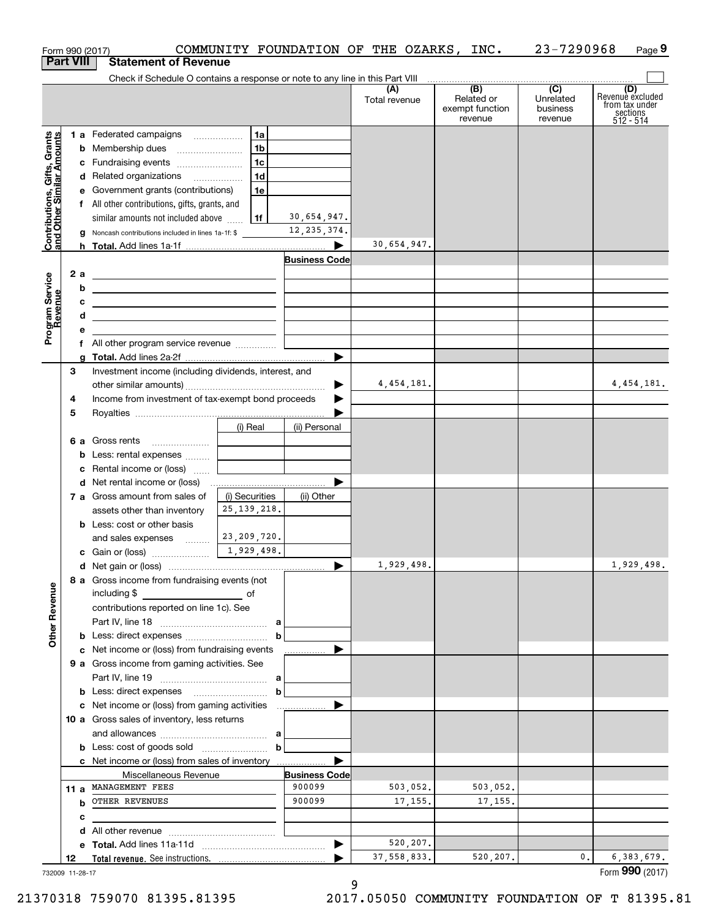Form 990 (2017) COMMUNITY FOUNDATION OF THE OZARKS, INC. 23-7290968 Page 9

## Part VIII Statement of Revenue

Check if Schedule O contains a response or note to any line in this Part VIII

| | | | | (A) Total revenue | (B) Related or exempt function revenue | (C) Unrelated business revenue | (D) Revenue excluded from tax under sections 512 - 514 |
|---|---|---|---|---|---|---|---|
| **Contributions, Gifts, Grants and Other Similar Amounts** | 1 a Federated campaigns | 1a | | | | | |
| | b Membership dues | 1b | | | | | |
| | c Fundraising events | 1c | | | | | |
| | d Related organizations | 1d | | | | | |
| | e Government grants (contributions) | 1e | | | | | |
| | f All other contributions, gifts, grants, and similar amounts not included above | 1f | 30,654,947. | | | | |
| | g Noncash contributions included in lines 1a-1f: $ | | 12,235,374. | | | | |
| | h **Total.** Add lines 1a-1f | | ▶ | 30,654,947. | | | |
| **Program Service Revenue** | | | Business Code | | | | |
| | 2 a | | | | | | |
| | b | | | | | | |
| | c | | | | | | |
| | d | | | | | | |
| | e | | | | | | |
| | f All other program service revenue | | | | | | |
| | g **Total.** Add lines 2a-2f | | ▶ | | | | |
| **Other Revenue** | 3 Investment income (including dividends, interest, and other similar amounts) | | ▶ | 4,454,181. | | | 4,454,181. |
| | 4 Income from investment of tax-exempt bond proceeds | | ▶ | | | | |
| | 5 Royalties | | ▶ | | | | |
| | | (i) Real | (ii) Personal | | | | |
| | 6 a Gross rents | | | | | | |
| | b Less: rental expenses | | | | | | |
| | c Rental income or (loss) | | | | | | |
| | d Net rental income or (loss) | | ▶ | | | | |
| | 7 a Gross amount from sales of assets other than inventory | (i) Securities 25,139,218. | (ii) Other | | | | |
| | b Less: cost or other basis and sales expenses | 23,209,720. | | | | | |
| | c Gain or (loss) | 1,929,498. | | | | | |
| | d Net gain or (loss) | | ▶ | 1,929,498. | | | 1,929,498. |
| | 8 a Gross income from fundraising events (not including $ ______ of contributions reported on line 1c). See Part IV, line 18 | a | | | | | |
| | b Less: direct expenses | b | | | | | |
| | c Net income or (loss) from fundraising events | | ▶ | | | | |
| | 9 a Gross income from gaming activities. See Part IV, line 19 | a | | | | | |
| | b Less: direct expenses | b | | | | | |
| | c Net income or (loss) from gaming activities | | ▶ | | | | |
| | 10 a Gross sales of inventory, less returns and allowances | a | | | | | |
| | b Less: cost of goods sold | b | | | | | |
| | c Net income or (loss) from sales of inventory | | ▶ | | | | |
| | Miscellaneous Revenue | | Business Code | | | | |
| | 11 a MANAGEMENT FEES | | 900099 | 503,052. | 503,052. | | |
| | b OTHER REVENUES | | 900099 | 17,155. | 17,155. | | |
| | c | | | | | | |
| | d All other revenue | | | | | | |
| | e **Total.** Add lines 11a-11d | | ▶ | 520,207. | | | |
| | 12 **Total revenue.** See instructions. | | ▶ | 37,558,833. | 520,207. | 0. | 6,383,679. |

732009 11-28-17 Form **990** (2017)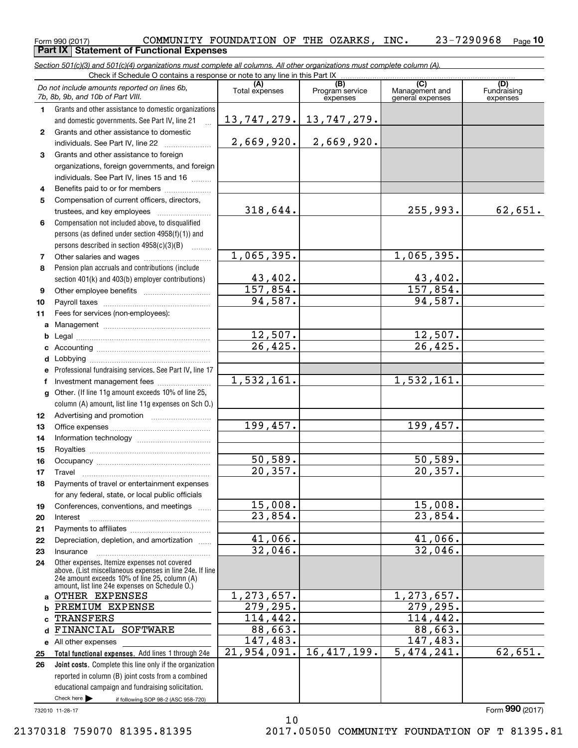Form 990 (2017) COMMUNITY FOUNDATION OF THE OZARKS, INC. 23-7290968 Page 10

**Part IX Statement of Functional Expenses**

*Section 501(c)(3) and 501(c)(4) organizations must complete all columns. All other organizations must complete column (A).*

Check if Schedule O contains a response or note to any line in this Part IX

| | *Do not include amounts reported on lines 6b, 7b, 8b, 9b, and 10b of Part VIII.* | (A) Total expenses | (B) Program service expenses | (C) Management and general expenses | (D) Fundraising expenses |
|---|---|---|---|---|---|
| 1 | Grants and other assistance to domestic organizations and domestic governments. See Part IV, line 21 | 13,747,279. | 13,747,279. | | |
| 2 | Grants and other assistance to domestic individuals. See Part IV, line 22 | 2,669,920. | 2,669,920. | | |
| 3 | Grants and other assistance to foreign organizations, foreign governments, and foreign individuals. See Part IV, lines 15 and 16 | | | | |
| 4 | Benefits paid to or for members | | | | |
| 5 | Compensation of current officers, directors, trustees, and key employees | 318,644. | | 255,993. | 62,651. |
| 6 | Compensation not included above, to disqualified persons (as defined under section 4958(f)(1)) and persons described in section 4958(c)(3)(B) | | | | |
| 7 | Other salaries and wages | 1,065,395. | | 1,065,395. | |
| 8 | Pension plan accruals and contributions (include section 401(k) and 403(b) employer contributions) | 43,402. | | 43,402. | |
| 9 | Other employee benefits | 157,854. | | 157,854. | |
| 10 | Payroll taxes | 94,587. | | 94,587. | |
| 11 | Fees for services (non-employees): | | | | |
| a | Management | | | | |
| b | Legal | 12,507. | | 12,507. | |
| c | Accounting | 26,425. | | 26,425. | |
| d | Lobbying | | | | |
| e | Professional fundraising services. See Part IV, line 17 | | | | |
| f | Investment management fees | 1,532,161. | | 1,532,161. | |
| g | Other. (If line 11g amount exceeds 10% of line 25, column (A) amount, list line 11g expenses on Sch O.) | | | | |
| 12 | Advertising and promotion | | | | |
| 13 | Office expenses | 199,457. | | 199,457. | |
| 14 | Information technology | | | | |
| 15 | Royalties | | | | |
| 16 | Occupancy | 50,589. | | 50,589. | |
| 17 | Travel | 20,357. | | 20,357. | |
| 18 | Payments of travel or entertainment expenses for any federal, state, or local public officials | | | | |
| 19 | Conferences, conventions, and meetings | 15,008. | | 15,008. | |
| 20 | Interest | 23,854. | | 23,854. | |
| 21 | Payments to affiliates | | | | |
| 22 | Depreciation, depletion, and amortization | 41,066. | | 41,066. | |
| 23 | Insurance | 32,046. | | 32,046. | |
| 24 | Other expenses. Itemize expenses not covered above. (List miscellaneous expenses in line 24e. If line 24e amount exceeds 10% of line 25, column (A) amount, list line 24e expenses on Schedule O.) | | | | |
| a | OTHER EXPENSES | 1,273,657. | | 1,273,657. | |
| b | PREMIUM EXPENSE | 279,295. | | 279,295. | |
| c | TRANSFERS | 114,442. | | 114,442. | |
| d | FINANCIAL SOFTWARE | 88,663. | | 88,663. | |
| e | All other expenses | 147,483. | | 147,483. | |
| 25 | **Total functional expenses.** Add lines 1 through 24e | 21,954,091. | 16,417,199. | 5,474,241. | 62,651. |
| 26 | **Joint costs.** Complete this line only if the organization reported in column (B) joint costs from a combined educational campaign and fundraising solicitation. Check here ▶ ☐ if following SOP 98-2 (ASC 958-720) | | | | |

732010 11-28-17

Form **990** (2017)

21370318 759070 81395.81395 2017.05050 COMMUNITY FOUNDATION OF T 81395.81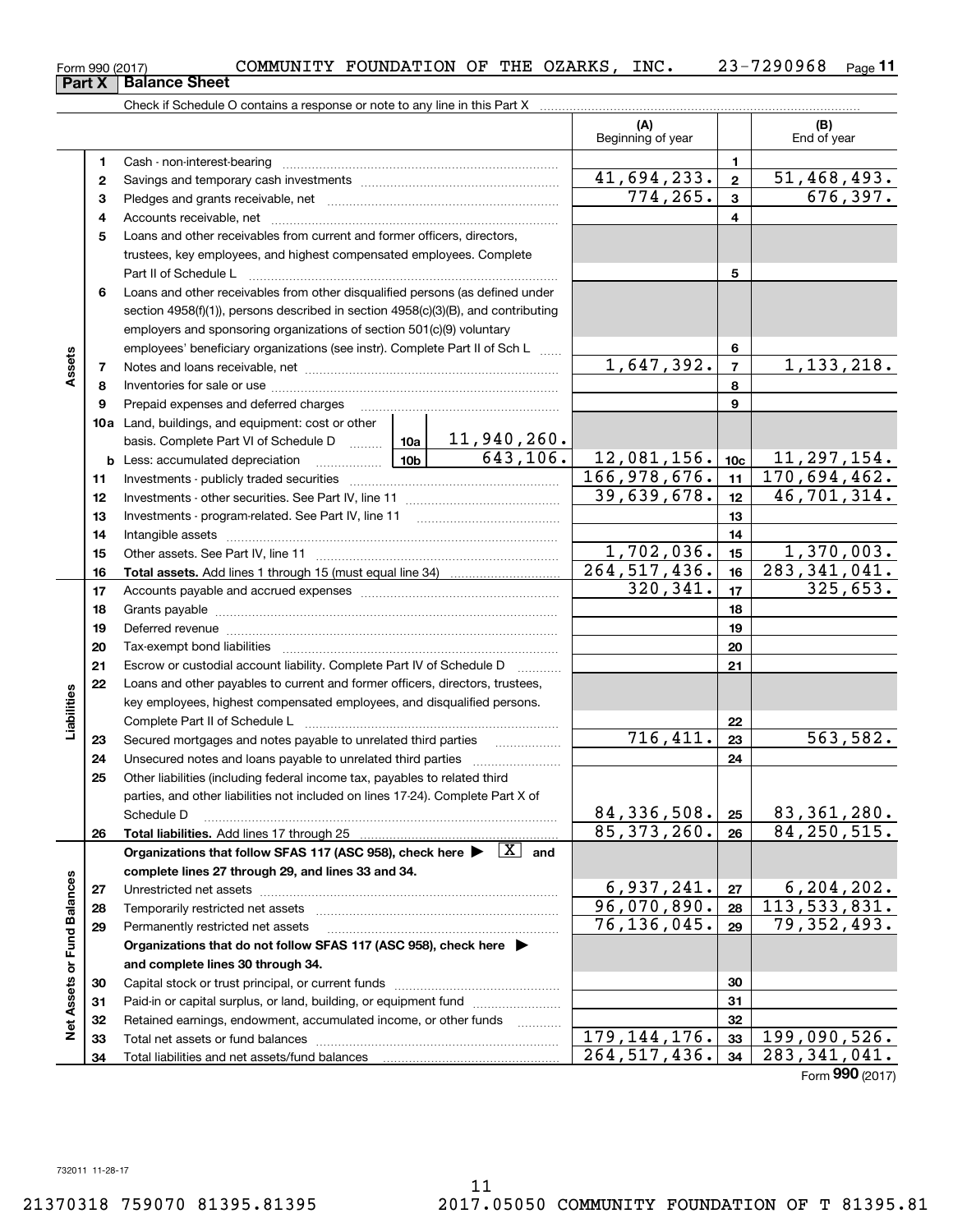Form 990 (2017) COMMUNITY FOUNDATION OF THE OZARKS, INC. 23-7290968 Page 11

## Part X Balance Sheet

Check if Schedule O contains a response or note to any line in this Part X

| | | | | (A) Beginning of year | | (B) End of year |
|---|---|---|---|---|---|---|
| Assets | 1 | Cash - non-interest-bearing | | | 1 | |
| | 2 | Savings and temporary cash investments | | 41,694,233. | 2 | 51,468,493. |
| | 3 | Pledges and grants receivable, net | | 774,265. | 3 | 676,397. |
| | 4 | Accounts receivable, net | | | 4 | |
| | 5 | Loans and other receivables from current and former officers, directors, trustees, key employees, and highest compensated employees. Complete Part II of Schedule L | | | 5 | |
| | 6 | Loans and other receivables from other disqualified persons (as defined under section 4958(f)(1)), persons described in section 4958(c)(3)(B), and contributing employers and sponsoring organizations of section 501(c)(9) voluntary employees' beneficiary organizations (see instr). Complete Part II of Sch L | | | 6 | |
| | 7 | Notes and loans receivable, net | | 1,647,392. | 7 | 1,133,218. |
| | 8 | Inventories for sale or use | | | 8 | |
| | 9 | Prepaid expenses and deferred charges | | | 9 | |
| | 10a | Land, buildings, and equipment: cost or other basis. Complete Part VI of Schedule D | 10a 11,940,260. | | | |
| | b | Less: accumulated depreciation | 10b 643,106. | 12,081,156. | 10c | 11,297,154. |
| | 11 | Investments - publicly traded securities | | 166,978,676. | 11 | 170,694,462. |
| | 12 | Investments - other securities. See Part IV, line 11 | | 39,639,678. | 12 | 46,701,314. |
| | 13 | Investments - program-related. See Part IV, line 11 | | | 13 | |
| | 14 | Intangible assets | | | 14 | |
| | 15 | Other assets. See Part IV, line 11 | | 1,702,036. | 15 | 1,370,003. |
| | 16 | **Total assets.** Add lines 1 through 15 (must equal line 34) | | 264,517,436. | 16 | 283,341,041. |
| Liabilities | 17 | Accounts payable and accrued expenses | | 320,341. | 17 | 325,653. |
| | 18 | Grants payable | | | 18 | |
| | 19 | Deferred revenue | | | 19 | |
| | 20 | Tax-exempt bond liabilities | | | 20 | |
| | 21 | Escrow or custodial account liability. Complete Part IV of Schedule D | | | 21 | |
| | 22 | Loans and other payables to current and former officers, directors, trustees, key employees, highest compensated employees, and disqualified persons. Complete Part II of Schedule L | | | 22 | |
| | 23 | Secured mortgages and notes payable to unrelated third parties | | 716,411. | 23 | 563,582. |
| | 24 | Unsecured notes and loans payable to unrelated third parties | | | 24 | |
| | 25 | Other liabilities (including federal income tax, payables to related third parties, and other liabilities not included on lines 17-24). Complete Part X of Schedule D | | 84,336,508. | 25 | 83,361,280. |
| | 26 | **Total liabilities.** Add lines 17 through 25 | | 85,373,260. | 26 | 84,250,515. |
| Net Assets or Fund Balances | | **Organizations that follow SFAS 117 (ASC 958), check here** [X] **and complete lines 27 through 29, and lines 33 and 34.** | | | | |
| | 27 | Unrestricted net assets | | 6,937,241. | 27 | 6,204,202. |
| | 28 | Temporarily restricted net assets | | 96,070,890. | 28 | 113,533,831. |
| | 29 | Permanently restricted net assets | | 76,136,045. | 29 | 79,352,493. |
| | | **Organizations that do not follow SFAS 117 (ASC 958), check here** ▶ **and complete lines 30 through 34.** | | | | |
| | 30 | Capital stock or trust principal, or current funds | | | 30 | |
| | 31 | Paid-in or capital surplus, or land, building, or equipment fund | | | 31 | |
| | 32 | Retained earnings, endowment, accumulated income, or other funds | | | 32 | |
| | 33 | Total net assets or fund balances | | 179,144,176. | 33 | 199,090,526. |
| | 34 | Total liabilities and net assets/fund balances | | 264,517,436. | 34 | 283,341,041. |

Form **990** (2017)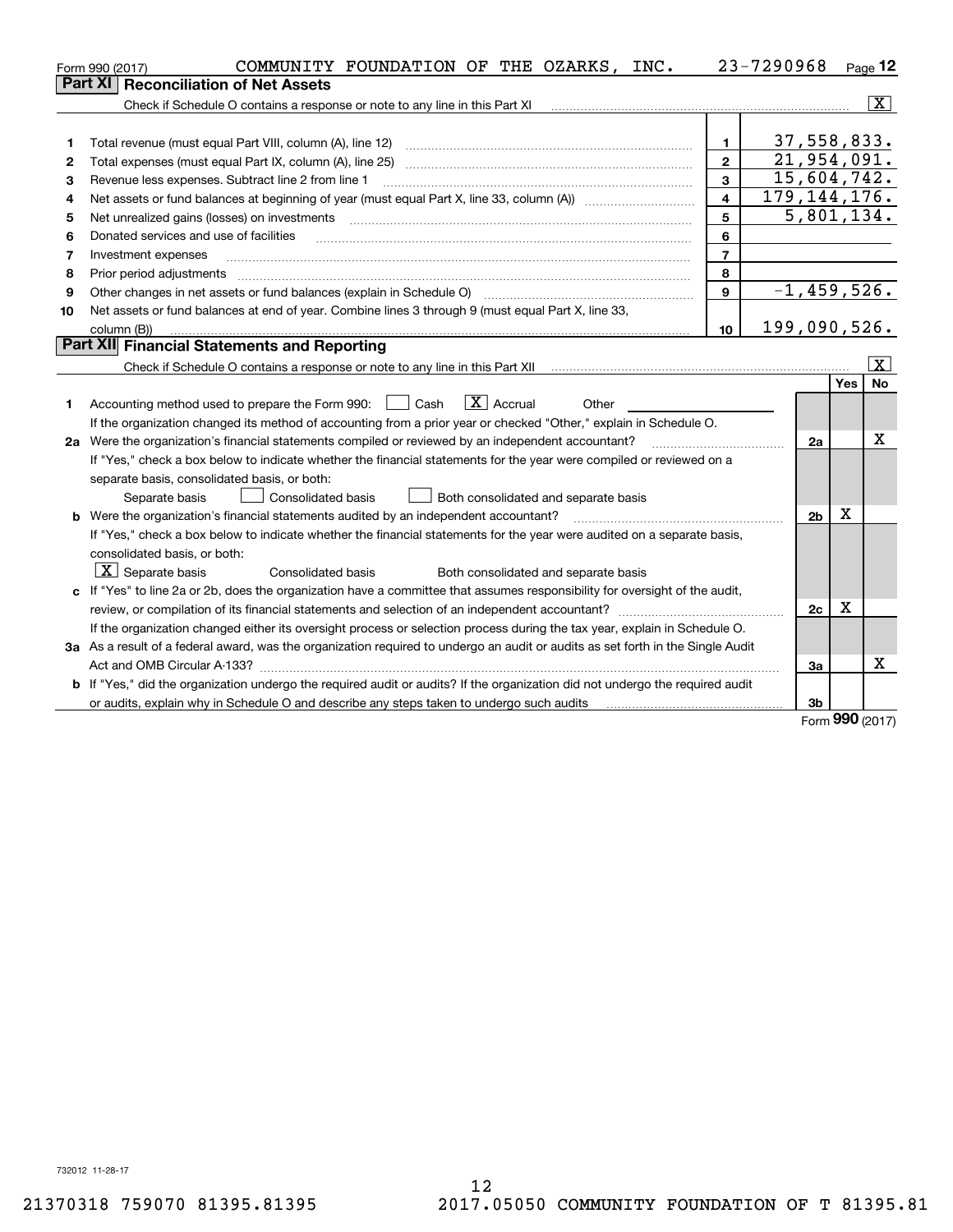Form 990 (2017) COMMUNITY FOUNDATION OF THE OZARKS, INC. 23-7290968

## Part XI Reconciliation of Net Assets

Check if Schedule O contains a response or note to any line in this Part XI [X]

| | | | |
|---|---|---|---|
| 1 | Total revenue (must equal Part VIII, column (A), line 12) | 1 | 37,558,833. |
| 2 | Total expenses (must equal Part IX, column (A), line 25) | 2 | 21,954,091. |
| 3 | Revenue less expenses. Subtract line 2 from line 1 | 3 | 15,604,742. |
| 4 | Net assets or fund balances at beginning of year (must equal Part X, line 33, column (A)) | 4 | 179,144,176. |
| 5 | Net unrealized gains (losses) on investments | 5 | 5,801,134. |
| 6 | Donated services and use of facilities | 6 | |
| 7 | Investment expenses | 7 | |
| 8 | Prior period adjustments | 8 | |
| 9 | Other changes in net assets or fund balances (explain in Schedule O) | 9 | -1,459,526. |
| 10 | Net assets or fund balances at end of year. Combine lines 3 through 9 (must equal Part X, line 33, column (B)) | 10 | 199,090,526. |

## Part XII Financial Statements and Reporting

Check if Schedule O contains a response or note to any line in this Part XII [X]

| | | | Yes | No |
|---|---|---|---|---|
| 1 | Accounting method used to prepare the Form 990: [ ] Cash [X] Accrual [ ] Other<br>If the organization changed its method of accounting from a prior year or checked "Other," explain in Schedule O. | | | |
| 2a | Were the organization's financial statements compiled or reviewed by an independent accountant?<br>If "Yes," check a box below to indicate whether the financial statements for the year were compiled or reviewed on a separate basis, consolidated basis, or both:<br>[ ] Separate basis [ ] Consolidated basis [ ] Both consolidated and separate basis | 2a | | X |
| b | Were the organization's financial statements audited by an independent accountant?<br>If "Yes," check a box below to indicate whether the financial statements for the year were audited on a separate basis, consolidated basis, or both:<br>[X] Separate basis [ ] Consolidated basis [ ] Both consolidated and separate basis | 2b | X | |
| c | If "Yes" to line 2a or 2b, does the organization have a committee that assumes responsibility for oversight of the audit, review, or compilation of its financial statements and selection of an independent accountant?<br>If the organization changed either its oversight process or selection process during the tax year, explain in Schedule O. | 2c | X | |
| 3a | As a result of a federal award, was the organization required to undergo an audit or audits as set forth in the Single Audit Act and OMB Circular A-133? | 3a | | X |
| b | If "Yes," did the organization undergo the required audit or audits? If the organization did not undergo the required audit or audits, explain why in Schedule O and describe any steps taken to undergo such audits | 3b | | |

Form 990 (2017)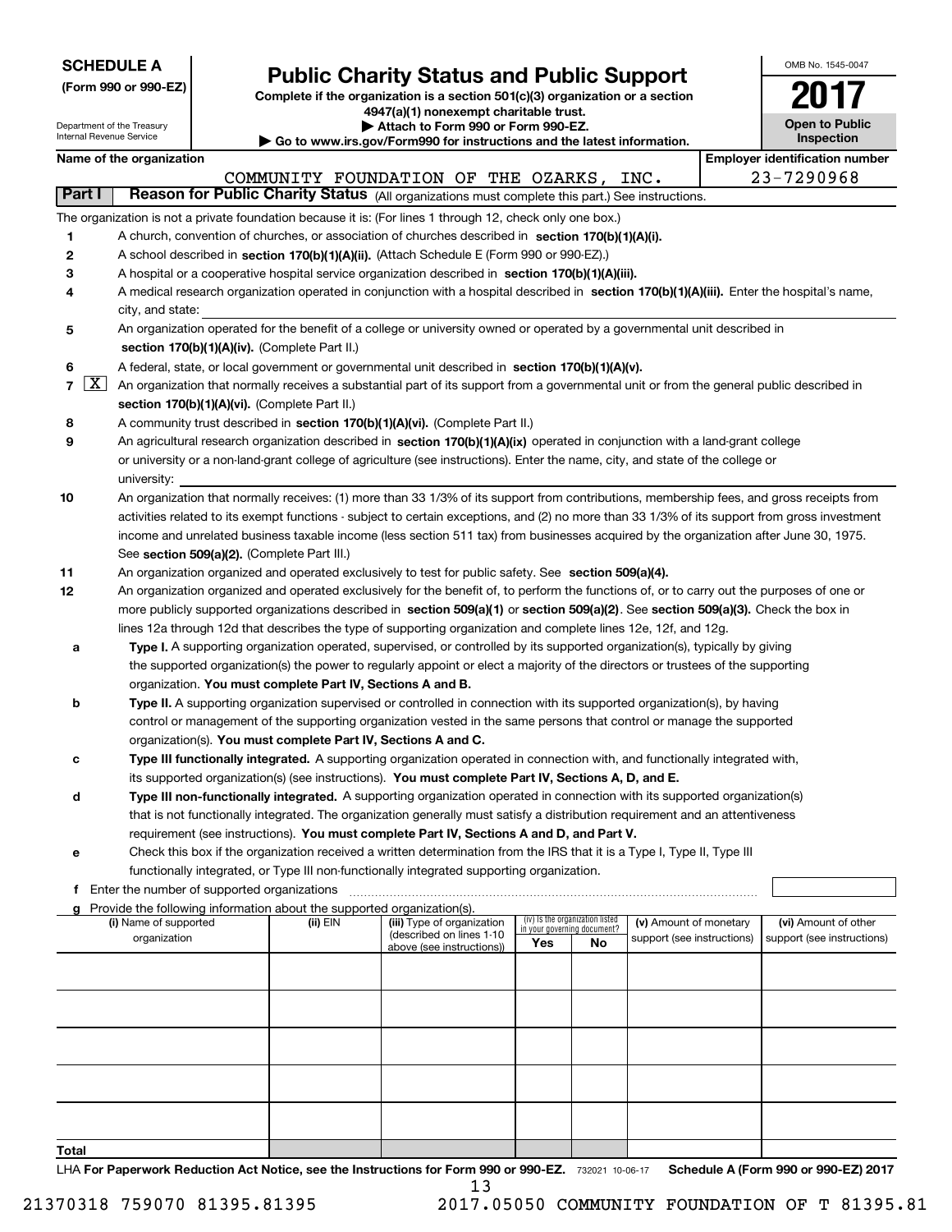**SCHEDULE A**
**(Form 990 or 990-EZ)**

Department of the Treasury
Internal Revenue Service

# Public Charity Status and Public Support

**Complete if the organization is a section 501(c)(3) organization or a section 4947(a)(1) nonexempt charitable trust.**
**▶ Attach to Form 990 or Form 990-EZ.**
**▶ Go to www.irs.gov/Form990 for instructions and the latest information.**

OMB No. 1545-0047
**2017**
**Open to Public Inspection**

**Name of the organization**
COMMUNITY FOUNDATION OF THE OZARKS, INC.

**Employer identification number**
23-7290968

**Part I** **Reason for Public Charity Status** (All organizations must complete this part.) See instructions.

The organization is not a private foundation because it is: (For lines 1 through 12, check only one box.)

1 ☐ A church, convention of churches, or association of churches described in **section 170(b)(1)(A)(i).**
2 ☐ A school described in **section 170(b)(1)(A)(ii).** (Attach Schedule E (Form 990 or 990-EZ).)
3 ☐ A hospital or a cooperative hospital service organization described in **section 170(b)(1)(A)(iii).**
4 ☐ A medical research organization operated in conjunction with a hospital described in **section 170(b)(1)(A)(iii).** Enter the hospital's name, city, and state:
5 ☐ An organization operated for the benefit of a college or university owned or operated by a governmental unit described in **section 170(b)(1)(A)(iv).** (Complete Part II.)
6 ☐ A federal, state, or local government or governmental unit described in **section 170(b)(1)(A)(v).**
7 ☒ An organization that normally receives a substantial part of its support from a governmental unit or from the general public described in **section 170(b)(1)(A)(vi).** (Complete Part II.)
8 ☐ A community trust described in **section 170(b)(1)(A)(vi).** (Complete Part II.)
9 ☐ An agricultural research organization described in **section 170(b)(1)(A)(ix)** operated in conjunction with a land-grant college or university or a non-land-grant college of agriculture (see instructions). Enter the name, city, and state of the college or university:
10 ☐ An organization that normally receives: (1) more than 33 1/3% of its support from contributions, membership fees, and gross receipts from activities related to its exempt functions - subject to certain exceptions, and (2) no more than 33 1/3% of its support from gross investment income and unrelated business taxable income (less section 511 tax) from businesses acquired by the organization after June 30, 1975. See **section 509(a)(2).** (Complete Part III.)
11 ☐ An organization organized and operated exclusively to test for public safety. See **section 509(a)(4).**
12 ☐ An organization organized and operated exclusively for the benefit of, to perform the functions of, or to carry out the purposes of one or more publicly supported organizations described in **section 509(a)(1)** or **section 509(a)(2)**. See **section 509(a)(3).** Check the box in lines 12a through 12d that describes the type of supporting organization and complete lines 12e, 12f, and 12g.

a ☐ **Type I.** A supporting organization operated, supervised, or controlled by its supported organization(s), typically by giving the supported organization(s) the power to regularly appoint or elect a majority of the directors or trustees of the supporting organization. **You must complete Part IV, Sections A and B.**

b ☐ **Type II.** A supporting organization supervised or controlled in connection with its supported organization(s), by having control or management of the supporting organization vested in the same persons that control or manage the supported organization(s). **You must complete Part IV, Sections A and C.**

c ☐ **Type III functionally integrated.** A supporting organization operated in connection with, and functionally integrated with, its supported organization(s) (see instructions). **You must complete Part IV, Sections A, D, and E.**

d ☐ **Type III non-functionally integrated.** A supporting organization operated in connection with its supported organization(s) that is not functionally integrated. The organization generally must satisfy a distribution requirement and an attentiveness requirement (see instructions). **You must complete Part IV, Sections A and D, and Part V.**

e ☐ Check this box if the organization received a written determination from the IRS that it is a Type I, Type II, Type III functionally integrated, or Type III non-functionally integrated supporting organization.

f Enter the number of supported organizations

g Provide the following information about the supported organization(s).

| (i) Name of supported organization | (ii) EIN | (iii) Type of organization (described on lines 1-10 above (see instructions)) | (iv) Is the organization listed in your governing document? Yes | No | (v) Amount of monetary support (see instructions) | (vi) Amount of other support (see instructions) |
|---|---|---|---|---|---|---|
| | | | | | | |
| | | | | | | |
| | | | | | | |
| | | | | | | |
| | | | | | | |
| **Total** | | | | | | |

LHA **For Paperwork Reduction Act Notice, see the Instructions for Form 990 or 990-EZ.** 732021 10-06-17 **Schedule A (Form 990 or 990-EZ) 2017**

21370318 759070 81395.81395 2017.05050 COMMUNITY FOUNDATION OF T 81395.81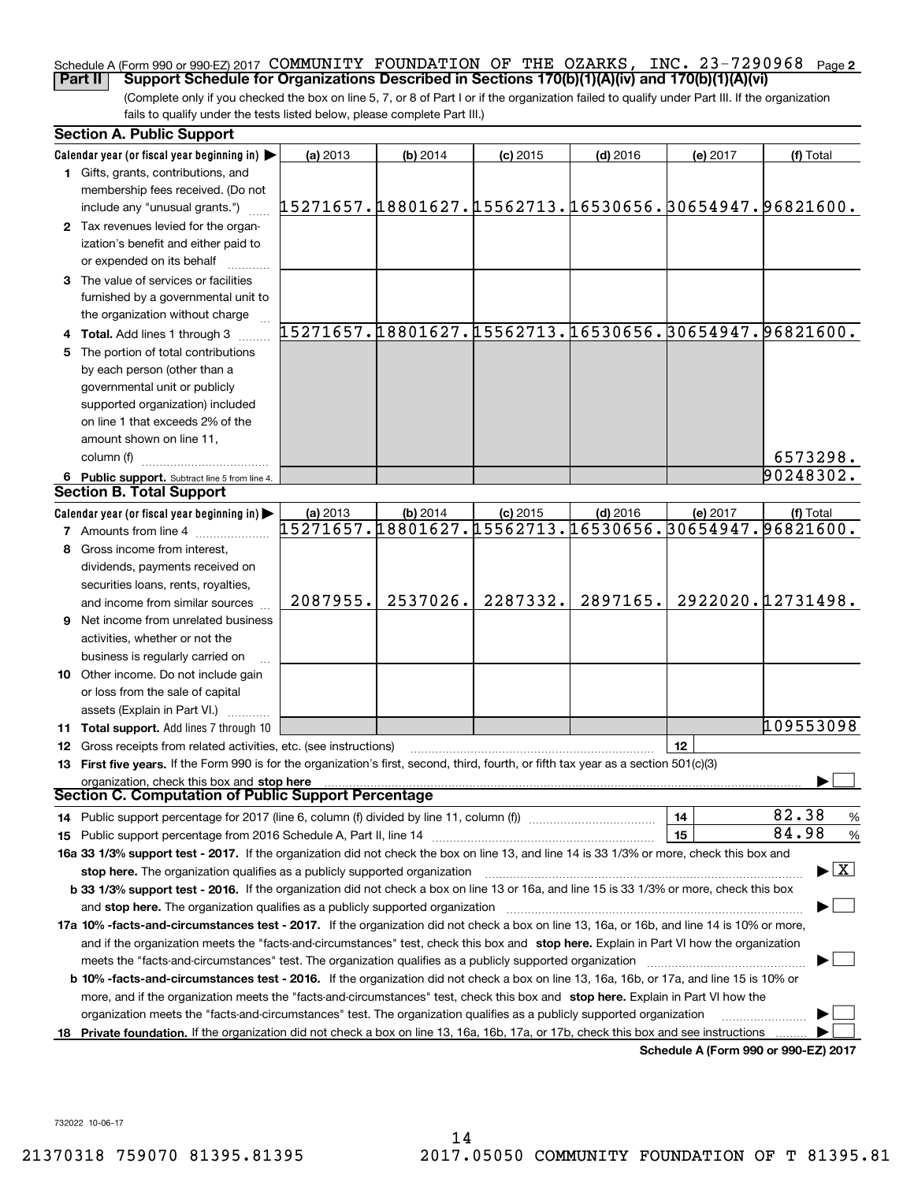Schedule A (Form 990 or 990-EZ) 2017 COMMUNITY FOUNDATION OF THE OZARKS, INC. 23-7290968 Page 2

## Part II Support Schedule for Organizations Described in Sections 170(b)(1)(A)(iv) and 170(b)(1)(A)(vi)

(Complete only if you checked the box on line 5, 7, or 8 of Part I or if the organization failed to qualify under Part III. If the organization fails to qualify under the tests listed below, please complete Part III.)

### Section A. Public Support

| Calendar year (or fiscal year beginning in) ▶ | (a) 2013 | (b) 2014 | (c) 2015 | (d) 2016 | (e) 2017 | (f) Total |
|---|---|---|---|---|---|---|
| 1 Gifts, grants, contributions, and membership fees received. (Do not include any "unusual grants.") | 15271657. | 18801627. | 15562713. | 16530656. | 30654947. | 96821600. |
| 2 Tax revenues levied for the organization's benefit and either paid to or expended on its behalf | | | | | | |
| 3 The value of services or facilities furnished by a governmental unit to the organization without charge | | | | | | |
| 4 **Total.** Add lines 1 through 3 | 15271657. | 18801627. | 15562713. | 16530656. | 30654947. | 96821600. |
| 5 The portion of total contributions by each person (other than a governmental unit or publicly supported organization) included on line 1 that exceeds 2% of the amount shown on line 11, column (f) | | | | | | 6573298. |
| 6 **Public support.** Subtract line 5 from line 4. | | | | | | 90248302. |

### Section B. Total Support

| Calendar year (or fiscal year beginning in) ▶ | (a) 2013 | (b) 2014 | (c) 2015 | (d) 2016 | (e) 2017 | (f) Total |
|---|---|---|---|---|---|---|
| 7 Amounts from line 4 | 15271657. | 18801627. | 15562713. | 16530656. | 30654947. | 96821600. |
| 8 Gross income from interest, dividends, payments received on securities loans, rents, royalties, and income from similar sources | 2087955. | 2537026. | 2287332. | 2897165. | 2922020. | 12731498. |
| 9 Net income from unrelated business activities, whether or not the business is regularly carried on | | | | | | |
| 10 Other income. Do not include gain or loss from the sale of capital assets (Explain in Part VI.) | | | | | | |
| 11 **Total support.** Add lines 7 through 10 | | | | | | 109553098 |

12 Gross receipts from related activities, etc. (see instructions) | 12 |

13 **First five years.** If the Form 990 is for the organization's first, second, third, fourth, or fifth tax year as a section 501(c)(3) organization, check this box and **stop here** ▶ ☐

### Section C. Computation of Public Support Percentage

14 Public support percentage for 2017 (line 6, column (f) divided by line 11, column (f)) | 14 | 82.38 %

15 Public support percentage from 2016 Schedule A, Part II, line 14 | 15 | 84.98 %

**16a 33 1/3% support test - 2017.** If the organization did not check the box on line 13, and line 14 is 33 1/3% or more, check this box and **stop here.** The organization qualifies as a publicly supported organization ▶ ☒

**b 33 1/3% support test - 2016.** If the organization did not check a box on line 13 or 16a, and line 15 is 33 1/3% or more, check this box and **stop here.** The organization qualifies as a publicly supported organization ▶ ☐

**17a 10% -facts-and-circumstances test - 2017.** If the organization did not check a box on line 13, 16a, or 16b, and line 14 is 10% or more, and if the organization meets the "facts-and-circumstances" test, check this box and **stop here.** Explain in Part VI how the organization meets the "facts-and-circumstances" test. The organization qualifies as a publicly supported organization ▶ ☐

**b 10% -facts-and-circumstances test - 2016.** If the organization did not check a box on line 13, 16a, 16b, or 17a, and line 15 is 10% or more, and if the organization meets the "facts-and-circumstances" test, check this box and **stop here.** Explain in Part VI how the organization meets the "facts-and-circumstances" test. The organization qualifies as a publicly supported organization ▶ ☐

**18 Private foundation.** If the organization did not check a box on line 13, 16a, 16b, 17a, or 17b, check this box and see instructions ▶ ☐

**Schedule A (Form 990 or 990-EZ) 2017**

732022 10-06-17

21370318 759070 81395.81395 2017.05050 COMMUNITY FOUNDATION OF T 81395.81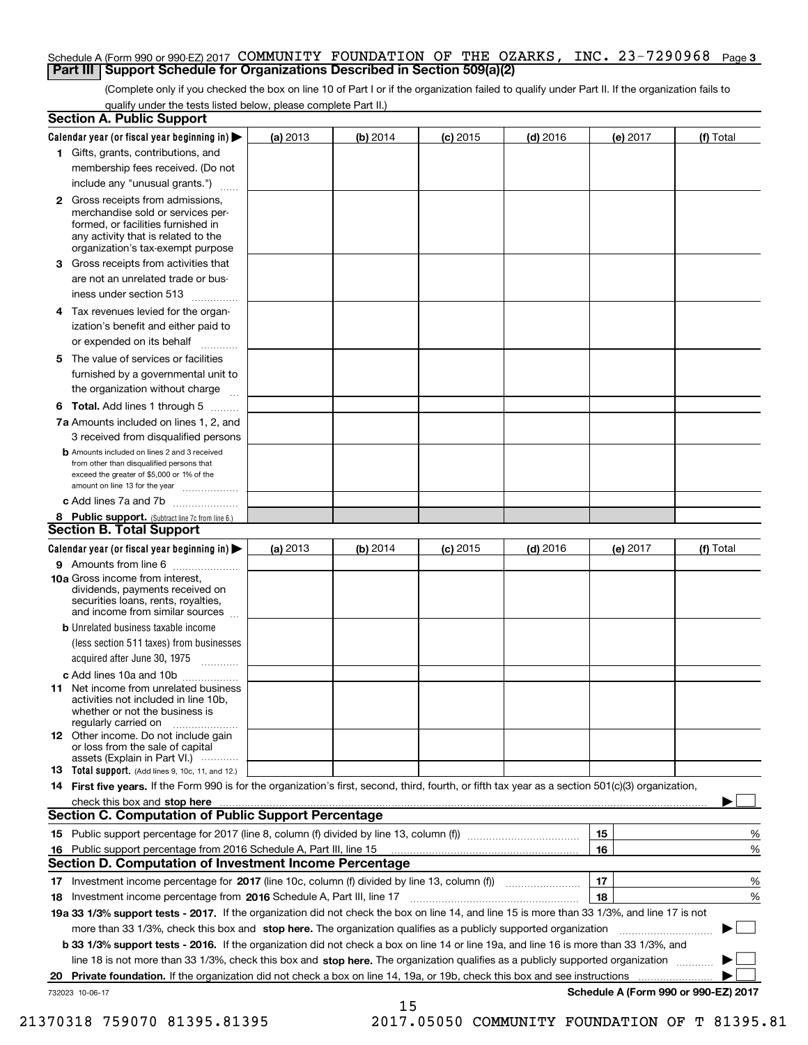Schedule A (Form 990 or 990-EZ) 2017 COMMUNITY FOUNDATION OF THE OZARKS, INC. 23-7290968 Page 3

## Part III Support Schedule for Organizations Described in Section 509(a)(2)

(Complete only if you checked the box on line 10 of Part I or if the organization failed to qualify under Part II. If the organization fails to qualify under the tests listed below, please complete Part II.)

### Section A. Public Support

| Calendar year (or fiscal year beginning in) ▶ | (a) 2013 | (b) 2014 | (c) 2015 | (d) 2016 | (e) 2017 | (f) Total |
|---|---|---|---|---|---|---|
| 1 Gifts, grants, contributions, and membership fees received. (Do not include any "unusual grants.") | | | | | | |
| 2 Gross receipts from admissions, merchandise sold or services performed, or facilities furnished in any activity that is related to the organization's tax-exempt purpose | | | | | | |
| 3 Gross receipts from activities that are not an unrelated trade or business under section 513 | | | | | | |
| 4 Tax revenues levied for the organization's benefit and either paid to or expended on its behalf | | | | | | |
| 5 The value of services or facilities furnished by a governmental unit to the organization without charge | | | | | | |
| 6 **Total.** Add lines 1 through 5 | | | | | | |
| 7a Amounts included on lines 1, 2, and 3 received from disqualified persons | | | | | | |
| b Amounts included on lines 2 and 3 received from other than disqualified persons that exceed the greater of $5,000 or 1% of the amount on line 13 for the year | | | | | | |
| c Add lines 7a and 7b | | | | | | |
| 8 **Public support.** (Subtract line 7c from line 6.) | | | | | | |

### Section B. Total Support

| Calendar year (or fiscal year beginning in) ▶ | (a) 2013 | (b) 2014 | (c) 2015 | (d) 2016 | (e) 2017 | (f) Total |
|---|---|---|---|---|---|---|
| 9 Amounts from line 6 | | | | | | |
| 10a Gross income from interest, dividends, payments received on securities loans, rents, royalties, and income from similar sources | | | | | | |
| b Unrelated business taxable income (less section 511 taxes) from businesses acquired after June 30, 1975 | | | | | | |
| c Add lines 10a and 10b | | | | | | |
| 11 Net income from unrelated business activities not included in line 10b, whether or not the business is regularly carried on | | | | | | |
| 12 Other income. Do not include gain or loss from the sale of capital assets (Explain in Part VI.) | | | | | | |
| 13 **Total support.** (Add lines 9, 10c, 11, and 12.) | | | | | | |

14 **First five years.** If the Form 990 is for the organization's first, second, third, fourth, or fifth tax year as a section 501(c)(3) organization, check this box and **stop here** ▶ ☐

### Section C. Computation of Public Support Percentage

| | | | |
|---|---|---|---|
| 15 | Public support percentage for 2017 (line 8, column (f) divided by line 13, column (f)) | 15 | % |
| 16 | Public support percentage from 2016 Schedule A, Part III, line 15 | 16 | % |

### Section D. Computation of Investment Income Percentage

| | | | |
|---|---|---|---|
| 17 | Investment income percentage for **2017** (line 10c, column (f) divided by line 13, column (f)) | 17 | % |
| 18 | Investment income percentage from **2016** Schedule A, Part III, line 17 | 18 | % |

**19a 33 1/3% support tests - 2017.** If the organization did not check the box on line 14, and line 15 is more than 33 1/3%, and line 17 is not more than 33 1/3%, check this box and **stop here.** The organization qualifies as a publicly supported organization ▶ ☐

**b 33 1/3% support tests - 2016.** If the organization did not check a box on line 14 or line 19a, and line 16 is more than 33 1/3%, and line 18 is not more than 33 1/3%, check this box and **stop here.** The organization qualifies as a publicly supported organization ▶ ☐

**20 Private foundation.** If the organization did not check a box on line 14, 19a, or 19b, check this box and see instructions ▶ ☐

732023 10-06-17 **Schedule A (Form 990 or 990-EZ) 2017**

21370318 759070 81395.81395 2017.05050 COMMUNITY FOUNDATION OF T 81395.81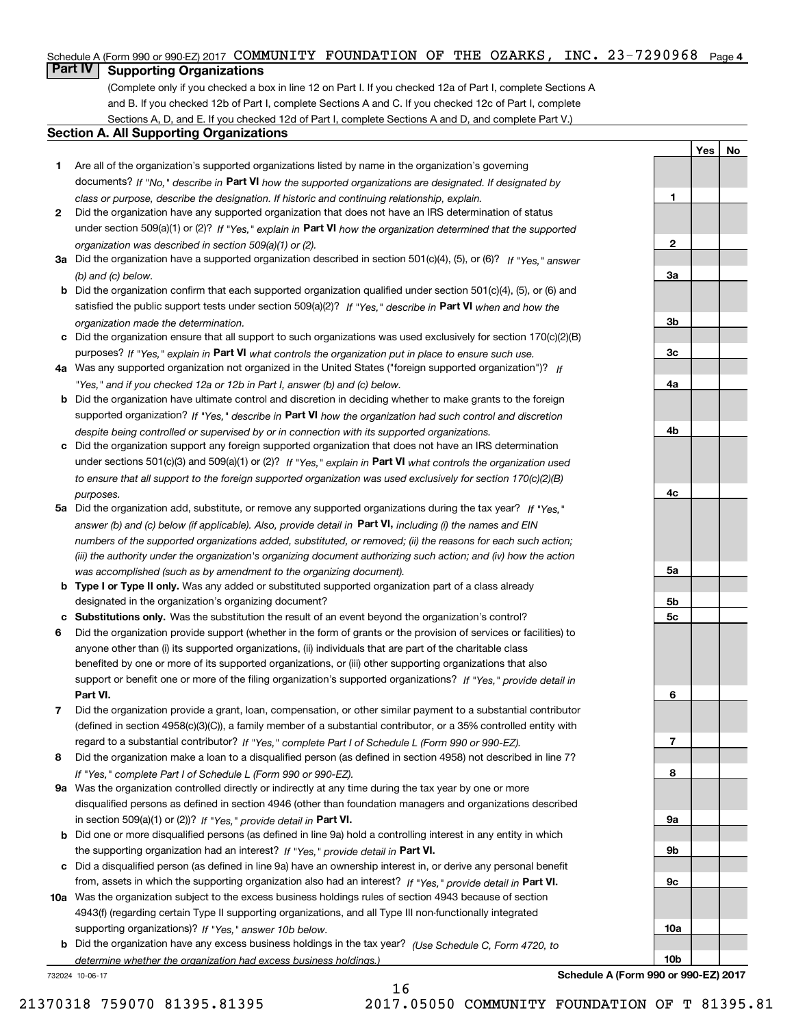Schedule A (Form 990 or 990-EZ) 2017 COMMUNITY FOUNDATION OF THE OZARKS, INC. 23-7290968 Page 4

## Part IV Supporting Organizations

(Complete only if you checked a box in line 12 on Part I. If you checked 12a of Part I, complete Sections A and B. If you checked 12b of Part I, complete Sections A and C. If you checked 12c of Part I, complete Sections A, D, and E. If you checked 12d of Part I, complete Sections A and D, and complete Part V.)

### Section A. All Supporting Organizations

| | | | Yes | No |
|---|---|---|---|---|
| **1** | Are all of the organization's supported organizations listed by name in the organization's governing documents? *If "No," describe in* **Part VI** *how the supported organizations are designated. If designated by class or purpose, describe the designation. If historic and continuing relationship, explain.* | 1 | | |
| **2** | Did the organization have any supported organization that does not have an IRS determination of status under section 509(a)(1) or (2)? *If "Yes," explain in* **Part VI** *how the organization determined that the supported organization was described in section 509(a)(1) or (2).* | 2 | | |
| **3a** | Did the organization have a supported organization described in section 501(c)(4), (5), or (6)? *If "Yes," answer (b) and (c) below.* | 3a | | |
| **b** | Did the organization confirm that each supported organization qualified under section 501(c)(4), (5), or (6) and satisfied the public support tests under section 509(a)(2)? *If "Yes," describe in* **Part VI** *when and how the organization made the determination.* | 3b | | |
| **c** | Did the organization ensure that all support to such organizations was used exclusively for section 170(c)(2)(B) purposes? *If "Yes," explain in* **Part VI** *what controls the organization put in place to ensure such use.* | 3c | | |
| **4a** | Was any supported organization not organized in the United States ("foreign supported organization")? *If "Yes," and if you checked 12a or 12b in Part I, answer (b) and (c) below.* | 4a | | |
| **b** | Did the organization have ultimate control and discretion in deciding whether to make grants to the foreign supported organization? *If "Yes," describe in* **Part VI** *how the organization had such control and discretion despite being controlled or supervised by or in connection with its supported organizations.* | 4b | | |
| **c** | Did the organization support any foreign supported organization that does not have an IRS determination under sections 501(c)(3) and 509(a)(1) or (2)? *If "Yes," explain in* **Part VI** *what controls the organization used to ensure that all support to the foreign supported organization was used exclusively for section 170(c)(2)(B) purposes.* | 4c | | |
| **5a** | Did the organization add, substitute, or remove any supported organizations during the tax year? *If "Yes," answer (b) and (c) below (if applicable). Also, provide detail in* **Part VI,** *including (i) the names and EIN numbers of the supported organizations added, substituted, or removed; (ii) the reasons for each such action; (iii) the authority under the organization's organizing document authorizing such action; and (iv) how the action was accomplished (such as by amendment to the organizing document).* | 5a | | |
| **b** | **Type I or Type II only.** Was any added or substituted supported organization part of a class already designated in the organization's organizing document? | 5b | | |
| **c** | **Substitutions only.** Was the substitution the result of an event beyond the organization's control? | 5c | | |
| **6** | Did the organization provide support (whether in the form of grants or the provision of services or facilities) to anyone other than (i) its supported organizations, (ii) individuals that are part of the charitable class benefited by one or more of its supported organizations, or (iii) other supporting organizations that also support or benefit one or more of the filing organization's supported organizations? *If "Yes," provide detail in* **Part VI.** | 6 | | |
| **7** | Did the organization provide a grant, loan, compensation, or other similar payment to a substantial contributor (defined in section 4958(c)(3)(C)), a family member of a substantial contributor, or a 35% controlled entity with regard to a substantial contributor? *If "Yes," complete Part I of Schedule L (Form 990 or 990-EZ).* | 7 | | |
| **8** | Did the organization make a loan to a disqualified person (as defined in section 4958) not described in line 7? *If "Yes," complete Part I of Schedule L (Form 990 or 990-EZ).* | 8 | | |
| **9a** | Was the organization controlled directly or indirectly at any time during the tax year by one or more disqualified persons as defined in section 4946 (other than foundation managers and organizations described in section 509(a)(1) or (2))? *If "Yes," provide detail in* **Part VI.** | 9a | | |
| **b** | Did one or more disqualified persons (as defined in line 9a) hold a controlling interest in any entity in which the supporting organization had an interest? *If "Yes," provide detail in* **Part VI.** | 9b | | |
| **c** | Did a disqualified person (as defined in line 9a) have an ownership interest in, or derive any personal benefit from, assets in which the supporting organization also had an interest? *If "Yes," provide detail in* **Part VI.** | 9c | | |
| **10a** | Was the organization subject to the excess business holdings rules of section 4943 because of section 4943(f) (regarding certain Type II supporting organizations, and all Type III non-functionally integrated supporting organizations)? *If "Yes," answer 10b below.* | 10a | | |
| **b** | Did the organization have any excess business holdings in the tax year? *(Use Schedule C, Form 4720, to determine whether the organization had excess business holdings.)* | 10b | | |

732024 10-06-17 **Schedule A (Form 990 or 990-EZ) 2017**

21370318 759070 81395.81395 2017.05050 COMMUNITY FOUNDATION OF T 81395.81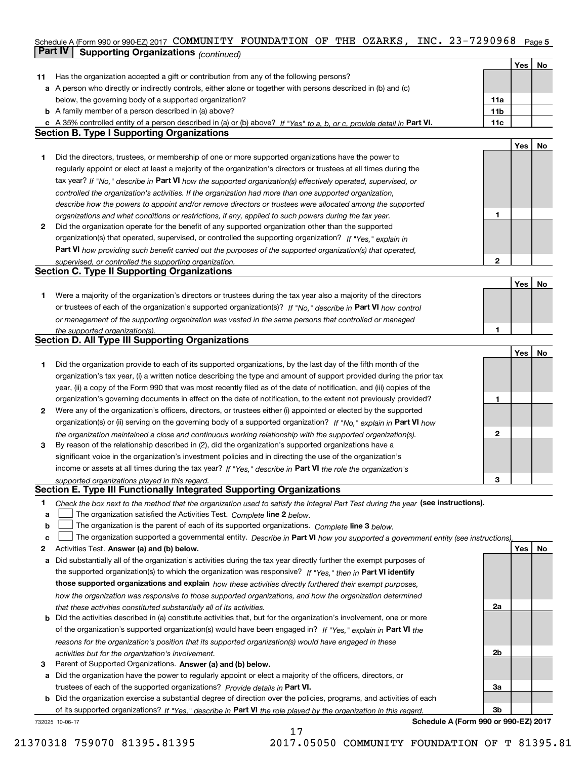Schedule A (Form 990 or 990-EZ) 2017 COMMUNITY FOUNDATION OF THE OZARKS, INC. 23-7290968 Page 5

## Part IV Supporting Organizations *(continued)*

| | | | Yes | No |
|---|---|---|---|---|
| **11** | Has the organization accepted a gift or contribution from any of the following persons? | | | |
| **a** | A person who directly or indirectly controls, either alone or together with persons described in (b) and (c) below, the governing body of a supported organization? | **11a** | | |
| **b** | A family member of a person described in (a) above? | **11b** | | |
| **c** | A 35% controlled entity of a person described in (a) or (b) above? *If "Yes" to a, b, or c, provide detail in* **Part VI.** | **11c** | | |

### Section B. Type I Supporting Organizations

| | | | Yes | No |
|---|---|---|---|---|
| **1** | Did the directors, trustees, or membership of one or more supported organizations have the power to regularly appoint or elect at least a majority of the organization's directors or trustees at all times during the tax year? *If "No," describe in* **Part VI** *how the supported organization(s) effectively operated, supervised, or controlled the organization's activities. If the organization had more than one supported organization, describe how the powers to appoint and/or remove directors or trustees were allocated among the supported organizations and what conditions or restrictions, if any, applied to such powers during the tax year.* | **1** | | |
| **2** | Did the organization operate for the benefit of any supported organization other than the supported organization(s) that operated, supervised, or controlled the supporting organization? *If "Yes," explain in* **Part VI** *how providing such benefit carried out the purposes of the supported organization(s) that operated, supervised, or controlled the supporting organization.* | **2** | | |

### Section C. Type II Supporting Organizations

| | | | Yes | No |
|---|---|---|---|---|
| **1** | Were a majority of the organization's directors or trustees during the tax year also a majority of the directors or trustees of each of the organization's supported organization(s)? *If "No," describe in* **Part VI** *how control or management of the supporting organization was vested in the same persons that controlled or managed the supported organization(s).* | **1** | | |

### Section D. All Type III Supporting Organizations

| | | | Yes | No |
|---|---|---|---|---|
| **1** | Did the organization provide to each of its supported organizations, by the last day of the fifth month of the organization's tax year, (i) a written notice describing the type and amount of support provided during the prior tax year, (ii) a copy of the Form 990 that was most recently filed as of the date of notification, and (iii) copies of the organization's governing documents in effect on the date of notification, to the extent not previously provided? | **1** | | |
| **2** | Were any of the organization's officers, directors, or trustees either (i) appointed or elected by the supported organization(s) or (ii) serving on the governing body of a supported organization? *If "No," explain in* **Part VI** *how the organization maintained a close and continuous working relationship with the supported organization(s).* | **2** | | |
| **3** | By reason of the relationship described in (2), did the organization's supported organizations have a significant voice in the organization's investment policies and in directing the use of the organization's income or assets at all times during the tax year? *If "Yes," describe in* **Part VI** *the role the organization's supported organizations played in this regard.* | **3** | | |

### Section E. Type III Functionally Integrated Supporting Organizations

**1** *Check the box next to the method that the organization used to satisfy the Integral Part Test during the year* **(see instructions).**

- **a** ☐ The organization satisfied the Activities Test. *Complete* **line 2** *below.*
- **b** ☐ The organization is the parent of each of its supported organizations. *Complete* **line 3** *below.*
- **c** ☐ The organization supported a governmental entity. *Describe in* **Part VI** *how you supported a government entity (see instructions).*

| | | | Yes | No |
|---|---|---|---|---|
| **2** | Activities Test. **Answer (a) and (b) below.** | | | |
| **a** | Did substantially all of the organization's activities during the tax year directly further the exempt purposes of the supported organization(s) to which the organization was responsive? *If "Yes," then in* **Part VI identify those supported organizations and explain** *how these activities directly furthered their exempt purposes, how the organization was responsive to those supported organizations, and how the organization determined that these activities constituted substantially all of its activities.* | **2a** | | |
| **b** | Did the activities described in (a) constitute activities that, but for the organization's involvement, one or more of the organization's supported organization(s) would have been engaged in? *If "Yes," explain in* **Part VI** *the reasons for the organization's position that its supported organization(s) would have engaged in these activities but for the organization's involvement.* | **2b** | | |
| **3** | Parent of Supported Organizations. **Answer (a) and (b) below.** | | | |
| **a** | Did the organization have the power to regularly appoint or elect a majority of the officers, directors, or trustees of each of the supported organizations? *Provide details in* **Part VI.** | **3a** | | |
| **b** | Did the organization exercise a substantial degree of direction over the policies, programs, and activities of each of its supported organizations? *If "Yes," describe in* **Part VI** *the role played by the organization in this regard.* | **3b** | | |

732025 10-06-17 **Schedule A (Form 990 or 990-EZ) 2017**

17

21370318 759070 81395.81395 2017.05050 COMMUNITY FOUNDATION OF T 81395.81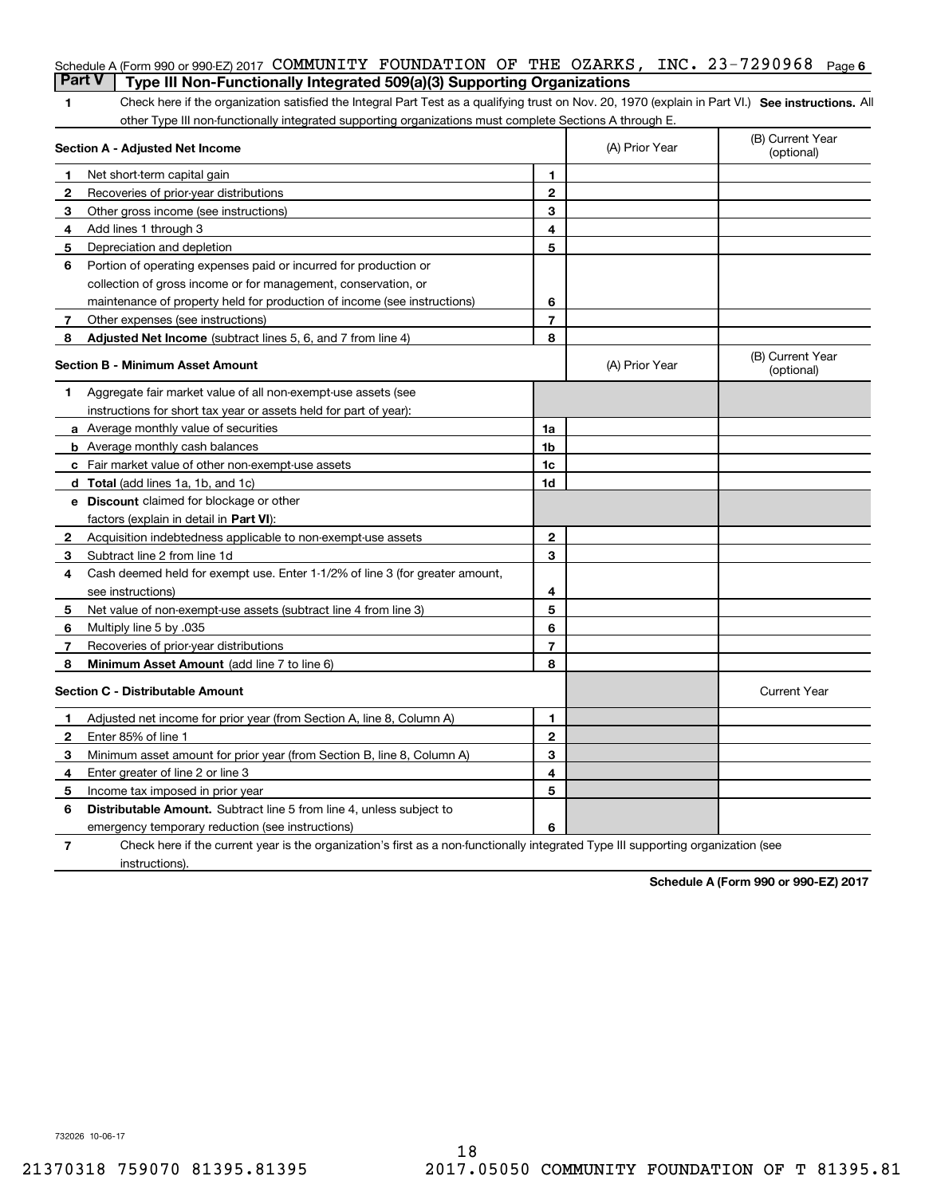Schedule A (Form 990 or 990-EZ) 2017 COMMUNITY FOUNDATION OF THE OZARKS, INC. 23-7290968 Page 6

## Part V Type III Non-Functionally Integrated 509(a)(3) Supporting Organizations

**1** Check here if the organization satisfied the Integral Part Test as a qualifying trust on Nov. 20, 1970 (explain in Part VI.) **See instructions.** All other Type III non-functionally integrated supporting organizations must complete Sections A through E.

| **Section A - Adjusted Net Income** | | (A) Prior Year | (B) Current Year (optional) |
|---|---|---|---|
| **1** Net short-term capital gain | 1 | | |
| **2** Recoveries of prior-year distributions | 2 | | |
| **3** Other gross income (see instructions) | 3 | | |
| **4** Add lines 1 through 3 | 4 | | |
| **5** Depreciation and depletion | 5 | | |
| **6** Portion of operating expenses paid or incurred for production or collection of gross income or for management, conservation, or maintenance of property held for production of income (see instructions) | 6 | | |
| **7** Other expenses (see instructions) | 7 | | |
| **8** **Adjusted Net Income** (subtract lines 5, 6, and 7 from line 4) | 8 | | |

| **Section B - Minimum Asset Amount** | | (A) Prior Year | (B) Current Year (optional) |
|---|---|---|---|
| **1** Aggregate fair market value of all non-exempt-use assets (see instructions for short tax year or assets held for part of year): | | | |
| **a** Average monthly value of securities | 1a | | |
| **b** Average monthly cash balances | 1b | | |
| **c** Fair market value of other non-exempt-use assets | 1c | | |
| **d** **Total** (add lines 1a, 1b, and 1c) | 1d | | |
| **e** **Discount** claimed for blockage or other factors (explain in detail in **Part VI**): | | | |
| **2** Acquisition indebtedness applicable to non-exempt-use assets | 2 | | |
| **3** Subtract line 2 from line 1d | 3 | | |
| **4** Cash deemed held for exempt use. Enter 1-1/2% of line 3 (for greater amount, see instructions) | 4 | | |
| **5** Net value of non-exempt-use assets (subtract line 4 from line 3) | 5 | | |
| **6** Multiply line 5 by .035 | 6 | | |
| **7** Recoveries of prior-year distributions | 7 | | |
| **8** **Minimum Asset Amount** (add line 7 to line 6) | 8 | | |

| **Section C - Distributable Amount** | | | Current Year |
|---|---|---|---|
| **1** Adjusted net income for prior year (from Section A, line 8, Column A) | 1 | | |
| **2** Enter 85% of line 1 | 2 | | |
| **3** Minimum asset amount for prior year (from Section B, line 8, Column A) | 3 | | |
| **4** Enter greater of line 2 or line 3 | 4 | | |
| **5** Income tax imposed in prior year | 5 | | |
| **6** **Distributable Amount.** Subtract line 5 from line 4, unless subject to emergency temporary reduction (see instructions) | 6 | | |

**7** Check here if the current year is the organization's first as a non-functionally integrated Type III supporting organization (see instructions).

**Schedule A (Form 990 or 990-EZ) 2017**

732026 10-06-17

21370318 759070 81395.81395 2017.05050 COMMUNITY FOUNDATION OF T 81395.81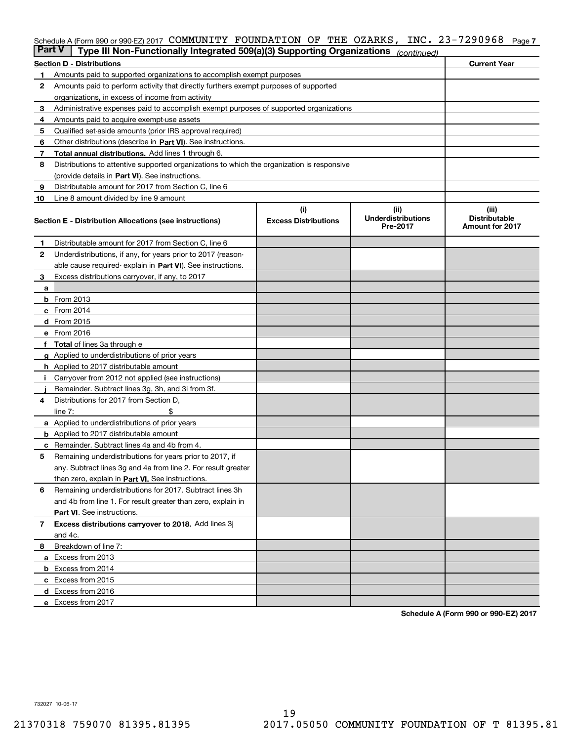Schedule A (Form 990 or 990-EZ) 2017 COMMUNITY FOUNDATION OF THE OZARKS, INC. 23-7290968 Page 7

**Part V** | **Type III Non-Functionally Integrated 509(a)(3) Supporting Organizations** *(continued)*

| **Section D - Distributions** | | **Current Year** |
|---|---|---|
| 1 | Amounts paid to supported organizations to accomplish exempt purposes | |
| 2 | Amounts paid to perform activity that directly furthers exempt purposes of supported organizations, in excess of income from activity | |
| 3 | Administrative expenses paid to accomplish exempt purposes of supported organizations | |
| 4 | Amounts paid to acquire exempt-use assets | |
| 5 | Qualified set-aside amounts (prior IRS approval required) | |
| 6 | Other distributions (describe in **Part VI**). See instructions. | |
| 7 | **Total annual distributions.** Add lines 1 through 6. | |
| 8 | Distributions to attentive supported organizations to which the organization is responsive (provide details in **Part VI**). See instructions. | |
| 9 | Distributable amount for 2017 from Section C, line 6 | |
| 10 | Line 8 amount divided by line 9 amount | |

| **Section E - Distribution Allocations (see instructions)** | | (i) **Excess Distributions** | (ii) **Underdistributions Pre-2017** | (iii) **Distributable Amount for 2017** |
|---|---|---|---|---|
| 1 | Distributable amount for 2017 from Section C, line 6 | | | |
| 2 | Underdistributions, if any, for years prior to 2017 (reasonable cause required- explain in **Part VI**). See instructions. | | | |
| 3 | Excess distributions carryover, if any, to 2017 | | | |
| a | | | | |
| b | From 2013 | | | |
| c | From 2014 | | | |
| d | From 2015 | | | |
| e | From 2016 | | | |
| f | **Total** of lines 3a through e | | | |
| g | Applied to underdistributions of prior years | | | |
| h | Applied to 2017 distributable amount | | | |
| i | Carryover from 2012 not applied (see instructions) | | | |
| j | Remainder. Subtract lines 3g, 3h, and 3i from 3f. | | | |
| 4 | Distributions for 2017 from Section D, line 7: $ | | | |
| a | Applied to underdistributions of prior years | | | |
| b | Applied to 2017 distributable amount | | | |
| c | Remainder. Subtract lines 4a and 4b from 4. | | | |
| 5 | Remaining underdistributions for years prior to 2017, if any. Subtract lines 3g and 4a from line 2. For result greater than zero, explain in **Part VI.** See instructions. | | | |
| 6 | Remaining underdistributions for 2017. Subtract lines 3h and 4b from line 1. For result greater than zero, explain in **Part VI**. See instructions. | | | |
| 7 | **Excess distributions carryover to 2018.** Add lines 3j and 4c. | | | |
| 8 | Breakdown of line 7: | | | |
| a | Excess from 2013 | | | |
| b | Excess from 2014 | | | |
| c | Excess from 2015 | | | |
| d | Excess from 2016 | | | |
| e | Excess from 2017 | | | |

**Schedule A (Form 990 or 990-EZ) 2017**

732027 10-06-17

21370318 759070 81395.81395 2017.05050 COMMUNITY FOUNDATION OF T 81395.81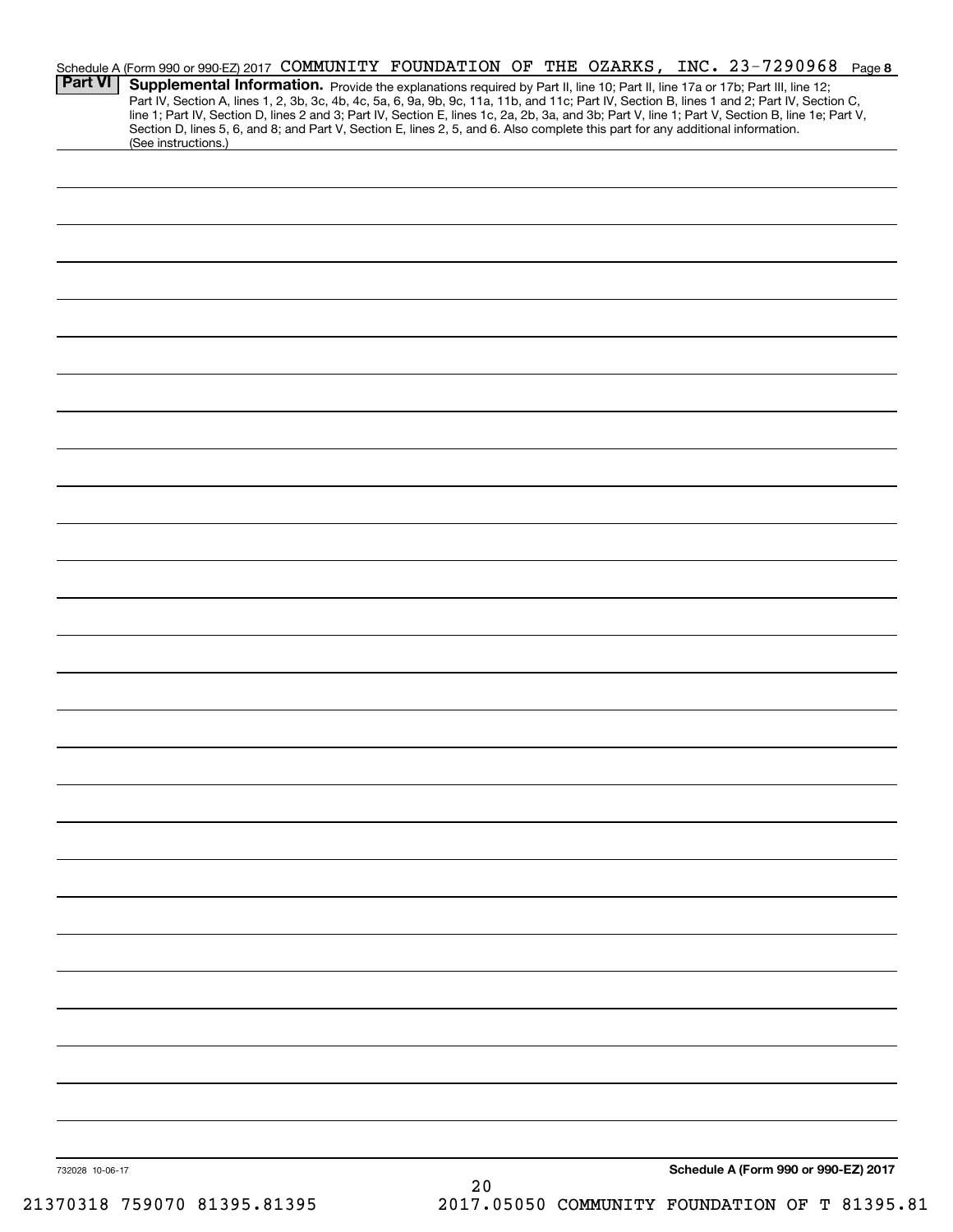Schedule A (Form 990 or 990-EZ) 2017 COMMUNITY FOUNDATION OF THE OZARKS, INC. 23-7290968 Page 8

**Part VI** **Supplemental Information.** Provide the explanations required by Part II, line 10; Part II, line 17a or 17b; Part III, line 12; Part IV, Section A, lines 1, 2, 3b, 3c, 4b, 4c, 5a, 6, 9a, 9b, 9c, 11a, 11b, and 11c; Part IV, Section B, lines 1 and 2; Part IV, Section C, line 1; Part IV, Section D, lines 2 and 3; Part IV, Section E, lines 1c, 2a, 2b, 3a, and 3b; Part V, line 1; Part V, Section B, line 1e; Part V, Section D, lines 5, 6, and 8; and Part V, Section E, lines 2, 5, and 6. Also complete this part for any additional information. (See instructions.)

732028 10-06-17

**Schedule A (Form 990 or 990-EZ) 2017**

21370318 759070 81395.81395 2017.05050 COMMUNITY FOUNDATION OF T 81395.81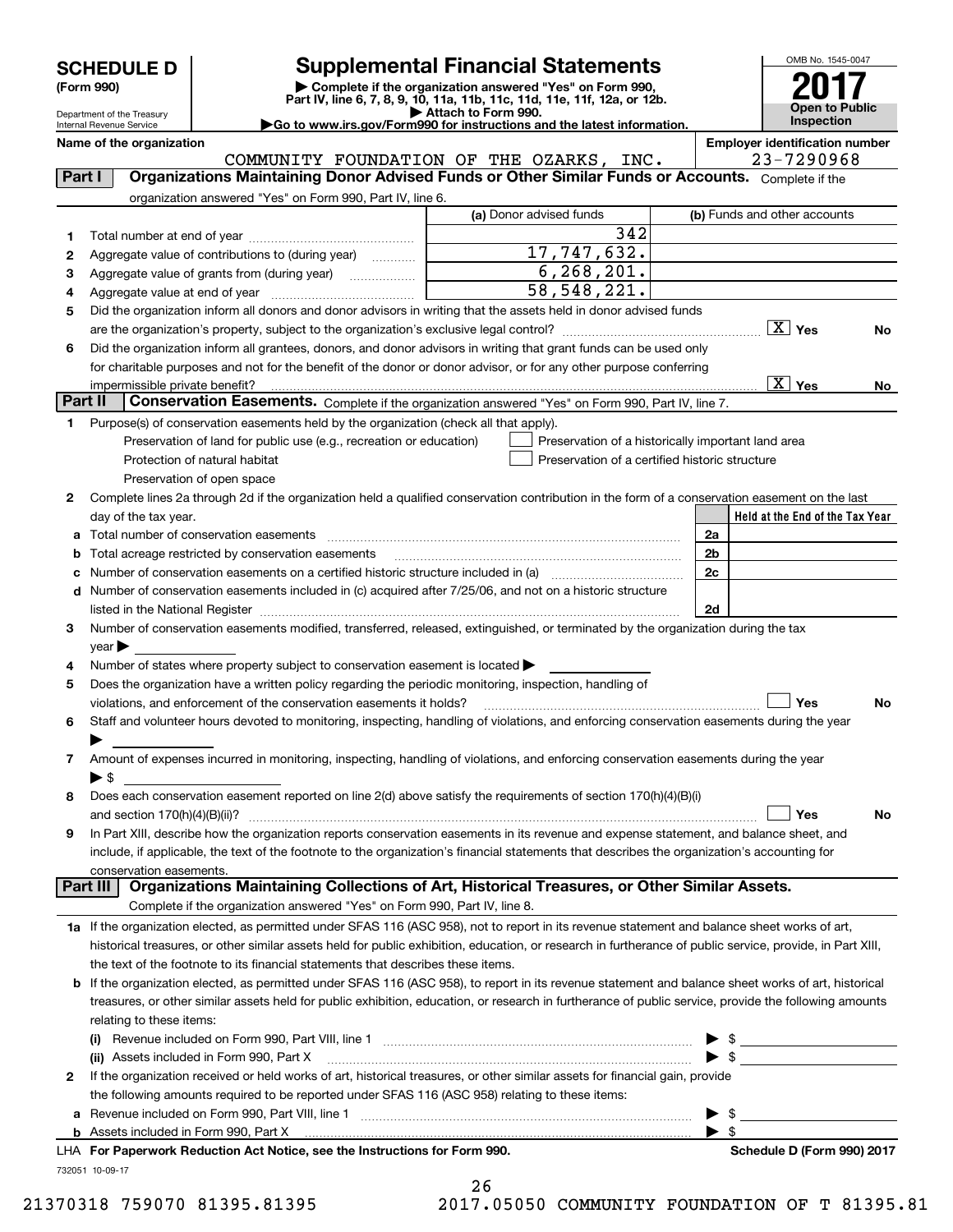# SCHEDULE D (Form 990)

Department of the Treasury
Internal Revenue Service

## Supplemental Financial Statements

▶ Complete if the organization answered "Yes" on Form 990, Part IV, line 6, 7, 8, 9, 10, 11a, 11b, 11c, 11d, 11e, 11f, 12a, or 12b.
▶ Attach to Form 990.
▶Go to www.irs.gov/Form990 for instructions and the latest information.

OMB No. 1545-0047

**2017**

**Open to Public Inspection**

**Name of the organization:** COMMUNITY FOUNDATION OF THE OZARKS, INC.

**Employer identification number:** 23-7290968

### Part I — Organizations Maintaining Donor Advised Funds or Other Similar Funds or Accounts.
Complete if the organization answered "Yes" on Form 990, Part IV, line 6.

| | | (a) Donor advised funds | (b) Funds and other accounts |
|---|---|---|---|
| 1 | Total number at end of year | 342 | |
| 2 | Aggregate value of contributions to (during year) | 17,747,632. | |
| 3 | Aggregate value of grants from (during year) | 6,268,201. | |
| 4 | Aggregate value at end of year | 58,548,221. | |

5 Did the organization inform all donors and donor advisors in writing that the assets held in donor advised funds are the organization's property, subject to the organization's exclusive legal control? [X] Yes [ ] No

6 Did the organization inform all grantees, donors, and donor advisors in writing that grant funds can be used only for charitable purposes and not for the benefit of the donor or donor advisor, or for any other purpose conferring impermissible private benefit? [X] Yes [ ] No

### Part II — Conservation Easements.
Complete if the organization answered "Yes" on Form 990, Part IV, line 7.

1 Purpose(s) of conservation easements held by the organization (check all that apply).

- [ ] Preservation of land for public use (e.g., recreation or education)
- [ ] Protection of natural habitat
- [ ] Preservation of open space
- [ ] Preservation of a historically important land area
- [ ] Preservation of a certified historic structure

2 Complete lines 2a through 2d if the organization held a qualified conservation contribution in the form of a conservation easement on the last day of the tax year.

| | | | Held at the End of the Tax Year |
|---|---|---|---|
| a | Total number of conservation easements | 2a | |
| b | Total acreage restricted by conservation easements | 2b | |
| c | Number of conservation easements on a certified historic structure included in (a) | 2c | |
| d | Number of conservation easements included in (c) acquired after 7/25/06, and not on a historic structure listed in the National Register | 2d | |

3 Number of conservation easements modified, transferred, released, extinguished, or terminated by the organization during the tax year ▶

4 Number of states where property subject to conservation easement is located ▶

5 Does the organization have a written policy regarding the periodic monitoring, inspection, handling of violations, and enforcement of the conservation easements it holds? [ ] Yes [ ] No

6 Staff and volunteer hours devoted to monitoring, inspecting, handling of violations, and enforcing conservation easements during the year ▶

7 Amount of expenses incurred in monitoring, inspecting, handling of violations, and enforcing conservation easements during the year ▶ $

8 Does each conservation easement reported on line 2(d) above satisfy the requirements of section 170(h)(4)(B)(i) and section 170(h)(4)(B)(ii)? [ ] Yes [ ] No

9 In Part XIII, describe how the organization reports conservation easements in its revenue and expense statement, and balance sheet, and include, if applicable, the text of the footnote to the organization's financial statements that describes the organization's accounting for conservation easements.

### Part III — Organizations Maintaining Collections of Art, Historical Treasures, or Other Similar Assets.
Complete if the organization answered "Yes" on Form 990, Part IV, line 8.

1a If the organization elected, as permitted under SFAS 116 (ASC 958), not to report in its revenue statement and balance sheet works of art, historical treasures, or other similar assets held for public exhibition, education, or research in furtherance of public service, provide, in Part XIII, the text of the footnote to its financial statements that describes these items.

b If the organization elected, as permitted under SFAS 116 (ASC 958), to report in its revenue statement and balance sheet works of art, historical treasures, or other similar assets held for public exhibition, education, or research in furtherance of public service, provide the following amounts relating to these items:

(i) Revenue included on Form 990, Part VIII, line 1 ▶ $

(ii) Assets included in Form 990, Part X ▶ $

2 If the organization received or held works of art, historical treasures, or other similar assets for financial gain, provide the following amounts required to be reported under SFAS 116 (ASC 958) relating to these items:

a Revenue included on Form 990, Part VIII, line 1 ▶ $

b Assets included in Form 990, Part X ▶ $

LHA **For Paperwork Reduction Act Notice, see the Instructions for Form 990.** **Schedule D (Form 990) 2017**

732051 10-09-17

21370318 759070 81395.81395 2017.05050 COMMUNITY FOUNDATION OF T 81395.81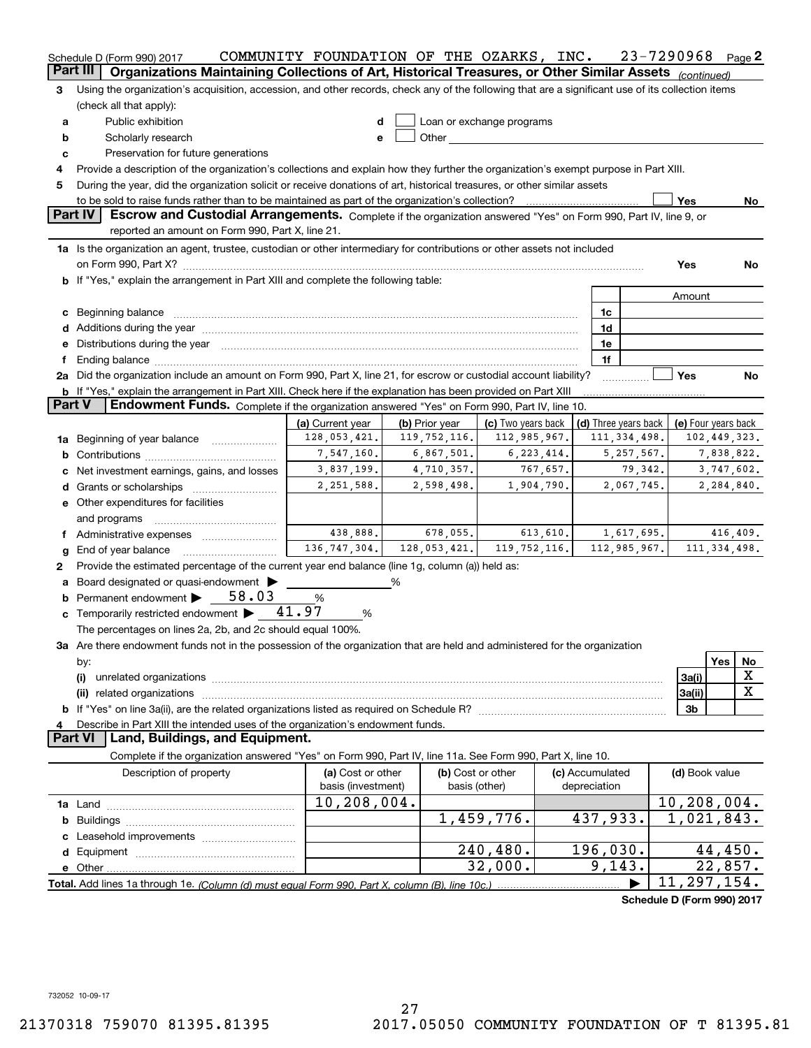Schedule D (Form 990) 2017 COMMUNITY FOUNDATION OF THE OZARKS, INC. 23-7290968 Page 2

## Part III Organizations Maintaining Collections of Art, Historical Treasures, or Other Similar Assets *(continued)*

3 Using the organization's acquisition, accession, and other records, check any of the following that are a significant use of its collection items (check all that apply):

- a Public exhibition
- b Scholarly research
- c Preservation for future generations
- d Loan or exchange programs
- e Other

4 Provide a description of the organization's collections and explain how they further the organization's exempt purpose in Part XIII.

5 During the year, did the organization solicit or receive donations of art, historical treasures, or other similar assets to be sold to raise funds rather than to be maintained as part of the organization's collection? Yes No

## Part IV Escrow and Custodial Arrangements.

Complete if the organization answered "Yes" on Form 990, Part IV, line 9, or reported an amount on Form 990, Part X, line 21.

1a Is the organization an agent, trustee, custodian or other intermediary for contributions or other assets not included on Form 990, Part X? Yes No

b If "Yes," explain the arrangement in Part XIII and complete the following table:

| | | Amount |
|---|---|---|
| c Beginning balance | 1c | |
| d Additions during the year | 1d | |
| e Distributions during the year | 1e | |
| f Ending balance | 1f | |

2a Did the organization include an amount on Form 990, Part X, line 21, for escrow or custodial account liability? Yes No

b If "Yes," explain the arrangement in Part XIII. Check here if the explanation has been provided on Part XIII

## Part V Endowment Funds.

Complete if the organization answered "Yes" on Form 990, Part IV, line 10.

| | (a) Current year | (b) Prior year | (c) Two years back | (d) Three years back | (e) Four years back |
|---|---|---|---|---|---|
| 1a Beginning of year balance | 128,053,421. | 119,752,116. | 112,985,967. | 111,334,498. | 102,449,323. |
| b Contributions | 7,547,160. | 6,867,501. | 6,223,414. | 5,257,567. | 7,838,822. |
| c Net investment earnings, gains, and losses | 3,837,199. | 4,710,357. | 767,657. | 79,342. | 3,747,602. |
| d Grants or scholarships | 2,251,588. | 2,598,498. | 1,904,790. | 2,067,745. | 2,284,840. |
| e Other expenditures for facilities and programs | | | | | |
| f Administrative expenses | 438,888. | 678,055. | 613,610. | 1,617,695. | 416,409. |
| g End of year balance | 136,747,304. | 128,053,421. | 119,752,116. | 112,985,967. | 111,334,498. |

2 Provide the estimated percentage of the current year end balance (line 1g, column (a)) held as:

- a Board designated or quasi-endowment ▶ %
- b Permanent endowment ▶ 58.03 %
- c Temporarily restricted endowment ▶ 41.97 %

The percentages on lines 2a, 2b, and 2c should equal 100%.

3a Are there endowment funds not in the possession of the organization that are held and administered for the organization by:

| | | Yes | No |
|---|---|---|---|
| (i) unrelated organizations | 3a(i) | | X |
| (ii) related organizations | 3a(ii) | | X |
| b If "Yes" on line 3a(ii), are the related organizations listed as required on Schedule R? | 3b | | |

4 Describe in Part XIII the intended uses of the organization's endowment funds.

## Part VI Land, Buildings, and Equipment.

Complete if the organization answered "Yes" on Form 990, Part IV, line 11a. See Form 990, Part X, line 10.

| Description of property | (a) Cost or other basis (investment) | (b) Cost or other basis (other) | (c) Accumulated depreciation | (d) Book value |
|---|---|---|---|---|
| 1a Land | 10,208,004. | | | 10,208,004. |
| b Buildings | | 1,459,776. | 437,933. | 1,021,843. |
| c Leasehold improvements | | | | |
| d Equipment | | 240,480. | 196,030. | 44,450. |
| e Other | | 32,000. | 9,143. | 22,857. |
| Total. Add lines 1a through 1e. *(Column (d) must equal Form 990, Part X, column (B), line 10c.)* | | | ▶ | 11,297,154. |

Schedule D (Form 990) 2017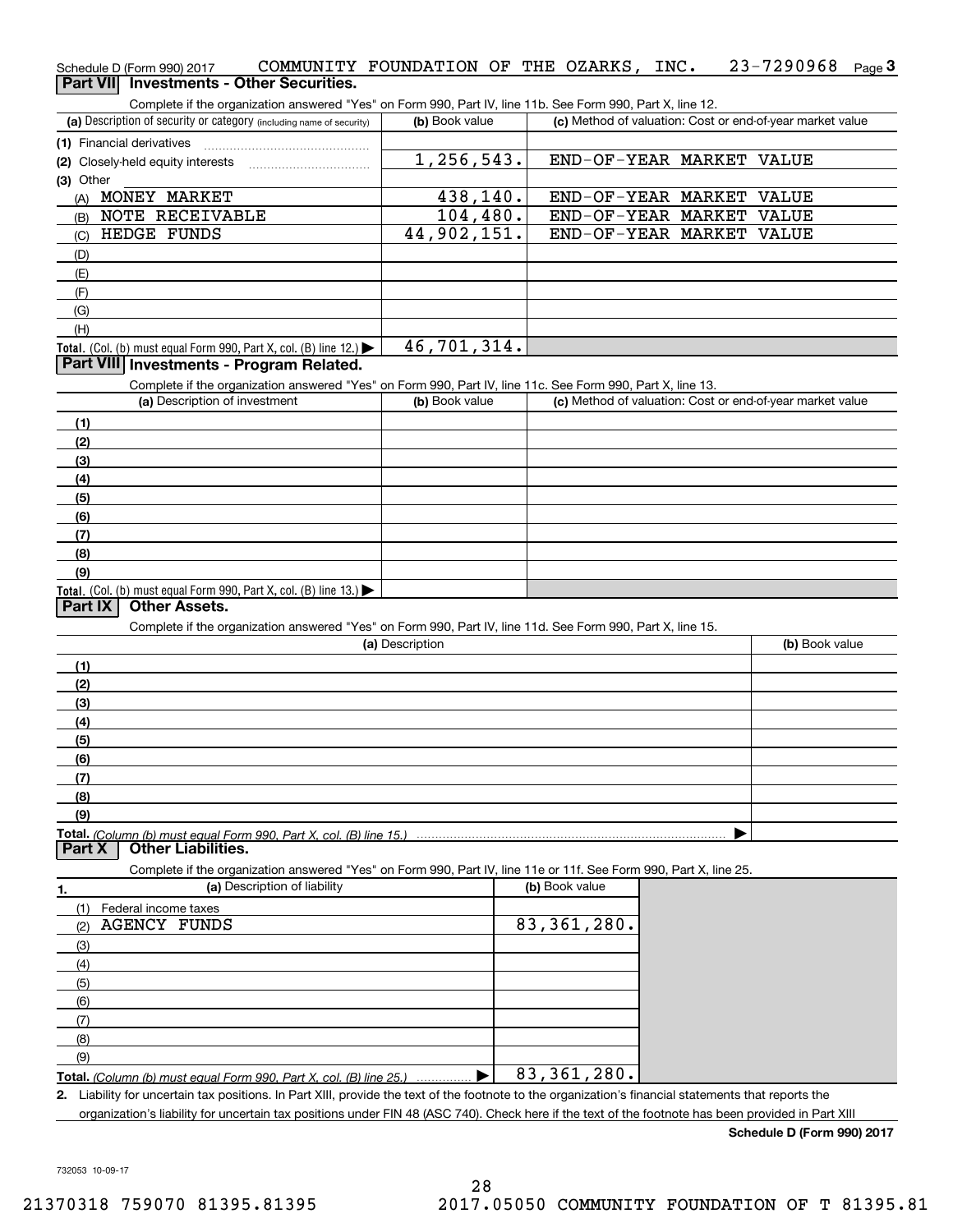Schedule D (Form 990) 2017 COMMUNITY FOUNDATION OF THE OZARKS, INC. 23-7290968 Page 3

## Part VII Investments - Other Securities.

Complete if the organization answered "Yes" on Form 990, Part IV, line 11b. See Form 990, Part X, line 12.

| (a) Description of security or category (including name of security) | (b) Book value | (c) Method of valuation: Cost or end-of-year market value |
|---|---|---|
| (1) Financial derivatives | | |
| (2) Closely-held equity interests | 1,256,543. | END-OF-YEAR MARKET VALUE |
| (3) Other | | |
| (A) MONEY MARKET | 438,140. | END-OF-YEAR MARKET VALUE |
| (B) NOTE RECEIVABLE | 104,480. | END-OF-YEAR MARKET VALUE |
| (C) HEDGE FUNDS | 44,902,151. | END-OF-YEAR MARKET VALUE |
| (D) | | |
| (E) | | |
| (F) | | |
| (G) | | |
| (H) | | |
| **Total.** (Col. (b) must equal Form 990, Part X, col. (B) line 12.) ▶ | 46,701,314. | |

## Part VIII Investments - Program Related.

Complete if the organization answered "Yes" on Form 990, Part IV, line 11c. See Form 990, Part X, line 13.

| (a) Description of investment | (b) Book value | (c) Method of valuation: Cost or end-of-year market value |
|---|---|---|
| (1) | | |
| (2) | | |
| (3) | | |
| (4) | | |
| (5) | | |
| (6) | | |
| (7) | | |
| (8) | | |
| (9) | | |
| **Total.** (Col. (b) must equal Form 990, Part X, col. (B) line 13.) ▶ | | |

## Part IX Other Assets.

Complete if the organization answered "Yes" on Form 990, Part IV, line 11d. See Form 990, Part X, line 15.

| (a) Description | (b) Book value |
|---|---|
| (1) | |
| (2) | |
| (3) | |
| (4) | |
| (5) | |
| (6) | |
| (7) | |
| (8) | |
| (9) | |
| **Total.** *(Column (b) must equal Form 990, Part X, col. (B) line 15.)* ▶ | |

## Part X Other Liabilities.

Complete if the organization answered "Yes" on Form 990, Part IV, line 11e or 11f. See Form 990, Part X, line 25.

| 1. (a) Description of liability | (b) Book value |
|---|---|
| (1) Federal income taxes | |
| (2) AGENCY FUNDS | 83,361,280. |
| (3) | |
| (4) | |
| (5) | |
| (6) | |
| (7) | |
| (8) | |
| (9) | |
| **Total.** *(Column (b) must equal Form 990, Part X, col. (B) line 25.)* ▶ | 83,361,280. |

2. Liability for uncertain tax positions. In Part XIII, provide the text of the footnote to the organization's financial statements that reports the organization's liability for uncertain tax positions under FIN 48 (ASC 740). Check here if the text of the footnote has been provided in Part XIII

**Schedule D (Form 990) 2017**

732053 10-09-17

21370318 759070 81395.81395 2017.05050 COMMUNITY FOUNDATION OF T 81395.81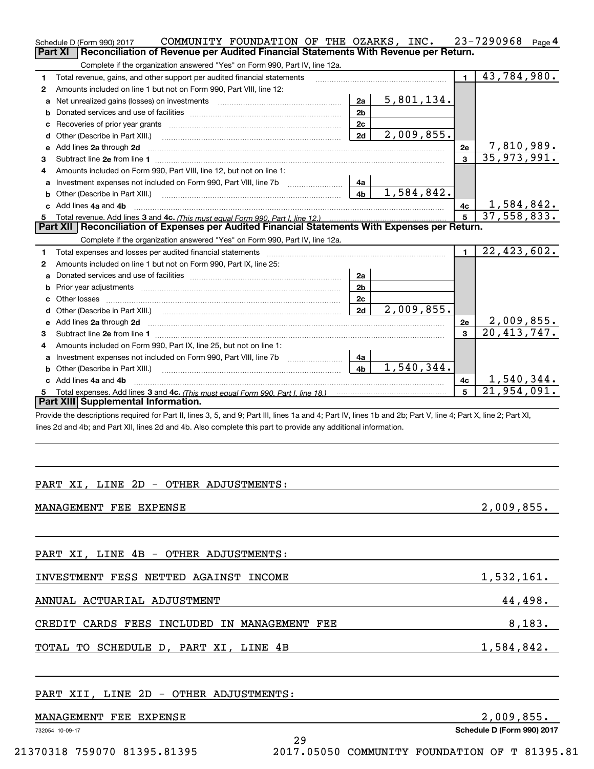Schedule D (Form 990) 2017 COMMUNITY FOUNDATION OF THE OZARKS, INC. 23-7290968 Page 4

## Part XI Reconciliation of Revenue per Audited Financial Statements With Revenue per Return.

Complete if the organization answered "Yes" on Form 990, Part IV, line 12a.

| | | | | | |
|---|---|---|---|---|---|
| 1 | Total revenue, gains, and other support per audited financial statements | | | 1 | 43,784,980. |
| 2 | Amounts included on line 1 but not on Form 990, Part VIII, line 12: | | | | |
| a | Net unrealized gains (losses) on investments | 2a | 5,801,134. | | |
| b | Donated services and use of facilities | 2b | | | |
| c | Recoveries of prior year grants | 2c | | | |
| d | Other (Describe in Part XIII.) | 2d | 2,009,855. | | |
| e | Add lines 2a through 2d | | | 2e | 7,810,989. |
| 3 | Subtract line 2e from line 1 | | | 3 | 35,973,991. |
| 4 | Amounts included on Form 990, Part VIII, line 12, but not on line 1: | | | | |
| a | Investment expenses not included on Form 990, Part VIII, line 7b | 4a | | | |
| b | Other (Describe in Part XIII.) | 4b | 1,584,842. | | |
| c | Add lines 4a and 4b | | | 4c | 1,584,842. |
| 5 | Total revenue. Add lines 3 and 4c. *(This must equal Form 990, Part I, line 12.)* | | | 5 | 37,558,833. |

## Part XII Reconciliation of Expenses per Audited Financial Statements With Expenses per Return.

Complete if the organization answered "Yes" on Form 990, Part IV, line 12a.

| | | | | | |
|---|---|---|---|---|---|
| 1 | Total expenses and losses per audited financial statements | | | 1 | 22,423,602. |
| 2 | Amounts included on line 1 but not on Form 990, Part IX, line 25: | | | | |
| a | Donated services and use of facilities | 2a | | | |
| b | Prior year adjustments | 2b | | | |
| c | Other losses | 2c | | | |
| d | Other (Describe in Part XIII.) | 2d | 2,009,855. | | |
| e | Add lines 2a through 2d | | | 2e | 2,009,855. |
| 3 | Subtract line 2e from line 1 | | | 3 | 20,413,747. |
| 4 | Amounts included on Form 990, Part IX, line 25, but not on line 1: | | | | |
| a | Investment expenses not included on Form 990, Part VIII, line 7b | 4a | | | |
| b | Other (Describe in Part XIII.) | 4b | 1,540,344. | | |
| c | Add lines 4a and 4b | | | 4c | 1,540,344. |
| 5 | Total expenses. Add lines 3 and 4c. *(This must equal Form 990, Part I, line 18.)* | | | 5 | 21,954,091. |

## Part XIII Supplemental Information.

Provide the descriptions required for Part II, lines 3, 5, and 9; Part III, lines 1a and 4; Part IV, lines 1b and 2b; Part V, line 4; Part X, line 2; Part XI, lines 2d and 4b; and Part XII, lines 2d and 4b. Also complete this part to provide any additional information.

PART XI, LINE 2D - OTHER ADJUSTMENTS:

| | |
|---|---|
| MANAGEMENT FEE EXPENSE | 2,009,855. |

PART XI, LINE 4B - OTHER ADJUSTMENTS:

| | |
|---|---|
| INVESTMENT FESS NETTED AGAINST INCOME | 1,532,161. |
| ANNUAL ACTUARIAL ADJUSTMENT | 44,498. |
| CREDIT CARDS FEES INCLUDED IN MANAGEMENT FEE | 8,183. |
| TOTAL TO SCHEDULE D, PART XI, LINE 4B | 1,584,842. |

PART XII, LINE 2D - OTHER ADJUSTMENTS:

| | |
|---|---|
| MANAGEMENT FEE EXPENSE | 2,009,855. |

732054 10-09-17 Schedule D (Form 990) 2017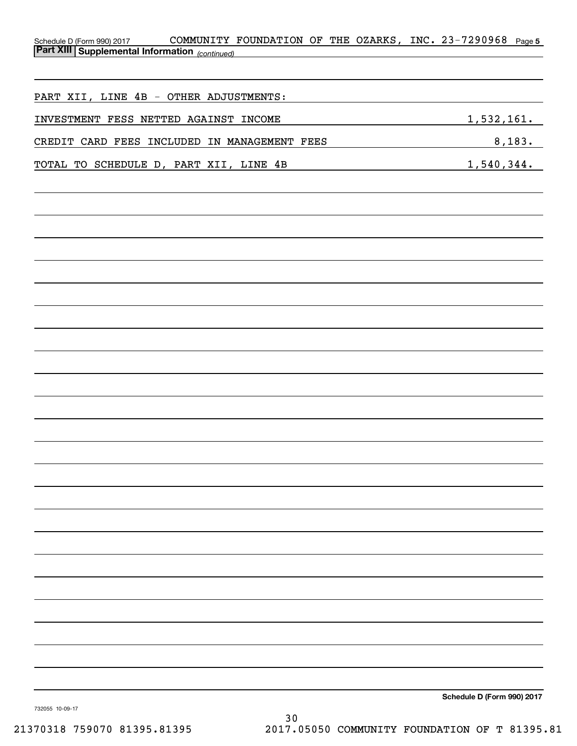## Part XIII Supplemental Information *(continued)*

PART XII, LINE 4B - OTHER ADJUSTMENTS:

| | |
|---|---|
| INVESTMENT FESS NETTED AGAINST INCOME | 1,532,161. |
| CREDIT CARD FEES INCLUDED IN MANAGEMENT FEES | 8,183. |
| TOTAL TO SCHEDULE D, PART XII, LINE 4B | 1,540,344. |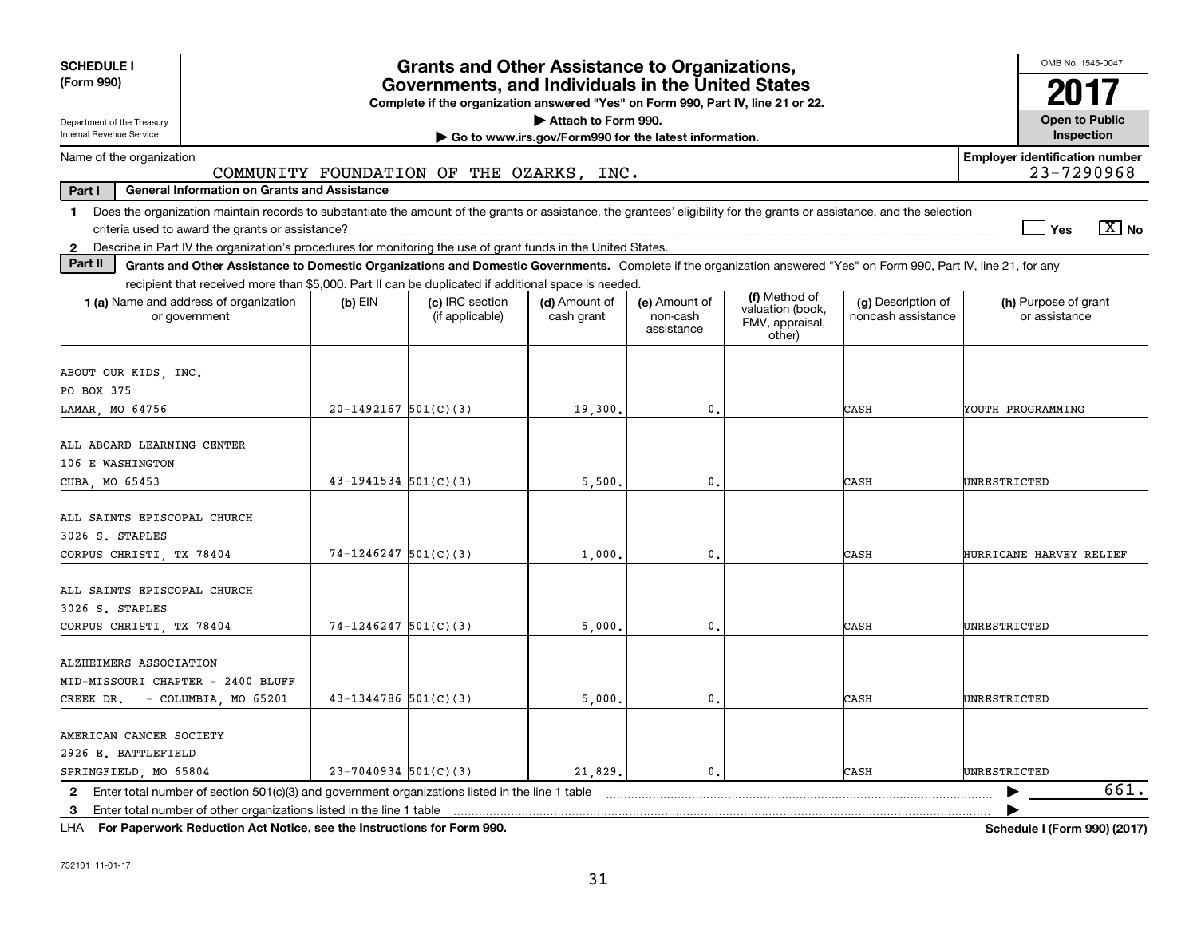**SCHEDULE I (Form 990)**

Department of the Treasury
Internal Revenue Service

# Grants and Other Assistance to Organizations, Governments, and Individuals in the United States

**Complete if the organization answered "Yes" on Form 990, Part IV, line 21 or 22.**

**▶ Attach to Form 990.**

**▶ Go to www.irs.gov/Form990 for the latest information.**

OMB No. 1545-0047

**2017**

**Open to Public Inspection**

Name of the organization: COMMUNITY FOUNDATION OF THE OZARKS, INC.

Employer identification number: 23-7290968

**Part I — General Information on Grants and Assistance**

1 Does the organization maintain records to substantiate the amount of the grants or assistance, the grantees' eligibility for the grants or assistance, and the selection criteria used to award the grants or assistance? ☐ Yes ☒ No

2 Describe in Part IV the organization's procedures for monitoring the use of grant funds in the United States.

**Part II — Grants and Other Assistance to Domestic Organizations and Domestic Governments.** Complete if the organization answered "Yes" on Form 990, Part IV, line 21, for any recipient that received more than $5,000. Part II can be duplicated if additional space is needed.

| 1 (a) Name and address of organization or government | (b) EIN | (c) IRC section (if applicable) | (d) Amount of cash grant | (e) Amount of non-cash assistance | (f) Method of valuation (book, FMV, appraisal, other) | (g) Description of noncash assistance | (h) Purpose of grant or assistance |
|---|---|---|---|---|---|---|---|
| ABOUT OUR KIDS, INC.<br>PO BOX 375<br>LAMAR, MO 64756 | 20-1492167 | 501(C)(3) | 19,300. | 0. | | CASH | YOUTH PROGRAMMING |
| ALL ABOARD LEARNING CENTER<br>106 E WASHINGTON<br>CUBA, MO 65453 | 43-1941534 | 501(C)(3) | 5,500. | 0. | | CASH | UNRESTRICTED |
| ALL SAINTS EPISCOPAL CHURCH<br>3026 S. STAPLES<br>CORPUS CHRISTI, TX 78404 | 74-1246247 | 501(C)(3) | 1,000. | 0. | | CASH | HURRICANE HARVEY RELIEF |
| ALL SAINTS EPISCOPAL CHURCH<br>3026 S. STAPLES<br>CORPUS CHRISTI, TX 78404 | 74-1246247 | 501(C)(3) | 5,000. | 0. | | CASH | UNRESTRICTED |
| ALZHEIMERS ASSOCIATION<br>MID-MISSOURI CHAPTER - 2400 BLUFF CREEK DR. - COLUMBIA, MO 65201 | 43-1344786 | 501(C)(3) | 5,000. | 0. | | CASH | UNRESTRICTED |
| AMERICAN CANCER SOCIETY<br>2926 E. BATTLEFIELD<br>SPRINGFIELD, MO 65804 | 23-7040934 | 501(C)(3) | 21,829. | 0. | | CASH | UNRESTRICTED |

2 Enter total number of section 501(c)(3) and government organizations listed in the line 1 table ▶ 661.

3 Enter total number of other organizations listed in the line 1 table ▶

LHA **For Paperwork Reduction Act Notice, see the Instructions for Form 990.** **Schedule I (Form 990) (2017)**

732101 11-01-17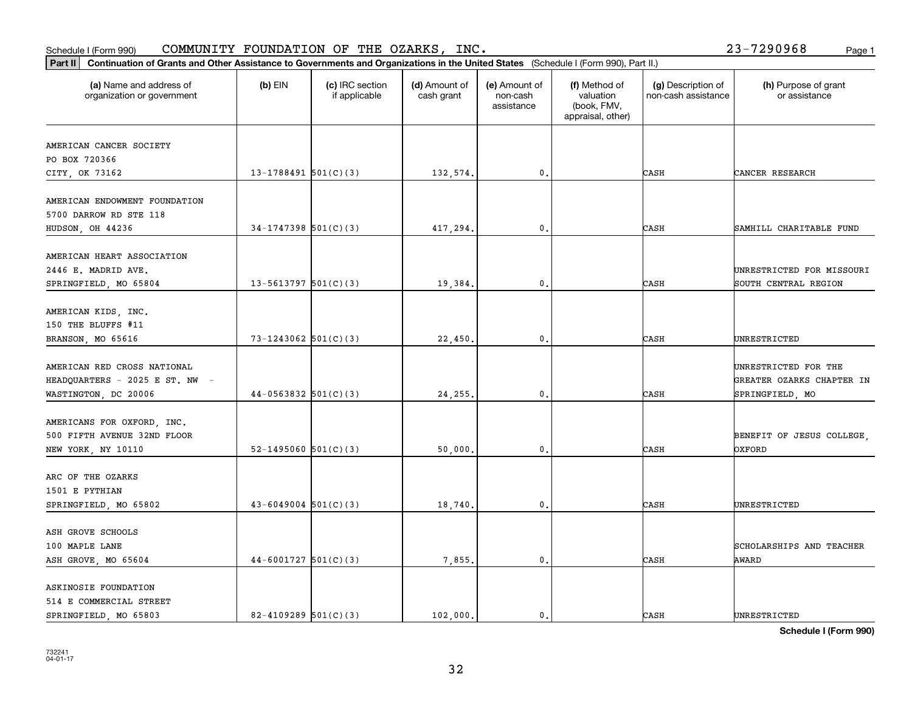Schedule I (Form 990) COMMUNITY FOUNDATION OF THE OZARKS, INC. 23-7290968 Page 1

**Part II** **Continuation of Grants and Other Assistance to Governments and Organizations in the United States** (Schedule I (Form 990), Part II.)

| (a) Name and address of organization or government | (b) EIN | (c) IRC section if applicable | (d) Amount of cash grant | (e) Amount of non-cash assistance | (f) Method of valuation (book, FMV, appraisal, other) | (g) Description of non-cash assistance | (h) Purpose of grant or assistance |
|---|---|---|---|---|---|---|---|
| AMERICAN CANCER SOCIETY<br>PO BOX 720366<br>CITY, OK 73162 | 13-1788491 | 501(C)(3) | 132,574. | 0. | | CASH | CANCER RESEARCH |
| AMERICAN ENDOWMENT FOUNDATION<br>5700 DARROW RD STE 118<br>HUDSON, OH 44236 | 34-1747398 | 501(C)(3) | 417,294. | 0. | | CASH | SAMHILL CHARITABLE FUND |
| AMERICAN HEART ASSOCIATION<br>2446 E. MADRID AVE.<br>SPRINGFIELD, MO 65804 | 13-5613797 | 501(C)(3) | 19,384. | 0. | | CASH | UNRESTRICTED FOR MISSOURI SOUTH CENTRAL REGION |
| AMERICAN KIDS, INC.<br>150 THE BLUFFS #11<br>BRANSON, MO 65616 | 73-1243062 | 501(C)(3) | 22,450. | 0. | | CASH | UNRESTRICTED |
| AMERICAN RED CROSS NATIONAL<br>HEADQUARTERS - 2025 E ST. NW -<br>WASTINGTON, DC 20006 | 44-0563832 | 501(C)(3) | 24,255. | 0. | | CASH | UNRESTRICTED FOR THE GREATER OZARKS CHAPTER IN SPRINGFIELD, MO |
| AMERICANS FOR OXFORD, INC.<br>500 FIFTH AVENUE 32ND FLOOR<br>NEW YORK, NY 10110 | 52-1495060 | 501(C)(3) | 50,000. | 0. | | CASH | BENEFIT OF JESUS COLLEGE, OXFORD |
| ARC OF THE OZARKS<br>1501 E PYTHIAN<br>SPRINGFIELD, MO 65802 | 43-6049004 | 501(C)(3) | 18,740. | 0. | | CASH | UNRESTRICTED |
| ASH GROVE SCHOOLS<br>100 MAPLE LANE<br>ASH GROVE, MO 65604 | 44-6001727 | 501(C)(3) | 7,855. | 0. | | CASH | SCHOLARSHIPS AND TEACHER AWARD |
| ASKINOSIE FOUNDATION<br>514 E COMMERCIAL STREET<br>SPRINGFIELD, MO 65803 | 82-4109289 | 501(C)(3) | 102,000. | 0. | | CASH | UNRESTRICTED |

**Schedule I (Form 990)**

732241
04-01-17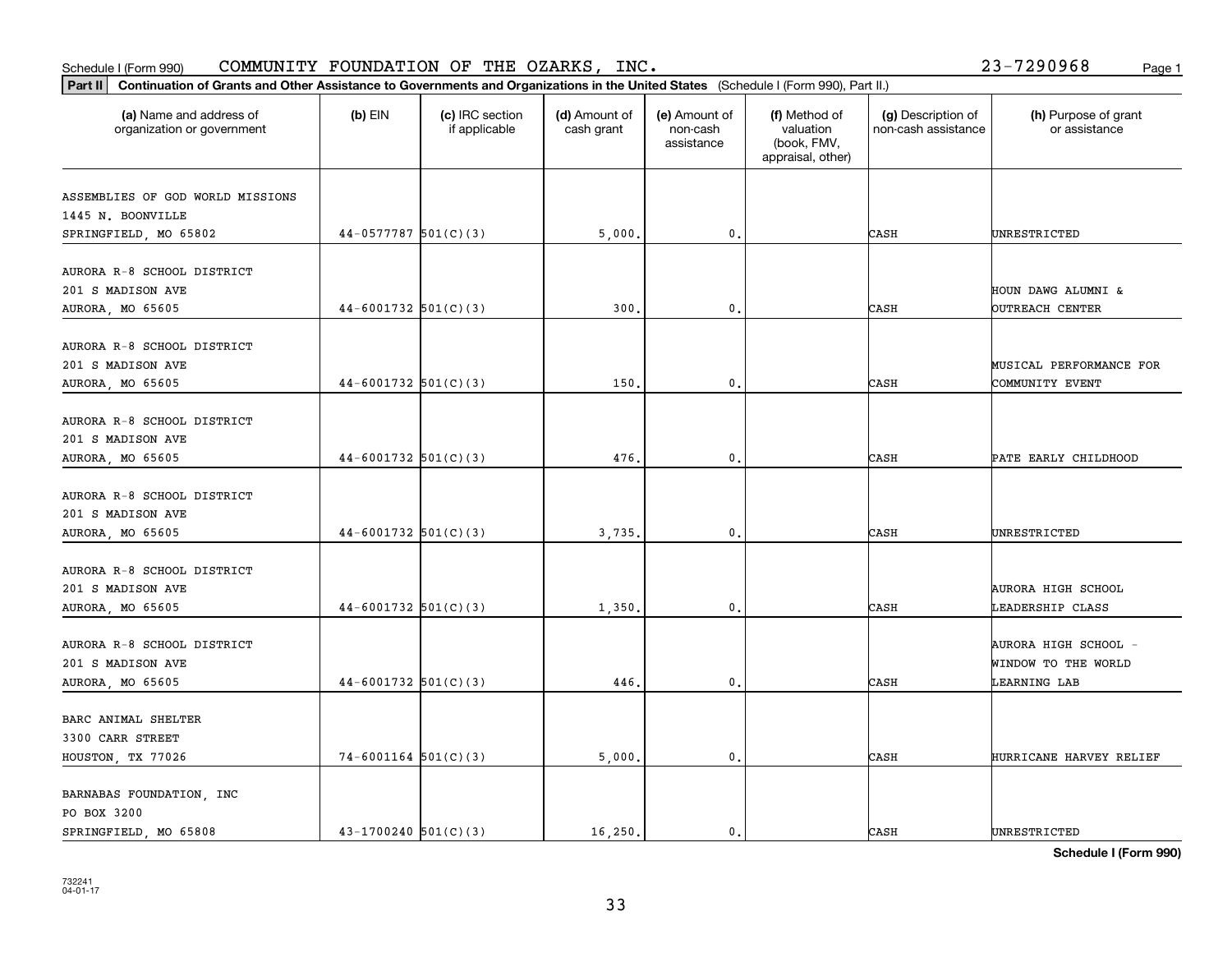Schedule I (Form 990) COMMUNITY FOUNDATION OF THE OZARKS, INC. 23-7290968

**Part II** **Continuation of Grants and Other Assistance to Governments and Organizations in the United States** (Schedule I (Form 990), Part II.)

| (a) Name and address of organization or government | (b) EIN | (c) IRC section if applicable | (d) Amount of cash grant | (e) Amount of non-cash assistance | (f) Method of valuation (book, FMV, appraisal, other) | (g) Description of non-cash assistance | (h) Purpose of grant or assistance |
|---|---|---|---|---|---|---|---|
| ASSEMBLIES OF GOD WORLD MISSIONS 1445 N. BOONVILLE SPRINGFIELD, MO 65802 | 44-0577787 | 501(C)(3) | 5,000. | 0. | | CASH | UNRESTRICTED |
| AURORA R-8 SCHOOL DISTRICT 201 S MADISON AVE AURORA, MO 65605 | 44-6001732 | 501(C)(3) | 300. | 0. | | CASH | HOUN DAWG ALUMNI & OUTREACH CENTER |
| AURORA R-8 SCHOOL DISTRICT 201 S MADISON AVE AURORA, MO 65605 | 44-6001732 | 501(C)(3) | 150. | 0. | | CASH | MUSICAL PERFORMANCE FOR COMMUNITY EVENT |
| AURORA R-8 SCHOOL DISTRICT 201 S MADISON AVE AURORA, MO 65605 | 44-6001732 | 501(C)(3) | 476. | 0. | | CASH | PATE EARLY CHILDHOOD |
| AURORA R-8 SCHOOL DISTRICT 201 S MADISON AVE AURORA, MO 65605 | 44-6001732 | 501(C)(3) | 3,735. | 0. | | CASH | UNRESTRICTED |
| AURORA R-8 SCHOOL DISTRICT 201 S MADISON AVE AURORA, MO 65605 | 44-6001732 | 501(C)(3) | 1,350. | 0. | | CASH | AURORA HIGH SCHOOL LEADERSHIP CLASS |
| AURORA R-8 SCHOOL DISTRICT 201 S MADISON AVE AURORA, MO 65605 | 44-6001732 | 501(C)(3) | 446. | 0. | | CASH | AURORA HIGH SCHOOL - WINDOW TO THE WORLD LEARNING LAB |
| BARC ANIMAL SHELTER 3300 CARR STREET HOUSTON, TX 77026 | 74-6001164 | 501(C)(3) | 5,000. | 0. | | CASH | HURRICANE HARVEY RELIEF |
| BARNABAS FOUNDATION, INC PO BOX 3200 SPRINGFIELD, MO 65808 | 43-1700240 | 501(C)(3) | 16,250. | 0. | | CASH | UNRESTRICTED |

**Schedule I (Form 990)**

732241 04-01-17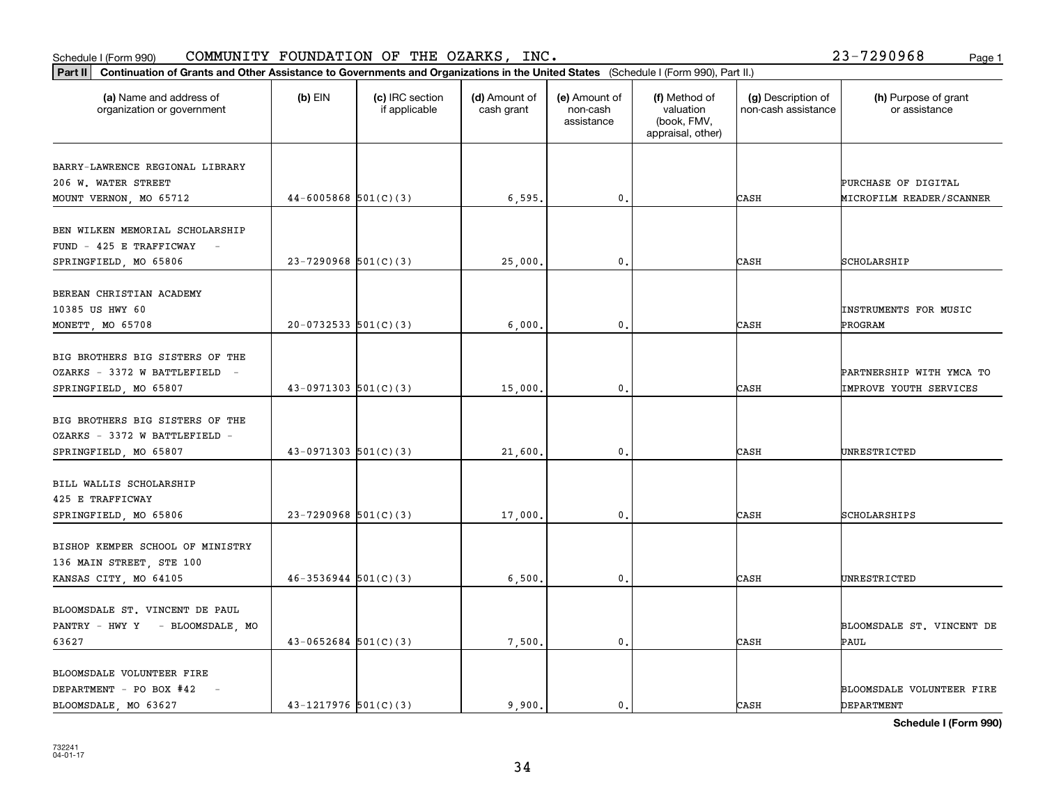Schedule I (Form 990) COMMUNITY FOUNDATION OF THE OZARKS, INC. 23-7290968

**Part II Continuation of Grants and Other Assistance to Governments and Organizations in the United States** (Schedule I (Form 990), Part II.)

| (a) Name and address of organization or government | (b) EIN | (c) IRC section if applicable | (d) Amount of cash grant | (e) Amount of non-cash assistance | (f) Method of valuation (book, FMV, appraisal, other) | (g) Description of non-cash assistance | (h) Purpose of grant or assistance |
|---|---|---|---|---|---|---|---|
| BARRY-LAWRENCE REGIONAL LIBRARY 206 W. WATER STREET MOUNT VERNON, MO 65712 | 44-6005868 | 501(C)(3) | 6,595. | 0. | | CASH | PURCHASE OF DIGITAL MICROFILM READER/SCANNER |
| BEN WILKEN MEMORIAL SCHOLARSHIP FUND - 425 E TRAFFICWAY - SPRINGFIELD, MO 65806 | 23-7290968 | 501(C)(3) | 25,000. | 0. | | CASH | SCHOLARSHIP |
| BEREAN CHRISTIAN ACADEMY 10385 US HWY 60 MONETT, MO 65708 | 20-0732533 | 501(C)(3) | 6,000. | 0. | | CASH | INSTRUMENTS FOR MUSIC PROGRAM |
| BIG BROTHERS BIG SISTERS OF THE OZARKS - 3372 W BATTLEFIELD - SPRINGFIELD, MO 65807 | 43-0971303 | 501(C)(3) | 15,000. | 0. | | CASH | PARTNERSHIP WITH YMCA TO IMPROVE YOUTH SERVICES |
| BIG BROTHERS BIG SISTERS OF THE OZARKS - 3372 W BATTLEFIELD - SPRINGFIELD, MO 65807 | 43-0971303 | 501(C)(3) | 21,600. | 0. | | CASH | UNRESTRICTED |
| BILL WALLIS SCHOLARSHIP 425 E TRAFFICWAY SPRINGFIELD, MO 65806 | 23-7290968 | 501(C)(3) | 17,000. | 0. | | CASH | SCHOLARSHIPS |
| BISHOP KEMPER SCHOOL OF MINISTRY 136 MAIN STREET, STE 100 KANSAS CITY, MO 64105 | 46-3536944 | 501(C)(3) | 6,500. | 0. | | CASH | UNRESTRICTED |
| BLOOMSDALE ST. VINCENT DE PAUL PANTRY - HWY Y - BLOOMSDALE, MO 63627 | 43-0652684 | 501(C)(3) | 7,500. | 0. | | CASH | BLOOMSDALE ST. VINCENT DE PAUL |
| BLOOMSDALE VOLUNTEER FIRE DEPARTMENT - PO BOX #42 - BLOOMSDALE, MO 63627 | 43-1217976 | 501(C)(3) | 9,900. | 0. | | CASH | BLOOMSDALE VOLUNTEER FIRE DEPARTMENT |

Schedule I (Form 990)

732241 04-01-17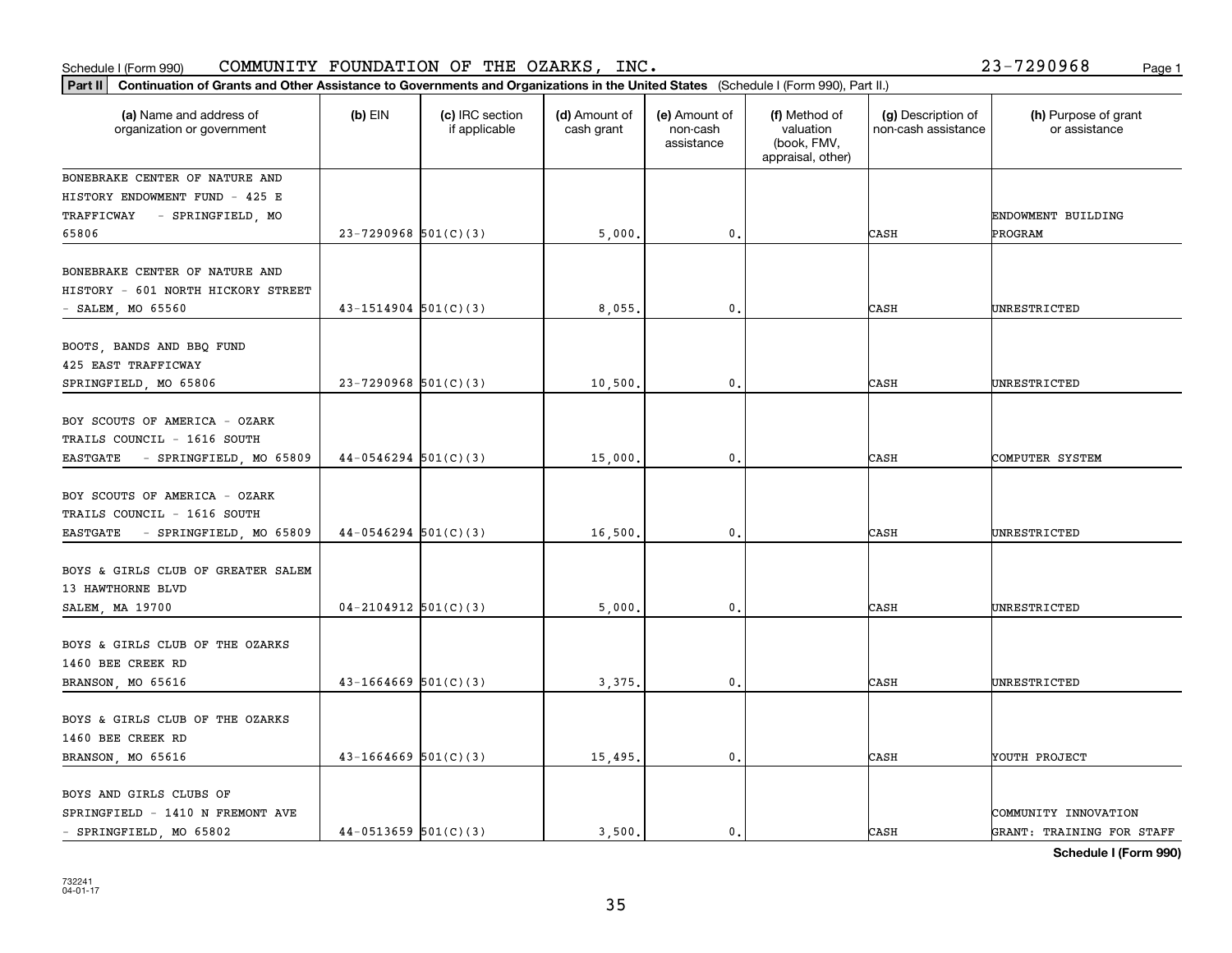Schedule I (Form 990) COMMUNITY FOUNDATION OF THE OZARKS, INC. 23-7290968 Page 1

**Part II** **Continuation of Grants and Other Assistance to Governments and Organizations in the United States** (Schedule I (Form 990), Part II.)

| (a) Name and address of organization or government | (b) EIN | (c) IRC section if applicable | (d) Amount of cash grant | (e) Amount of non-cash assistance | (f) Method of valuation (book, FMV, appraisal, other) | (g) Description of non-cash assistance | (h) Purpose of grant or assistance |
|---|---|---|---|---|---|---|---|
| BONEBRAKE CENTER OF NATURE AND HISTORY ENDOWMENT FUND - 425 E TRAFFICWAY - SPRINGFIELD, MO 65806 | 23-7290968 | 501(C)(3) | 5,000. | 0. | | CASH | ENDOWMENT BUILDING PROGRAM |
| BONEBRAKE CENTER OF NATURE AND HISTORY - 601 NORTH HICKORY STREET - SALEM, MO 65560 | 43-1514904 | 501(C)(3) | 8,055. | 0. | | CASH | UNRESTRICTED |
| BOOTS, BANDS AND BBQ FUND 425 EAST TRAFFICWAY SPRINGFIELD, MO 65806 | 23-7290968 | 501(C)(3) | 10,500. | 0. | | CASH | UNRESTRICTED |
| BOY SCOUTS OF AMERICA - OZARK TRAILS COUNCIL - 1616 SOUTH EASTGATE - SPRINGFIELD, MO 65809 | 44-0546294 | 501(C)(3) | 15,000. | 0. | | CASH | COMPUTER SYSTEM |
| BOY SCOUTS OF AMERICA - OZARK TRAILS COUNCIL - 1616 SOUTH EASTGATE - SPRINGFIELD, MO 65809 | 44-0546294 | 501(C)(3) | 16,500. | 0. | | CASH | UNRESTRICTED |
| BOYS & GIRLS CLUB OF GREATER SALEM 13 HAWTHORNE BLVD SALEM, MA 19700 | 04-2104912 | 501(C)(3) | 5,000. | 0. | | CASH | UNRESTRICTED |
| BOYS & GIRLS CLUB OF THE OZARKS 1460 BEE CREEK RD BRANSON, MO 65616 | 43-1664669 | 501(C)(3) | 3,375. | 0. | | CASH | UNRESTRICTED |
| BOYS & GIRLS CLUB OF THE OZARKS 1460 BEE CREEK RD BRANSON, MO 65616 | 43-1664669 | 501(C)(3) | 15,495. | 0. | | CASH | YOUTH PROJECT |
| BOYS AND GIRLS CLUBS OF SPRINGFIELD - 1410 N FREMONT AVE - SPRINGFIELD, MO 65802 | 44-0513659 | 501(C)(3) | 3,500. | 0. | | CASH | COMMUNITY INNOVATION GRANT: TRAINING FOR STAFF |

**Schedule I (Form 990)**

732241 04-01-17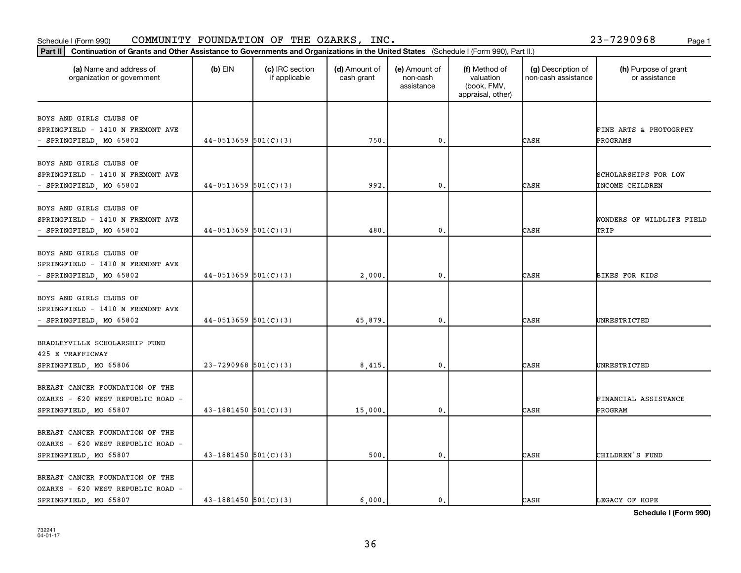Schedule I (Form 990) COMMUNITY FOUNDATION OF THE OZARKS, INC. 23-7290968

**Part II** **Continuation of Grants and Other Assistance to Governments and Organizations in the United States** (Schedule I (Form 990), Part II.)

| (a) Name and address of organization or government | (b) EIN | (c) IRC section if applicable | (d) Amount of cash grant | (e) Amount of non-cash assistance | (f) Method of valuation (book, FMV, appraisal, other) | (g) Description of non-cash assistance | (h) Purpose of grant or assistance |
|---|---|---|---|---|---|---|---|
| BOYS AND GIRLS CLUBS OF SPRINGFIELD - 1410 N FREMONT AVE - SPRINGFIELD, MO 65802 | 44-0513659 | 501(C)(3) | 750. | 0. | | CASH | FINE ARTS & PHOTOGRPHY PROGRAMS |
| BOYS AND GIRLS CLUBS OF SPRINGFIELD - 1410 N FREMONT AVE - SPRINGFIELD, MO 65802 | 44-0513659 | 501(C)(3) | 992. | 0. | | CASH | SCHOLARSHIPS FOR LOW INCOME CHILDREN |
| BOYS AND GIRLS CLUBS OF SPRINGFIELD - 1410 N FREMONT AVE - SPRINGFIELD, MO 65802 | 44-0513659 | 501(C)(3) | 480. | 0. | | CASH | WONDERS OF WILDLIFE FIELD TRIP |
| BOYS AND GIRLS CLUBS OF SPRINGFIELD - 1410 N FREMONT AVE - SPRINGFIELD, MO 65802 | 44-0513659 | 501(C)(3) | 2,000. | 0. | | CASH | BIKES FOR KIDS |
| BOYS AND GIRLS CLUBS OF SPRINGFIELD - 1410 N FREMONT AVE - SPRINGFIELD, MO 65802 | 44-0513659 | 501(C)(3) | 45,879. | 0. | | CASH | UNRESTRICTED |
| BRADLEYVILLE SCHOLARSHIP FUND 425 E TRAFFICWAY SPRINGFIELD, MO 65806 | 23-7290968 | 501(C)(3) | 8,415. | 0. | | CASH | UNRESTRICTED |
| BREAST CANCER FOUNDATION OF THE OZARKS - 620 WEST REPUBLIC ROAD - SPRINGFIELD, MO 65807 | 43-1881450 | 501(C)(3) | 15,000. | 0. | | CASH | FINANCIAL ASSISTANCE PROGRAM |
| BREAST CANCER FOUNDATION OF THE OZARKS - 620 WEST REPUBLIC ROAD - SPRINGFIELD, MO 65807 | 43-1881450 | 501(C)(3) | 500. | 0. | | CASH | CHILDREN'S FUND |
| BREAST CANCER FOUNDATION OF THE OZARKS - 620 WEST REPUBLIC ROAD - SPRINGFIELD, MO 65807 | 43-1881450 | 501(C)(3) | 6,000. | 0. | | CASH | LEGACY OF HOPE |

**Schedule I (Form 990)**

732241
04-01-17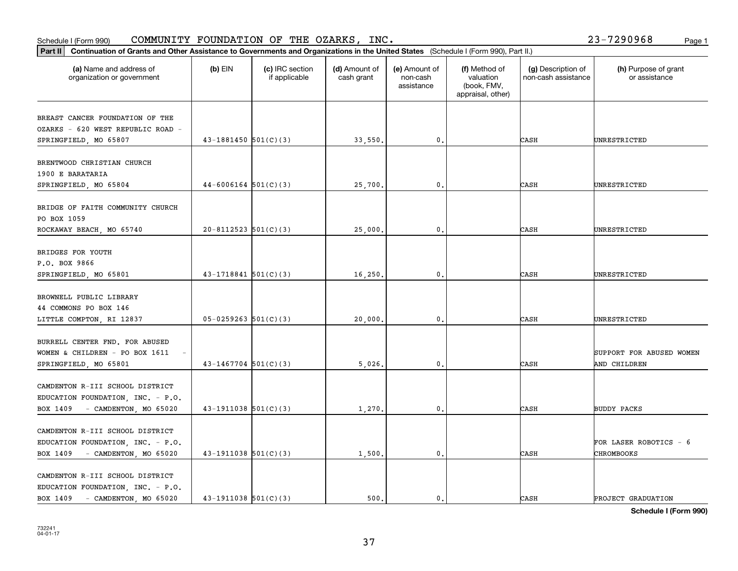Schedule I (Form 990) COMMUNITY FOUNDATION OF THE OZARKS, INC. 23-7290968

**Part II Continuation of Grants and Other Assistance to Governments and Organizations in the United States** (Schedule I (Form 990), Part II.)

| (a) Name and address of organization or government | (b) EIN | (c) IRC section if applicable | (d) Amount of cash grant | (e) Amount of non-cash assistance | (f) Method of valuation (book, FMV, appraisal, other) | (g) Description of non-cash assistance | (h) Purpose of grant or assistance |
|---|---|---|---|---|---|---|---|
| BREAST CANCER FOUNDATION OF THE OZARKS - 620 WEST REPUBLIC ROAD - SPRINGFIELD, MO 65807 | 43-1881450 | 501(C)(3) | 33,550. | 0. | | CASH | UNRESTRICTED |
| BRENTWOOD CHRISTIAN CHURCH 1900 E BARATARIA SPRINGFIELD, MO 65804 | 44-6006164 | 501(C)(3) | 25,700. | 0. | | CASH | UNRESTRICTED |
| BRIDGE OF FAITH COMMUNITY CHURCH PO BOX 1059 ROCKAWAY BEACH, MO 65740 | 20-8112523 | 501(C)(3) | 25,000. | 0. | | CASH | UNRESTRICTED |
| BRIDGES FOR YOUTH P.O. BOX 9866 SPRINGFIELD, MO 65801 | 43-1718841 | 501(C)(3) | 16,250. | 0. | | CASH | UNRESTRICTED |
| BROWNELL PUBLIC LIBRARY 44 COMMONS PO BOX 146 LITTLE COMPTON, RI 12837 | 05-0259263 | 501(C)(3) | 20,000. | 0. | | CASH | UNRESTRICTED |
| BURRELL CENTER FND. FOR ABUSED WOMEN & CHILDREN - PO BOX 1611 - SPRINGFIELD, MO 65801 | 43-1467704 | 501(C)(3) | 5,026. | 0. | | CASH | SUPPORT FOR ABUSED WOMEN AND CHILDREN |
| CAMDENTON R-III SCHOOL DISTRICT EDUCATION FOUNDATION, INC. - P.O. BOX 1409 - CAMDENTON, MO 65020 | 43-1911038 | 501(C)(3) | 1,270. | 0. | | CASH | BUDDY PACKS |
| CAMDENTON R-III SCHOOL DISTRICT EDUCATION FOUNDATION, INC. - P.O. BOX 1409 - CAMDENTON, MO 65020 | 43-1911038 | 501(C)(3) | 1,500. | 0. | | CASH | FOR LASER ROBOTICS - 6 CHROMBOOKS |
| CAMDENTON R-III SCHOOL DISTRICT EDUCATION FOUNDATION, INC. - P.O. BOX 1409 - CAMDENTON, MO 65020 | 43-1911038 | 501(C)(3) | 500. | 0. | | CASH | PROJECT GRADUATION |

**Schedule I (Form 990)**

732241 04-01-17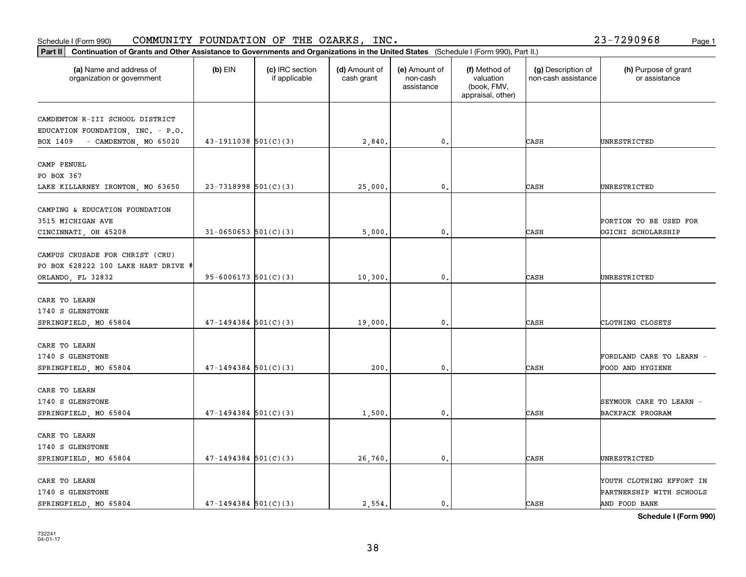Schedule I (Form 990) COMMUNITY FOUNDATION OF THE OZARKS, INC. 23-7290968

**Part II** **Continuation of Grants and Other Assistance to Governments and Organizations in the United States** (Schedule I (Form 990), Part II.)

| (a) Name and address of organization or government | (b) EIN | (c) IRC section if applicable | (d) Amount of cash grant | (e) Amount of non-cash assistance | (f) Method of valuation (book, FMV, appraisal, other) | (g) Description of non-cash assistance | (h) Purpose of grant or assistance |
|---|---|---|---|---|---|---|---|
| CAMDENTON R-III SCHOOL DISTRICT EDUCATION FOUNDATION, INC. - P.O. BOX 1409 - CAMDENTON, MO 65020 | 43-1911038 | 501(C)(3) | 2,840. | 0. | | CASH | UNRESTRICTED |
| CAMP PENUEL PO BOX 367 LAKE KILLARNEY IRONTON, MO 63650 | 23-7318998 | 501(C)(3) | 25,000. | 0. | | CASH | UNRESTRICTED |
| CAMPING & EDUCATION FOUNDATION 3515 MICHIGAN AVE CINCINNATI, OH 45208 | 31-0650653 | 501(C)(3) | 5,000. | 0. | | CASH | PORTION TO BE USED FOR OGICHI SCHOLARSHIP |
| CAMPUS CRUSADE FOR CHRIST (CRU) PO BOX 628222 100 LAKE HART DRIVE # ORLANDO, FL 32832 | 95-6006173 | 501(C)(3) | 10,300. | 0. | | CASH | UNRESTRICTED |
| CARE TO LEARN 1740 S GLENSTONE SPRINGFIELD, MO 65804 | 47-1494384 | 501(C)(3) | 19,000. | 0. | | CASH | CLOTHING CLOSETS |
| CARE TO LEARN 1740 S GLENSTONE SPRINGFIELD, MO 65804 | 47-1494384 | 501(C)(3) | 200. | 0. | | CASH | FORDLAND CARE TO LEARN - FOOD AND HYGIENE |
| CARE TO LEARN 1740 S GLENSTONE SPRINGFIELD, MO 65804 | 47-1494384 | 501(C)(3) | 1,500. | 0. | | CASH | SEYMOUR CARE TO LEARN - BACKPACK PROGRAM |
| CARE TO LEARN 1740 S GLENSTONE SPRINGFIELD, MO 65804 | 47-1494384 | 501(C)(3) | 26,760. | 0. | | CASH | UNRESTRICTED |
| CARE TO LEARN 1740 S GLENSTONE SPRINGFIELD, MO 65804 | 47-1494384 | 501(C)(3) | 2,554. | 0. | | CASH | YOUTH CLOTHING EFFORT IN PARTNERSHIP WITH SCHOOLS AND FOOD BANK |

**Schedule I (Form 990)**

732241
04-01-17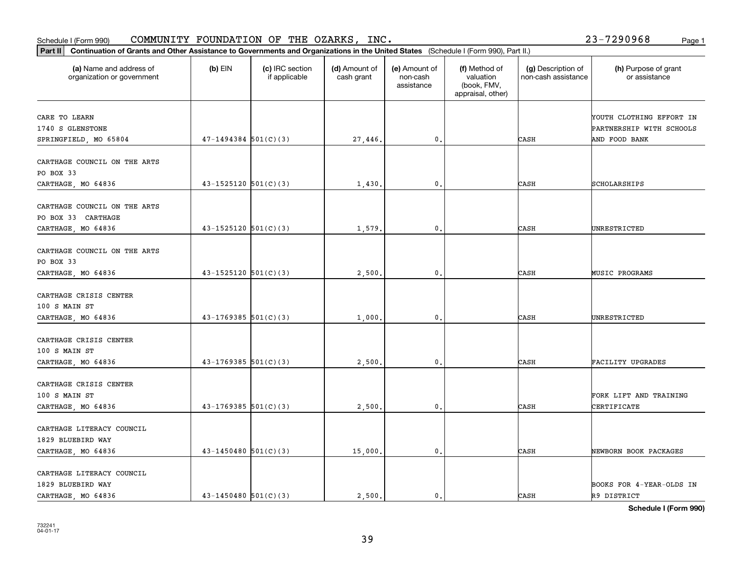Schedule I (Form 990) COMMUNITY FOUNDATION OF THE OZARKS, INC. 23-7290968

**Part II** **Continuation of Grants and Other Assistance to Governments and Organizations in the United States** (Schedule I (Form 990), Part II.)

| (a) Name and address of organization or government | (b) EIN | (c) IRC section if applicable | (d) Amount of cash grant | (e) Amount of non-cash assistance | (f) Method of valuation (book, FMV, appraisal, other) | (g) Description of non-cash assistance | (h) Purpose of grant or assistance |
|---|---|---|---|---|---|---|---|
| CARE TO LEARN<br>1740 S GLENSTONE<br>SPRINGFIELD, MO 65804 | 47-1494384 | 501(C)(3) | 27,446. | 0. | | CASH | YOUTH CLOTHING EFFORT IN PARTNERSHIP WITH SCHOOLS AND FOOD BANK |
| CARTHAGE COUNCIL ON THE ARTS<br>PO BOX 33<br>CARTHAGE, MO 64836 | 43-1525120 | 501(C)(3) | 1,430. | 0. | | CASH | SCHOLARSHIPS |
| CARTHAGE COUNCIL ON THE ARTS<br>PO BOX 33 CARTHAGE<br>CARTHAGE, MO 64836 | 43-1525120 | 501(C)(3) | 1,579. | 0. | | CASH | UNRESTRICTED |
| CARTHAGE COUNCIL ON THE ARTS<br>PO BOX 33<br>CARTHAGE, MO 64836 | 43-1525120 | 501(C)(3) | 2,500. | 0. | | CASH | MUSIC PROGRAMS |
| CARTHAGE CRISIS CENTER<br>100 S MAIN ST<br>CARTHAGE, MO 64836 | 43-1769385 | 501(C)(3) | 1,000. | 0. | | CASH | UNRESTRICTED |
| CARTHAGE CRISIS CENTER<br>100 S MAIN ST<br>CARTHAGE, MO 64836 | 43-1769385 | 501(C)(3) | 2,500. | 0. | | CASH | FACILITY UPGRADES |
| CARTHAGE CRISIS CENTER<br>100 S MAIN ST<br>CARTHAGE, MO 64836 | 43-1769385 | 501(C)(3) | 2,500. | 0. | | CASH | FORK LIFT AND TRAINING CERTIFICATE |
| CARTHAGE LITERACY COUNCIL<br>1829 BLUEBIRD WAY<br>CARTHAGE, MO 64836 | 43-1450480 | 501(C)(3) | 15,000. | 0. | | CASH | NEWBORN BOOK PACKAGES |
| CARTHAGE LITERACY COUNCIL<br>1829 BLUEBIRD WAY<br>CARTHAGE, MO 64836 | 43-1450480 | 501(C)(3) | 2,500. | 0. | | CASH | BOOKS FOR 4-YEAR-OLDS IN R9 DISTRICT |

**Schedule I (Form 990)**

732241
04-01-17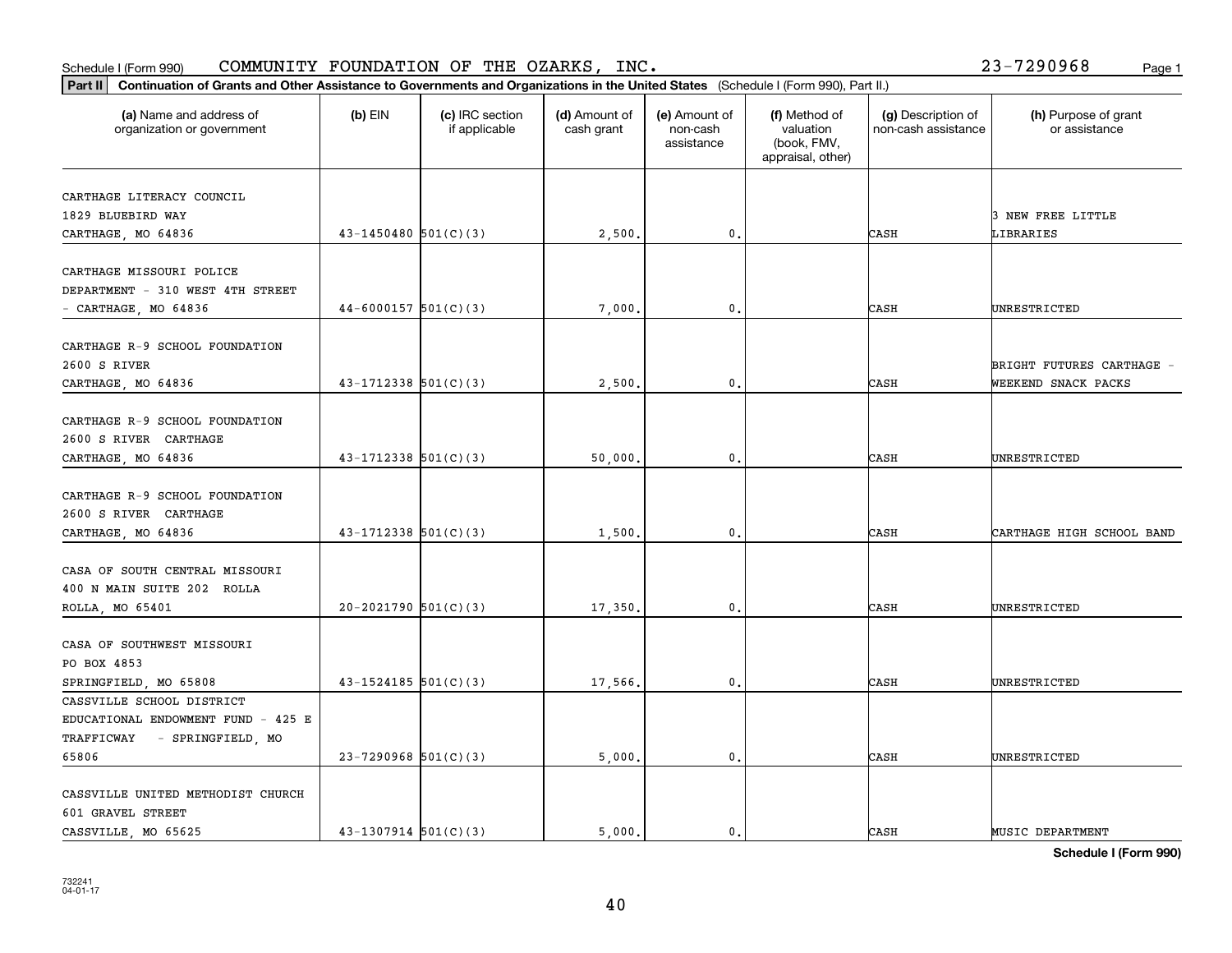Schedule I (Form 990) COMMUNITY FOUNDATION OF THE OZARKS, INC. 23-7290968

**Part II** **Continuation of Grants and Other Assistance to Governments and Organizations in the United States** (Schedule I (Form 990), Part II.)

| (a) Name and address of organization or government | (b) EIN | (c) IRC section if applicable | (d) Amount of cash grant | (e) Amount of non-cash assistance | (f) Method of valuation (book, FMV, appraisal, other) | (g) Description of non-cash assistance | (h) Purpose of grant or assistance |
|---|---|---|---|---|---|---|---|
| CARTHAGE LITERACY COUNCIL 1829 BLUEBIRD WAY CARTHAGE, MO 64836 | 43-1450480 | 501(C)(3) | 2,500. | 0. | | CASH | 3 NEW FREE LITTLE LIBRARIES |
| CARTHAGE MISSOURI POLICE DEPARTMENT - 310 WEST 4TH STREET - CARTHAGE, MO 64836 | 44-6000157 | 501(C)(3) | 7,000. | 0. | | CASH | UNRESTRICTED |
| CARTHAGE R-9 SCHOOL FOUNDATION 2600 S RIVER CARTHAGE, MO 64836 | 43-1712338 | 501(C)(3) | 2,500. | 0. | | CASH | BRIGHT FUTURES CARTHAGE - WEEKEND SNACK PACKS |
| CARTHAGE R-9 SCHOOL FOUNDATION 2600 S RIVER CARTHAGE CARTHAGE, MO 64836 | 43-1712338 | 501(C)(3) | 50,000. | 0. | | CASH | UNRESTRICTED |
| CARTHAGE R-9 SCHOOL FOUNDATION 2600 S RIVER CARTHAGE CARTHAGE, MO 64836 | 43-1712338 | 501(C)(3) | 1,500. | 0. | | CASH | CARTHAGE HIGH SCHOOL BAND |
| CASA OF SOUTH CENTRAL MISSOURI 400 N MAIN SUITE 202 ROLLA ROLLA, MO 65401 | 20-2021790 | 501(C)(3) | 17,350. | 0. | | CASH | UNRESTRICTED |
| CASA OF SOUTHWEST MISSOURI PO BOX 4853 SPRINGFIELD, MO 65808 | 43-1524185 | 501(C)(3) | 17,566. | 0. | | CASH | UNRESTRICTED |
| CASSVILLE SCHOOL DISTRICT EDUCATIONAL ENDOWMENT FUND - 425 E TRAFFICWAY - SPRINGFIELD, MO 65806 | 23-7290968 | 501(C)(3) | 5,000. | 0. | | CASH | UNRESTRICTED |
| CASSVILLE UNITED METHODIST CHURCH 601 GRAVEL STREET CASSVILLE, MO 65625 | 43-1307914 | 501(C)(3) | 5,000. | 0. | | CASH | MUSIC DEPARTMENT |

**Schedule I (Form 990)**

732241
04-01-17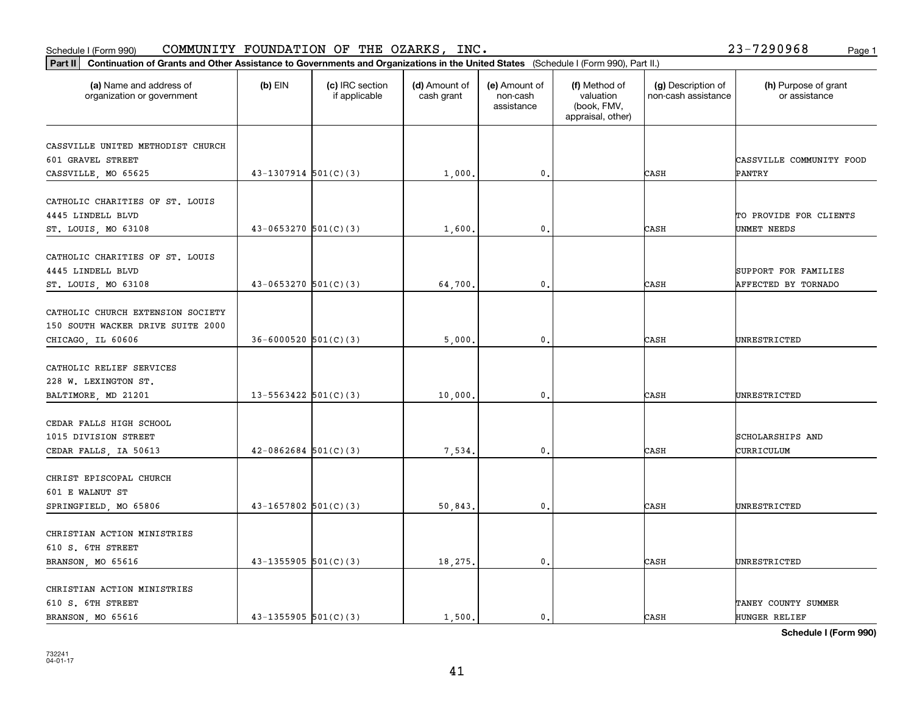Schedule I (Form 990) COMMUNITY FOUNDATION OF THE OZARKS, INC. 23-7290968

**Part II Continuation of Grants and Other Assistance to Governments and Organizations in the United States** (Schedule I (Form 990), Part II.)

| (a) Name and address of organization or government | (b) EIN | (c) IRC section if applicable | (d) Amount of cash grant | (e) Amount of non-cash assistance | (f) Method of valuation (book, FMV, appraisal, other) | (g) Description of non-cash assistance | (h) Purpose of grant or assistance |
|---|---|---|---|---|---|---|---|
| CASSVILLE UNITED METHODIST CHURCH 601 GRAVEL STREET CASSVILLE, MO 65625 | 43-1307914 | 501(C)(3) | 1,000. | 0. | | CASH | CASSVILLE COMMUNITY FOOD PANTRY |
| CATHOLIC CHARITIES OF ST. LOUIS 4445 LINDELL BLVD ST. LOUIS, MO 63108 | 43-0653270 | 501(C)(3) | 1,600. | 0. | | CASH | TO PROVIDE FOR CLIENTS UNMET NEEDS |
| CATHOLIC CHARITIES OF ST. LOUIS 4445 LINDELL BLVD ST. LOUIS, MO 63108 | 43-0653270 | 501(C)(3) | 64,700. | 0. | | CASH | SUPPORT FOR FAMILIES AFFECTED BY TORNADO |
| CATHOLIC CHURCH EXTENSION SOCIETY 150 SOUTH WACKER DRIVE SUITE 2000 CHICAGO, IL 60606 | 36-6000520 | 501(C)(3) | 5,000. | 0. | | CASH | UNRESTRICTED |
| CATHOLIC RELIEF SERVICES 228 W. LEXINGTON ST. BALTIMORE, MD 21201 | 13-5563422 | 501(C)(3) | 10,000. | 0. | | CASH | UNRESTRICTED |
| CEDAR FALLS HIGH SCHOOL 1015 DIVISION STREET CEDAR FALLS, IA 50613 | 42-0862684 | 501(C)(3) | 7,534. | 0. | | CASH | SCHOLARSHIPS AND CURRICULUM |
| CHRIST EPISCOPAL CHURCH 601 E WALNUT ST SPRINGFIELD, MO 65806 | 43-1657802 | 501(C)(3) | 50,843. | 0. | | CASH | UNRESTRICTED |
| CHRISTIAN ACTION MINISTRIES 610 S. 6TH STREET BRANSON, MO 65616 | 43-1355905 | 501(C)(3) | 18,275. | 0. | | CASH | UNRESTRICTED |
| CHRISTIAN ACTION MINISTRIES 610 S. 6TH STREET BRANSON, MO 65616 | 43-1355905 | 501(C)(3) | 1,500. | 0. | | CASH | TANEY COUNTY SUMMER HUNGER RELIEF |

**Schedule I (Form 990)**

732241
04-01-17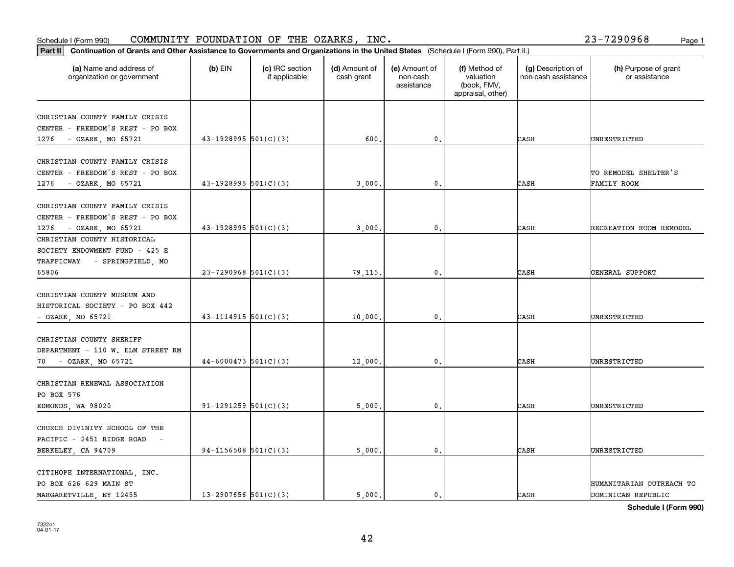Schedule I (Form 990) COMMUNITY FOUNDATION OF THE OZARKS, INC. 23-7290968 Page 1

**Part II** **Continuation of Grants and Other Assistance to Governments and Organizations in the United States** (Schedule I (Form 990), Part II.)

| (a) Name and address of organization or government | (b) EIN | (c) IRC section if applicable | (d) Amount of cash grant | (e) Amount of non-cash assistance | (f) Method of valuation (book, FMV, appraisal, other) | (g) Description of non-cash assistance | (h) Purpose of grant or assistance |
|---|---|---|---|---|---|---|---|
| CHRISTIAN COUNTY FAMILY CRISIS CENTER - FREEDOM'S REST - PO BOX 1276 - OZARK, MO 65721 | 43-1928995 | 501(C)(3) | 600. | 0. | | CASH | UNRESTRICTED |
| CHRISTIAN COUNTY FAMILY CRISIS CENTER - FREEDOM'S REST - PO BOX 1276 - OZARK, MO 65721 | 43-1928995 | 501(C)(3) | 3,000. | 0. | | CASH | TO REMODEL SHELTER'S FAMILY ROOM |
| CHRISTIAN COUNTY FAMILY CRISIS CENTER - FREEDOM'S REST - PO BOX 1276 - OZARK, MO 65721 | 43-1928995 | 501(C)(3) | 3,000. | 0. | | CASH | RECREATION ROOM REMODEL |
| CHRISTIAN COUNTY HISTORICAL SOCIETY ENDOWMENT FUND - 425 E TRAFFICWAY - SPRINGFIELD, MO 65806 | 23-7290968 | 501(C)(3) | 79,115. | 0. | | CASH | GENERAL SUPPORT |
| CHRISTIAN COUNTY MUSEUM AND HISTORICAL SOCIETY - PO BOX 442 - OZARK, MO 65721 | 43-1114915 | 501(C)(3) | 10,000. | 0. | | CASH | UNRESTRICTED |
| CHRISTIAN COUNTY SHERIFF DEPARTMENT - 110 W. ELM STREET RM 70 - OZARK, MO 65721 | 44-6000473 | 501(C)(3) | 12,000. | 0. | | CASH | UNRESTRICTED |
| CHRISTIAN RENEWAL ASSOCIATION PO BOX 576 EDMONDS, WA 98020 | 91-1291259 | 501(C)(3) | 5,000. | 0. | | CASH | UNRESTRICTED |
| CHURCH DIVINITY SCHOOL OF THE PACIFIC - 2451 RIDGE ROAD - BERKELEY, CA 94709 | 94-1156508 | 501(C)(3) | 5,000. | 0. | | CASH | UNRESTRICTED |
| CITIHOPE INTERNATIONAL, INC. PO BOX 626 629 MAIN ST MARGARETVILLE, NY 12455 | 13-2907656 | 501(C)(3) | 5,000. | 0. | | CASH | HUMANITARIAN OUTREACH TO DOMINICAN REPUBLIC |

**Schedule I (Form 990)**

732241
04-01-17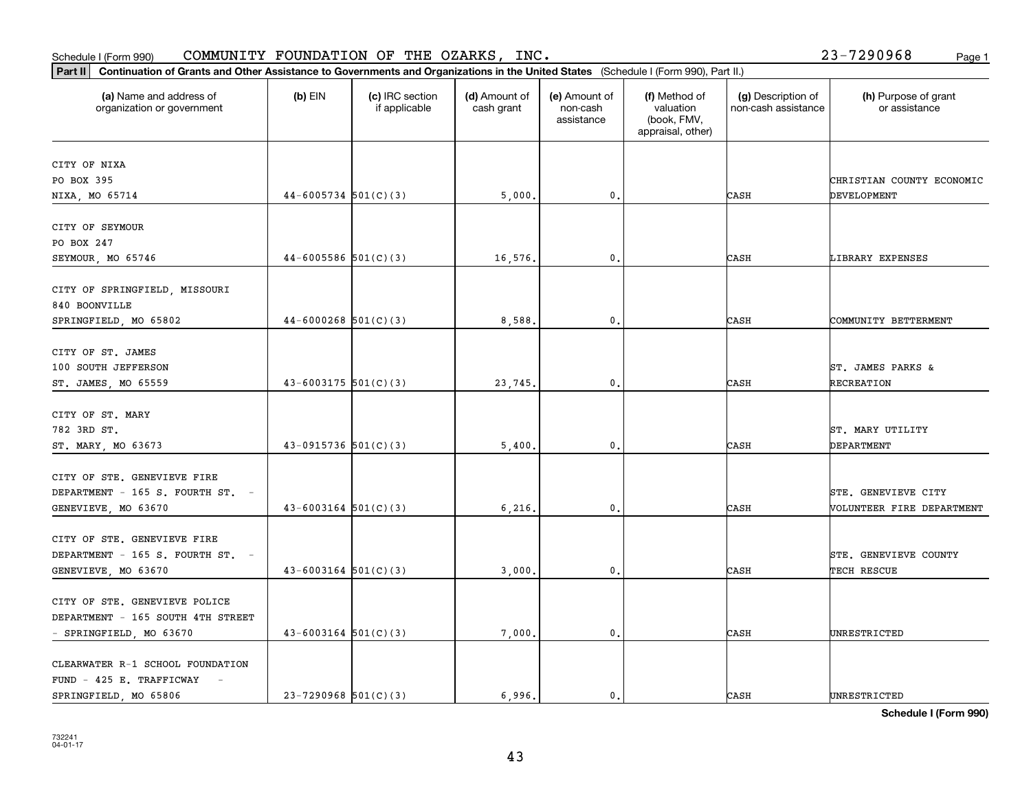Schedule I (Form 990) COMMUNITY FOUNDATION OF THE OZARKS, INC. 23-7290968

**Part II** **Continuation of Grants and Other Assistance to Governments and Organizations in the United States** (Schedule I (Form 990), Part II.)

| (a) Name and address of organization or government | (b) EIN | (c) IRC section if applicable | (d) Amount of cash grant | (e) Amount of non-cash assistance | (f) Method of valuation (book, FMV, appraisal, other) | (g) Description of non-cash assistance | (h) Purpose of grant or assistance |
|---|---|---|---|---|---|---|---|
| CITY OF NIXA PO BOX 395 NIXA, MO 65714 | 44-6005734 | 501(C)(3) | 5,000. | 0. | | CASH | CHRISTIAN COUNTY ECONOMIC DEVELOPMENT |
| CITY OF SEYMOUR PO BOX 247 SEYMOUR, MO 65746 | 44-6005586 | 501(C)(3) | 16,576. | 0. | | CASH | LIBRARY EXPENSES |
| CITY OF SPRINGFIELD, MISSOURI 840 BOONVILLE SPRINGFIELD, MO 65802 | 44-6000268 | 501(C)(3) | 8,588. | 0. | | CASH | COMMUNITY BETTERMENT |
| CITY OF ST. JAMES 100 SOUTH JEFFERSON ST. JAMES, MO 65559 | 43-6003175 | 501(C)(3) | 23,745. | 0. | | CASH | ST. JAMES PARKS & RECREATION |
| CITY OF ST. MARY 782 3RD ST. ST. MARY, MO 63673 | 43-0915736 | 501(C)(3) | 5,400. | 0. | | CASH | ST. MARY UTILITY DEPARTMENT |
| CITY OF STE. GENEVIEVE FIRE DEPARTMENT - 165 S. FOURTH ST. - GENEVIEVE, MO 63670 | 43-6003164 | 501(C)(3) | 6,216. | 0. | | CASH | STE. GENEVIEVE CITY VOLUNTEER FIRE DEPARTMENT |
| CITY OF STE. GENEVIEVE FIRE DEPARTMENT - 165 S. FOURTH ST. - GENEVIEVE, MO 63670 | 43-6003164 | 501(C)(3) | 3,000. | 0. | | CASH | STE. GENEVIEVE COUNTY TECH RESCUE |
| CITY OF STE. GENEVIEVE POLICE DEPARTMENT - 165 SOUTH 4TH STREET - SPRINGFIELD, MO 63670 | 43-6003164 | 501(C)(3) | 7,000. | 0. | | CASH | UNRESTRICTED |
| CLEARWATER R-1 SCHOOL FOUNDATION FUND - 425 E. TRAFFICWAY - SPRINGFIELD, MO 65806 | 23-7290968 | 501(C)(3) | 6,996. | 0. | | CASH | UNRESTRICTED |

**Schedule I (Form 990)**

732241 04-01-17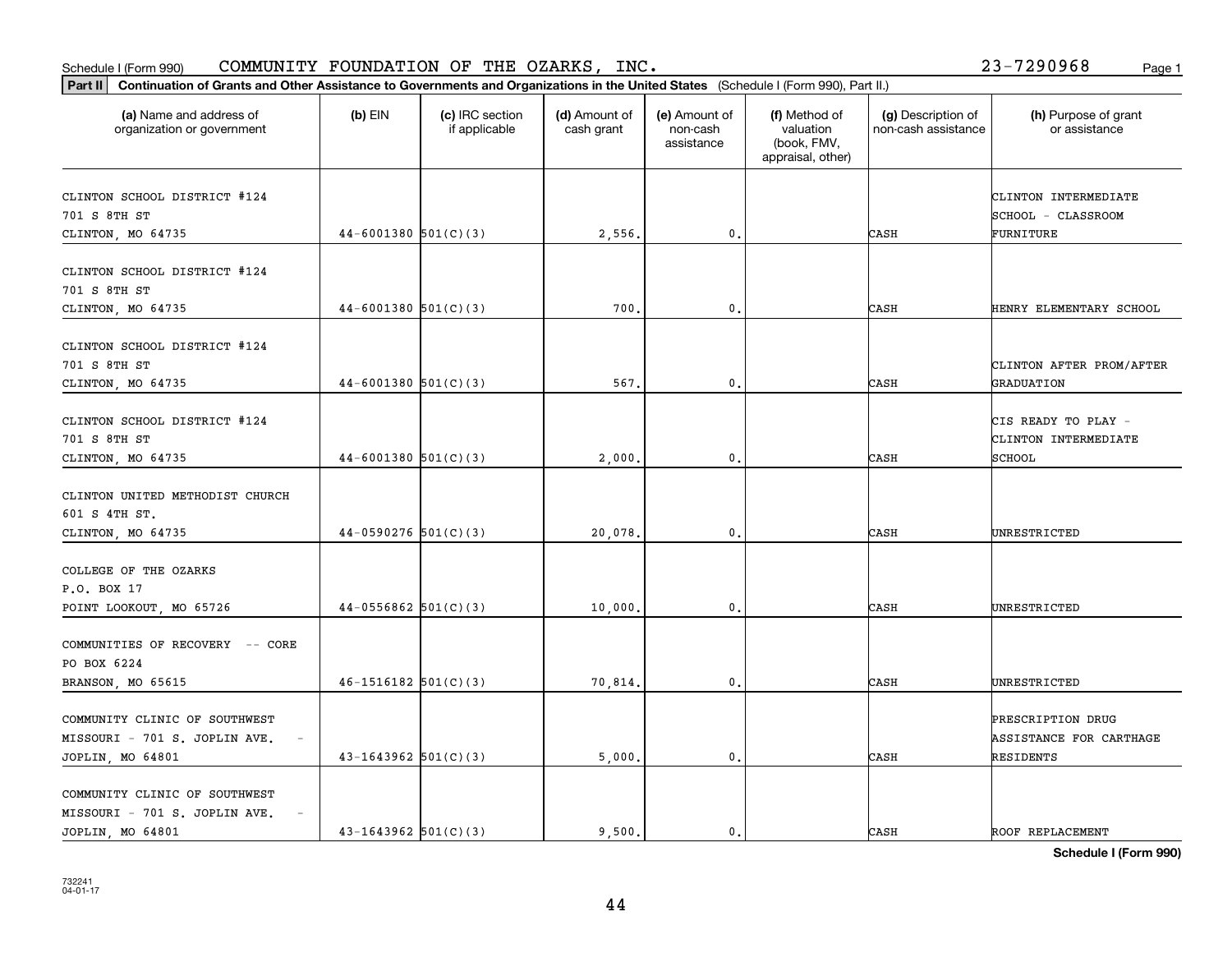Schedule I (Form 990) COMMUNITY FOUNDATION OF THE OZARKS, INC. 23-7290968

**Part II** **Continuation of Grants and Other Assistance to Governments and Organizations in the United States** (Schedule I (Form 990), Part II.)

| (a) Name and address of organization or government | (b) EIN | (c) IRC section if applicable | (d) Amount of cash grant | (e) Amount of non-cash assistance | (f) Method of valuation (book, FMV, appraisal, other) | (g) Description of non-cash assistance | (h) Purpose of grant or assistance |
|---|---|---|---|---|---|---|---|
| CLINTON SCHOOL DISTRICT #124<br>701 S 8TH ST<br>CLINTON, MO 64735 | 44-6001380 | 501(C)(3) | 2,556. | 0. | | CASH | CLINTON INTERMEDIATE SCHOOL - CLASSROOM FURNITURE |
| CLINTON SCHOOL DISTRICT #124<br>701 S 8TH ST<br>CLINTON, MO 64735 | 44-6001380 | 501(C)(3) | 700. | 0. | | CASH | HENRY ELEMENTARY SCHOOL |
| CLINTON SCHOOL DISTRICT #124<br>701 S 8TH ST<br>CLINTON, MO 64735 | 44-6001380 | 501(C)(3) | 567. | 0. | | CASH | CLINTON AFTER PROM/AFTER GRADUATION |
| CLINTON SCHOOL DISTRICT #124<br>701 S 8TH ST<br>CLINTON, MO 64735 | 44-6001380 | 501(C)(3) | 2,000. | 0. | | CASH | CIS READY TO PLAY - CLINTON INTERMEDIATE SCHOOL |
| CLINTON UNITED METHODIST CHURCH<br>601 S 4TH ST.<br>CLINTON, MO 64735 | 44-0590276 | 501(C)(3) | 20,078. | 0. | | CASH | UNRESTRICTED |
| COLLEGE OF THE OZARKS<br>P.O. BOX 17<br>POINT LOOKOUT, MO 65726 | 44-0556862 | 501(C)(3) | 10,000. | 0. | | CASH | UNRESTRICTED |
| COMMUNITIES OF RECOVERY -- CORE<br>PO BOX 6224<br>BRANSON, MO 65615 | 46-1516182 | 501(C)(3) | 70,814. | 0. | | CASH | UNRESTRICTED |
| COMMUNITY CLINIC OF SOUTHWEST MISSOURI - 701 S. JOPLIN AVE. -<br>JOPLIN, MO 64801 | 43-1643962 | 501(C)(3) | 5,000. | 0. | | CASH | PRESCRIPTION DRUG ASSISTANCE FOR CARTHAGE RESIDENTS |
| COMMUNITY CLINIC OF SOUTHWEST MISSOURI - 701 S. JOPLIN AVE. -<br>JOPLIN, MO 64801 | 43-1643962 | 501(C)(3) | 9,500. | 0. | | CASH | ROOF REPLACEMENT |

**Schedule I (Form 990)**

732241
04-01-17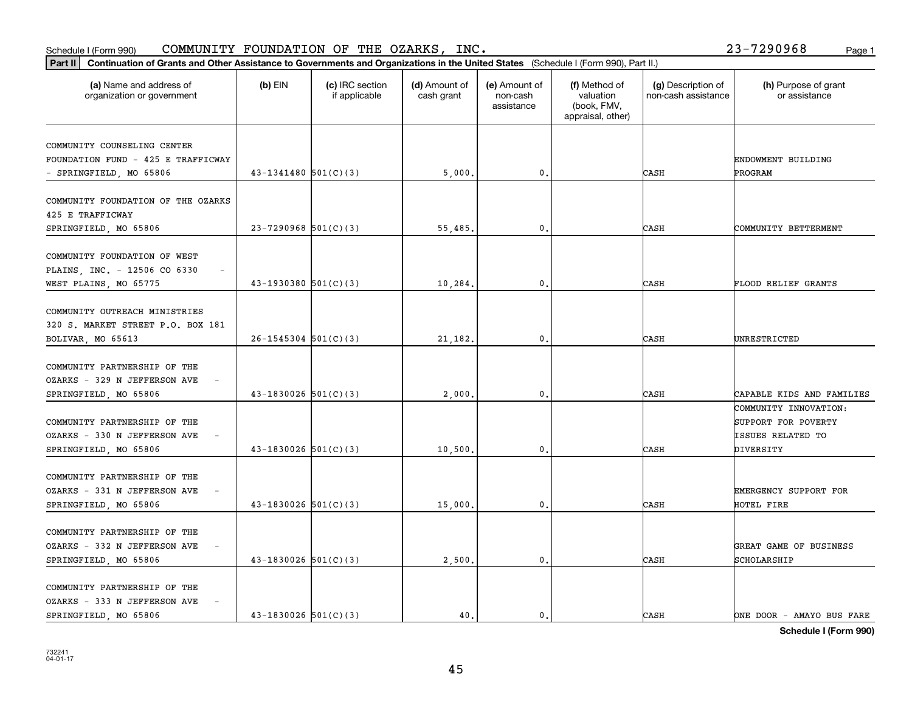Schedule I (Form 990) COMMUNITY FOUNDATION OF THE OZARKS, INC. 23-7290968

**Part II** **Continuation of Grants and Other Assistance to Governments and Organizations in the United States** (Schedule I (Form 990), Part II.)

| (a) Name and address of organization or government | (b) EIN | (c) IRC section if applicable | (d) Amount of cash grant | (e) Amount of non-cash assistance | (f) Method of valuation (book, FMV, appraisal, other) | (g) Description of non-cash assistance | (h) Purpose of grant or assistance |
|---|---|---|---|---|---|---|---|
| COMMUNITY COUNSELING CENTER FOUNDATION FUND - 425 E TRAFFICWAY - SPRINGFIELD, MO 65806 | 43-1341480 | 501(C)(3) | 5,000. | 0. | | CASH | ENDOWMENT BUILDING PROGRAM |
| COMMUNITY FOUNDATION OF THE OZARKS 425 E TRAFFICWAY SPRINGFIELD, MO 65806 | 23-7290968 | 501(C)(3) | 55,485. | 0. | | CASH | COMMUNITY BETTERMENT |
| COMMUNITY FOUNDATION OF WEST PLAINS, INC. - 12506 CO 6330 - WEST PLAINS, MO 65775 | 43-1930380 | 501(C)(3) | 10,284. | 0. | | CASH | FLOOD RELIEF GRANTS |
| COMMUNITY OUTREACH MINISTRIES 320 S. MARKET STREET P.O. BOX 181 BOLIVAR, MO 65613 | 26-1545304 | 501(C)(3) | 21,182. | 0. | | CASH | UNRESTRICTED |
| COMMUNITY PARTNERSHIP OF THE OZARKS - 329 N JEFFERSON AVE - SPRINGFIELD, MO 65806 | 43-1830026 | 501(C)(3) | 2,000. | 0. | | CASH | CAPABLE KIDS AND FAMILIES |
| COMMUNITY PARTNERSHIP OF THE OZARKS - 330 N JEFFERSON AVE - SPRINGFIELD, MO 65806 | 43-1830026 | 501(C)(3) | 10,500. | 0. | | CASH | COMMUNITY INNOVATION: SUPPORT FOR POVERTY ISSUES RELATED TO DIVERSITY |
| COMMUNITY PARTNERSHIP OF THE OZARKS - 331 N JEFFERSON AVE - SPRINGFIELD, MO 65806 | 43-1830026 | 501(C)(3) | 15,000. | 0. | | CASH | EMERGENCY SUPPORT FOR HOTEL FIRE |
| COMMUNITY PARTNERSHIP OF THE OZARKS - 332 N JEFFERSON AVE - SPRINGFIELD, MO 65806 | 43-1830026 | 501(C)(3) | 2,500. | 0. | | CASH | GREAT GAME OF BUSINESS SCHOLARSHIP |
| COMMUNITY PARTNERSHIP OF THE OZARKS - 333 N JEFFERSON AVE - SPRINGFIELD, MO 65806 | 43-1830026 | 501(C)(3) | 40. | 0. | | CASH | ONE DOOR - AMAYO BUS FARE |

**Schedule I (Form 990)**

732241 04-01-17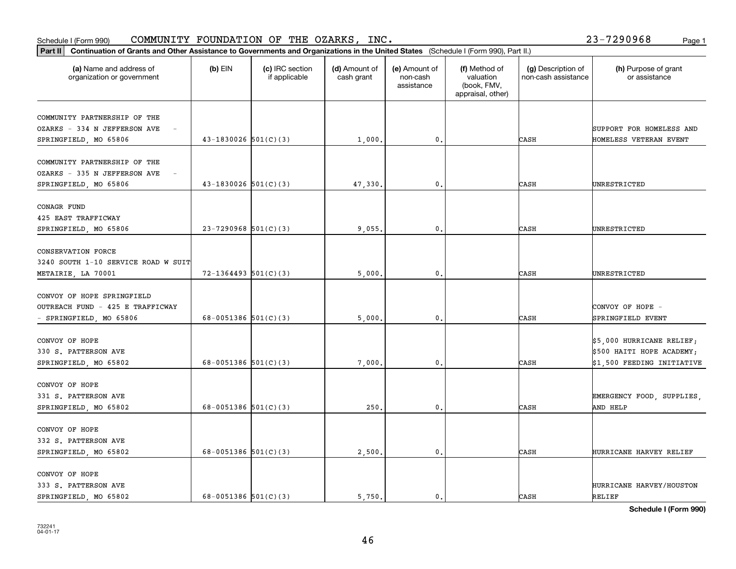Schedule I (Form 990) COMMUNITY FOUNDATION OF THE OZARKS, INC. 23-7290968

**Part II Continuation of Grants and Other Assistance to Governments and Organizations in the United States** (Schedule I (Form 990), Part II.)

| (a) Name and address of organization or government | (b) EIN | (c) IRC section if applicable | (d) Amount of cash grant | (e) Amount of non-cash assistance | (f) Method of valuation (book, FMV, appraisal, other) | (g) Description of non-cash assistance | (h) Purpose of grant or assistance |
|---|---|---|---|---|---|---|---|
| COMMUNITY PARTNERSHIP OF THE OZARKS - 334 N JEFFERSON AVE - SPRINGFIELD, MO 65806 | 43-1830026 | 501(C)(3) | 1,000. | 0. | | CASH | SUPPORT FOR HOMELESS AND HOMELESS VETERAN EVENT |
| COMMUNITY PARTNERSHIP OF THE OZARKS - 335 N JEFFERSON AVE - SPRINGFIELD, MO 65806 | 43-1830026 | 501(C)(3) | 47,330. | 0. | | CASH | UNRESTRICTED |
| CONAGR FUND 425 EAST TRAFFICWAY SPRINGFIELD, MO 65806 | 23-7290968 | 501(C)(3) | 9,055. | 0. | | CASH | UNRESTRICTED |
| CONSERVATION FORCE 3240 SOUTH 1-10 SERVICE ROAD W SUIT METAIRIE, LA 70001 | 72-1364493 | 501(C)(3) | 5,000. | 0. | | CASH | UNRESTRICTED |
| CONVOY OF HOPE SPRINGFIELD OUTREACH FUND - 425 E TRAFFICWAY - SPRINGFIELD, MO 65806 | 68-0051386 | 501(C)(3) | 5,000. | 0. | | CASH | CONVOY OF HOPE - SPRINGFIELD EVENT |
| CONVOY OF HOPE 330 S. PATTERSON AVE SPRINGFIELD, MO 65802 | 68-0051386 | 501(C)(3) | 7,000. | 0. | | CASH | $5,000 HURRICANE RELIEF; $500 HAITI HOPE ACADEMY; $1,500 FEEDING INITIATIVE |
| CONVOY OF HOPE 331 S. PATTERSON AVE SPRINGFIELD, MO 65802 | 68-0051386 | 501(C)(3) | 250. | 0. | | CASH | EMERGENCY FOOD, SUPPLIES, AND HELP |
| CONVOY OF HOPE 332 S. PATTERSON AVE SPRINGFIELD, MO 65802 | 68-0051386 | 501(C)(3) | 2,500. | 0. | | CASH | HURRICANE HARVEY RELIEF |
| CONVOY OF HOPE 333 S. PATTERSON AVE SPRINGFIELD, MO 65802 | 68-0051386 | 501(C)(3) | 5,750. | 0. | | CASH | HURRICANE HARVEY/HOUSTON RELIEF |

**Schedule I (Form 990)**

732241 04-01-17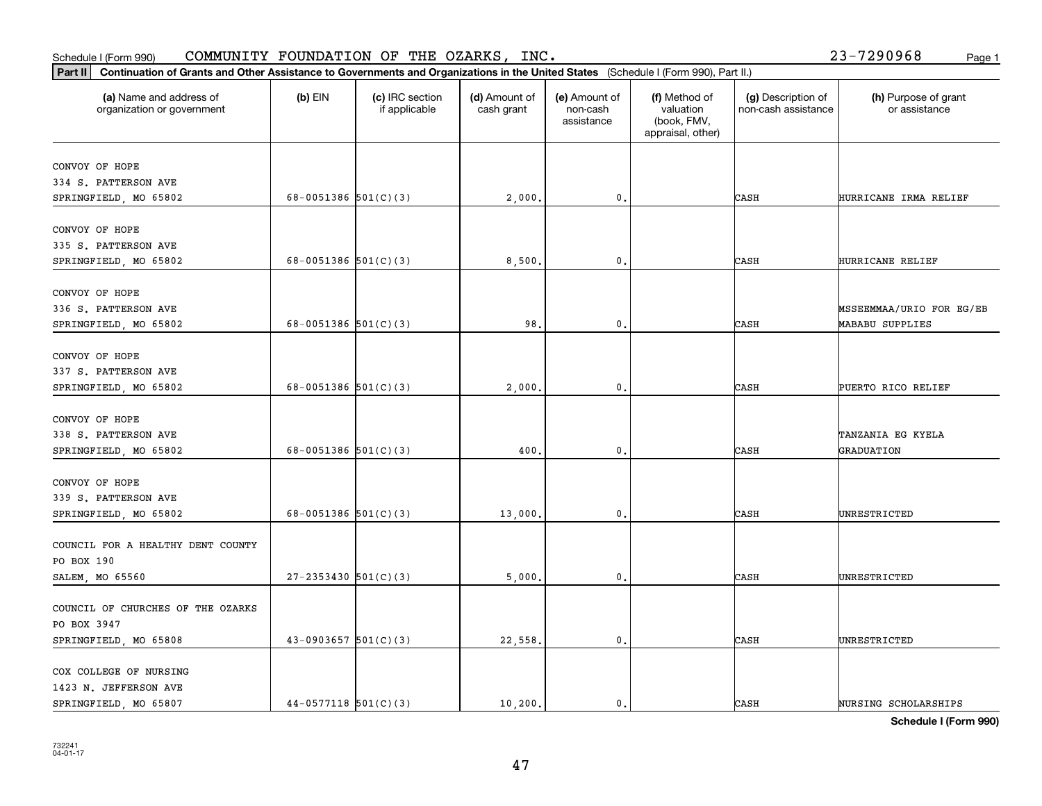Schedule I (Form 990) COMMUNITY FOUNDATION OF THE OZARKS, INC. 23-7290968

**Part II** **Continuation of Grants and Other Assistance to Governments and Organizations in the United States** (Schedule I (Form 990), Part II.)

| (a) Name and address of organization or government | (b) EIN | (c) IRC section if applicable | (d) Amount of cash grant | (e) Amount of non-cash assistance | (f) Method of valuation (book, FMV, appraisal, other) | (g) Description of non-cash assistance | (h) Purpose of grant or assistance |
|---|---|---|---|---|---|---|---|
| CONVOY OF HOPE<br>334 S. PATTERSON AVE<br>SPRINGFIELD, MO 65802 | 68-0051386 | 501(C)(3) | 2,000. | 0. | | CASH | HURRICANE IRMA RELIEF |
| CONVOY OF HOPE<br>335 S. PATTERSON AVE<br>SPRINGFIELD, MO 65802 | 68-0051386 | 501(C)(3) | 8,500. | 0. | | CASH | HURRICANE RELIEF |
| CONVOY OF HOPE<br>336 S. PATTERSON AVE<br>SPRINGFIELD, MO 65802 | 68-0051386 | 501(C)(3) | 98. | 0. | | CASH | MSSEEMMAA/URIO FOR EG/EB MABABU SUPPLIES |
| CONVOY OF HOPE<br>337 S. PATTERSON AVE<br>SPRINGFIELD, MO 65802 | 68-0051386 | 501(C)(3) | 2,000. | 0. | | CASH | PUERTO RICO RELIEF |
| CONVOY OF HOPE<br>338 S. PATTERSON AVE<br>SPRINGFIELD, MO 65802 | 68-0051386 | 501(C)(3) | 400. | 0. | | CASH | TANZANIA EG KYELA GRADUATION |
| CONVOY OF HOPE<br>339 S. PATTERSON AVE<br>SPRINGFIELD, MO 65802 | 68-0051386 | 501(C)(3) | 13,000. | 0. | | CASH | UNRESTRICTED |
| COUNCIL FOR A HEALTHY DENT COUNTY<br>PO BOX 190<br>SALEM, MO 65560 | 27-2353430 | 501(C)(3) | 5,000. | 0. | | CASH | UNRESTRICTED |
| COUNCIL OF CHURCHES OF THE OZARKS<br>PO BOX 3947<br>SPRINGFIELD, MO 65808 | 43-0903657 | 501(C)(3) | 22,558. | 0. | | CASH | UNRESTRICTED |
| COX COLLEGE OF NURSING<br>1423 N. JEFFERSON AVE<br>SPRINGFIELD, MO 65807 | 44-0577118 | 501(C)(3) | 10,200. | 0. | | CASH | NURSING SCHOLARSHIPS |

**Schedule I (Form 990)**

732241
04-01-17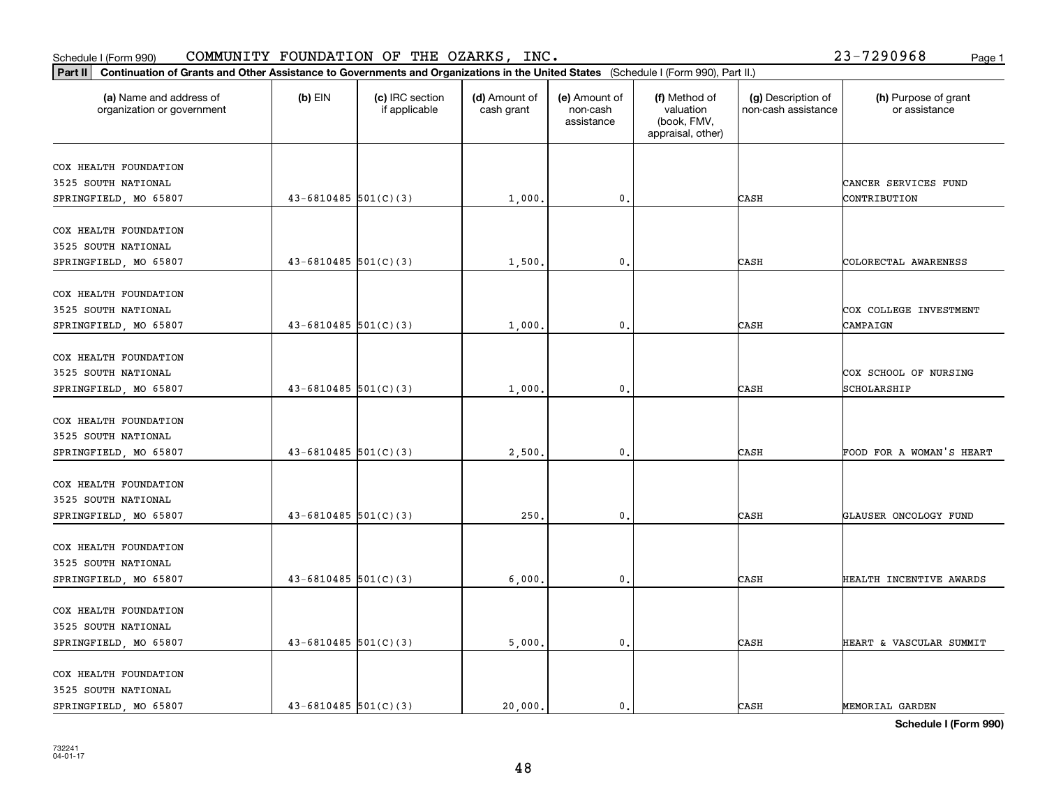Schedule I (Form 990) COMMUNITY FOUNDATION OF THE OZARKS, INC. 23-7290968

**Part II** **Continuation of Grants and Other Assistance to Governments and Organizations in the United States** (Schedule I (Form 990), Part II.)

| (a) Name and address of organization or government | (b) EIN | (c) IRC section if applicable | (d) Amount of cash grant | (e) Amount of non-cash assistance | (f) Method of valuation (book, FMV, appraisal, other) | (g) Description of non-cash assistance | (h) Purpose of grant or assistance |
|---|---|---|---|---|---|---|---|
| COX HEALTH FOUNDATION 3525 SOUTH NATIONAL SPRINGFIELD, MO 65807 | 43-6810485 | 501(C)(3) | 1,000. | 0. | | CASH | CANCER SERVICES FUND CONTRIBUTION |
| COX HEALTH FOUNDATION 3525 SOUTH NATIONAL SPRINGFIELD, MO 65807 | 43-6810485 | 501(C)(3) | 1,500. | 0. | | CASH | COLORECTAL AWARENESS |
| COX HEALTH FOUNDATION 3525 SOUTH NATIONAL SPRINGFIELD, MO 65807 | 43-6810485 | 501(C)(3) | 1,000. | 0. | | CASH | COX COLLEGE INVESTMENT CAMPAIGN |
| COX HEALTH FOUNDATION 3525 SOUTH NATIONAL SPRINGFIELD, MO 65807 | 43-6810485 | 501(C)(3) | 1,000. | 0. | | CASH | COX SCHOOL OF NURSING SCHOLARSHIP |
| COX HEALTH FOUNDATION 3525 SOUTH NATIONAL SPRINGFIELD, MO 65807 | 43-6810485 | 501(C)(3) | 2,500. | 0. | | CASH | FOOD FOR A WOMAN'S HEART |
| COX HEALTH FOUNDATION 3525 SOUTH NATIONAL SPRINGFIELD, MO 65807 | 43-6810485 | 501(C)(3) | 250. | 0. | | CASH | GLAUSER ONCOLOGY FUND |
| COX HEALTH FOUNDATION 3525 SOUTH NATIONAL SPRINGFIELD, MO 65807 | 43-6810485 | 501(C)(3) | 6,000. | 0. | | CASH | HEALTH INCENTIVE AWARDS |
| COX HEALTH FOUNDATION 3525 SOUTH NATIONAL SPRINGFIELD, MO 65807 | 43-6810485 | 501(C)(3) | 5,000. | 0. | | CASH | HEART & VASCULAR SUMMIT |
| COX HEALTH FOUNDATION 3525 SOUTH NATIONAL SPRINGFIELD, MO 65807 | 43-6810485 | 501(C)(3) | 20,000. | 0. | | CASH | MEMORIAL GARDEN |

**Schedule I (Form 990)**

732241 04-01-17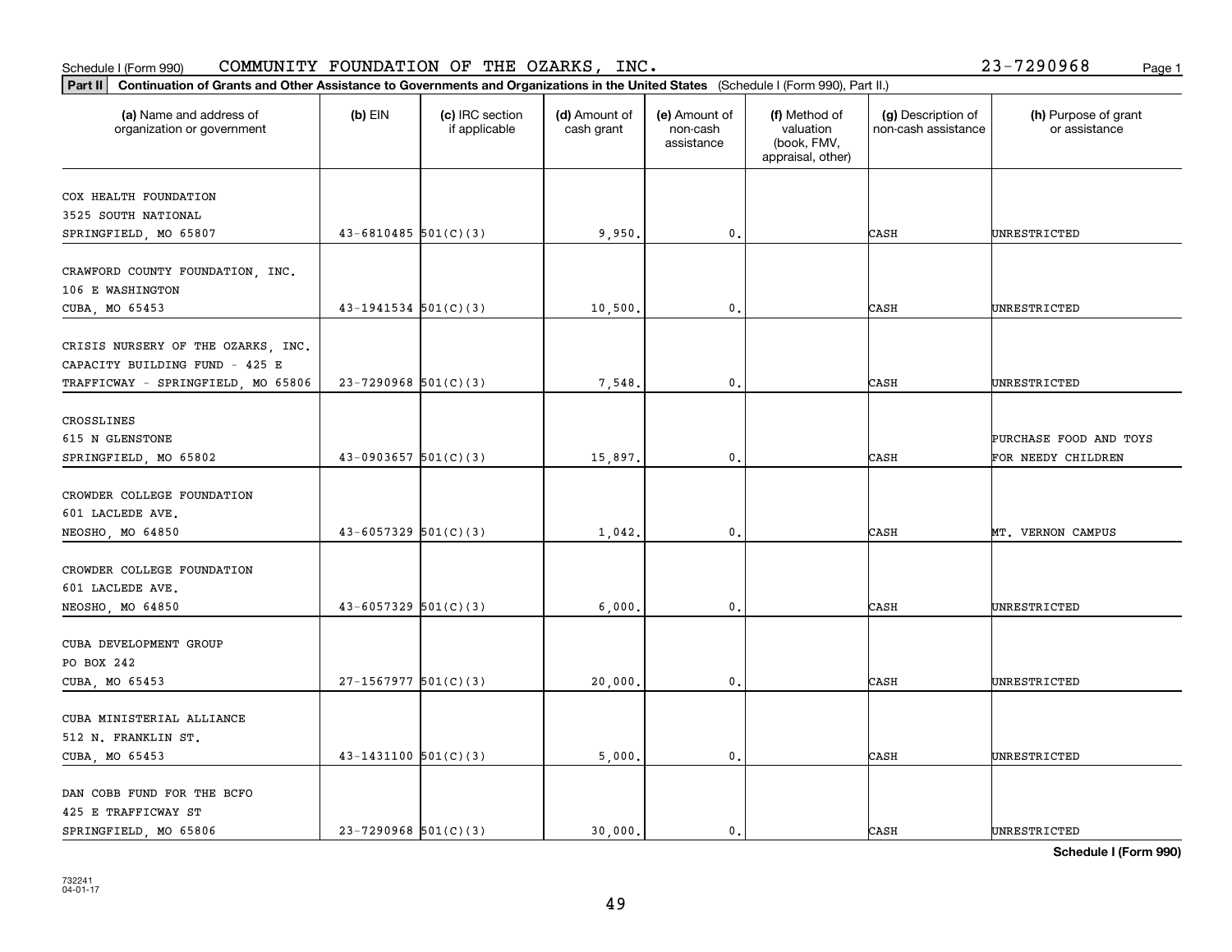Schedule I (Form 990) COMMUNITY FOUNDATION OF THE OZARKS, INC. 23-7290968

**Part II** **Continuation of Grants and Other Assistance to Governments and Organizations in the United States** (Schedule I (Form 990), Part II.)

| (a) Name and address of organization or government | (b) EIN | (c) IRC section if applicable | (d) Amount of cash grant | (e) Amount of non-cash assistance | (f) Method of valuation (book, FMV, appraisal, other) | (g) Description of non-cash assistance | (h) Purpose of grant or assistance |
|---|---|---|---|---|---|---|---|
| COX HEALTH FOUNDATION<br>3525 SOUTH NATIONAL<br>SPRINGFIELD, MO 65807 | 43-6810485 | 501(C)(3) | 9,950. | 0. | | CASH | UNRESTRICTED |
| CRAWFORD COUNTY FOUNDATION, INC.<br>106 E WASHINGTON<br>CUBA, MO 65453 | 43-1941534 | 501(C)(3) | 10,500. | 0. | | CASH | UNRESTRICTED |
| CRISIS NURSERY OF THE OZARKS, INC.<br>CAPACITY BUILDING FUND - 425 E<br>TRAFFICWAY - SPRINGFIELD, MO 65806 | 23-7290968 | 501(C)(3) | 7,548. | 0. | | CASH | UNRESTRICTED |
| CROSSLINES<br>615 N GLENSTONE<br>SPRINGFIELD, MO 65802 | 43-0903657 | 501(C)(3) | 15,897. | 0. | | CASH | PURCHASE FOOD AND TOYS FOR NEEDY CHILDREN |
| CROWDER COLLEGE FOUNDATION<br>601 LACLEDE AVE.<br>NEOSHO, MO 64850 | 43-6057329 | 501(C)(3) | 1,042. | 0. | | CASH | MT. VERNON CAMPUS |
| CROWDER COLLEGE FOUNDATION<br>601 LACLEDE AVE.<br>NEOSHO, MO 64850 | 43-6057329 | 501(C)(3) | 6,000. | 0. | | CASH | UNRESTRICTED |
| CUBA DEVELOPMENT GROUP<br>PO BOX 242<br>CUBA, MO 65453 | 27-1567977 | 501(C)(3) | 20,000. | 0. | | CASH | UNRESTRICTED |
| CUBA MINISTERIAL ALLIANCE<br>512 N. FRANKLIN ST.<br>CUBA, MO 65453 | 43-1431100 | 501(C)(3) | 5,000. | 0. | | CASH | UNRESTRICTED |
| DAN COBB FUND FOR THE BCFO<br>425 E TRAFFICWAY ST<br>SPRINGFIELD, MO 65806 | 23-7290968 | 501(C)(3) | 30,000. | 0. | | CASH | UNRESTRICTED |

**Schedule I (Form 990)**

732241
04-01-17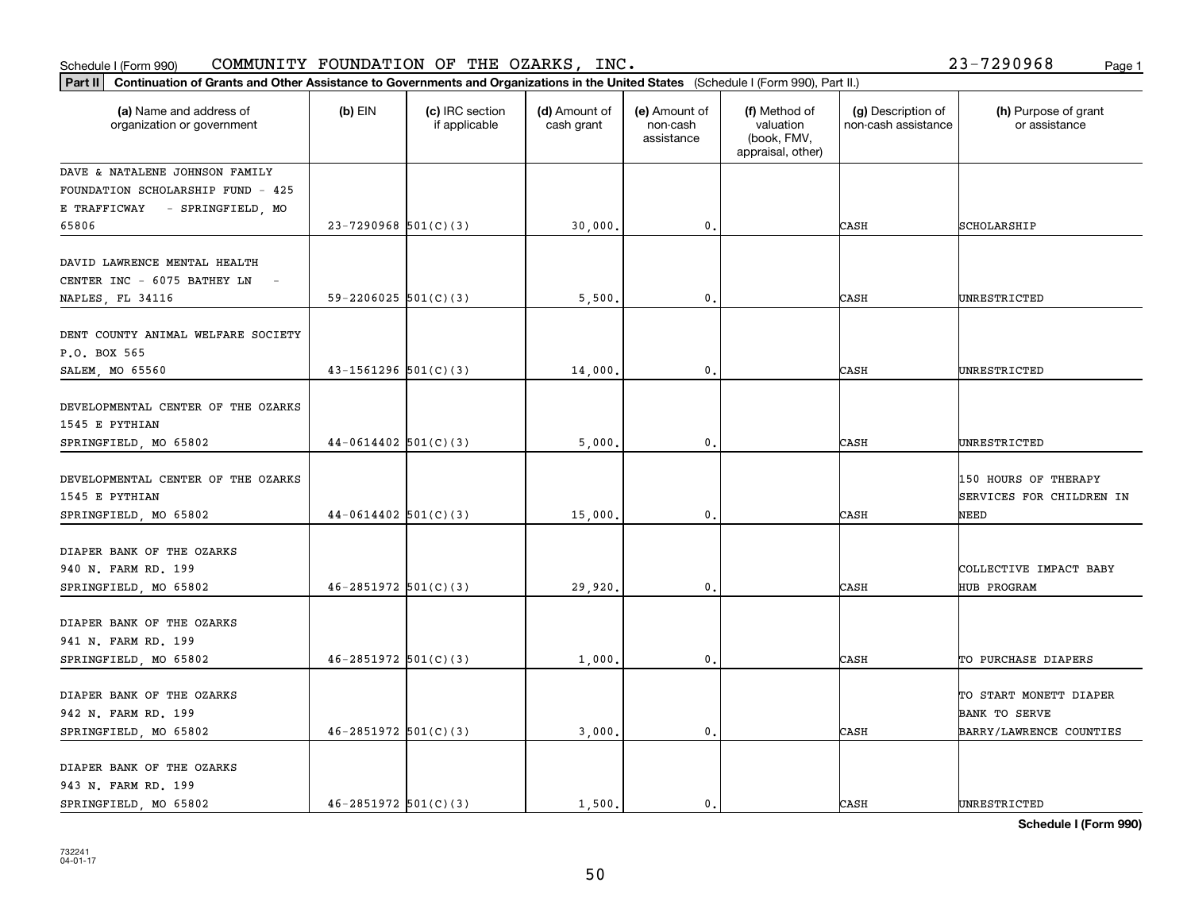Schedule I (Form 990) COMMUNITY FOUNDATION OF THE OZARKS, INC. 23-7290968

**Part II Continuation of Grants and Other Assistance to Governments and Organizations in the United States** (Schedule I (Form 990), Part II.)

| (a) Name and address of organization or government | (b) EIN | (c) IRC section if applicable | (d) Amount of cash grant | (e) Amount of non-cash assistance | (f) Method of valuation (book, FMV, appraisal, other) | (g) Description of non-cash assistance | (h) Purpose of grant or assistance |
|---|---|---|---|---|---|---|---|
| DAVE & NATALENE JOHNSON FAMILY FOUNDATION SCHOLARSHIP FUND - 425 E TRAFFICWAY - SPRINGFIELD, MO 65806 | 23-7290968 | 501(C)(3) | 30,000. | 0. | | CASH | SCHOLARSHIP |
| DAVID LAWRENCE MENTAL HEALTH CENTER INC - 6075 BATHEY LN - NAPLES, FL 34116 | 59-2206025 | 501(C)(3) | 5,500. | 0. | | CASH | UNRESTRICTED |
| DENT COUNTY ANIMAL WELFARE SOCIETY P.O. BOX 565 SALEM, MO 65560 | 43-1561296 | 501(C)(3) | 14,000. | 0. | | CASH | UNRESTRICTED |
| DEVELOPMENTAL CENTER OF THE OZARKS 1545 E PYTHIAN SPRINGFIELD, MO 65802 | 44-0614402 | 501(C)(3) | 5,000. | 0. | | CASH | UNRESTRICTED |
| DEVELOPMENTAL CENTER OF THE OZARKS 1545 E PYTHIAN SPRINGFIELD, MO 65802 | 44-0614402 | 501(C)(3) | 15,000. | 0. | | CASH | 150 HOURS OF THERAPY SERVICES FOR CHILDREN IN NEED |
| DIAPER BANK OF THE OZARKS 940 N. FARM RD. 199 SPRINGFIELD, MO 65802 | 46-2851972 | 501(C)(3) | 29,920. | 0. | | CASH | COLLECTIVE IMPACT BABY HUB PROGRAM |
| DIAPER BANK OF THE OZARKS 941 N. FARM RD. 199 SPRINGFIELD, MO 65802 | 46-2851972 | 501(C)(3) | 1,000. | 0. | | CASH | TO PURCHASE DIAPERS |
| DIAPER BANK OF THE OZARKS 942 N. FARM RD. 199 SPRINGFIELD, MO 65802 | 46-2851972 | 501(C)(3) | 3,000. | 0. | | CASH | TO START MONETT DIAPER BANK TO SERVE BARRY/LAWRENCE COUNTIES |
| DIAPER BANK OF THE OZARKS 943 N. FARM RD. 199 SPRINGFIELD, MO 65802 | 46-2851972 | 501(C)(3) | 1,500. | 0. | | CASH | UNRESTRICTED |

**Schedule I (Form 990)**

732241
04-01-17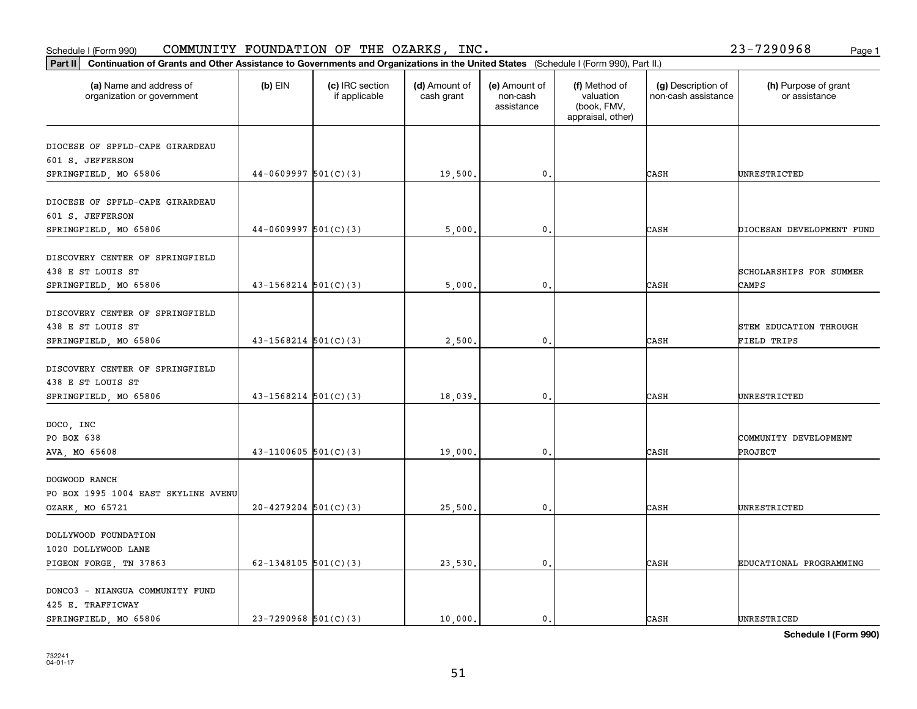Schedule I (Form 990) COMMUNITY FOUNDATION OF THE OZARKS, INC. 23-7290968

**Part II** Continuation of Grants and Other Assistance to Governments and Organizations in the United States (Schedule I (Form 990), Part II.)

| (a) Name and address of organization or government | (b) EIN | (c) IRC section if applicable | (d) Amount of cash grant | (e) Amount of non-cash assistance | (f) Method of valuation (book, FMV, appraisal, other) | (g) Description of non-cash assistance | (h) Purpose of grant or assistance |
|---|---|---|---|---|---|---|---|
| DIOCESE OF SPFLD-CAPE GIRARDEAU 601 S. JEFFERSON SPRINGFIELD, MO 65806 | 44-0609997 | 501(C)(3) | 19,500. | 0. | | CASH | UNRESTRICTED |
| DIOCESE OF SPFLD-CAPE GIRARDEAU 601 S. JEFFERSON SPRINGFIELD, MO 65806 | 44-0609997 | 501(C)(3) | 5,000. | 0. | | CASH | DIOCESAN DEVELOPMENT FUND |
| DISCOVERY CENTER OF SPRINGFIELD 438 E ST LOUIS ST SPRINGFIELD, MO 65806 | 43-1568214 | 501(C)(3) | 5,000. | 0. | | CASH | SCHOLARSHIPS FOR SUMMER CAMPS |
| DISCOVERY CENTER OF SPRINGFIELD 438 E ST LOUIS ST SPRINGFIELD, MO 65806 | 43-1568214 | 501(C)(3) | 2,500. | 0. | | CASH | STEM EDUCATION THROUGH FIELD TRIPS |
| DISCOVERY CENTER OF SPRINGFIELD 438 E ST LOUIS ST SPRINGFIELD, MO 65806 | 43-1568214 | 501(C)(3) | 18,039. | 0. | | CASH | UNRESTRICTED |
| DOCO, INC PO BOX 638 AVA, MO 65608 | 43-1100605 | 501(C)(3) | 19,000. | 0. | | CASH | COMMUNITY DEVELOPMENT PROJECT |
| DOGWOOD RANCH PO BOX 1995 1004 EAST SKYLINE AVENU OZARK, MO 65721 | 20-4279204 | 501(C)(3) | 25,500. | 0. | | CASH | UNRESTRICTED |
| DOLLYWOOD FOUNDATION 1020 DOLLYWOOD LANE PIGEON FORGE, TN 37863 | 62-1348105 | 501(C)(3) | 23,530. | 0. | | CASH | EDUCATIONAL PROGRAMMING |
| DONCO3 - NIANGUA COMMUNITY FUND 425 E. TRAFFICWAY SPRINGFIELD, MO 65806 | 23-7290968 | 501(C)(3) | 10,000. | 0. | | CASH | UNRESTRICED |

**Schedule I (Form 990)**

732241 04-01-17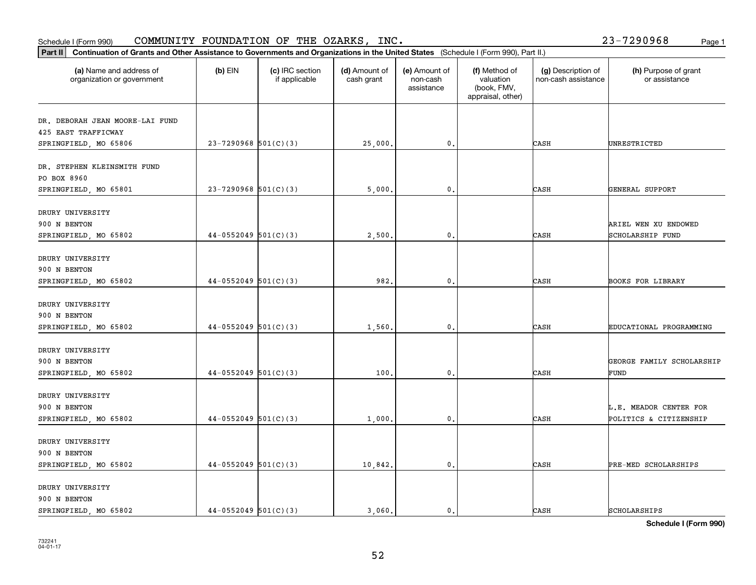Schedule I (Form 990) COMMUNITY FOUNDATION OF THE OZARKS, INC. 23-7290968

**Part II Continuation of Grants and Other Assistance to Governments and Organizations in the United States** (Schedule I (Form 990), Part II.)

| (a) Name and address of organization or government | (b) EIN | (c) IRC section if applicable | (d) Amount of cash grant | (e) Amount of non-cash assistance | (f) Method of valuation (book, FMV, appraisal, other) | (g) Description of non-cash assistance | (h) Purpose of grant or assistance |
|---|---|---|---|---|---|---|---|
| DR. DEBORAH JEAN MOORE-LAI FUND 425 EAST TRAFFICWAY SPRINGFIELD, MO 65806 | 23-7290968 | 501(C)(3) | 25,000. | 0. | | CASH | UNRESTRICTED |
| DR. STEPHEN KLEINSMITH FUND PO BOX 8960 SPRINGFIELD, MO 65801 | 23-7290968 | 501(C)(3) | 5,000. | 0. | | CASH | GENERAL SUPPORT |
| DRURY UNIVERSITY 900 N BENTON SPRINGFIELD, MO 65802 | 44-0552049 | 501(C)(3) | 2,500. | 0. | | CASH | ARIEL WEN XU ENDOWED SCHOLARSHIP FUND |
| DRURY UNIVERSITY 900 N BENTON SPRINGFIELD, MO 65802 | 44-0552049 | 501(C)(3) | 982. | 0. | | CASH | BOOKS FOR LIBRARY |
| DRURY UNIVERSITY 900 N BENTON SPRINGFIELD, MO 65802 | 44-0552049 | 501(C)(3) | 1,560. | 0. | | CASH | EDUCATIONAL PROGRAMMING |
| DRURY UNIVERSITY 900 N BENTON SPRINGFIELD, MO 65802 | 44-0552049 | 501(C)(3) | 100. | 0. | | CASH | GEORGE FAMILY SCHOLARSHIP FUND |
| DRURY UNIVERSITY 900 N BENTON SPRINGFIELD, MO 65802 | 44-0552049 | 501(C)(3) | 1,000. | 0. | | CASH | L.E. MEADOR CENTER FOR POLITICS & CITIZENSHIP |
| DRURY UNIVERSITY 900 N BENTON SPRINGFIELD, MO 65802 | 44-0552049 | 501(C)(3) | 10,842. | 0. | | CASH | PRE-MED SCHOLARSHIPS |
| DRURY UNIVERSITY 900 N BENTON SPRINGFIELD, MO 65802 | 44-0552049 | 501(C)(3) | 3,060. | 0. | | CASH | SCHOLARSHIPS |

**Schedule I (Form 990)**

732241 04-01-17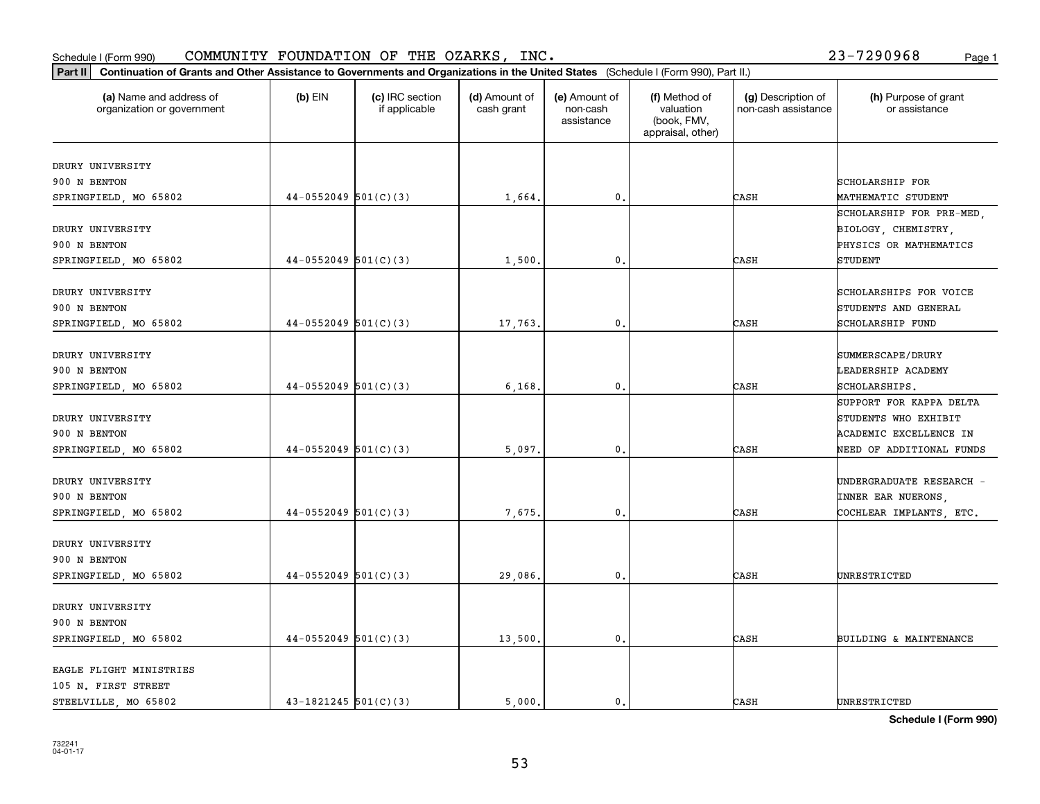Schedule I (Form 990) COMMUNITY FOUNDATION OF THE OZARKS, INC. 23-7290968

**Part II** **Continuation of Grants and Other Assistance to Governments and Organizations in the United States** (Schedule I (Form 990), Part II.)

| (a) Name and address of organization or government | (b) EIN | (c) IRC section if applicable | (d) Amount of cash grant | (e) Amount of non-cash assistance | (f) Method of valuation (book, FMV, appraisal, other) | (g) Description of non-cash assistance | (h) Purpose of grant or assistance |
|---|---|---|---|---|---|---|---|
| DRURY UNIVERSITY 900 N BENTON SPRINGFIELD, MO 65802 | 44-0552049 | 501(C)(3) | 1,664. | 0. | | CASH | SCHOLARSHIP FOR MATHEMATIC STUDENT |
| DRURY UNIVERSITY 900 N BENTON SPRINGFIELD, MO 65802 | 44-0552049 | 501(C)(3) | 1,500. | 0. | | CASH | SCHOLARSHIP FOR PRE-MED, BIOLOGY, CHEMISTRY, PHYSICS OR MATHEMATICS STUDENT |
| DRURY UNIVERSITY 900 N BENTON SPRINGFIELD, MO 65802 | 44-0552049 | 501(C)(3) | 17,763. | 0. | | CASH | SCHOLARSHIPS FOR VOICE STUDENTS AND GENERAL SCHOLARSHIP FUND |
| DRURY UNIVERSITY 900 N BENTON SPRINGFIELD, MO 65802 | 44-0552049 | 501(C)(3) | 6,168. | 0. | | CASH | SUMMERSCAPE/DRURY LEADERSHIP ACADEMY SCHOLARSHIPS. |
| DRURY UNIVERSITY 900 N BENTON SPRINGFIELD, MO 65802 | 44-0552049 | 501(C)(3) | 5,097. | 0. | | CASH | SUPPORT FOR KAPPA DELTA STUDENTS WHO EXHIBIT ACADEMIC EXCELLENCE IN NEED OF ADDITIONAL FUNDS |
| DRURY UNIVERSITY 900 N BENTON SPRINGFIELD, MO 65802 | 44-0552049 | 501(C)(3) | 7,675. | 0. | | CASH | UNDERGRADUATE RESEARCH - INNER EAR NUERONS, COCHLEAR IMPLANTS, ETC. |
| DRURY UNIVERSITY 900 N BENTON SPRINGFIELD, MO 65802 | 44-0552049 | 501(C)(3) | 29,086. | 0. | | CASH | UNRESTRICTED |
| DRURY UNIVERSITY 900 N BENTON SPRINGFIELD, MO 65802 | 44-0552049 | 501(C)(3) | 13,500. | 0. | | CASH | BUILDING & MAINTENANCE |
| EAGLE FLIGHT MINISTRIES 105 N. FIRST STREET STEELVILLE, MO 65802 | 43-1821245 | 501(C)(3) | 5,000. | 0. | | CASH | UNRESTRICTED |

**Schedule I (Form 990)**

732241 04-01-17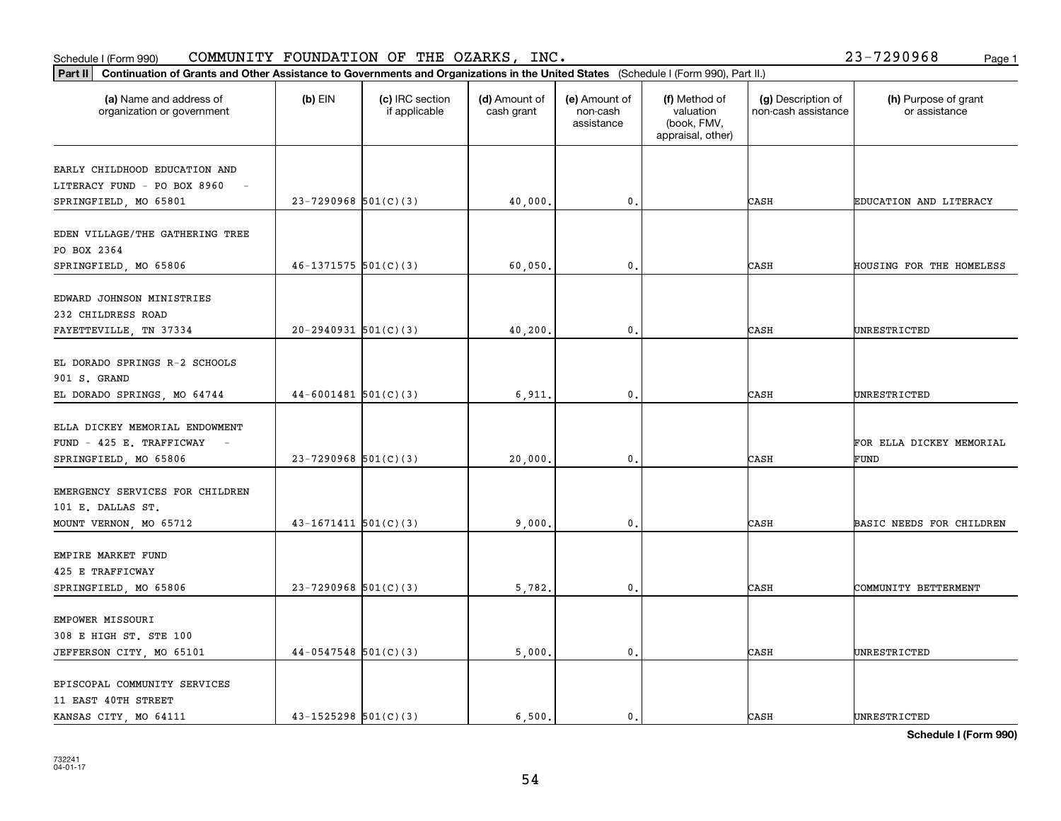Schedule I (Form 990) COMMUNITY FOUNDATION OF THE OZARKS, INC. 23-7290968 Page 1

**Part II** Continuation of Grants and Other Assistance to Governments and Organizations in the United States (Schedule I (Form 990), Part II.)

| (a) Name and address of organization or government | (b) EIN | (c) IRC section if applicable | (d) Amount of cash grant | (e) Amount of non-cash assistance | (f) Method of valuation (book, FMV, appraisal, other) | (g) Description of non-cash assistance | (h) Purpose of grant or assistance |
|---|---|---|---|---|---|---|---|
| EARLY CHILDHOOD EDUCATION AND LITERACY FUND - PO BOX 8960 - SPRINGFIELD, MO 65801 | 23-7290968 | 501(C)(3) | 40,000. | 0. | | CASH | EDUCATION AND LITERACY |
| EDEN VILLAGE/THE GATHERING TREE PO BOX 2364 SPRINGFIELD, MO 65806 | 46-1371575 | 501(C)(3) | 60,050. | 0. | | CASH | HOUSING FOR THE HOMELESS |
| EDWARD JOHNSON MINISTRIES 232 CHILDRESS ROAD FAYETTEVILLE, TN 37334 | 20-2940931 | 501(C)(3) | 40,200. | 0. | | CASH | UNRESTRICTED |
| EL DORADO SPRINGS R-2 SCHOOLS 901 S. GRAND EL DORADO SPRINGS, MO 64744 | 44-6001481 | 501(C)(3) | 6,911. | 0. | | CASH | UNRESTRICTED |
| ELLA DICKEY MEMORIAL ENDOWMENT FUND - 425 E. TRAFFICWAY - SPRINGFIELD, MO 65806 | 23-7290968 | 501(C)(3) | 20,000. | 0. | | CASH | FOR ELLA DICKEY MEMORIAL FUND |
| EMERGENCY SERVICES FOR CHILDREN 101 E. DALLAS ST. MOUNT VERNON, MO 65712 | 43-1671411 | 501(C)(3) | 9,000. | 0. | | CASH | BASIC NEEDS FOR CHILDREN |
| EMPIRE MARKET FUND 425 E TRAFFICWAY SPRINGFIELD, MO 65806 | 23-7290968 | 501(C)(3) | 5,782. | 0. | | CASH | COMMUNITY BETTERMENT |
| EMPOWER MISSOURI 308 E HIGH ST. STE 100 JEFFERSON CITY, MO 65101 | 44-0547548 | 501(C)(3) | 5,000. | 0. | | CASH | UNRESTRICTED |
| EPISCOPAL COMMUNITY SERVICES 11 EAST 40TH STREET KANSAS CITY, MO 64111 | 43-1525298 | 501(C)(3) | 6,500. | 0. | | CASH | UNRESTRICTED |

Schedule I (Form 990)

732241 04-01-17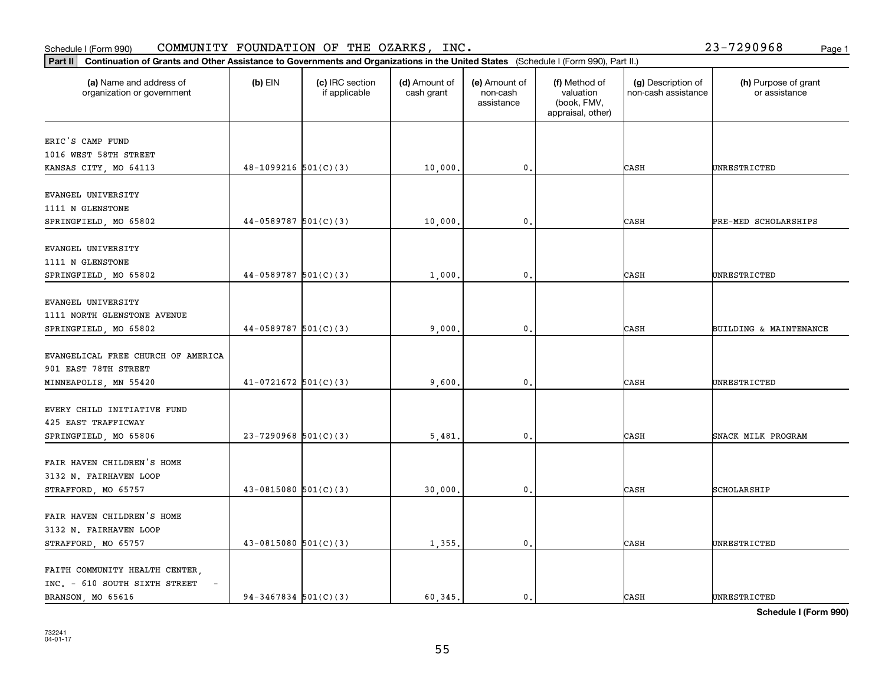Schedule I (Form 990) COMMUNITY FOUNDATION OF THE OZARKS, INC. 23-7290968

**Part II Continuation of Grants and Other Assistance to Governments and Organizations in the United States** (Schedule I (Form 990), Part II.)

| (a) Name and address of organization or government | (b) EIN | (c) IRC section if applicable | (d) Amount of cash grant | (e) Amount of non-cash assistance | (f) Method of valuation (book, FMV, appraisal, other) | (g) Description of non-cash assistance | (h) Purpose of grant or assistance |
|---|---|---|---|---|---|---|---|
| ERIC'S CAMP FUND 1016 WEST 58TH STREET KANSAS CITY, MO 64113 | 48-1099216 | 501(C)(3) | 10,000. | 0. | | CASH | UNRESTRICTED |
| EVANGEL UNIVERSITY 1111 N GLENSTONE SPRINGFIELD, MO 65802 | 44-0589787 | 501(C)(3) | 10,000. | 0. | | CASH | PRE-MED SCHOLARSHIPS |
| EVANGEL UNIVERSITY 1111 N GLENSTONE SPRINGFIELD, MO 65802 | 44-0589787 | 501(C)(3) | 1,000. | 0. | | CASH | UNRESTRICTED |
| EVANGEL UNIVERSITY 1111 NORTH GLENSTONE AVENUE SPRINGFIELD, MO 65802 | 44-0589787 | 501(C)(3) | 9,000. | 0. | | CASH | BUILDING & MAINTENANCE |
| EVANGELICAL FREE CHURCH OF AMERICA 901 EAST 78TH STREET MINNEAPOLIS, MN 55420 | 41-0721672 | 501(C)(3) | 9,600. | 0. | | CASH | UNRESTRICTED |
| EVERY CHILD INITIATIVE FUND 425 EAST TRAFFICWAY SPRINGFIELD, MO 65806 | 23-7290968 | 501(C)(3) | 5,481. | 0. | | CASH | SNACK MILK PROGRAM |
| FAIR HAVEN CHILDREN'S HOME 3132 N. FAIRHAVEN LOOP STRAFFORD, MO 65757 | 43-0815080 | 501(C)(3) | 30,000. | 0. | | CASH | SCHOLARSHIP |
| FAIR HAVEN CHILDREN'S HOME 3132 N. FAIRHAVEN LOOP STRAFFORD, MO 65757 | 43-0815080 | 501(C)(3) | 1,355. | 0. | | CASH | UNRESTRICTED |
| FAITH COMMUNITY HEALTH CENTER, INC. - 610 SOUTH SIXTH STREET - BRANSON, MO 65616 | 94-3467834 | 501(C)(3) | 60,345. | 0. | | CASH | UNRESTRICTED |

**Schedule I (Form 990)**

732241 04-01-17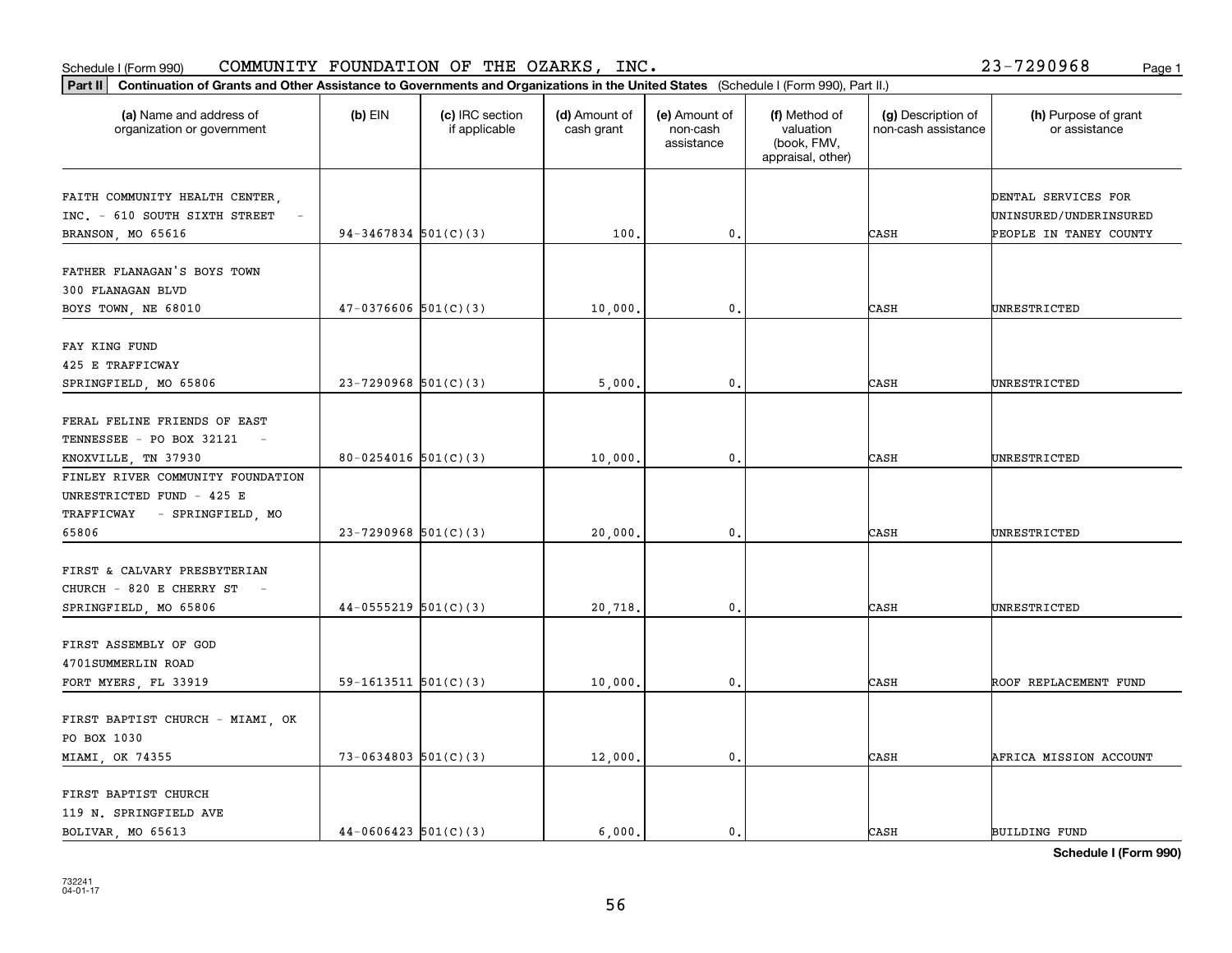Schedule I (Form 990) COMMUNITY FOUNDATION OF THE OZARKS, INC. 23-7290968

**Part II** **Continuation of Grants and Other Assistance to Governments and Organizations in the United States** (Schedule I (Form 990), Part II.)

| (a) Name and address of organization or government | (b) EIN | (c) IRC section if applicable | (d) Amount of cash grant | (e) Amount of non-cash assistance | (f) Method of valuation (book, FMV, appraisal, other) | (g) Description of non-cash assistance | (h) Purpose of grant or assistance |
|---|---|---|---|---|---|---|---|
| FAITH COMMUNITY HEALTH CENTER, INC. - 610 SOUTH SIXTH STREET - BRANSON, MO 65616 | 94-3467834 | 501(C)(3) | 100. | 0. | | CASH | DENTAL SERVICES FOR UNINSURED/UNDERINSURED PEOPLE IN TANEY COUNTY |
| FATHER FLANAGAN'S BOYS TOWN 300 FLANAGAN BLVD BOYS TOWN, NE 68010 | 47-0376606 | 501(C)(3) | 10,000. | 0. | | CASH | UNRESTRICTED |
| FAY KING FUND 425 E TRAFFICWAY SPRINGFIELD, MO 65806 | 23-7290968 | 501(C)(3) | 5,000. | 0. | | CASH | UNRESTRICTED |
| FERAL FELINE FRIENDS OF EAST TENNESSEE - PO BOX 32121 - KNOXVILLE, TN 37930 | 80-0254016 | 501(C)(3) | 10,000. | 0. | | CASH | UNRESTRICTED |
| FINLEY RIVER COMMUNITY FOUNDATION UNRESTRICTED FUND - 425 E TRAFFICWAY - SPRINGFIELD, MO 65806 | 23-7290968 | 501(C)(3) | 20,000. | 0. | | CASH | UNRESTRICTED |
| FIRST & CALVARY PRESBYTERIAN CHURCH - 820 E CHERRY ST - SPRINGFIELD, MO 65806 | 44-0555219 | 501(C)(3) | 20,718. | 0. | | CASH | UNRESTRICTED |
| FIRST ASSEMBLY OF GOD 4701SUMMERLIN ROAD FORT MYERS, FL 33919 | 59-1613511 | 501(C)(3) | 10,000. | 0. | | CASH | ROOF REPLACEMENT FUND |
| FIRST BAPTIST CHURCH - MIAMI, OK PO BOX 1030 MIAMI, OK 74355 | 73-0634803 | 501(C)(3) | 12,000. | 0. | | CASH | AFRICA MISSION ACCOUNT |
| FIRST BAPTIST CHURCH 119 N. SPRINGFIELD AVE BOLIVAR, MO 65613 | 44-0606423 | 501(C)(3) | 6,000. | 0. | | CASH | BUILDING FUND |

**Schedule I (Form 990)**

732241
04-01-17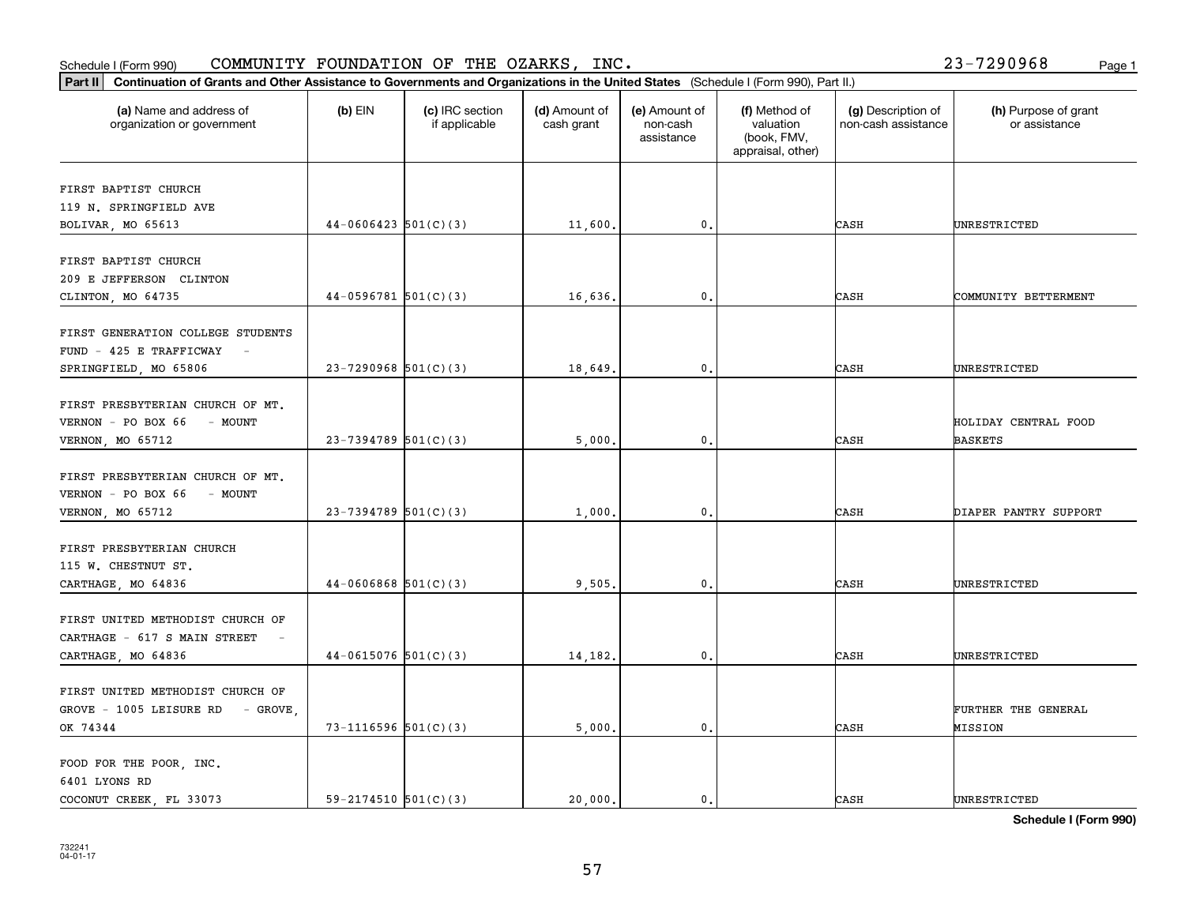Schedule I (Form 990) COMMUNITY FOUNDATION OF THE OZARKS, INC. 23-7290968

**Part II** **Continuation of Grants and Other Assistance to Governments and Organizations in the United States** (Schedule I (Form 990), Part II.)

| (a) Name and address of organization or government | (b) EIN | (c) IRC section if applicable | (d) Amount of cash grant | (e) Amount of non-cash assistance | (f) Method of valuation (book, FMV, appraisal, other) | (g) Description of non-cash assistance | (h) Purpose of grant or assistance |
|---|---|---|---|---|---|---|---|
| FIRST BAPTIST CHURCH 119 N. SPRINGFIELD AVE BOLIVAR, MO 65613 | 44-0606423 | 501(C)(3) | 11,600. | 0. | | CASH | UNRESTRICTED |
| FIRST BAPTIST CHURCH 209 E JEFFERSON CLINTON CLINTON, MO 64735 | 44-0596781 | 501(C)(3) | 16,636. | 0. | | CASH | COMMUNITY BETTERMENT |
| FIRST GENERATION COLLEGE STUDENTS FUND - 425 E TRAFFICWAY - SPRINGFIELD, MO 65806 | 23-7290968 | 501(C)(3) | 18,649. | 0. | | CASH | UNRESTRICTED |
| FIRST PRESBYTERIAN CHURCH OF MT. VERNON - PO BOX 66 - MOUNT VERNON, MO 65712 | 23-7394789 | 501(C)(3) | 5,000. | 0. | | CASH | HOLIDAY CENTRAL FOOD BASKETS |
| FIRST PRESBYTERIAN CHURCH OF MT. VERNON - PO BOX 66 - MOUNT VERNON, MO 65712 | 23-7394789 | 501(C)(3) | 1,000. | 0. | | CASH | DIAPER PANTRY SUPPORT |
| FIRST PRESBYTERIAN CHURCH 115 W. CHESTNUT ST. CARTHAGE, MO 64836 | 44-0606868 | 501(C)(3) | 9,505. | 0. | | CASH | UNRESTRICTED |
| FIRST UNITED METHODIST CHURCH OF CARTHAGE - 617 S MAIN STREET - CARTHAGE, MO 64836 | 44-0615076 | 501(C)(3) | 14,182. | 0. | | CASH | UNRESTRICTED |
| FIRST UNITED METHODIST CHURCH OF GROVE - 1005 LEISURE RD - GROVE, OK 74344 | 73-1116596 | 501(C)(3) | 5,000. | 0. | | CASH | FURTHER THE GENERAL MISSION |
| FOOD FOR THE POOR, INC. 6401 LYONS RD COCONUT CREEK, FL 33073 | 59-2174510 | 501(C)(3) | 20,000. | 0. | | CASH | UNRESTRICTED |

**Schedule I (Form 990)**

732241 04-01-17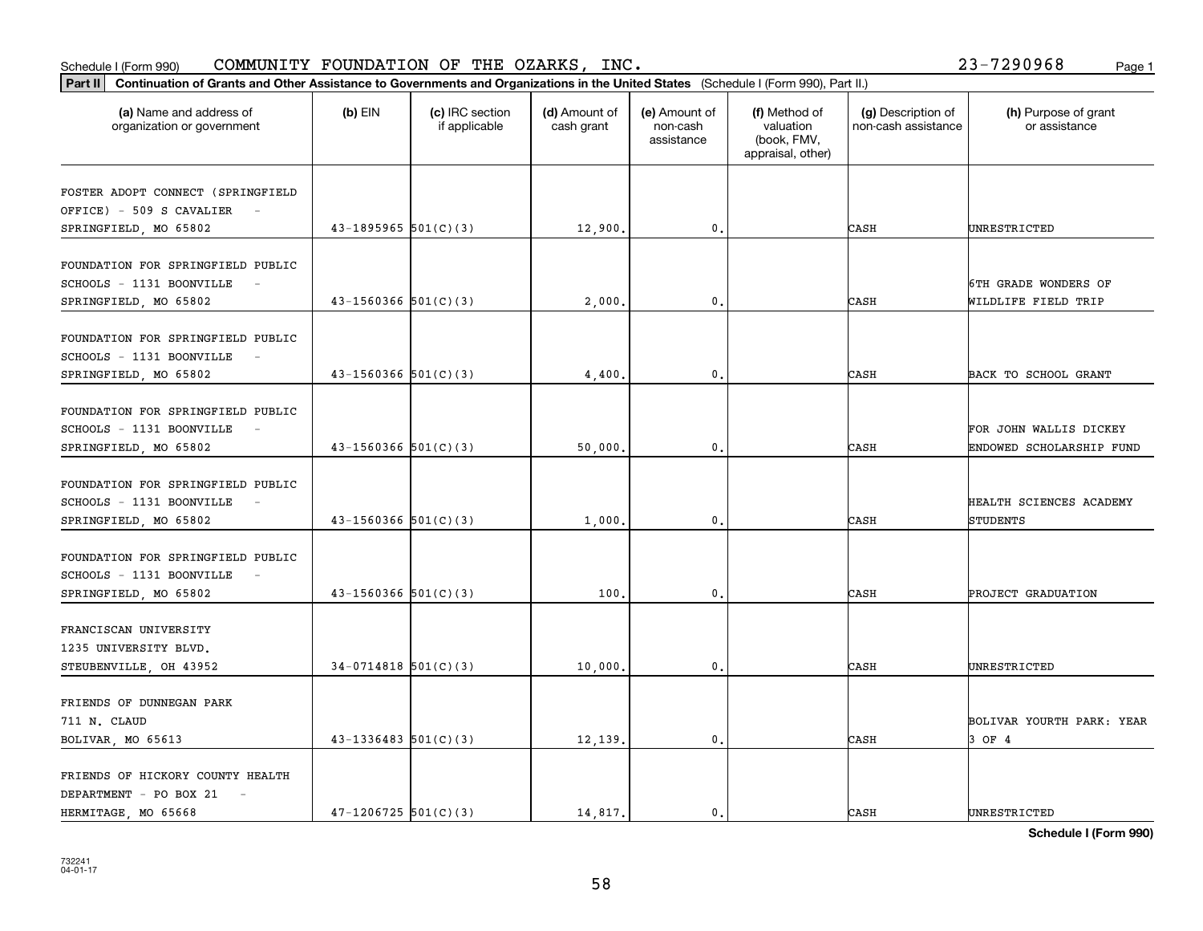Schedule I (Form 990) COMMUNITY FOUNDATION OF THE OZARKS, INC. 23-7290968

**Part II Continuation of Grants and Other Assistance to Governments and Organizations in the United States** (Schedule I (Form 990), Part II.)

| (a) Name and address of organization or government | (b) EIN | (c) IRC section if applicable | (d) Amount of cash grant | (e) Amount of non-cash assistance | (f) Method of valuation (book, FMV, appraisal, other) | (g) Description of non-cash assistance | (h) Purpose of grant or assistance |
|---|---|---|---|---|---|---|---|
| FOSTER ADOPT CONNECT (SPRINGFIELD OFFICE) - 509 S CAVALIER - SPRINGFIELD, MO 65802 | 43-1895965 | 501(C)(3) | 12,900. | 0. | | CASH | UNRESTRICTED |
| FOUNDATION FOR SPRINGFIELD PUBLIC SCHOOLS - 1131 BOONVILLE - SPRINGFIELD, MO 65802 | 43-1560366 | 501(C)(3) | 2,000. | 0. | | CASH | 6TH GRADE WONDERS OF WILDLIFE FIELD TRIP |
| FOUNDATION FOR SPRINGFIELD PUBLIC SCHOOLS - 1131 BOONVILLE - SPRINGFIELD, MO 65802 | 43-1560366 | 501(C)(3) | 4,400. | 0. | | CASH | BACK TO SCHOOL GRANT |
| FOUNDATION FOR SPRINGFIELD PUBLIC SCHOOLS - 1131 BOONVILLE - SPRINGFIELD, MO 65802 | 43-1560366 | 501(C)(3) | 50,000. | 0. | | CASH | FOR JOHN WALLIS DICKEY ENDOWED SCHOLARSHIP FUND |
| FOUNDATION FOR SPRINGFIELD PUBLIC SCHOOLS - 1131 BOONVILLE - SPRINGFIELD, MO 65802 | 43-1560366 | 501(C)(3) | 1,000. | 0. | | CASH | HEALTH SCIENCES ACADEMY STUDENTS |
| FOUNDATION FOR SPRINGFIELD PUBLIC SCHOOLS - 1131 BOONVILLE - SPRINGFIELD, MO 65802 | 43-1560366 | 501(C)(3) | 100. | 0. | | CASH | PROJECT GRADUATION |
| FRANCISCAN UNIVERSITY 1235 UNIVERSITY BLVD. STEUBENVILLE, OH 43952 | 34-0714818 | 501(C)(3) | 10,000. | 0. | | CASH | UNRESTRICTED |
| FRIENDS OF DUNNEGAN PARK 711 N. CLAUD BOLIVAR, MO 65613 | 43-1336483 | 501(C)(3) | 12,139. | 0. | | CASH | BOLIVAR YOURTH PARK: YEAR 3 OF 4 |
| FRIENDS OF HICKORY COUNTY HEALTH DEPARTMENT - PO BOX 21 - HERMITAGE, MO 65668 | 47-1206725 | 501(C)(3) | 14,817. | 0. | | CASH | UNRESTRICTED |

**Schedule I (Form 990)**

732241 04-01-17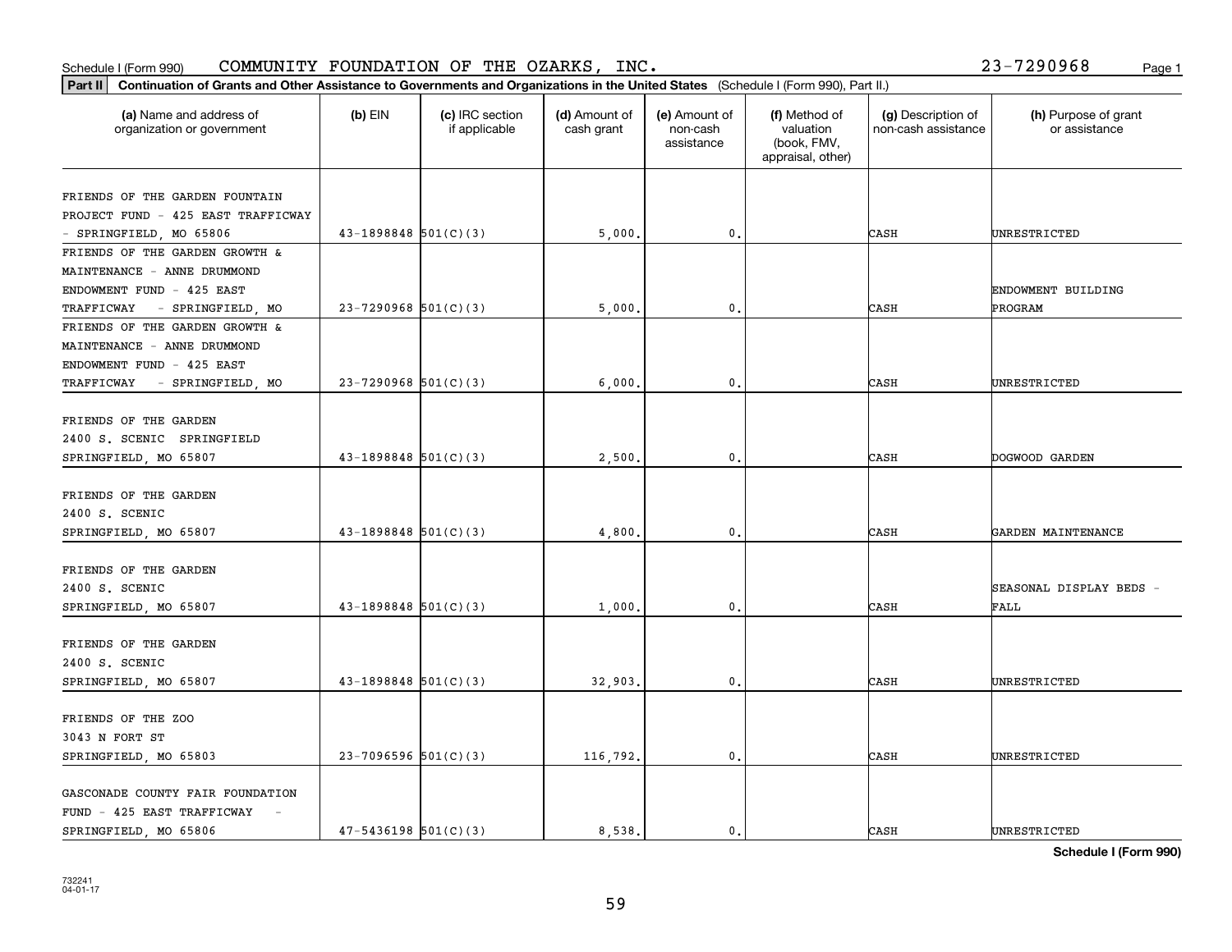Schedule I (Form 990) COMMUNITY FOUNDATION OF THE OZARKS, INC. 23-7290968

**Part II** **Continuation of Grants and Other Assistance to Governments and Organizations in the United States** (Schedule I (Form 990), Part II.)

| (a) Name and address of organization or government | (b) EIN | (c) IRC section if applicable | (d) Amount of cash grant | (e) Amount of non-cash assistance | (f) Method of valuation (book, FMV, appraisal, other) | (g) Description of non-cash assistance | (h) Purpose of grant or assistance |
|---|---|---|---|---|---|---|---|
| FRIENDS OF THE GARDEN FOUNTAIN PROJECT FUND - 425 EAST TRAFFICWAY - SPRINGFIELD, MO 65806 | 43-1898848 | 501(C)(3) | 5,000. | 0. | | CASH | UNRESTRICTED |
| FRIENDS OF THE GARDEN GROWTH & MAINTENANCE - ANNE DRUMMOND ENDOWMENT FUND - 425 EAST TRAFFICWAY - SPRINGFIELD, MO | 23-7290968 | 501(C)(3) | 5,000. | 0. | | CASH | ENDOWMENT BUILDING PROGRAM |
| FRIENDS OF THE GARDEN GROWTH & MAINTENANCE - ANNE DRUMMOND ENDOWMENT FUND - 425 EAST TRAFFICWAY - SPRINGFIELD, MO | 23-7290968 | 501(C)(3) | 6,000. | 0. | | CASH | UNRESTRICTED |
| FRIENDS OF THE GARDEN 2400 S. SCENIC SPRINGFIELD SPRINGFIELD, MO 65807 | 43-1898848 | 501(C)(3) | 2,500. | 0. | | CASH | DOGWOOD GARDEN |
| FRIENDS OF THE GARDEN 2400 S. SCENIC SPRINGFIELD, MO 65807 | 43-1898848 | 501(C)(3) | 4,800. | 0. | | CASH | GARDEN MAINTENANCE |
| FRIENDS OF THE GARDEN 2400 S. SCENIC SPRINGFIELD, MO 65807 | 43-1898848 | 501(C)(3) | 1,000. | 0. | | CASH | SEASONAL DISPLAY BEDS - FALL |
| FRIENDS OF THE GARDEN 2400 S. SCENIC SPRINGFIELD, MO 65807 | 43-1898848 | 501(C)(3) | 32,903. | 0. | | CASH | UNRESTRICTED |
| FRIENDS OF THE ZOO 3043 N FORT ST SPRINGFIELD, MO 65803 | 23-7096596 | 501(C)(3) | 116,792. | 0. | | CASH | UNRESTRICTED |
| GASCONADE COUNTY FAIR FOUNDATION FUND - 425 EAST TRAFFICWAY - SPRINGFIELD, MO 65806 | 47-5436198 | 501(C)(3) | 8,538. | 0. | | CASH | UNRESTRICTED |

**Schedule I (Form 990)**

732241 04-01-17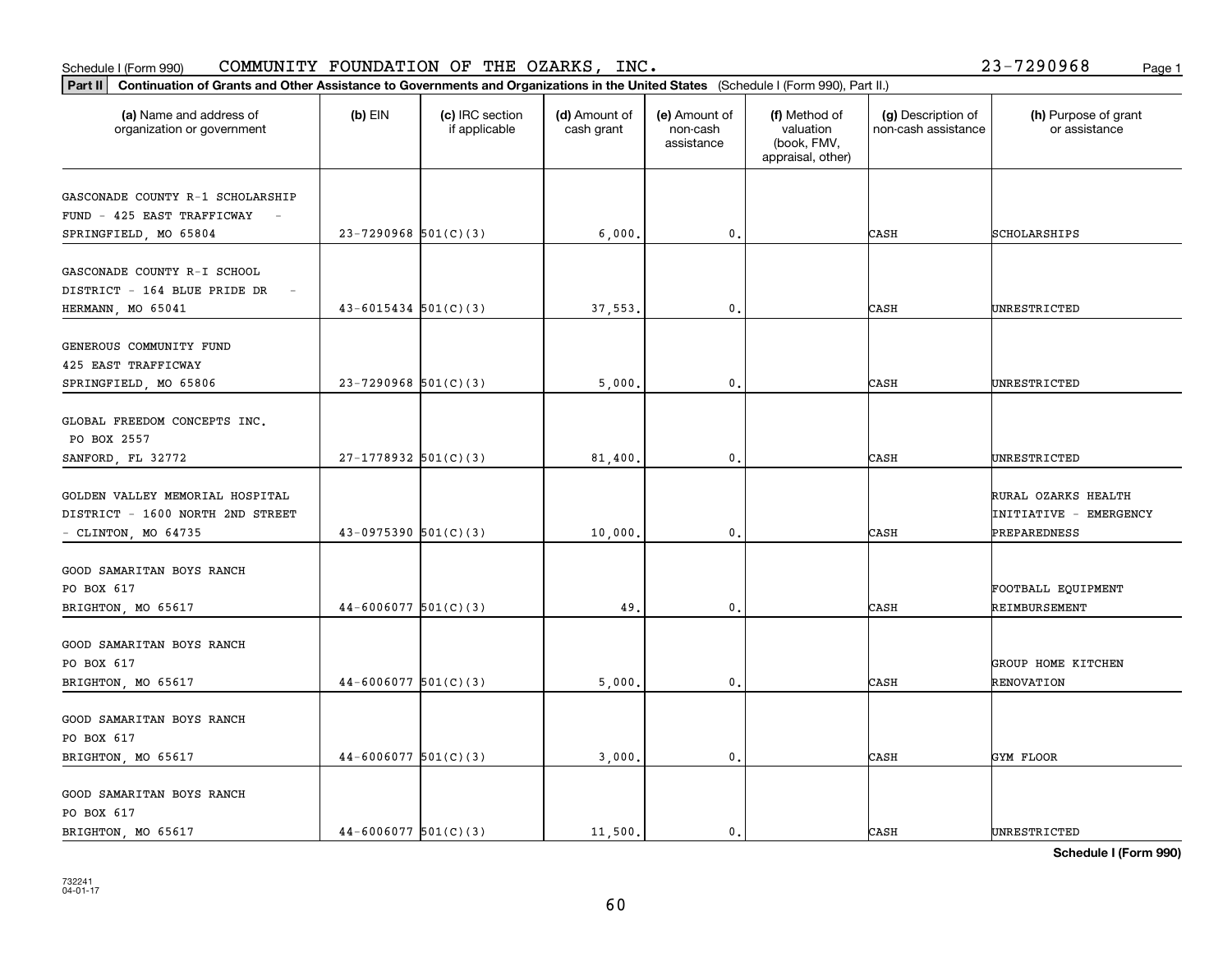Schedule I (Form 990) COMMUNITY FOUNDATION OF THE OZARKS, INC. 23-7290968

**Part II** **Continuation of Grants and Other Assistance to Governments and Organizations in the United States** (Schedule I (Form 990), Part II.)

| (a) Name and address of organization or government | (b) EIN | (c) IRC section if applicable | (d) Amount of cash grant | (e) Amount of non-cash assistance | (f) Method of valuation (book, FMV, appraisal, other) | (g) Description of non-cash assistance | (h) Purpose of grant or assistance |
|---|---|---|---|---|---|---|---|
| GASCONADE COUNTY R-1 SCHOLARSHIP FUND - 425 EAST TRAFFICWAY - SPRINGFIELD, MO 65804 | 23-7290968 | 501(C)(3) | 6,000. | 0. | | CASH | SCHOLARSHIPS |
| GASCONADE COUNTY R-I SCHOOL DISTRICT - 164 BLUE PRIDE DR - HERMANN, MO 65041 | 43-6015434 | 501(C)(3) | 37,553. | 0. | | CASH | UNRESTRICTED |
| GENEROUS COMMUNITY FUND 425 EAST TRAFFICWAY SPRINGFIELD, MO 65806 | 23-7290968 | 501(C)(3) | 5,000. | 0. | | CASH | UNRESTRICTED |
| GLOBAL FREEDOM CONCEPTS INC. PO BOX 2557 SANFORD, FL 32772 | 27-1778932 | 501(C)(3) | 81,400. | 0. | | CASH | UNRESTRICTED |
| GOLDEN VALLEY MEMORIAL HOSPITAL DISTRICT - 1600 NORTH 2ND STREET - CLINTON, MO 64735 | 43-0975390 | 501(C)(3) | 10,000. | 0. | | CASH | RURAL OZARKS HEALTH INITIATIVE - EMERGENCY PREPAREDNESS |
| GOOD SAMARITAN BOYS RANCH PO BOX 617 BRIGHTON, MO 65617 | 44-6006077 | 501(C)(3) | 49. | 0. | | CASH | FOOTBALL EQUIPMENT REIMBURSEMENT |
| GOOD SAMARITAN BOYS RANCH PO BOX 617 BRIGHTON, MO 65617 | 44-6006077 | 501(C)(3) | 5,000. | 0. | | CASH | GROUP HOME KITCHEN RENOVATION |
| GOOD SAMARITAN BOYS RANCH PO BOX 617 BRIGHTON, MO 65617 | 44-6006077 | 501(C)(3) | 3,000. | 0. | | CASH | GYM FLOOR |
| GOOD SAMARITAN BOYS RANCH PO BOX 617 BRIGHTON, MO 65617 | 44-6006077 | 501(C)(3) | 11,500. | 0. | | CASH | UNRESTRICTED |

**Schedule I (Form 990)**

732241
04-01-17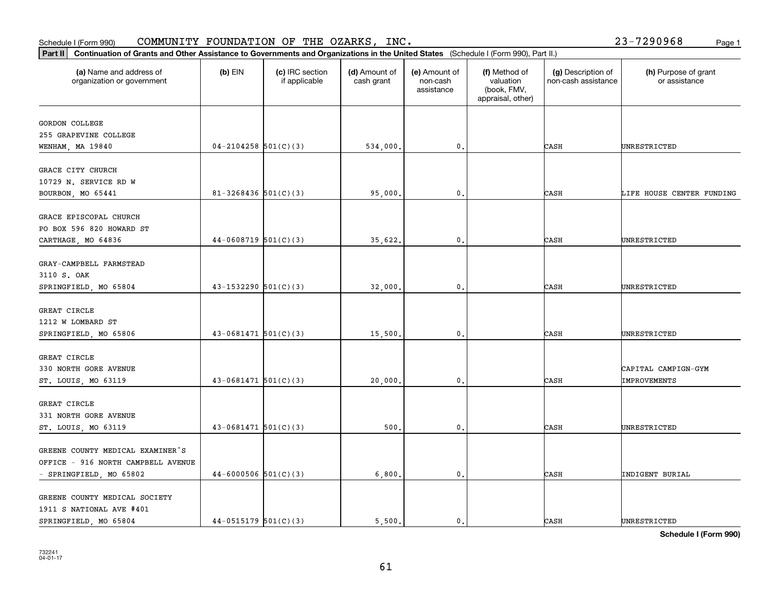Schedule I (Form 990) COMMUNITY FOUNDATION OF THE OZARKS, INC. 23-7290968

**Part II** **Continuation of Grants and Other Assistance to Governments and Organizations in the United States** (Schedule I (Form 990), Part II.)

| (a) Name and address of organization or government | (b) EIN | (c) IRC section if applicable | (d) Amount of cash grant | (e) Amount of non-cash assistance | (f) Method of valuation (book, FMV, appraisal, other) | (g) Description of non-cash assistance | (h) Purpose of grant or assistance |
|---|---|---|---|---|---|---|---|
| GORDON COLLEGE 255 GRAPEVINE COLLEGE WENHAM, MA 19840 | 04-2104258 | 501(C)(3) | 534,000. | 0. | | CASH | UNRESTRICTED |
| GRACE CITY CHURCH 10729 N. SERVICE RD W BOURBON, MO 65441 | 81-3268436 | 501(C)(3) | 95,000. | 0. | | CASH | LIFE HOUSE CENTER FUNDING |
| GRACE EPISCOPAL CHURCH PO BOX 596 820 HOWARD ST CARTHAGE, MO 64836 | 44-0608719 | 501(C)(3) | 35,622. | 0. | | CASH | UNRESTRICTED |
| GRAY-CAMPBELL FARMSTEAD 3110 S. OAK SPRINGFIELD, MO 65804 | 43-1532290 | 501(C)(3) | 32,000. | 0. | | CASH | UNRESTRICTED |
| GREAT CIRCLE 1212 W LOMBARD ST SPRINGFIELD, MO 65806 | 43-0681471 | 501(C)(3) | 15,500. | 0. | | CASH | UNRESTRICTED |
| GREAT CIRCLE 330 NORTH GORE AVENUE ST. LOUIS, MO 63119 | 43-0681471 | 501(C)(3) | 20,000. | 0. | | CASH | CAPITAL CAMPIGN-GYM IMPROVEMENTS |
| GREAT CIRCLE 331 NORTH GORE AVENUE ST. LOUIS, MO 63119 | 43-0681471 | 501(C)(3) | 500. | 0. | | CASH | UNRESTRICTED |
| GREENE COUNTY MEDICAL EXAMINER'S OFFICE - 916 NORTH CAMPBELL AVENUE - SPRINGFIELD, MO 65802 | 44-6000506 | 501(C)(3) | 6,800. | 0. | | CASH | INDIGENT BURIAL |
| GREENE COUNTY MEDICAL SOCIETY 1911 S NATIONAL AVE #401 SPRINGFIELD, MO 65804 | 44-0515179 | 501(C)(3) | 5,500. | 0. | | CASH | UNRESTRICTED |

**Schedule I (Form 990)**

732241 04-01-17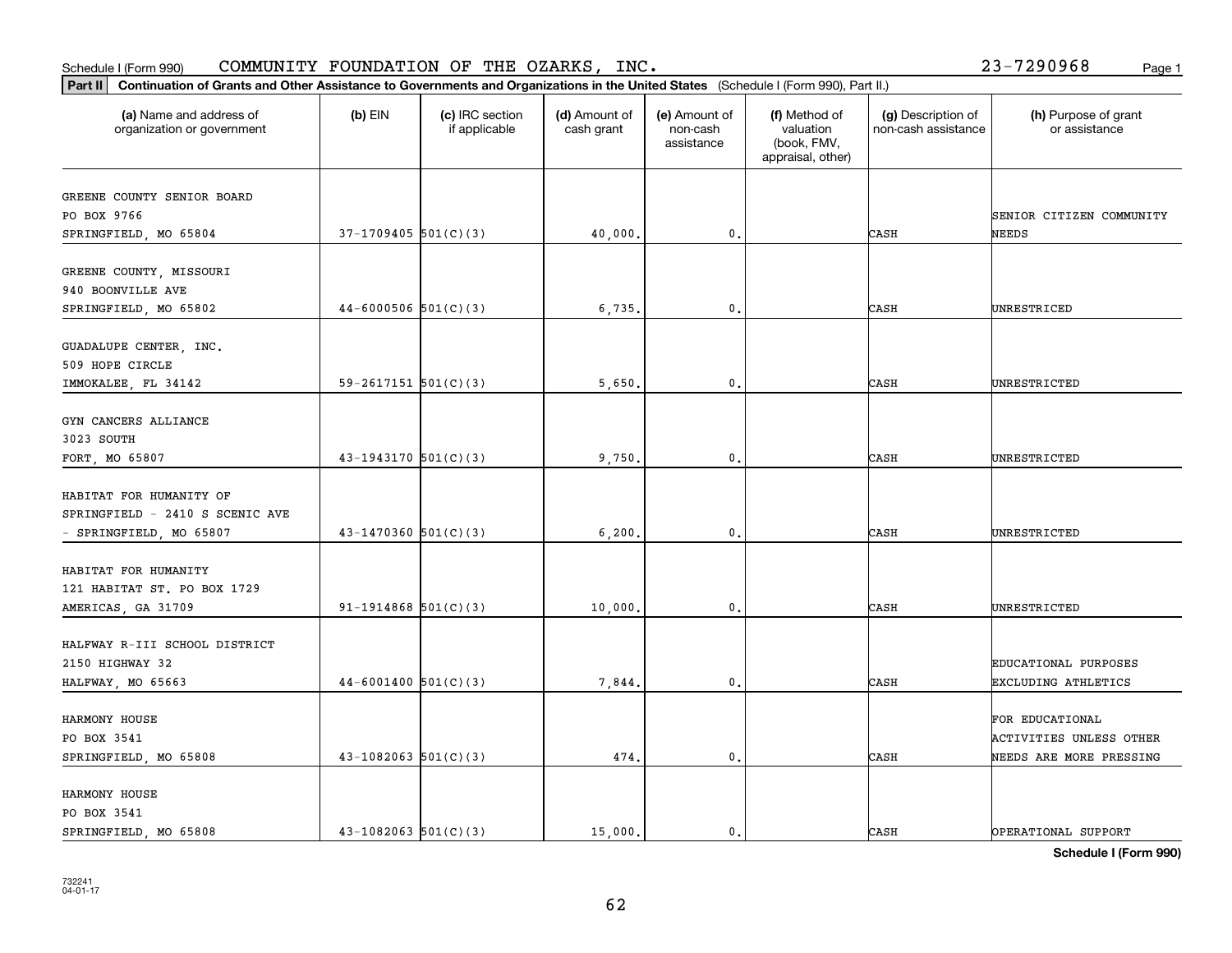Schedule I (Form 990) COMMUNITY FOUNDATION OF THE OZARKS, INC. 23-7290968

**Part II** Continuation of Grants and Other Assistance to Governments and Organizations in the United States (Schedule I (Form 990), Part II.)

| (a) Name and address of organization or government | (b) EIN | (c) IRC section if applicable | (d) Amount of cash grant | (e) Amount of non-cash assistance | (f) Method of valuation (book, FMV, appraisal, other) | (g) Description of non-cash assistance | (h) Purpose of grant or assistance |
|---|---|---|---|---|---|---|---|
| GREENE COUNTY SENIOR BOARD PO BOX 9766 SPRINGFIELD, MO 65804 | 37-1709405 | 501(C)(3) | 40,000. | 0. | | CASH | SENIOR CITIZEN COMMUNITY NEEDS |
| GREENE COUNTY, MISSOURI 940 BOONVILLE AVE SPRINGFIELD, MO 65802 | 44-6000506 | 501(C)(3) | 6,735. | 0. | | CASH | UNRESTRICED |
| GUADALUPE CENTER, INC. 509 HOPE CIRCLE IMMOKALEE, FL 34142 | 59-2617151 | 501(C)(3) | 5,650. | 0. | | CASH | UNRESTRICTED |
| GYN CANCERS ALLIANCE 3023 SOUTH FORT, MO 65807 | 43-1943170 | 501(C)(3) | 9,750. | 0. | | CASH | UNRESTRICTED |
| HABITAT FOR HUMANITY OF SPRINGFIELD - 2410 S SCENIC AVE - SPRINGFIELD, MO 65807 | 43-1470360 | 501(C)(3) | 6,200. | 0. | | CASH | UNRESTRICTED |
| HABITAT FOR HUMANITY 121 HABITAT ST. PO BOX 1729 AMERICAS, GA 31709 | 91-1914868 | 501(C)(3) | 10,000. | 0. | | CASH | UNRESTRICTED |
| HALFWAY R-III SCHOOL DISTRICT 2150 HIGHWAY 32 HALFWAY, MO 65663 | 44-6001400 | 501(C)(3) | 7,844. | 0. | | CASH | EDUCATIONAL PURPOSES EXCLUDING ATHLETICS |
| HARMONY HOUSE PO BOX 3541 SPRINGFIELD, MO 65808 | 43-1082063 | 501(C)(3) | 474. | 0. | | CASH | FOR EDUCATIONAL ACTIVITIES UNLESS OTHER NEEDS ARE MORE PRESSING |
| HARMONY HOUSE PO BOX 3541 SPRINGFIELD, MO 65808 | 43-1082063 | 501(C)(3) | 15,000. | 0. | | CASH | OPERATIONAL SUPPORT |

**Schedule I (Form 990)**

732241 04-01-17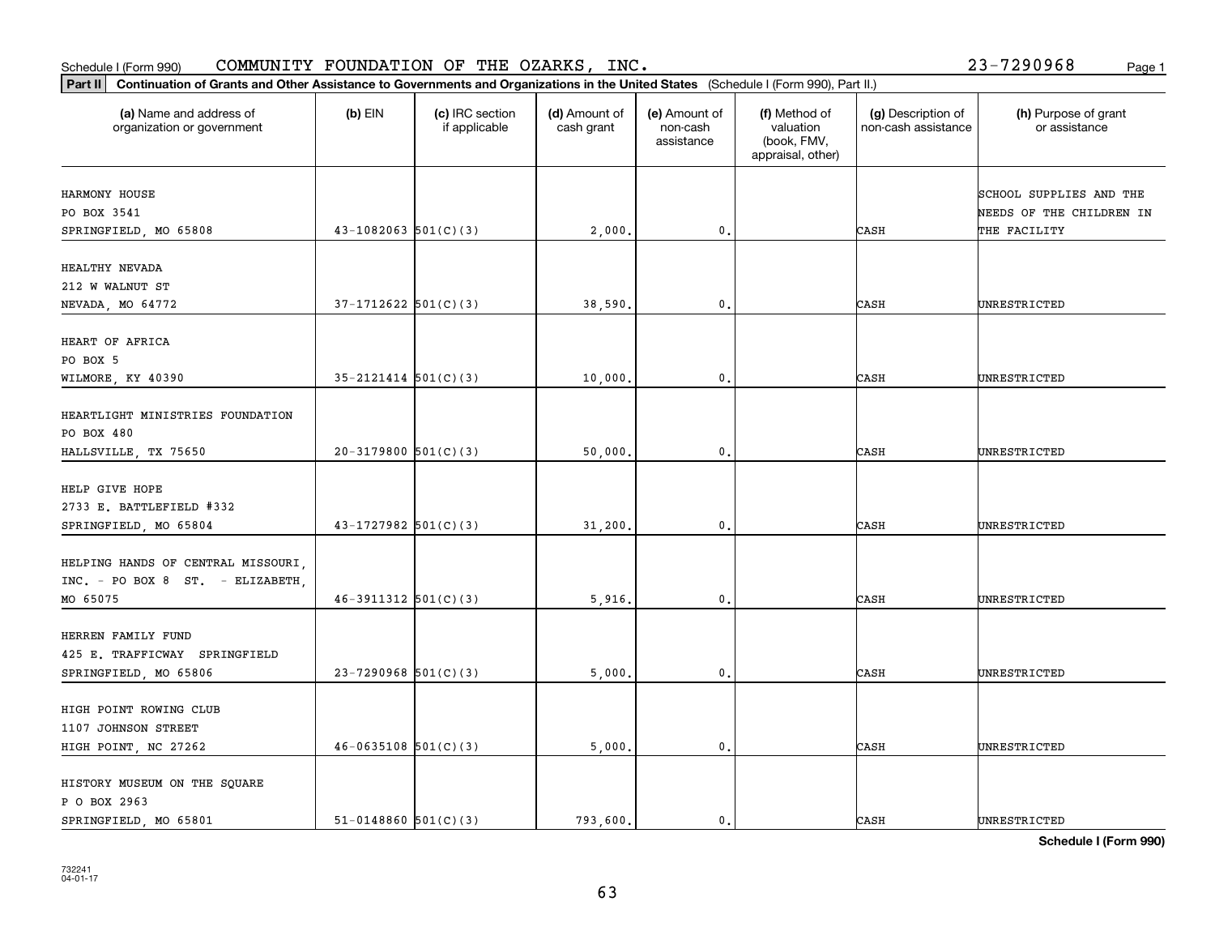Schedule I (Form 990) COMMUNITY FOUNDATION OF THE OZARKS, INC. 23-7290968

**Part II** **Continuation of Grants and Other Assistance to Governments and Organizations in the United States** (Schedule I (Form 990), Part II.)

| (a) Name and address of organization or government | (b) EIN | (c) IRC section if applicable | (d) Amount of cash grant | (e) Amount of non-cash assistance | (f) Method of valuation (book, FMV, appraisal, other) | (g) Description of non-cash assistance | (h) Purpose of grant or assistance |
|---|---|---|---|---|---|---|---|
| HARMONY HOUSE<br>PO BOX 3541<br>SPRINGFIELD, MO 65808 | 43-1082063 | 501(C)(3) | 2,000. | 0. | | CASH | SCHOOL SUPPLIES AND THE NEEDS OF THE CHILDREN IN THE FACILITY |
| HEALTHY NEVADA<br>212 W WALNUT ST<br>NEVADA, MO 64772 | 37-1712622 | 501(C)(3) | 38,590. | 0. | | CASH | UNRESTRICTED |
| HEART OF AFRICA<br>PO BOX 5<br>WILMORE, KY 40390 | 35-2121414 | 501(C)(3) | 10,000. | 0. | | CASH | UNRESTRICTED |
| HEARTLIGHT MINISTRIES FOUNDATION<br>PO BOX 480<br>HALLSVILLE, TX 75650 | 20-3179800 | 501(C)(3) | 50,000. | 0. | | CASH | UNRESTRICTED |
| HELP GIVE HOPE<br>2733 E. BATTLEFIELD #332<br>SPRINGFIELD, MO 65804 | 43-1727982 | 501(C)(3) | 31,200. | 0. | | CASH | UNRESTRICTED |
| HELPING HANDS OF CENTRAL MISSOURI, INC. - PO BOX 8 ST. - ELIZABETH, MO 65075 | 46-3911312 | 501(C)(3) | 5,916. | 0. | | CASH | UNRESTRICTED |
| HERREN FAMILY FUND<br>425 E. TRAFFICWAY SPRINGFIELD<br>SPRINGFIELD, MO 65806 | 23-7290968 | 501(C)(3) | 5,000. | 0. | | CASH | UNRESTRICTED |
| HIGH POINT ROWING CLUB<br>1107 JOHNSON STREET<br>HIGH POINT, NC 27262 | 46-0635108 | 501(C)(3) | 5,000. | 0. | | CASH | UNRESTRICTED |
| HISTORY MUSEUM ON THE SQUARE<br>P O BOX 2963<br>SPRINGFIELD, MO 65801 | 51-0148860 | 501(C)(3) | 793,600. | 0. | | CASH | UNRESTRICTED |

**Schedule I (Form 990)**

732241
04-01-17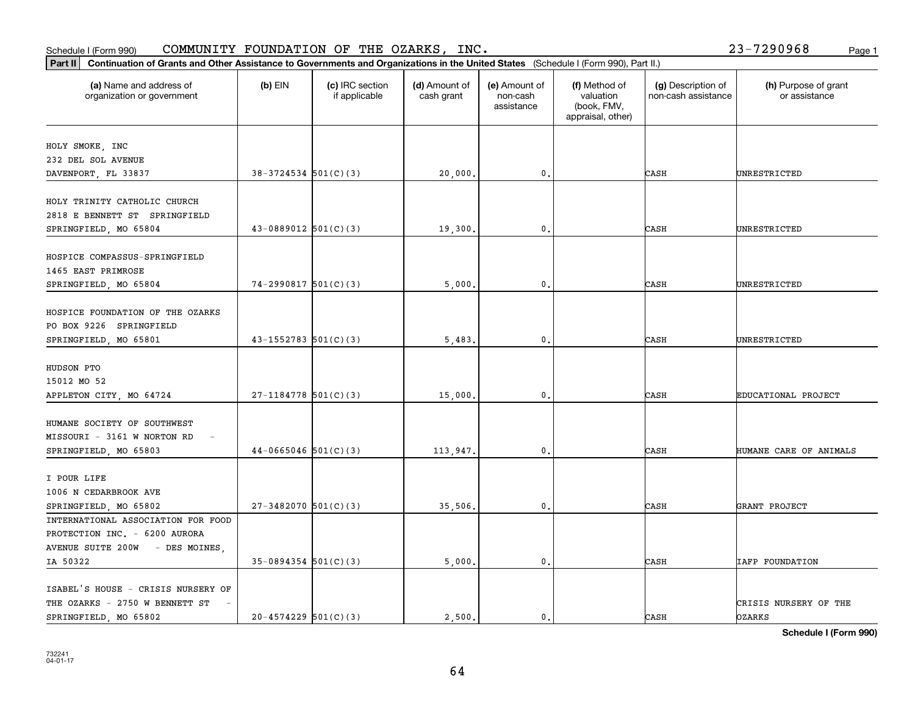Schedule I (Form 990) COMMUNITY FOUNDATION OF THE OZARKS, INC. 23-7290968

**Part II** **Continuation of Grants and Other Assistance to Governments and Organizations in the United States** (Schedule I (Form 990), Part II.)

| (a) Name and address of organization or government | (b) EIN | (c) IRC section if applicable | (d) Amount of cash grant | (e) Amount of non-cash assistance | (f) Method of valuation (book, FMV, appraisal, other) | (g) Description of non-cash assistance | (h) Purpose of grant or assistance |
|---|---|---|---|---|---|---|---|
| HOLY SMOKE, INC<br>232 DEL SOL AVENUE<br>DAVENPORT, FL 33837 | 38-3724534 | 501(C)(3) | 20,000. | 0. | | CASH | UNRESTRICTED |
| HOLY TRINITY CATHOLIC CHURCH<br>2818 E BENNETT ST SPRINGFIELD<br>SPRINGFIELD, MO 65804 | 43-0889012 | 501(C)(3) | 19,300. | 0. | | CASH | UNRESTRICTED |
| HOSPICE COMPASSUS-SPRINGFIELD<br>1465 EAST PRIMROSE<br>SPRINGFIELD, MO 65804 | 74-2990817 | 501(C)(3) | 5,000. | 0. | | CASH | UNRESTRICTED |
| HOSPICE FOUNDATION OF THE OZARKS<br>PO BOX 9226 SPRINGFIELD<br>SPRINGFIELD, MO 65801 | 43-1552783 | 501(C)(3) | 5,483. | 0. | | CASH | UNRESTRICTED |
| HUDSON PTO<br>15012 MO 52<br>APPLETON CITY, MO 64724 | 27-1184778 | 501(C)(3) | 15,000. | 0. | | CASH | EDUCATIONAL PROJECT |
| HUMANE SOCIETY OF SOUTHWEST<br>MISSOURI - 3161 W NORTON RD -<br>SPRINGFIELD, MO 65803 | 44-0665046 | 501(C)(3) | 113,947. | 0. | | CASH | HUMANE CARE OF ANIMALS |
| I POUR LIFE<br>1006 N CEDARBROOK AVE<br>SPRINGFIELD, MO 65802 | 27-3482070 | 501(C)(3) | 35,506. | 0. | | CASH | GRANT PROJECT |
| INTERNATIONAL ASSOCIATION FOR FOOD<br>PROTECTION INC. - 6200 AURORA<br>AVENUE SUITE 200W - DES MOINES,<br>IA 50322 | 35-0894354 | 501(C)(3) | 5,000. | 0. | | CASH | IAFP FOUNDATION |
| ISABEL'S HOUSE - CRISIS NURSERY OF<br>THE OZARKS - 2750 W BENNETT ST -<br>SPRINGFIELD, MO 65802 | 20-4574229 | 501(C)(3) | 2,500. | 0. | | CASH | CRISIS NURSERY OF THE OZARKS |

**Schedule I (Form 990)**

732241 04-01-17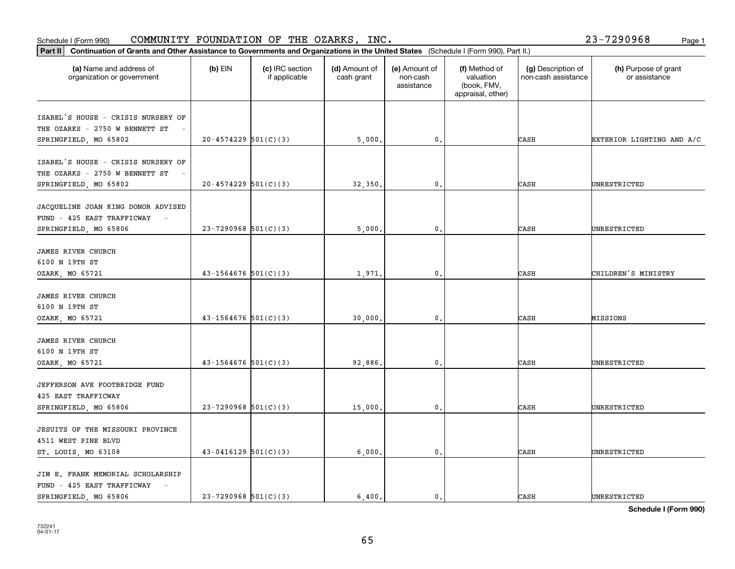Schedule I (Form 990) COMMUNITY FOUNDATION OF THE OZARKS, INC. 23-7290968

**Part II** **Continuation of Grants and Other Assistance to Governments and Organizations in the United States** (Schedule I (Form 990), Part II.)

| (a) Name and address of organization or government | (b) EIN | (c) IRC section if applicable | (d) Amount of cash grant | (e) Amount of non-cash assistance | (f) Method of valuation (book, FMV, appraisal, other) | (g) Description of non-cash assistance | (h) Purpose of grant or assistance |
|---|---|---|---|---|---|---|---|
| ISABEL'S HOUSE - CRISIS NURSERY OF THE OZARKS - 2750 W BENNETT ST - SPRINGFIELD, MO 65802 | 20-4574229 | 501(C)(3) | 5,000. | 0. | | CASH | EXTERIOR LIGHTING AND A/C |
| ISABEL'S HOUSE - CRISIS NURSERY OF THE OZARKS - 2750 W BENNETT ST - SPRINGFIELD, MO 65802 | 20-4574229 | 501(C)(3) | 32,350. | 0. | | CASH | UNRESTRICTED |
| JACQUELINE JOAN KING DONOR ADVISED FUND - 425 EAST TRAFFICWAY - SPRINGFIELD, MO 65806 | 23-7290968 | 501(C)(3) | 5,000. | 0. | | CASH | UNRESTRICTED |
| JAMES RIVER CHURCH 6100 N 19TH ST OZARK, MO 65721 | 43-1564676 | 501(C)(3) | 1,971. | 0. | | CASH | CHILDREN'S MINISTRY |
| JAMES RIVER CHURCH 6100 N 19TH ST OZARK, MO 65721 | 43-1564676 | 501(C)(3) | 30,000. | 0. | | CASH | MISSIONS |
| JAMES RIVER CHURCH 6100 N 19TH ST OZARK, MO 65721 | 43-1564676 | 501(C)(3) | 92,886. | 0. | | CASH | UNRESTRICTED |
| JEFFERSON AVE FOOTBRIDGE FUND 425 EAST TRAFFICWAY SPRINGFIELD, MO 65806 | 23-7290968 | 501(C)(3) | 15,000. | 0. | | CASH | UNRESTRICTED |
| JESUITS OF THE MISSOURI PROVINCE 4511 WEST PINE BLVD ST. LOUIS, MO 63108 | 43-0416129 | 501(C)(3) | 6,000. | 0. | | CASH | UNRESTRICTED |
| JIM E. FRANK MEMORIAL SCHOLARSHIP FUND - 425 EAST TRAFFICWAY - SPRINGFIELD, MO 65806 | 23-7290968 | 501(C)(3) | 6,400. | 0. | | CASH | UNRESTRICTED |

**Schedule I (Form 990)**

732241 04-01-17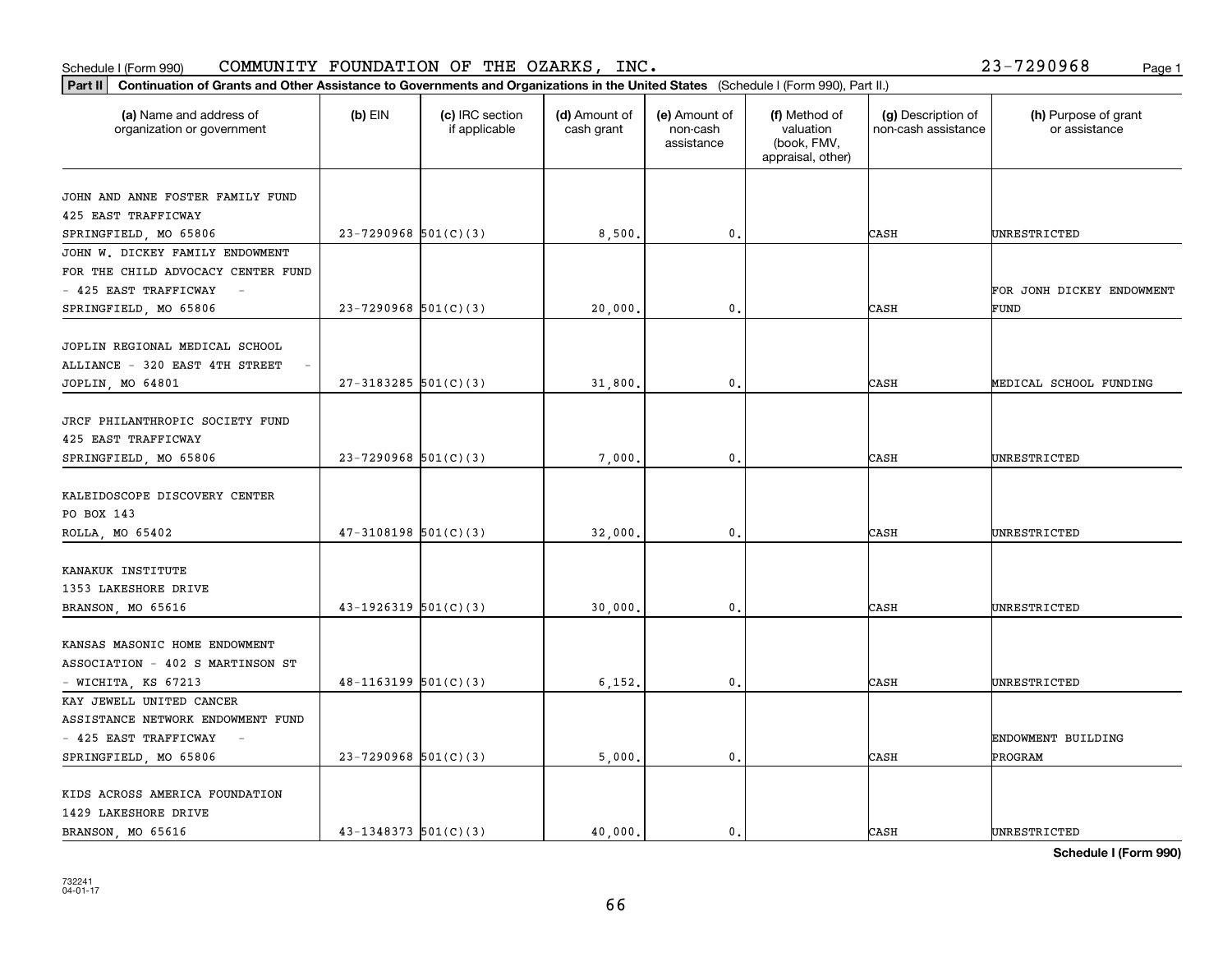Schedule I (Form 990) COMMUNITY FOUNDATION OF THE OZARKS, INC. 23-7290968

**Part II** **Continuation of Grants and Other Assistance to Governments and Organizations in the United States** (Schedule I (Form 990), Part II.)

| (a) Name and address of organization or government | (b) EIN | (c) IRC section if applicable | (d) Amount of cash grant | (e) Amount of non-cash assistance | (f) Method of valuation (book, FMV, appraisal, other) | (g) Description of non-cash assistance | (h) Purpose of grant or assistance |
|---|---|---|---|---|---|---|---|
| JOHN AND ANNE FOSTER FAMILY FUND 425 EAST TRAFFICWAY SPRINGFIELD, MO 65806 | 23-7290968 | 501(C)(3) | 8,500. | 0. | | CASH | UNRESTRICTED |
| JOHN W. DICKEY FAMILY ENDOWMENT FOR THE CHILD ADVOCACY CENTER FUND - 425 EAST TRAFFICWAY - SPRINGFIELD, MO 65806 | 23-7290968 | 501(C)(3) | 20,000. | 0. | | CASH | FOR JONH DICKEY ENDOWMENT FUND |
| JOPLIN REGIONAL MEDICAL SCHOOL ALLIANCE - 320 EAST 4TH STREET - JOPLIN, MO 64801 | 27-3183285 | 501(C)(3) | 31,800. | 0. | | CASH | MEDICAL SCHOOL FUNDING |
| JRCF PHILANTHROPIC SOCIETY FUND 425 EAST TRAFFICWAY SPRINGFIELD, MO 65806 | 23-7290968 | 501(C)(3) | 7,000. | 0. | | CASH | UNRESTRICTED |
| KALEIDOSCOPE DISCOVERY CENTER PO BOX 143 ROLLA, MO 65402 | 47-3108198 | 501(C)(3) | 32,000. | 0. | | CASH | UNRESTRICTED |
| KANAKUK INSTITUTE 1353 LAKESHORE DRIVE BRANSON, MO 65616 | 43-1926319 | 501(C)(3) | 30,000. | 0. | | CASH | UNRESTRICTED |
| KANSAS MASONIC HOME ENDOWMENT ASSOCIATION - 402 S MARTINSON ST - WICHITA, KS 67213 | 48-1163199 | 501(C)(3) | 6,152. | 0. | | CASH | UNRESTRICTED |
| KAY JEWELL UNITED CANCER ASSISTANCE NETWORK ENDOWMENT FUND - 425 EAST TRAFFICWAY - SPRINGFIELD, MO 65806 | 23-7290968 | 501(C)(3) | 5,000. | 0. | | CASH | ENDOWMENT BUILDING PROGRAM |
| KIDS ACROSS AMERICA FOUNDATION 1429 LAKESHORE DRIVE BRANSON, MO 65616 | 43-1348373 | 501(C)(3) | 40,000. | 0. | | CASH | UNRESTRICTED |

**Schedule I (Form 990)**

732241 04-01-17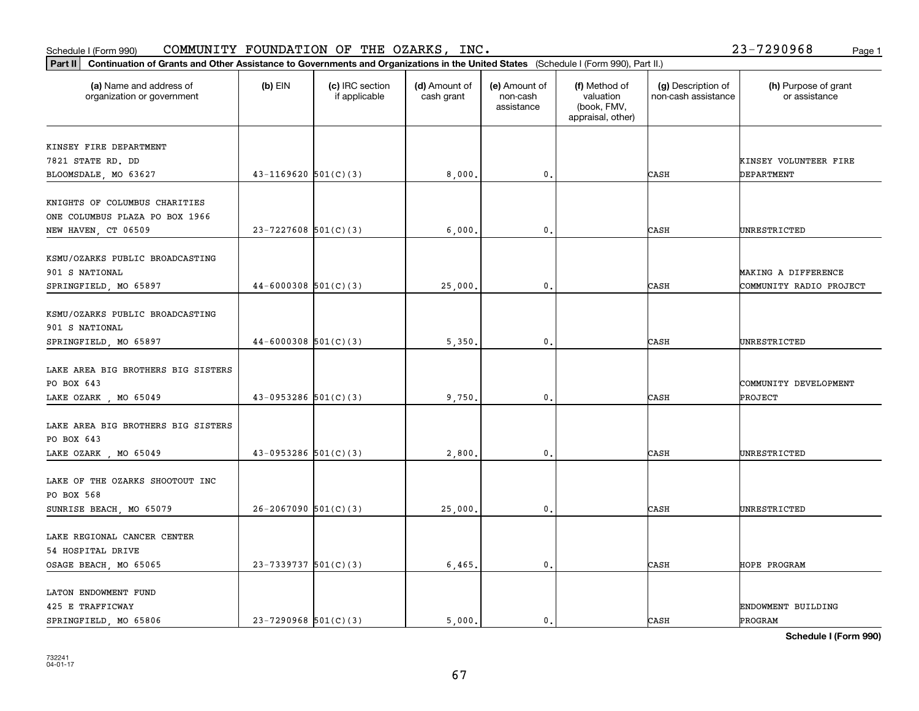Schedule I (Form 990) COMMUNITY FOUNDATION OF THE OZARKS, INC. 23-7290968 Page 1

**Part II** **Continuation of Grants and Other Assistance to Governments and Organizations in the United States** (Schedule I (Form 990), Part II.)

| (a) Name and address of organization or government | (b) EIN | (c) IRC section if applicable | (d) Amount of cash grant | (e) Amount of non-cash assistance | (f) Method of valuation (book, FMV, appraisal, other) | (g) Description of non-cash assistance | (h) Purpose of grant or assistance |
|---|---|---|---|---|---|---|---|
| KINSEY FIRE DEPARTMENT 7821 STATE RD. DD BLOOMSDALE, MO 63627 | 43-1169620 | 501(C)(3) | 8,000. | 0. | | CASH | KINSEY VOLUNTEER FIRE DEPARTMENT |
| KNIGHTS OF COLUMBUS CHARITIES ONE COLUMBUS PLAZA PO BOX 1966 NEW HAVEN, CT 06509 | 23-7227608 | 501(C)(3) | 6,000. | 0. | | CASH | UNRESTRICTED |
| KSMU/OZARKS PUBLIC BROADCASTING 901 S NATIONAL SPRINGFIELD, MO 65897 | 44-6000308 | 501(C)(3) | 25,000. | 0. | | CASH | MAKING A DIFFERENCE COMMUNITY RADIO PROJECT |
| KSMU/OZARKS PUBLIC BROADCASTING 901 S NATIONAL SPRINGFIELD, MO 65897 | 44-6000308 | 501(C)(3) | 5,350. | 0. | | CASH | UNRESTRICTED |
| LAKE AREA BIG BROTHERS BIG SISTERS PO BOX 643 LAKE OZARK , MO 65049 | 43-0953286 | 501(C)(3) | 9,750. | 0. | | CASH | COMMUNITY DEVELOPMENT PROJECT |
| LAKE AREA BIG BROTHERS BIG SISTERS PO BOX 643 LAKE OZARK , MO 65049 | 43-0953286 | 501(C)(3) | 2,800. | 0. | | CASH | UNRESTRICTED |
| LAKE OF THE OZARKS SHOOTOUT INC PO BOX 568 SUNRISE BEACH, MO 65079 | 26-2067090 | 501(C)(3) | 25,000. | 0. | | CASH | UNRESTRICTED |
| LAKE REGIONAL CANCER CENTER 54 HOSPITAL DRIVE OSAGE BEACH, MO 65065 | 23-7339737 | 501(C)(3) | 6,465. | 0. | | CASH | HOPE PROGRAM |
| LATON ENDOWMENT FUND 425 E TRAFFICWAY SPRINGFIELD, MO 65806 | 23-7290968 | 501(C)(3) | 5,000. | 0. | | CASH | ENDOWMENT BUILDING PROGRAM |

**Schedule I (Form 990)**

732241 04-01-17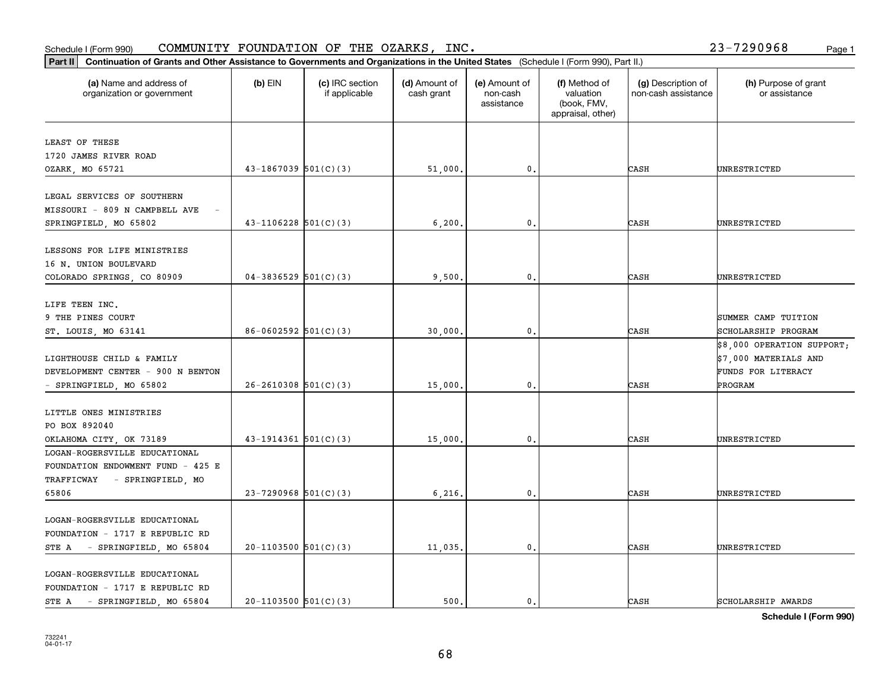Schedule I (Form 990) COMMUNITY FOUNDATION OF THE OZARKS, INC. 23-7290968

**Part II** **Continuation of Grants and Other Assistance to Governments and Organizations in the United States** (Schedule I (Form 990), Part II.)

| (a) Name and address of organization or government | (b) EIN | (c) IRC section if applicable | (d) Amount of cash grant | (e) Amount of non-cash assistance | (f) Method of valuation (book, FMV, appraisal, other) | (g) Description of non-cash assistance | (h) Purpose of grant or assistance |
|---|---|---|---|---|---|---|---|
| LEAST OF THESE 1720 JAMES RIVER ROAD OZARK, MO 65721 | 43-1867039 | 501(C)(3) | 51,000. | 0. | | CASH | UNRESTRICTED |
| LEGAL SERVICES OF SOUTHERN MISSOURI - 809 N CAMPBELL AVE - SPRINGFIELD, MO 65802 | 43-1106228 | 501(C)(3) | 6,200. | 0. | | CASH | UNRESTRICTED |
| LESSONS FOR LIFE MINISTRIES 16 N. UNION BOULEVARD COLORADO SPRINGS, CO 80909 | 04-3836529 | 501(C)(3) | 9,500. | 0. | | CASH | UNRESTRICTED |
| LIFE TEEN INC. 9 THE PINES COURT ST. LOUIS, MO 63141 | 86-0602592 | 501(C)(3) | 30,000. | 0. | | CASH | SUMMER CAMP TUITION SCHOLARSHIP PROGRAM |
| LIGHTHOUSE CHILD & FAMILY DEVELOPMENT CENTER - 900 N BENTON - SPRINGFIELD, MO 65802 | 26-2610308 | 501(C)(3) | 15,000. | 0. | | CASH | $8,000 OPERATION SUPPORT; $7,000 MATERIALS AND FUNDS FOR LITERACY PROGRAM |
| LITTLE ONES MINISTRIES PO BOX 892040 OKLAHOMA CITY, OK 73189 | 43-1914361 | 501(C)(3) | 15,000. | 0. | | CASH | UNRESTRICTED |
| LOGAN-ROGERSVILLE EDUCATIONAL FOUNDATION ENDOWMENT FUND - 425 E TRAFFICWAY - SPRINGFIELD, MO 65806 | 23-7290968 | 501(C)(3) | 6,216. | 0. | | CASH | UNRESTRICTED |
| LOGAN-ROGERSVILLE EDUCATIONAL FOUNDATION - 1717 E REPUBLIC RD STE A - SPRINGFIELD, MO 65804 | 20-1103500 | 501(C)(3) | 11,035. | 0. | | CASH | UNRESTRICTED |
| LOGAN-ROGERSVILLE EDUCATIONAL FOUNDATION - 1717 E REPUBLIC RD STE A - SPRINGFIELD, MO 65804 | 20-1103500 | 501(C)(3) | 500. | 0. | | CASH | SCHOLARSHIP AWARDS |

**Schedule I (Form 990)**

732241 04-01-17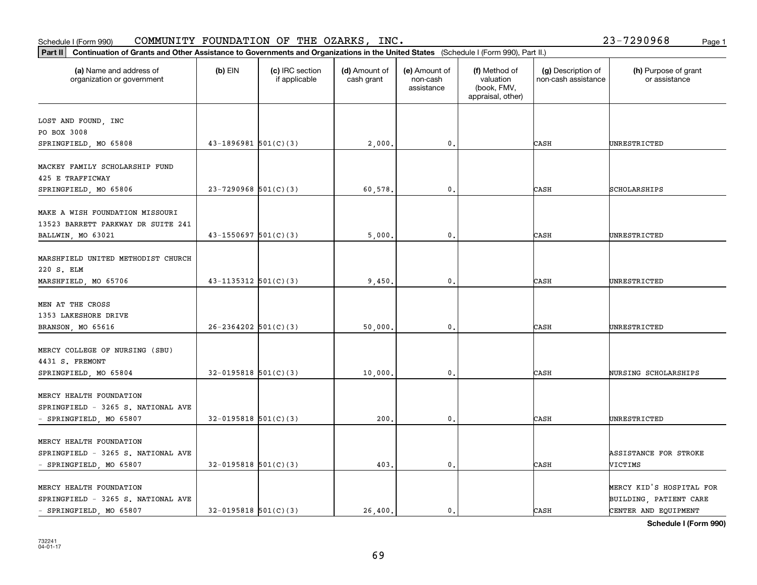Schedule I (Form 990) COMMUNITY FOUNDATION OF THE OZARKS, INC. 23-7290968 Page 1

**Part II** **Continuation of Grants and Other Assistance to Governments and Organizations in the United States** (Schedule I (Form 990), Part II.)

| (a) Name and address of organization or government | (b) EIN | (c) IRC section if applicable | (d) Amount of cash grant | (e) Amount of non-cash assistance | (f) Method of valuation (book, FMV, appraisal, other) | (g) Description of non-cash assistance | (h) Purpose of grant or assistance |
|---|---|---|---|---|---|---|---|
| LOST AND FOUND, INC<br>PO BOX 3008<br>SPRINGFIELD, MO 65808 | 43-1896981 | 501(C)(3) | 2,000. | 0. | | CASH | UNRESTRICTED |
| MACKEY FAMILY SCHOLARSHIP FUND<br>425 E TRAFFICWAY<br>SPRINGFIELD, MO 65806 | 23-7290968 | 501(C)(3) | 60,578. | 0. | | CASH | SCHOLARSHIPS |
| MAKE A WISH FOUNDATION MISSOURI<br>13523 BARRETT PARKWAY DR SUITE 241<br>BALLWIN, MO 63021 | 43-1550697 | 501(C)(3) | 5,000. | 0. | | CASH | UNRESTRICTED |
| MARSHFIELD UNITED METHODIST CHURCH<br>220 S. ELM<br>MARSHFIELD, MO 65706 | 43-1135312 | 501(C)(3) | 9,450. | 0. | | CASH | UNRESTRICTED |
| MEN AT THE CROSS<br>1353 LAKESHORE DRIVE<br>BRANSON, MO 65616 | 26-2364202 | 501(C)(3) | 50,000. | 0. | | CASH | UNRESTRICTED |
| MERCY COLLEGE OF NURSING (SBU)<br>4431 S. FREMONT<br>SPRINGFIELD, MO 65804 | 32-0195818 | 501(C)(3) | 10,000. | 0. | | CASH | NURSING SCHOLARSHIPS |
| MERCY HEALTH FOUNDATION<br>SPRINGFIELD - 3265 S. NATIONAL AVE<br>- SPRINGFIELD, MO 65807 | 32-0195818 | 501(C)(3) | 200. | 0. | | CASH | UNRESTRICTED |
| MERCY HEALTH FOUNDATION<br>SPRINGFIELD - 3265 S. NATIONAL AVE<br>- SPRINGFIELD, MO 65807 | 32-0195818 | 501(C)(3) | 403. | 0. | | CASH | ASSISTANCE FOR STROKE VICTIMS |
| MERCY HEALTH FOUNDATION<br>SPRINGFIELD - 3265 S. NATIONAL AVE<br>- SPRINGFIELD, MO 65807 | 32-0195818 | 501(C)(3) | 26,400. | 0. | | CASH | MERCY KID'S HOSPITAL FOR BUILDING, PATIENT CARE CENTER AND EQUIPMENT |

**Schedule I (Form 990)**

732241
04-01-17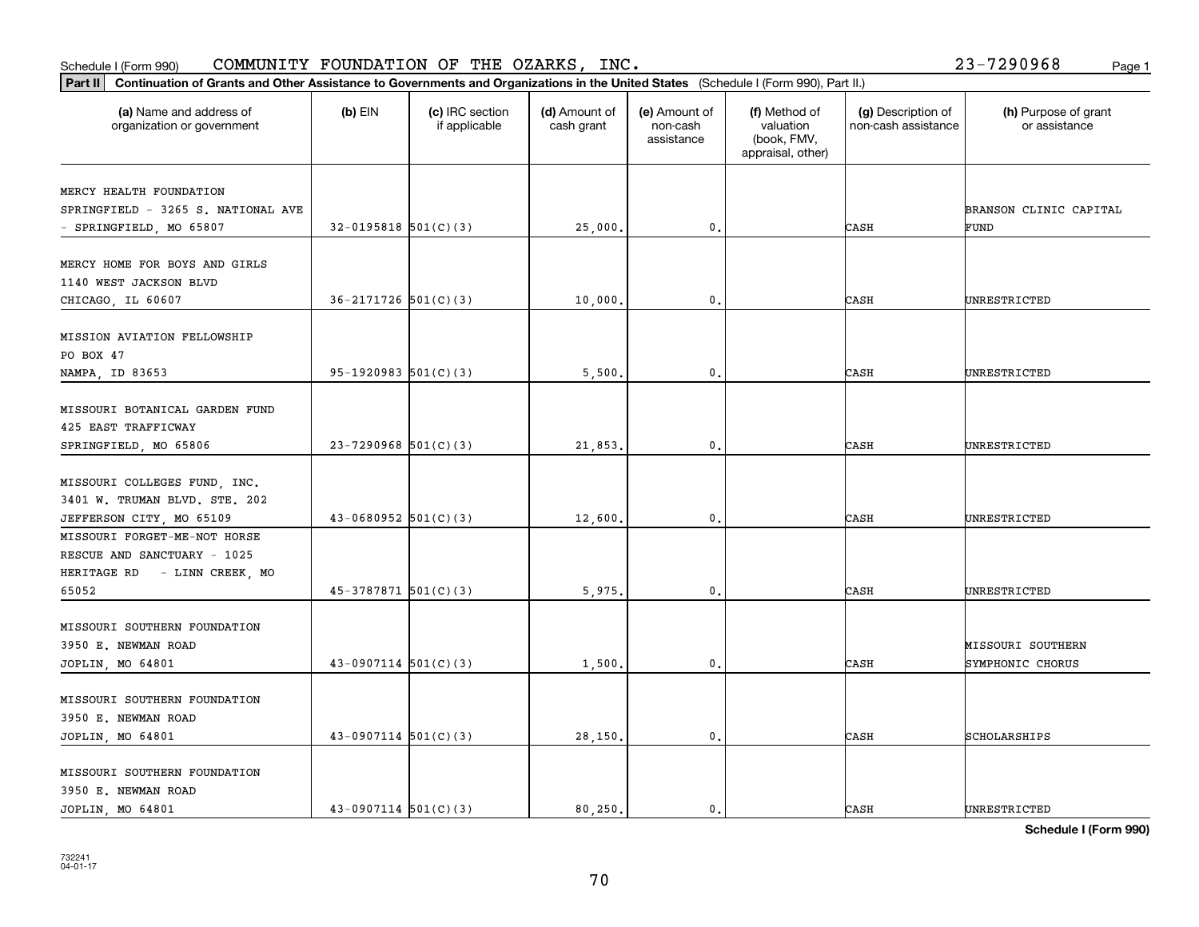Schedule I (Form 990) COMMUNITY FOUNDATION OF THE OZARKS, INC. 23-7290968

**Part II Continuation of Grants and Other Assistance to Governments and Organizations in the United States** (Schedule I (Form 990), Part II.)

| (a) Name and address of organization or government | (b) EIN | (c) IRC section if applicable | (d) Amount of cash grant | (e) Amount of non-cash assistance | (f) Method of valuation (book, FMV, appraisal, other) | (g) Description of non-cash assistance | (h) Purpose of grant or assistance |
|---|---|---|---|---|---|---|---|
| MERCY HEALTH FOUNDATION SPRINGFIELD - 3265 S. NATIONAL AVE - SPRINGFIELD, MO 65807 | 32-0195818 | 501(C)(3) | 25,000. | 0. | | CASH | BRANSON CLINIC CAPITAL FUND |
| MERCY HOME FOR BOYS AND GIRLS 1140 WEST JACKSON BLVD CHICAGO, IL 60607 | 36-2171726 | 501(C)(3) | 10,000. | 0. | | CASH | UNRESTRICTED |
| MISSION AVIATION FELLOWSHIP PO BOX 47 NAMPA, ID 83653 | 95-1920983 | 501(C)(3) | 5,500. | 0. | | CASH | UNRESTRICTED |
| MISSOURI BOTANICAL GARDEN FUND 425 EAST TRAFFICWAY SPRINGFIELD, MO 65806 | 23-7290968 | 501(C)(3) | 21,853. | 0. | | CASH | UNRESTRICTED |
| MISSOURI COLLEGES FUND, INC. 3401 W. TRUMAN BLVD. STE. 202 JEFFERSON CITY, MO 65109 | 43-0680952 | 501(C)(3) | 12,600. | 0. | | CASH | UNRESTRICTED |
| MISSOURI FORGET-ME-NOT HORSE RESCUE AND SANCTUARY - 1025 HERITAGE RD - LINN CREEK, MO 65052 | 45-3787871 | 501(C)(3) | 5,975. | 0. | | CASH | UNRESTRICTED |
| MISSOURI SOUTHERN FOUNDATION 3950 E. NEWMAN ROAD JOPLIN, MO 64801 | 43-0907114 | 501(C)(3) | 1,500. | 0. | | CASH | MISSOURI SOUTHERN SYMPHONIC CHORUS |
| MISSOURI SOUTHERN FOUNDATION 3950 E. NEWMAN ROAD JOPLIN, MO 64801 | 43-0907114 | 501(C)(3) | 28,150. | 0. | | CASH | SCHOLARSHIPS |
| MISSOURI SOUTHERN FOUNDATION 3950 E. NEWMAN ROAD JOPLIN, MO 64801 | 43-0907114 | 501(C)(3) | 80,250. | 0. | | CASH | UNRESTRICTED |

**Schedule I (Form 990)**

732241
04-01-17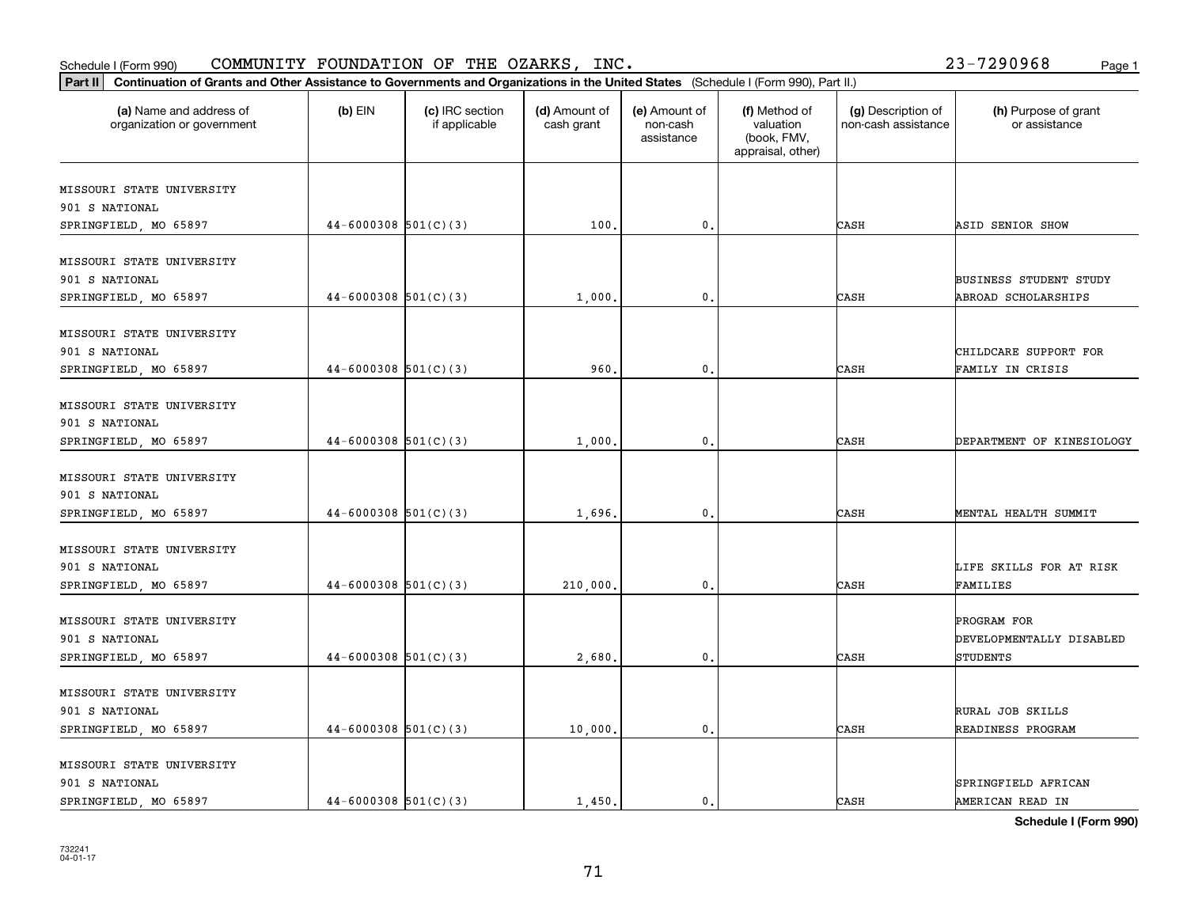Schedule I (Form 990) COMMUNITY FOUNDATION OF THE OZARKS, INC. 23-7290968

**Part II Continuation of Grants and Other Assistance to Governments and Organizations in the United States** (Schedule I (Form 990), Part II.)

| (a) Name and address of organization or government | (b) EIN | (c) IRC section if applicable | (d) Amount of cash grant | (e) Amount of non-cash assistance | (f) Method of valuation (book, FMV, appraisal, other) | (g) Description of non-cash assistance | (h) Purpose of grant or assistance |
|---|---|---|---|---|---|---|---|
| MISSOURI STATE UNIVERSITY 901 S NATIONAL SPRINGFIELD, MO 65897 | 44-6000308 | 501(C)(3) | 100. | 0. | | CASH | ASID SENIOR SHOW |
| MISSOURI STATE UNIVERSITY 901 S NATIONAL SPRINGFIELD, MO 65897 | 44-6000308 | 501(C)(3) | 1,000. | 0. | | CASH | BUSINESS STUDENT STUDY ABROAD SCHOLARSHIPS |
| MISSOURI STATE UNIVERSITY 901 S NATIONAL SPRINGFIELD, MO 65897 | 44-6000308 | 501(C)(3) | 960. | 0. | | CASH | CHILDCARE SUPPORT FOR FAMILY IN CRISIS |
| MISSOURI STATE UNIVERSITY 901 S NATIONAL SPRINGFIELD, MO 65897 | 44-6000308 | 501(C)(3) | 1,000. | 0. | | CASH | DEPARTMENT OF KINESIOLOGY |
| MISSOURI STATE UNIVERSITY 901 S NATIONAL SPRINGFIELD, MO 65897 | 44-6000308 | 501(C)(3) | 1,696. | 0. | | CASH | MENTAL HEALTH SUMMIT |
| MISSOURI STATE UNIVERSITY 901 S NATIONAL SPRINGFIELD, MO 65897 | 44-6000308 | 501(C)(3) | 210,000. | 0. | | CASH | LIFE SKILLS FOR AT RISK FAMILIES |
| MISSOURI STATE UNIVERSITY 901 S NATIONAL SPRINGFIELD, MO 65897 | 44-6000308 | 501(C)(3) | 2,680. | 0. | | CASH | PROGRAM FOR DEVELOPMENTALLY DISABLED STUDENTS |
| MISSOURI STATE UNIVERSITY 901 S NATIONAL SPRINGFIELD, MO 65897 | 44-6000308 | 501(C)(3) | 10,000. | 0. | | CASH | RURAL JOB SKILLS READINESS PROGRAM |
| MISSOURI STATE UNIVERSITY 901 S NATIONAL SPRINGFIELD, MO 65897 | 44-6000308 | 501(C)(3) | 1,450. | 0. | | CASH | SPRINGFIELD AFRICAN AMERICAN READ IN |

**Schedule I (Form 990)**

732241 04-01-17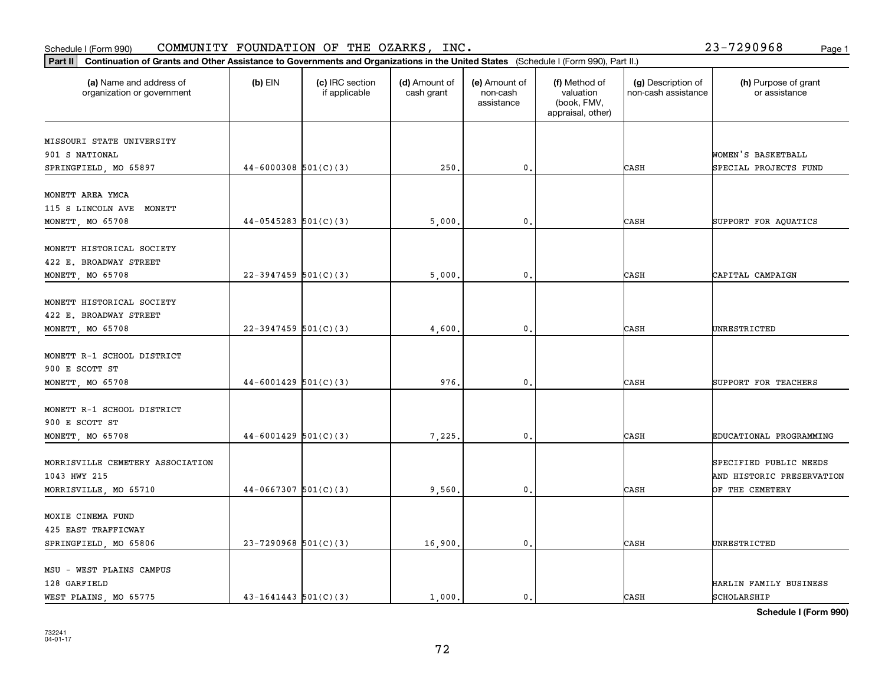Schedule I (Form 990) COMMUNITY FOUNDATION OF THE OZARKS, INC. 23-7290968

**Part II** **Continuation of Grants and Other Assistance to Governments and Organizations in the United States** (Schedule I (Form 990), Part II.)

| (a) Name and address of organization or government | (b) EIN | (c) IRC section if applicable | (d) Amount of cash grant | (e) Amount of non-cash assistance | (f) Method of valuation (book, FMV, appraisal, other) | (g) Description of non-cash assistance | (h) Purpose of grant or assistance |
|---|---|---|---|---|---|---|---|
| MISSOURI STATE UNIVERSITY<br>901 S NATIONAL<br>SPRINGFIELD, MO 65897 | 44-6000308 | 501(C)(3) | 250. | 0. | | CASH | WOMEN'S BASKETBALL SPECIAL PROJECTS FUND |
| MONETT AREA YMCA<br>115 S LINCOLN AVE MONETT<br>MONETT, MO 65708 | 44-0545283 | 501(C)(3) | 5,000. | 0. | | CASH | SUPPORT FOR AQUATICS |
| MONETT HISTORICAL SOCIETY<br>422 E. BROADWAY STREET<br>MONETT, MO 65708 | 22-3947459 | 501(C)(3) | 5,000. | 0. | | CASH | CAPITAL CAMPAIGN |
| MONETT HISTORICAL SOCIETY<br>422 E. BROADWAY STREET<br>MONETT, MO 65708 | 22-3947459 | 501(C)(3) | 4,600. | 0. | | CASH | UNRESTRICTED |
| MONETT R-1 SCHOOL DISTRICT<br>900 E SCOTT ST<br>MONETT, MO 65708 | 44-6001429 | 501(C)(3) | 976. | 0. | | CASH | SUPPORT FOR TEACHERS |
| MONETT R-1 SCHOOL DISTRICT<br>900 E SCOTT ST<br>MONETT, MO 65708 | 44-6001429 | 501(C)(3) | 7,225. | 0. | | CASH | EDUCATIONAL PROGRAMMING |
| MORRISVILLE CEMETERY ASSOCIATION<br>1043 HWY 215<br>MORRISVILLE, MO 65710 | 44-0667307 | 501(C)(3) | 9,560. | 0. | | CASH | SPECIFIED PUBLIC NEEDS AND HISTORIC PRESERVATION OF THE CEMETERY |
| MOXIE CINEMA FUND<br>425 EAST TRAFFICWAY<br>SPRINGFIELD, MO 65806 | 23-7290968 | 501(C)(3) | 16,900. | 0. | | CASH | UNRESTRICTED |
| MSU - WEST PLAINS CAMPUS<br>128 GARFIELD<br>WEST PLAINS, MO 65775 | 43-1641443 | 501(C)(3) | 1,000. | 0. | | CASH | HARLIN FAMILY BUSINESS SCHOLARSHIP |

Schedule I (Form 990)

732241
04-01-17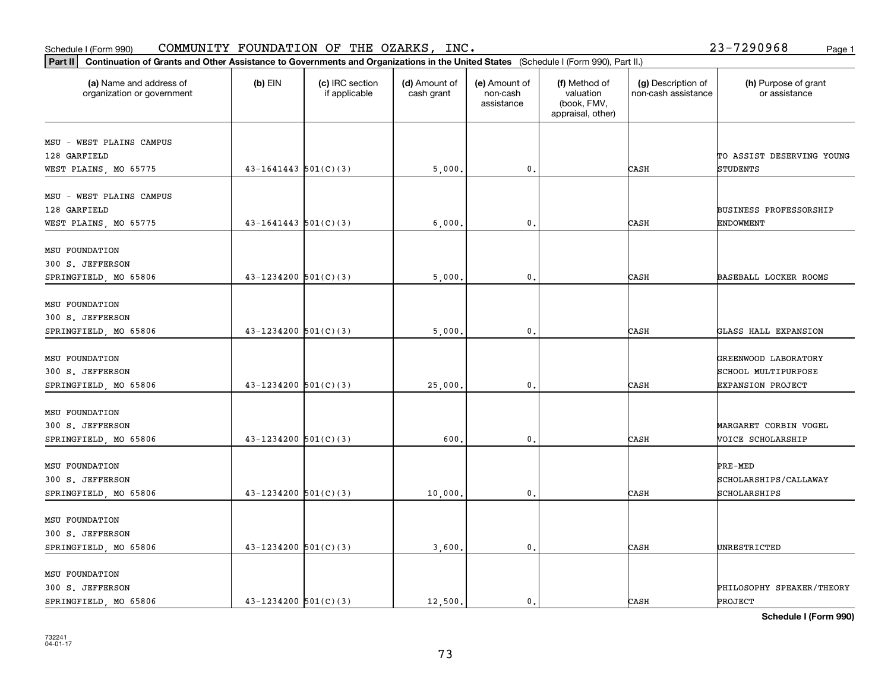Schedule I (Form 990) COMMUNITY FOUNDATION OF THE OZARKS, INC. 23-7290968 Page 1

**Part II** **Continuation of Grants and Other Assistance to Governments and Organizations in the United States** (Schedule I (Form 990), Part II.)

| (a) Name and address of organization or government | (b) EIN | (c) IRC section if applicable | (d) Amount of cash grant | (e) Amount of non-cash assistance | (f) Method of valuation (book, FMV, appraisal, other) | (g) Description of non-cash assistance | (h) Purpose of grant or assistance |
|---|---|---|---|---|---|---|---|
| MSU - WEST PLAINS CAMPUS<br>128 GARFIELD<br>WEST PLAINS, MO 65775 | 43-1641443 | 501(C)(3) | 5,000. | 0. | | CASH | TO ASSIST DESERVING YOUNG STUDENTS |
| MSU - WEST PLAINS CAMPUS<br>128 GARFIELD<br>WEST PLAINS, MO 65775 | 43-1641443 | 501(C)(3) | 6,000. | 0. | | CASH | BUSINESS PROFESSORSHIP ENDOWMENT |
| MSU FOUNDATION<br>300 S. JEFFERSON<br>SPRINGFIELD, MO 65806 | 43-1234200 | 501(C)(3) | 5,000. | 0. | | CASH | BASEBALL LOCKER ROOMS |
| MSU FOUNDATION<br>300 S. JEFFERSON<br>SPRINGFIELD, MO 65806 | 43-1234200 | 501(C)(3) | 5,000. | 0. | | CASH | GLASS HALL EXPANSION |
| MSU FOUNDATION<br>300 S. JEFFERSON<br>SPRINGFIELD, MO 65806 | 43-1234200 | 501(C)(3) | 25,000. | 0. | | CASH | GREENWOOD LABORATORY SCHOOL MULTIPURPOSE EXPANSION PROJECT |
| MSU FOUNDATION<br>300 S. JEFFERSON<br>SPRINGFIELD, MO 65806 | 43-1234200 | 501(C)(3) | 600. | 0. | | CASH | MARGARET CORBIN VOGEL VOICE SCHOLARSHIP |
| MSU FOUNDATION<br>300 S. JEFFERSON<br>SPRINGFIELD, MO 65806 | 43-1234200 | 501(C)(3) | 10,000. | 0. | | CASH | PRE-MED SCHOLARSHIPS/CALLAWAY SCHOLARSHIPS |
| MSU FOUNDATION<br>300 S. JEFFERSON<br>SPRINGFIELD, MO 65806 | 43-1234200 | 501(C)(3) | 3,600. | 0. | | CASH | UNRESTRICTED |
| MSU FOUNDATION<br>300 S. JEFFERSON<br>SPRINGFIELD, MO 65806 | 43-1234200 | 501(C)(3) | 12,500. | 0. | | CASH | PHILOSOPHY SPEAKER/THEORY PROJECT |

**Schedule I (Form 990)**

732241
04-01-17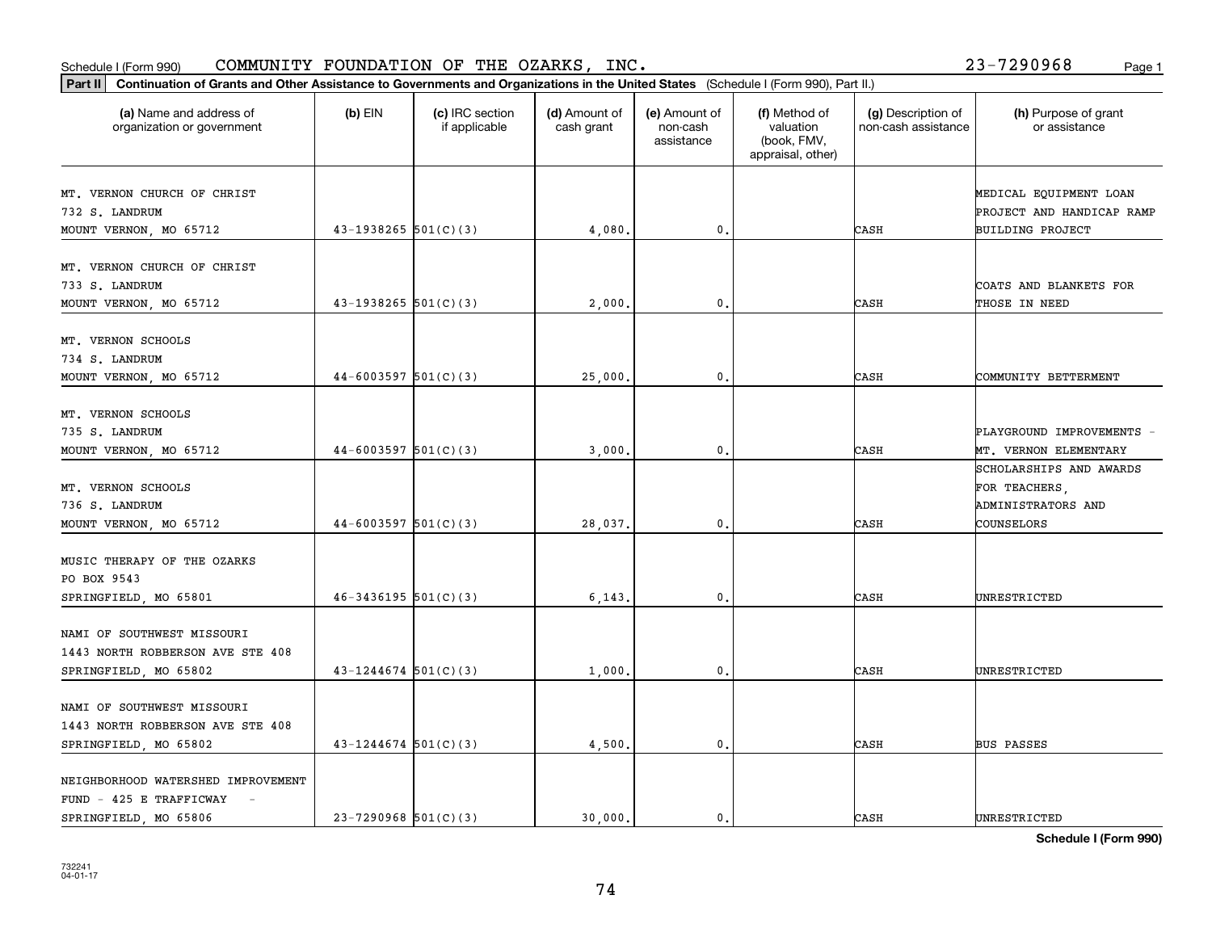Schedule I (Form 990) COMMUNITY FOUNDATION OF THE OZARKS, INC. 23-7290968

**Part II** **Continuation of Grants and Other Assistance to Governments and Organizations in the United States** (Schedule I (Form 990), Part II.)

| (a) Name and address of organization or government | (b) EIN | (c) IRC section if applicable | (d) Amount of cash grant | (e) Amount of non-cash assistance | (f) Method of valuation (book, FMV, appraisal, other) | (g) Description of non-cash assistance | (h) Purpose of grant or assistance |
|---|---|---|---|---|---|---|---|
| MT. VERNON CHURCH OF CHRIST<br>732 S. LANDRUM<br>MOUNT VERNON, MO 65712 | 43-1938265 | 501(C)(3) | 4,080. | 0. | | CASH | MEDICAL EQUIPMENT LOAN PROJECT AND HANDICAP RAMP BUILDING PROJECT |
| MT. VERNON CHURCH OF CHRIST<br>733 S. LANDRUM<br>MOUNT VERNON, MO 65712 | 43-1938265 | 501(C)(3) | 2,000. | 0. | | CASH | COATS AND BLANKETS FOR THOSE IN NEED |
| MT. VERNON SCHOOLS<br>734 S. LANDRUM<br>MOUNT VERNON, MO 65712 | 44-6003597 | 501(C)(3) | 25,000. | 0. | | CASH | COMMUNITY BETTERMENT |
| MT. VERNON SCHOOLS<br>735 S. LANDRUM<br>MOUNT VERNON, MO 65712 | 44-6003597 | 501(C)(3) | 3,000. | 0. | | CASH | PLAYGROUND IMPROVEMENTS - MT. VERNON ELEMENTARY |
| MT. VERNON SCHOOLS<br>736 S. LANDRUM<br>MOUNT VERNON, MO 65712 | 44-6003597 | 501(C)(3) | 28,037. | 0. | | CASH | SCHOLARSHIPS AND AWARDS FOR TEACHERS, ADMINISTRATORS AND COUNSELORS |
| MUSIC THERAPY OF THE OZARKS<br>PO BOX 9543<br>SPRINGFIELD, MO 65801 | 46-3436195 | 501(C)(3) | 6,143. | 0. | | CASH | UNRESTRICTED |
| NAMI OF SOUTHWEST MISSOURI<br>1443 NORTH ROBBERSON AVE STE 408<br>SPRINGFIELD, MO 65802 | 43-1244674 | 501(C)(3) | 1,000. | 0. | | CASH | UNRESTRICTED |
| NAMI OF SOUTHWEST MISSOURI<br>1443 NORTH ROBBERSON AVE STE 408<br>SPRINGFIELD, MO 65802 | 43-1244674 | 501(C)(3) | 4,500. | 0. | | CASH | BUS PASSES |
| NEIGHBORHOOD WATERSHED IMPROVEMENT FUND - 425 E TRAFFICWAY -<br>SPRINGFIELD, MO 65806 | 23-7290968 | 501(C)(3) | 30,000. | 0. | | CASH | UNRESTRICTED |

**Schedule I (Form 990)**

732241
04-01-17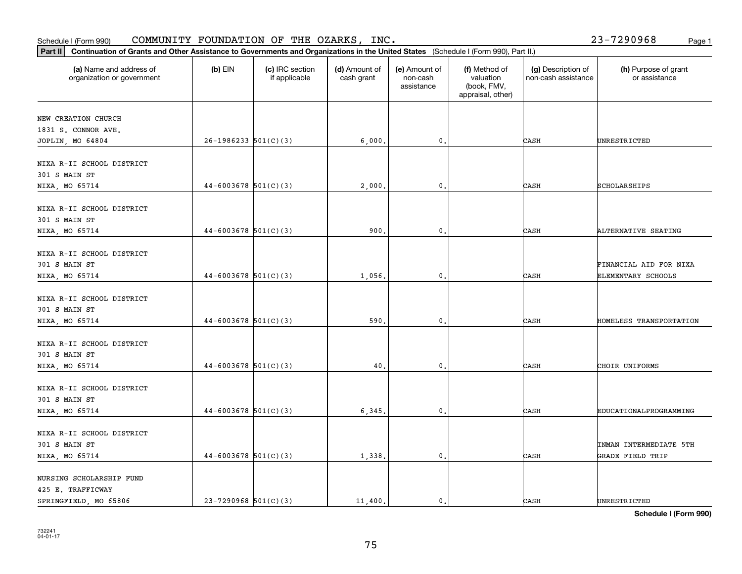Schedule I (Form 990) COMMUNITY FOUNDATION OF THE OZARKS, INC. 23-7290968 Page 1

**Part II** **Continuation of Grants and Other Assistance to Governments and Organizations in the United States** (Schedule I (Form 990), Part II.)

| (a) Name and address of organization or government | (b) EIN | (c) IRC section if applicable | (d) Amount of cash grant | (e) Amount of non-cash assistance | (f) Method of valuation (book, FMV, appraisal, other) | (g) Description of non-cash assistance | (h) Purpose of grant or assistance |
|---|---|---|---|---|---|---|---|
| NEW CREATION CHURCH 1831 S. CONNOR AVE. JOPLIN, MO 64804 | 26-1986233 | 501(C)(3) | 6,000. | 0. | | CASH | UNRESTRICTED |
| NIXA R-II SCHOOL DISTRICT 301 S MAIN ST NIXA, MO 65714 | 44-6003678 | 501(C)(3) | 2,000. | 0. | | CASH | SCHOLARSHIPS |
| NIXA R-II SCHOOL DISTRICT 301 S MAIN ST NIXA, MO 65714 | 44-6003678 | 501(C)(3) | 900. | 0. | | CASH | ALTERNATIVE SEATING |
| NIXA R-II SCHOOL DISTRICT 301 S MAIN ST NIXA, MO 65714 | 44-6003678 | 501(C)(3) | 1,056. | 0. | | CASH | FINANCIAL AID FOR NIXA ELEMENTARY SCHOOLS |
| NIXA R-II SCHOOL DISTRICT 301 S MAIN ST NIXA, MO 65714 | 44-6003678 | 501(C)(3) | 590. | 0. | | CASH | HOMELESS TRANSPORTATION |
| NIXA R-II SCHOOL DISTRICT 301 S MAIN ST NIXA, MO 65714 | 44-6003678 | 501(C)(3) | 40. | 0. | | CASH | CHOIR UNIFORMS |
| NIXA R-II SCHOOL DISTRICT 301 S MAIN ST NIXA, MO 65714 | 44-6003678 | 501(C)(3) | 6,345. | 0. | | CASH | EDUCATIONALPROGRAMMING |
| NIXA R-II SCHOOL DISTRICT 301 S MAIN ST NIXA, MO 65714 | 44-6003678 | 501(C)(3) | 1,338. | 0. | | CASH | INMAN INTERMEDIATE 5TH GRADE FIELD TRIP |
| NURSING SCHOLARSHIP FUND 425 E. TRAFFICWAY SPRINGFIELD, MO 65806 | 23-7290968 | 501(C)(3) | 11,400. | 0. | | CASH | UNRESTRICTED |

**Schedule I (Form 990)**

732241 04-01-17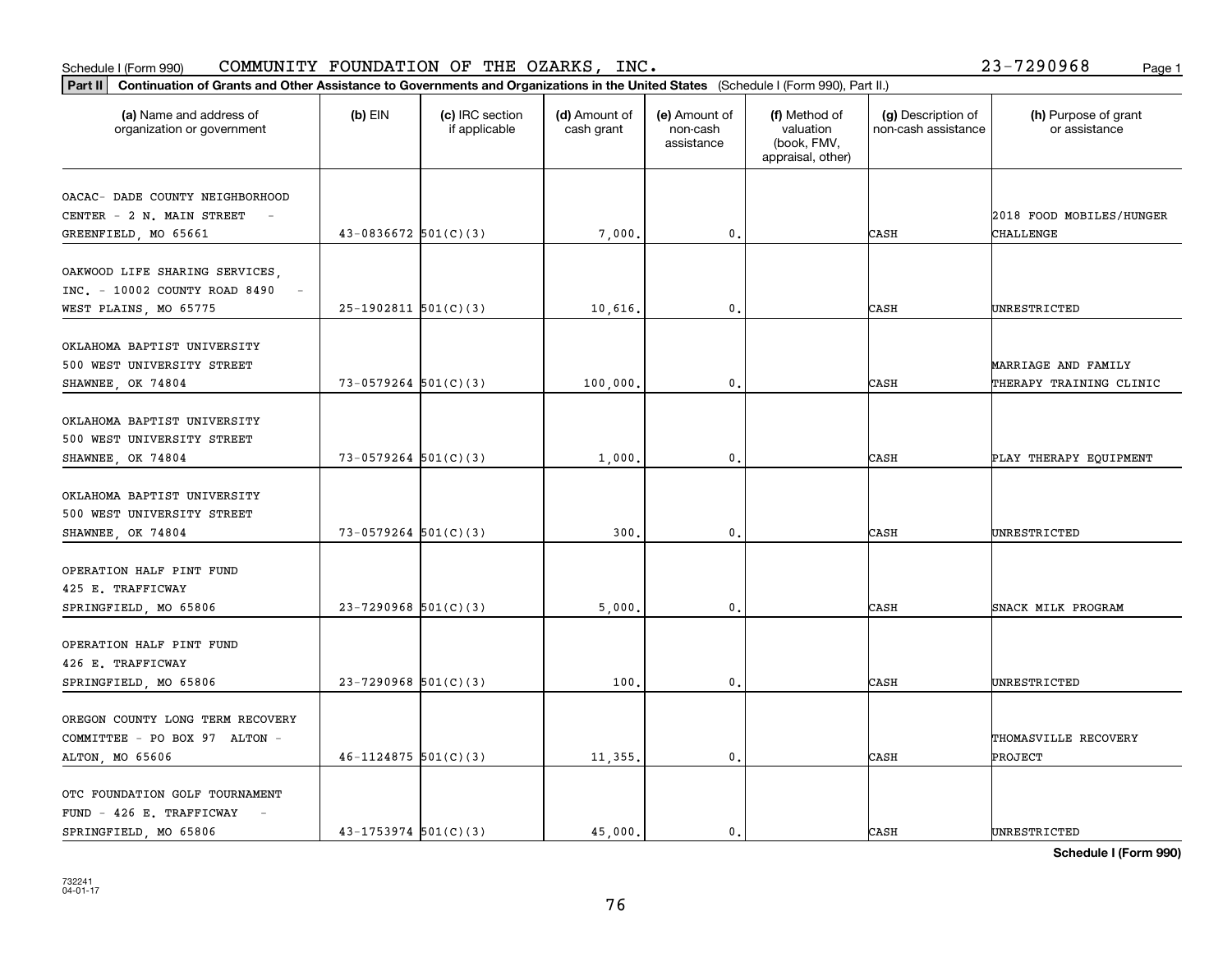Schedule I (Form 990) COMMUNITY FOUNDATION OF THE OZARKS, INC. 23-7290968 Page 1

**Part II Continuation of Grants and Other Assistance to Governments and Organizations in the United States** (Schedule I (Form 990), Part II.)

| (a) Name and address of organization or government | (b) EIN | (c) IRC section if applicable | (d) Amount of cash grant | (e) Amount of non-cash assistance | (f) Method of valuation (book, FMV, appraisal, other) | (g) Description of non-cash assistance | (h) Purpose of grant or assistance |
|---|---|---|---|---|---|---|---|
| OACAC- DADE COUNTY NEIGHBORHOOD CENTER - 2 N. MAIN STREET - GREENFIELD, MO 65661 | 43-0836672 | 501(C)(3) | 7,000. | 0. | | CASH | 2018 FOOD MOBILES/HUNGER CHALLENGE |
| OAKWOOD LIFE SHARING SERVICES, INC. - 10002 COUNTY ROAD 8490 - WEST PLAINS, MO 65775 | 25-1902811 | 501(C)(3) | 10,616. | 0. | | CASH | UNRESTRICTED |
| OKLAHOMA BAPTIST UNIVERSITY 500 WEST UNIVERSITY STREET SHAWNEE, OK 74804 | 73-0579264 | 501(C)(3) | 100,000. | 0. | | CASH | MARRIAGE AND FAMILY THERAPY TRAINING CLINIC |
| OKLAHOMA BAPTIST UNIVERSITY 500 WEST UNIVERSITY STREET SHAWNEE, OK 74804 | 73-0579264 | 501(C)(3) | 1,000. | 0. | | CASH | PLAY THERAPY EQUIPMENT |
| OKLAHOMA BAPTIST UNIVERSITY 500 WEST UNIVERSITY STREET SHAWNEE, OK 74804 | 73-0579264 | 501(C)(3) | 300. | 0. | | CASH | UNRESTRICTED |
| OPERATION HALF PINT FUND 425 E. TRAFFICWAY SPRINGFIELD, MO 65806 | 23-7290968 | 501(C)(3) | 5,000. | 0. | | CASH | SNACK MILK PROGRAM |
| OPERATION HALF PINT FUND 426 E. TRAFFICWAY SPRINGFIELD, MO 65806 | 23-7290968 | 501(C)(3) | 100. | 0. | | CASH | UNRESTRICTED |
| OREGON COUNTY LONG TERM RECOVERY COMMITTEE - PO BOX 97 ALTON - ALTON, MO 65606 | 46-1124875 | 501(C)(3) | 11,355. | 0. | | CASH | THOMASVILLE RECOVERY PROJECT |
| OTC FOUNDATION GOLF TOURNAMENT FUND - 426 E. TRAFFICWAY - SPRINGFIELD, MO 65806 | 43-1753974 | 501(C)(3) | 45,000. | 0. | | CASH | UNRESTRICTED |

**Schedule I (Form 990)**

732241 04-01-17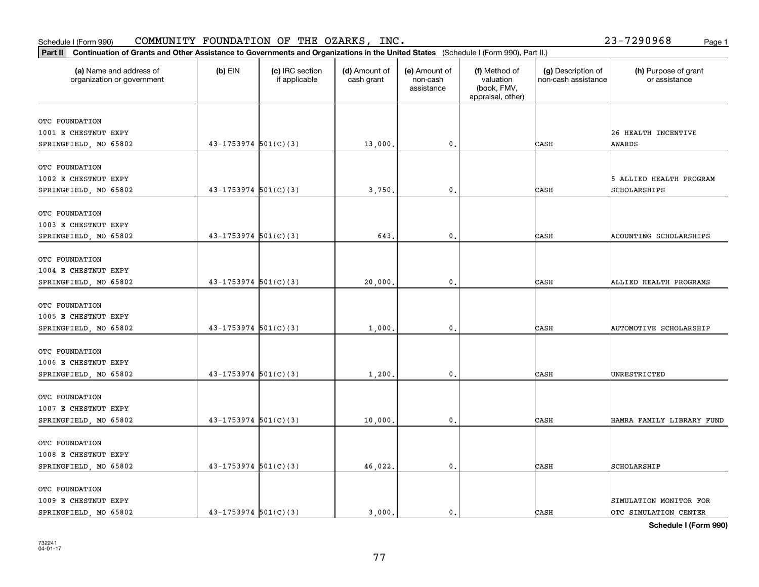Schedule I (Form 990) COMMUNITY FOUNDATION OF THE OZARKS, INC. 23-7290968

**Part II** **Continuation of Grants and Other Assistance to Governments and Organizations in the United States** (Schedule I (Form 990), Part II.)

| (a) Name and address of organization or government | (b) EIN | (c) IRC section if applicable | (d) Amount of cash grant | (e) Amount of non-cash assistance | (f) Method of valuation (book, FMV, appraisal, other) | (g) Description of non-cash assistance | (h) Purpose of grant or assistance |
|---|---|---|---|---|---|---|---|
| OTC FOUNDATION 1001 E CHESTNUT EXPY SPRINGFIELD, MO 65802 | 43-1753974 | 501(C)(3) | 13,000. | 0. | | CASH | 26 HEALTH INCENTIVE AWARDS |
| OTC FOUNDATION 1002 E CHESTNUT EXPY SPRINGFIELD, MO 65802 | 43-1753974 | 501(C)(3) | 3,750. | 0. | | CASH | 5 ALLIED HEALTH PROGRAM SCHOLARSHIPS |
| OTC FOUNDATION 1003 E CHESTNUT EXPY SPRINGFIELD, MO 65802 | 43-1753974 | 501(C)(3) | 643. | 0. | | CASH | ACOUNTING SCHOLARSHIPS |
| OTC FOUNDATION 1004 E CHESTNUT EXPY SPRINGFIELD, MO 65802 | 43-1753974 | 501(C)(3) | 20,000. | 0. | | CASH | ALLIED HEALTH PROGRAMS |
| OTC FOUNDATION 1005 E CHESTNUT EXPY SPRINGFIELD, MO 65802 | 43-1753974 | 501(C)(3) | 1,000. | 0. | | CASH | AUTOMOTIVE SCHOLARSHIP |
| OTC FOUNDATION 1006 E CHESTNUT EXPY SPRINGFIELD, MO 65802 | 43-1753974 | 501(C)(3) | 1,200. | 0. | | CASH | UNRESTRICTED |
| OTC FOUNDATION 1007 E CHESTNUT EXPY SPRINGFIELD, MO 65802 | 43-1753974 | 501(C)(3) | 10,000. | 0. | | CASH | HAMRA FAMILY LIBRARY FUND |
| OTC FOUNDATION 1008 E CHESTNUT EXPY SPRINGFIELD, MO 65802 | 43-1753974 | 501(C)(3) | 46,022. | 0. | | CASH | SCHOLARSHIP |
| OTC FOUNDATION 1009 E CHESTNUT EXPY SPRINGFIELD, MO 65802 | 43-1753974 | 501(C)(3) | 3,000. | 0. | | CASH | SIMULATION MONITOR FOR OTC SIMULATION CENTER |

**Schedule I (Form 990)**

732241
04-01-17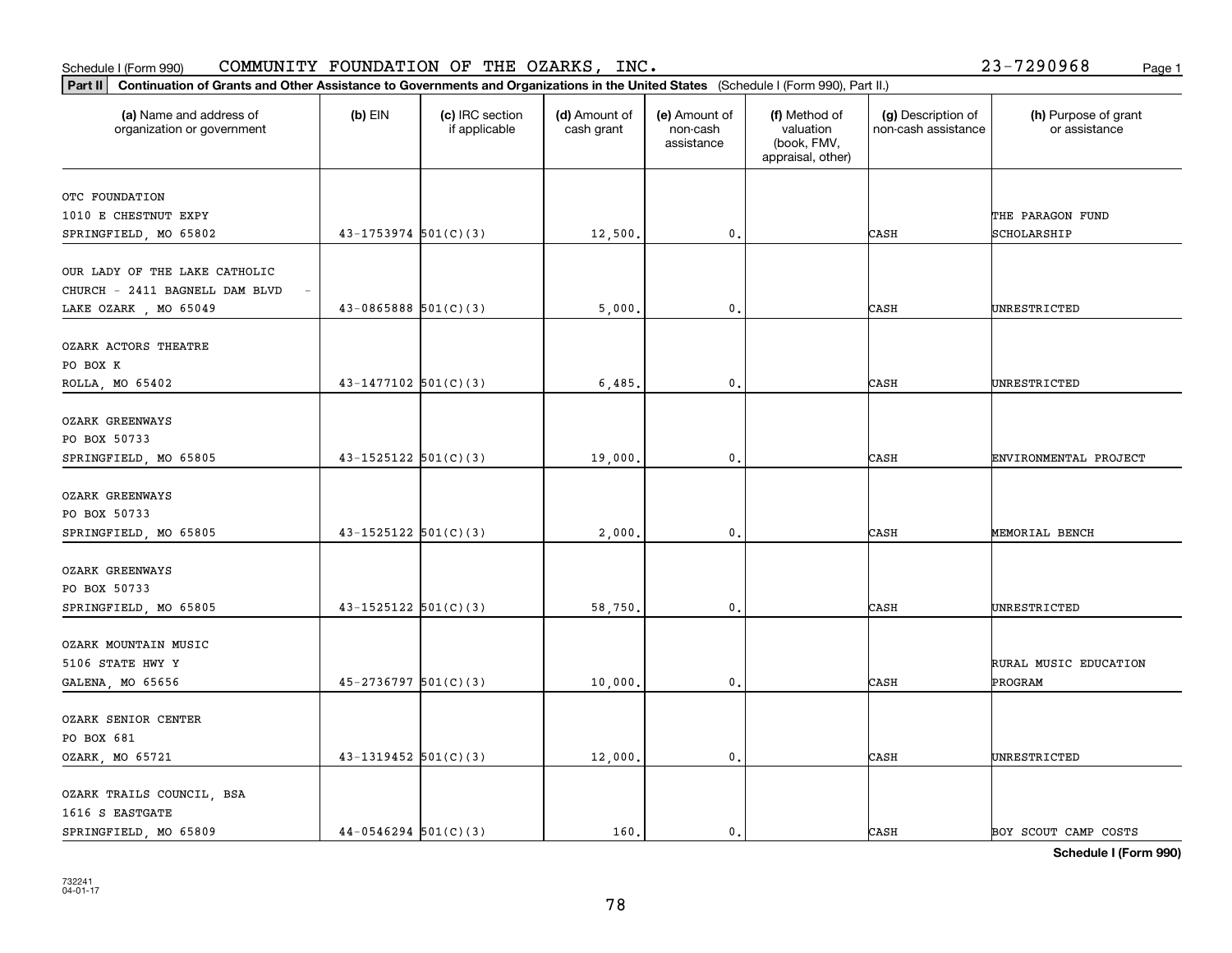Schedule I (Form 990) COMMUNITY FOUNDATION OF THE OZARKS, INC. 23-7290968

**Part II** **Continuation of Grants and Other Assistance to Governments and Organizations in the United States** (Schedule I (Form 990), Part II.)

| (a) Name and address of organization or government | (b) EIN | (c) IRC section if applicable | (d) Amount of cash grant | (e) Amount of non-cash assistance | (f) Method of valuation (book, FMV, appraisal, other) | (g) Description of non-cash assistance | (h) Purpose of grant or assistance |
|---|---|---|---|---|---|---|---|
| OTC FOUNDATION 1010 E CHESTNUT EXPY SPRINGFIELD, MO 65802 | 43-1753974 | 501(C)(3) | 12,500. | 0. | | CASH | THE PARAGON FUND SCHOLARSHIP |
| OUR LADY OF THE LAKE CATHOLIC CHURCH - 2411 BAGNELL DAM BLVD - LAKE OZARK , MO 65049 | 43-0865888 | 501(C)(3) | 5,000. | 0. | | CASH | UNRESTRICTED |
| OZARK ACTORS THEATRE PO BOX K ROLLA, MO 65402 | 43-1477102 | 501(C)(3) | 6,485. | 0. | | CASH | UNRESTRICTED |
| OZARK GREENWAYS PO BOX 50733 SPRINGFIELD, MO 65805 | 43-1525122 | 501(C)(3) | 19,000. | 0. | | CASH | ENVIRONMENTAL PROJECT |
| OZARK GREENWAYS PO BOX 50733 SPRINGFIELD, MO 65805 | 43-1525122 | 501(C)(3) | 2,000. | 0. | | CASH | MEMORIAL BENCH |
| OZARK GREENWAYS PO BOX 50733 SPRINGFIELD, MO 65805 | 43-1525122 | 501(C)(3) | 58,750. | 0. | | CASH | UNRESTRICTED |
| OZARK MOUNTAIN MUSIC 5106 STATE HWY Y GALENA, MO 65656 | 45-2736797 | 501(C)(3) | 10,000. | 0. | | CASH | RURAL MUSIC EDUCATION PROGRAM |
| OZARK SENIOR CENTER PO BOX 681 OZARK, MO 65721 | 43-1319452 | 501(C)(3) | 12,000. | 0. | | CASH | UNRESTRICTED |
| OZARK TRAILS COUNCIL, BSA 1616 S EASTGATE SPRINGFIELD, MO 65809 | 44-0546294 | 501(C)(3) | 160. | 0. | | CASH | BOY SCOUT CAMP COSTS |

**Schedule I (Form 990)**

732241
04-01-17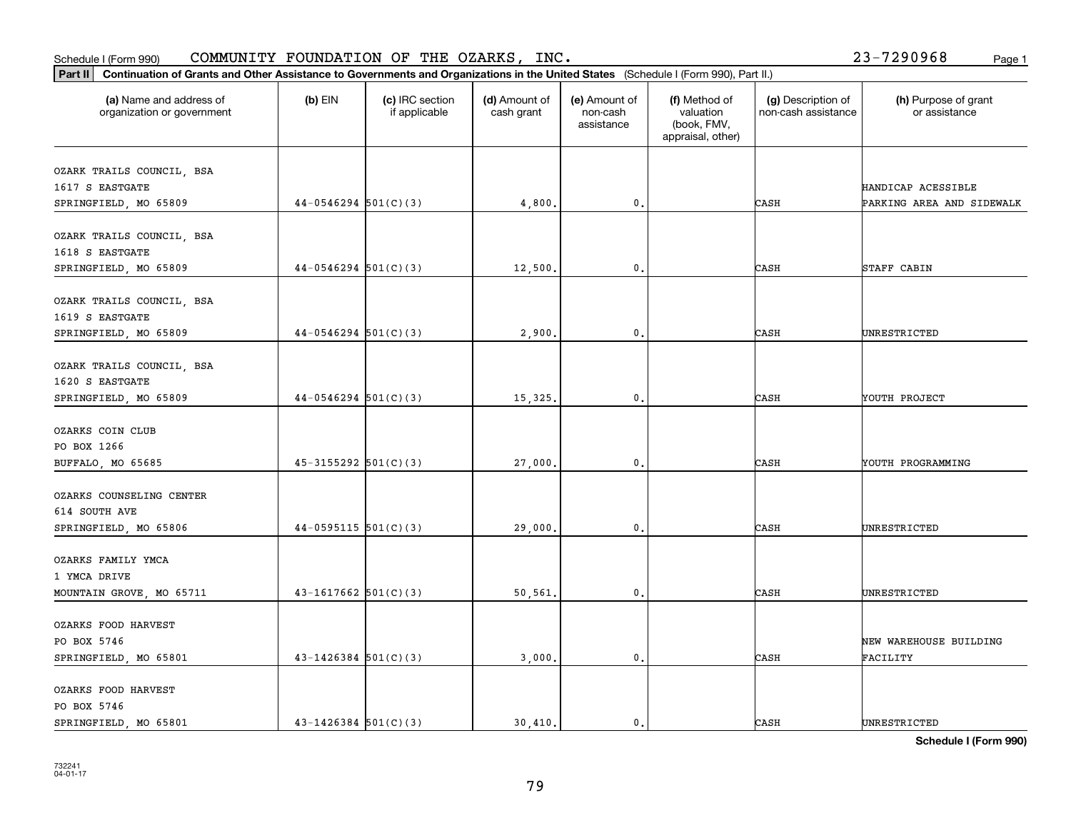Schedule I (Form 990) COMMUNITY FOUNDATION OF THE OZARKS, INC. 23-7290968

**Part II** **Continuation of Grants and Other Assistance to Governments and Organizations in the United States** (Schedule I (Form 990), Part II.)

| (a) Name and address of organization or government | (b) EIN | (c) IRC section if applicable | (d) Amount of cash grant | (e) Amount of non-cash assistance | (f) Method of valuation (book, FMV, appraisal, other) | (g) Description of non-cash assistance | (h) Purpose of grant or assistance |
|---|---|---|---|---|---|---|---|
| OZARK TRAILS COUNCIL, BSA<br>1617 S EASTGATE<br>SPRINGFIELD, MO 65809 | 44-0546294 | 501(C)(3) | 4,800. | 0. | | CASH | HANDICAP ACESSIBLE PARKING AREA AND SIDEWALK |
| OZARK TRAILS COUNCIL, BSA<br>1618 S EASTGATE<br>SPRINGFIELD, MO 65809 | 44-0546294 | 501(C)(3) | 12,500. | 0. | | CASH | STAFF CABIN |
| OZARK TRAILS COUNCIL, BSA<br>1619 S EASTGATE<br>SPRINGFIELD, MO 65809 | 44-0546294 | 501(C)(3) | 2,900. | 0. | | CASH | UNRESTRICTED |
| OZARK TRAILS COUNCIL, BSA<br>1620 S EASTGATE<br>SPRINGFIELD, MO 65809 | 44-0546294 | 501(C)(3) | 15,325. | 0. | | CASH | YOUTH PROJECT |
| OZARKS COIN CLUB<br>PO BOX 1266<br>BUFFALO, MO 65685 | 45-3155292 | 501(C)(3) | 27,000. | 0. | | CASH | YOUTH PROGRAMMING |
| OZARKS COUNSELING CENTER<br>614 SOUTH AVE<br>SPRINGFIELD, MO 65806 | 44-0595115 | 501(C)(3) | 29,000. | 0. | | CASH | UNRESTRICTED |
| OZARKS FAMILY YMCA<br>1 YMCA DRIVE<br>MOUNTAIN GROVE, MO 65711 | 43-1617662 | 501(C)(3) | 50,561. | 0. | | CASH | UNRESTRICTED |
| OZARKS FOOD HARVEST<br>PO BOX 5746<br>SPRINGFIELD, MO 65801 | 43-1426384 | 501(C)(3) | 3,000. | 0. | | CASH | NEW WAREHOUSE BUILDING FACILITY |
| OZARKS FOOD HARVEST<br>PO BOX 5746<br>SPRINGFIELD, MO 65801 | 43-1426384 | 501(C)(3) | 30,410. | 0. | | CASH | UNRESTRICTED |

**Schedule I (Form 990)**

732241
04-01-17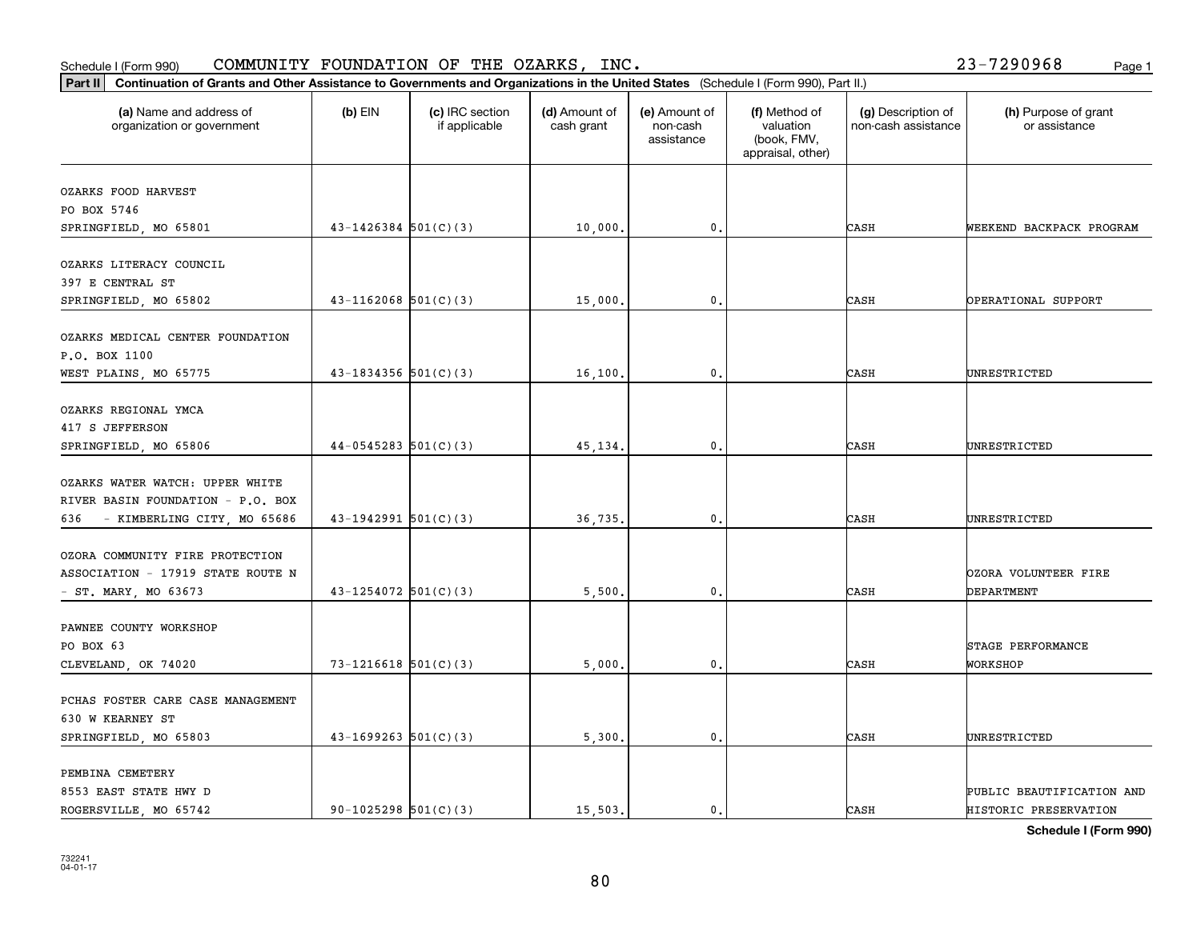Schedule I (Form 990) COMMUNITY FOUNDATION OF THE OZARKS, INC. 23-7290968

**Part II Continuation of Grants and Other Assistance to Governments and Organizations in the United States** (Schedule I (Form 990), Part II.)

| (a) Name and address of organization or government | (b) EIN | (c) IRC section if applicable | (d) Amount of cash grant | (e) Amount of non-cash assistance | (f) Method of valuation (book, FMV, appraisal, other) | (g) Description of non-cash assistance | (h) Purpose of grant or assistance |
|---|---|---|---|---|---|---|---|
| OZARKS FOOD HARVEST<br>PO BOX 5746<br>SPRINGFIELD, MO 65801 | 43-1426384 | 501(C)(3) | 10,000. | 0. | | CASH | WEEKEND BACKPACK PROGRAM |
| OZARKS LITERACY COUNCIL<br>397 E CENTRAL ST<br>SPRINGFIELD, MO 65802 | 43-1162068 | 501(C)(3) | 15,000. | 0. | | CASH | OPERATIONAL SUPPORT |
| OZARKS MEDICAL CENTER FOUNDATION<br>P.O. BOX 1100<br>WEST PLAINS, MO 65775 | 43-1834356 | 501(C)(3) | 16,100. | 0. | | CASH | UNRESTRICTED |
| OZARKS REGIONAL YMCA<br>417 S JEFFERSON<br>SPRINGFIELD, MO 65806 | 44-0545283 | 501(C)(3) | 45,134. | 0. | | CASH | UNRESTRICTED |
| OZARKS WATER WATCH: UPPER WHITE RIVER BASIN FOUNDATION - P.O. BOX 636 - KIMBERLING CITY, MO 65686 | 43-1942991 | 501(C)(3) | 36,735. | 0. | | CASH | UNRESTRICTED |
| OZORA COMMUNITY FIRE PROTECTION ASSOCIATION - 17919 STATE ROUTE N - ST. MARY, MO 63673 | 43-1254072 | 501(C)(3) | 5,500. | 0. | | CASH | OZORA VOLUNTEER FIRE DEPARTMENT |
| PAWNEE COUNTY WORKSHOP<br>PO BOX 63<br>CLEVELAND, OK 74020 | 73-1216618 | 501(C)(3) | 5,000. | 0. | | CASH | STAGE PERFORMANCE WORKSHOP |
| PCHAS FOSTER CARE CASE MANAGEMENT<br>630 W KEARNEY ST<br>SPRINGFIELD, MO 65803 | 43-1699263 | 501(C)(3) | 5,300. | 0. | | CASH | UNRESTRICTED |
| PEMBINA CEMETERY<br>8553 EAST STATE HWY D<br>ROGERSVILLE, MO 65742 | 90-1025298 | 501(C)(3) | 15,503. | 0. | | CASH | PUBLIC BEAUTIFICATION AND HISTORIC PRESERVATION |

**Schedule I (Form 990)**

732241
04-01-17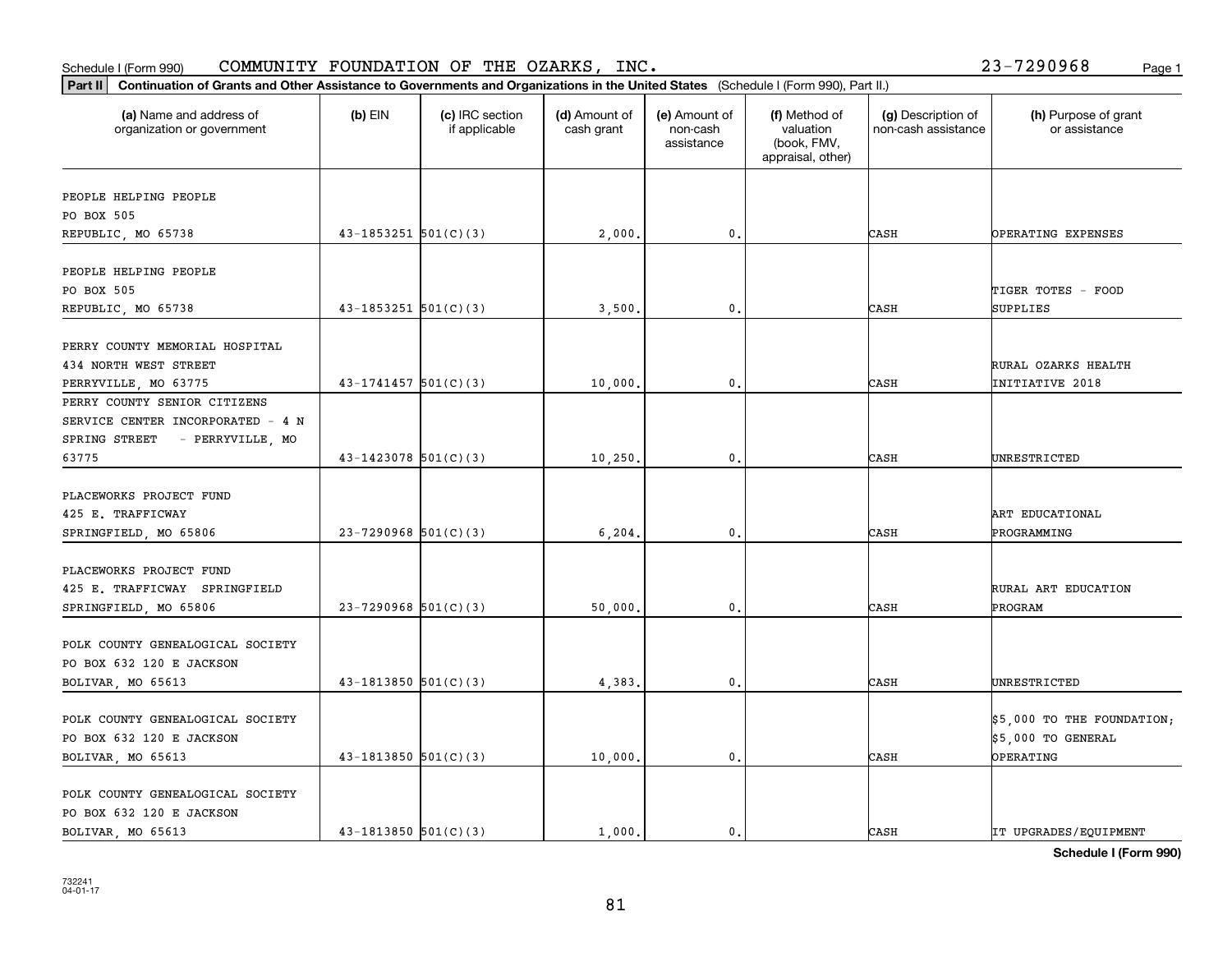Schedule I (Form 990) COMMUNITY FOUNDATION OF THE OZARKS, INC. 23-7290968

**Part II Continuation of Grants and Other Assistance to Governments and Organizations in the United States** (Schedule I (Form 990), Part II.)

| (a) Name and address of organization or government | (b) EIN | (c) IRC section if applicable | (d) Amount of cash grant | (e) Amount of non-cash assistance | (f) Method of valuation (book, FMV, appraisal, other) | (g) Description of non-cash assistance | (h) Purpose of grant or assistance |
|---|---|---|---|---|---|---|---|
| PEOPLE HELPING PEOPLE PO BOX 505 REPUBLIC, MO 65738 | 43-1853251 | 501(C)(3) | 2,000. | 0. | | CASH | OPERATING EXPENSES |
| PEOPLE HELPING PEOPLE PO BOX 505 REPUBLIC, MO 65738 | 43-1853251 | 501(C)(3) | 3,500. | 0. | | CASH | TIGER TOTES - FOOD SUPPLIES |
| PERRY COUNTY MEMORIAL HOSPITAL 434 NORTH WEST STREET PERRYVILLE, MO 63775 | 43-1741457 | 501(C)(3) | 10,000. | 0. | | CASH | RURAL OZARKS HEALTH INITIATIVE 2018 |
| PERRY COUNTY SENIOR CITIZENS SERVICE CENTER INCORPORATED - 4 N SPRING STREET - PERRYVILLE, MO 63775 | 43-1423078 | 501(C)(3) | 10,250. | 0. | | CASH | UNRESTRICTED |
| PLACEWORKS PROJECT FUND 425 E. TRAFFICWAY SPRINGFIELD, MO 65806 | 23-7290968 | 501(C)(3) | 6,204. | 0. | | CASH | ART EDUCATIONAL PROGRAMMING |
| PLACEWORKS PROJECT FUND 425 E. TRAFFICWAY SPRINGFIELD SPRINGFIELD, MO 65806 | 23-7290968 | 501(C)(3) | 50,000. | 0. | | CASH | RURAL ART EDUCATION PROGRAM |
| POLK COUNTY GENEALOGICAL SOCIETY PO BOX 632 120 E JACKSON BOLIVAR, MO 65613 | 43-1813850 | 501(C)(3) | 4,383. | 0. | | CASH | UNRESTRICTED |
| POLK COUNTY GENEALOGICAL SOCIETY PO BOX 632 120 E JACKSON BOLIVAR, MO 65613 | 43-1813850 | 501(C)(3) | 10,000. | 0. | | CASH | $5,000 TO THE FOUNDATION; $5,000 TO GENERAL OPERATING |
| POLK COUNTY GENEALOGICAL SOCIETY PO BOX 632 120 E JACKSON BOLIVAR, MO 65613 | 43-1813850 | 501(C)(3) | 1,000. | 0. | | CASH | IT UPGRADES/EQUIPMENT |

**Schedule I (Form 990)**

732241 04-01-17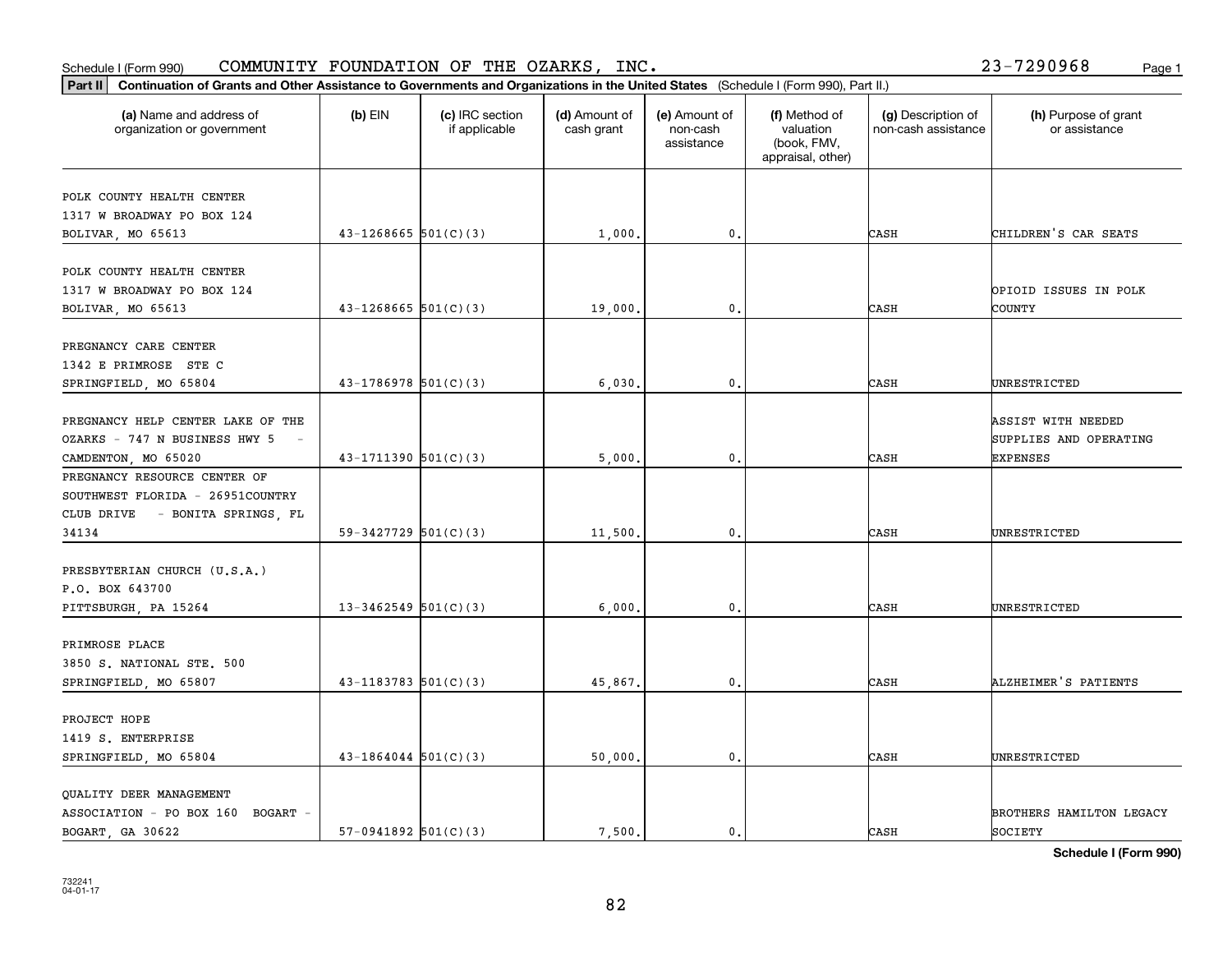Schedule I (Form 990) COMMUNITY FOUNDATION OF THE OZARKS, INC. 23-7290968

**Part II** **Continuation of Grants and Other Assistance to Governments and Organizations in the United States** (Schedule I (Form 990), Part II.)

| (a) Name and address of organization or government | (b) EIN | (c) IRC section if applicable | (d) Amount of cash grant | (e) Amount of non-cash assistance | (f) Method of valuation (book, FMV, appraisal, other) | (g) Description of non-cash assistance | (h) Purpose of grant or assistance |
|---|---|---|---|---|---|---|---|
| POLK COUNTY HEALTH CENTER 1317 W BROADWAY PO BOX 124 BOLIVAR, MO 65613 | 43-1268665 | 501(C)(3) | 1,000. | 0. | | CASH | CHILDREN'S CAR SEATS |
| POLK COUNTY HEALTH CENTER 1317 W BROADWAY PO BOX 124 BOLIVAR, MO 65613 | 43-1268665 | 501(C)(3) | 19,000. | 0. | | CASH | OPIOID ISSUES IN POLK COUNTY |
| PREGNANCY CARE CENTER 1342 E PRIMROSE STE C SPRINGFIELD, MO 65804 | 43-1786978 | 501(C)(3) | 6,030. | 0. | | CASH | UNRESTRICTED |
| PREGNANCY HELP CENTER LAKE OF THE OZARKS - 747 N BUSINESS HWY 5 - CAMDENTON, MO 65020 | 43-1711390 | 501(C)(3) | 5,000. | 0. | | CASH | ASSIST WITH NEEDED SUPPLIES AND OPERATING EXPENSES |
| PREGNANCY RESOURCE CENTER OF SOUTHWEST FLORIDA - 26951COUNTRY CLUB DRIVE - BONITA SPRINGS, FL 34134 | 59-3427729 | 501(C)(3) | 11,500. | 0. | | CASH | UNRESTRICTED |
| PRESBYTERIAN CHURCH (U.S.A.) P.O. BOX 643700 PITTSBURGH, PA 15264 | 13-3462549 | 501(C)(3) | 6,000. | 0. | | CASH | UNRESTRICTED |
| PRIMROSE PLACE 3850 S. NATIONAL STE. 500 SPRINGFIELD, MO 65807 | 43-1183783 | 501(C)(3) | 45,867. | 0. | | CASH | ALZHEIMER'S PATIENTS |
| PROJECT HOPE 1419 S. ENTERPRISE SPRINGFIELD, MO 65804 | 43-1864044 | 501(C)(3) | 50,000. | 0. | | CASH | UNRESTRICTED |
| QUALITY DEER MANAGEMENT ASSOCIATION - PO BOX 160 BOGART - BOGART, GA 30622 | 57-0941892 | 501(C)(3) | 7,500. | 0. | | CASH | BROTHERS HAMILTON LEGACY SOCIETY |

Schedule I (Form 990)

732241 04-01-17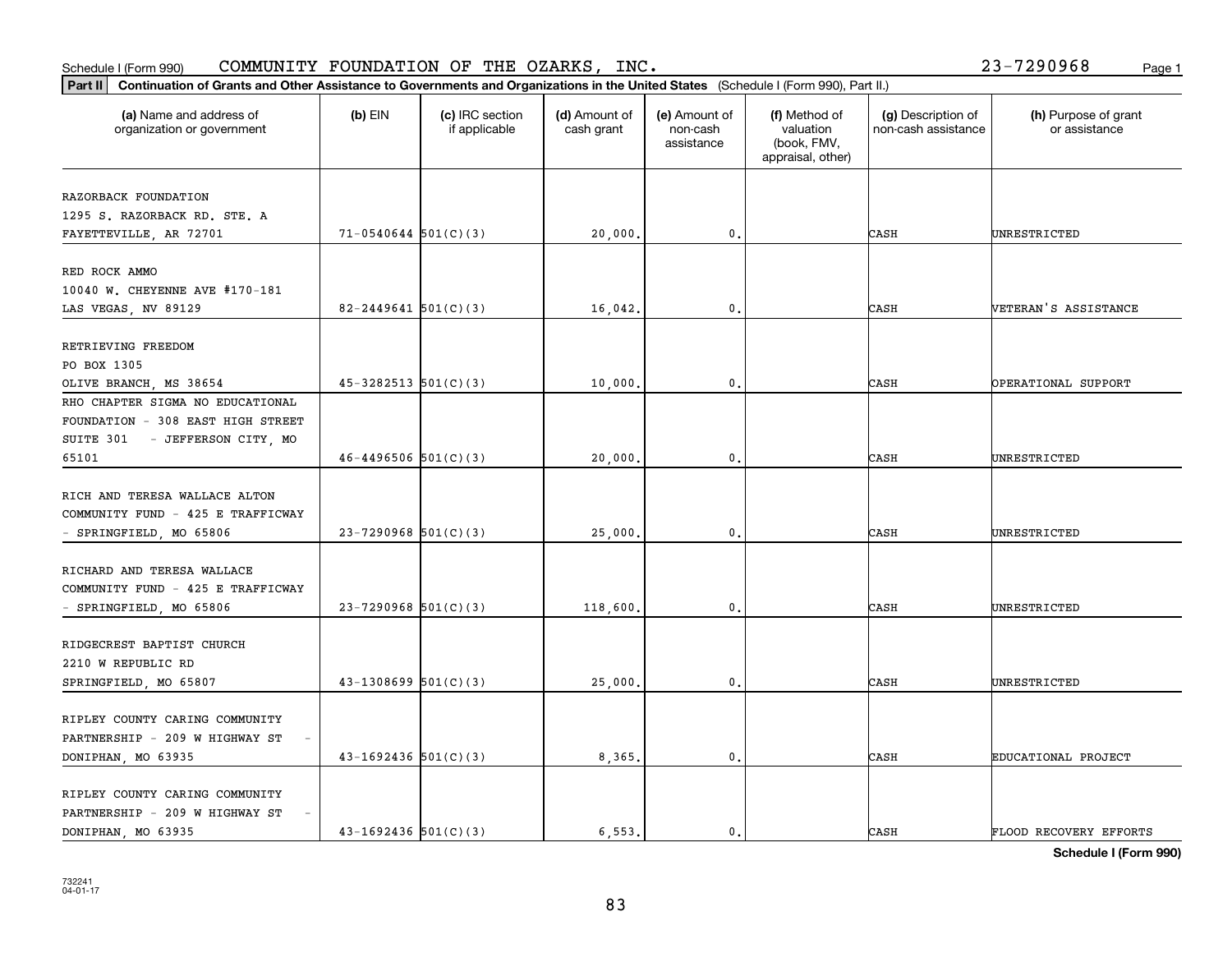Schedule I (Form 990) COMMUNITY FOUNDATION OF THE OZARKS, INC. 23-7290968

**Part II Continuation of Grants and Other Assistance to Governments and Organizations in the United States** (Schedule I (Form 990), Part II.)

| (a) Name and address of organization or government | (b) EIN | (c) IRC section if applicable | (d) Amount of cash grant | (e) Amount of non-cash assistance | (f) Method of valuation (book, FMV, appraisal, other) | (g) Description of non-cash assistance | (h) Purpose of grant or assistance |
|---|---|---|---|---|---|---|---|
| RAZORBACK FOUNDATION 1295 S. RAZORBACK RD. STE. A FAYETTEVILLE, AR 72701 | 71-0540644 | 501(C)(3) | 20,000. | 0. | | CASH | UNRESTRICTED |
| RED ROCK AMMO 10040 W. CHEYENNE AVE #170-181 LAS VEGAS, NV 89129 | 82-2449641 | 501(C)(3) | 16,042. | 0. | | CASH | VETERAN'S ASSISTANCE |
| RETRIEVING FREEDOM PO BOX 1305 OLIVE BRANCH, MS 38654 | 45-3282513 | 501(C)(3) | 10,000. | 0. | | CASH | OPERATIONAL SUPPORT |
| RHO CHAPTER SIGMA NO EDUCATIONAL FOUNDATION - 308 EAST HIGH STREET SUITE 301 - JEFFERSON CITY, MO 65101 | 46-4496506 | 501(C)(3) | 20,000. | 0. | | CASH | UNRESTRICTED |
| RICH AND TERESA WALLACE ALTON COMMUNITY FUND - 425 E TRAFFICWAY - SPRINGFIELD, MO 65806 | 23-7290968 | 501(C)(3) | 25,000. | 0. | | CASH | UNRESTRICTED |
| RICHARD AND TERESA WALLACE COMMUNITY FUND - 425 E TRAFFICWAY - SPRINGFIELD, MO 65806 | 23-7290968 | 501(C)(3) | 118,600. | 0. | | CASH | UNRESTRICTED |
| RIDGECREST BAPTIST CHURCH 2210 W REPUBLIC RD SPRINGFIELD, MO 65807 | 43-1308699 | 501(C)(3) | 25,000. | 0. | | CASH | UNRESTRICTED |
| RIPLEY COUNTY CARING COMMUNITY PARTNERSHIP - 209 W HIGHWAY ST - DONIPHAN, MO 63935 | 43-1692436 | 501(C)(3) | 8,365. | 0. | | CASH | EDUCATIONAL PROJECT |
| RIPLEY COUNTY CARING COMMUNITY PARTNERSHIP - 209 W HIGHWAY ST - DONIPHAN, MO 63935 | 43-1692436 | 501(C)(3) | 6,553. | 0. | | CASH | FLOOD RECOVERY EFFORTS |

Schedule I (Form 990)

732241 04-01-17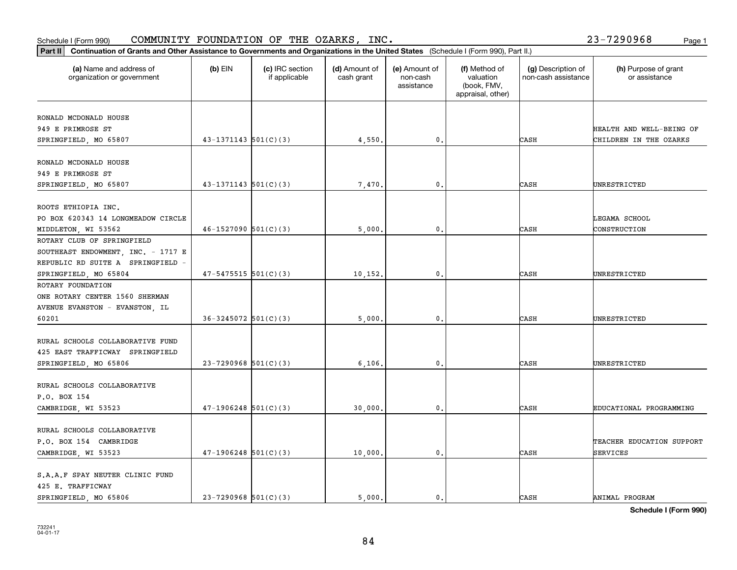Schedule I (Form 990) COMMUNITY FOUNDATION OF THE OZARKS, INC. 23-7290968

**Part II Continuation of Grants and Other Assistance to Governments and Organizations in the United States** (Schedule I (Form 990), Part II.)

| (a) Name and address of organization or government | (b) EIN | (c) IRC section if applicable | (d) Amount of cash grant | (e) Amount of non-cash assistance | (f) Method of valuation (book, FMV, appraisal, other) | (g) Description of non-cash assistance | (h) Purpose of grant or assistance |
|---|---|---|---|---|---|---|---|
| RONALD MCDONALD HOUSE 949 E PRIMROSE ST SPRINGFIELD, MO 65807 | 43-1371143 | 501(C)(3) | 4,550. | 0. | | CASH | HEALTH AND WELL-BEING OF CHILDREN IN THE OZARKS |
| RONALD MCDONALD HOUSE 949 E PRIMROSE ST SPRINGFIELD, MO 65807 | 43-1371143 | 501(C)(3) | 7,470. | 0. | | CASH | UNRESTRICTED |
| ROOTS ETHIOPIA INC. PO BOX 620343 14 LONGMEADOW CIRCLE MIDDLETON, WI 53562 | 46-1527090 | 501(C)(3) | 5,000. | 0. | | CASH | LEGAMA SCHOOL CONSTRUCTION |
| ROTARY CLUB OF SPRINGFIELD SOUTHEAST ENDOWMENT, INC. - 1717 E REPUBLIC RD SUITE A SPRINGFIELD - SPRINGFIELD, MO 65804 | 47-5475515 | 501(C)(3) | 10,152. | 0. | | CASH | UNRESTRICTED |
| ROTARY FOUNDATION ONE ROTARY CENTER 1560 SHERMAN AVENUE EVANSTON - EVANSTON, IL 60201 | 36-3245072 | 501(C)(3) | 5,000. | 0. | | CASH | UNRESTRICTED |
| RURAL SCHOOLS COLLABORATIVE FUND 425 EAST TRAFFICWAY SPRINGFIELD SPRINGFIELD, MO 65806 | 23-7290968 | 501(C)(3) | 6,106. | 0. | | CASH | UNRESTRICTED |
| RURAL SCHOOLS COLLABORATIVE P.O. BOX 154 CAMBRIDGE, WI 53523 | 47-1906248 | 501(C)(3) | 30,000. | 0. | | CASH | EDUCATIONAL PROGRAMMING |
| RURAL SCHOOLS COLLABORATIVE P.O. BOX 154 CAMBRIDGE CAMBRIDGE, WI 53523 | 47-1906248 | 501(C)(3) | 10,000. | 0. | | CASH | TEACHER EDUCATION SUPPORT SERVICES |
| S.A.A.F SPAY NEUTER CLINIC FUND 425 E. TRAFFICWAY SPRINGFIELD, MO 65806 | 23-7290968 | 501(C)(3) | 5,000. | 0. | | CASH | ANIMAL PROGRAM |

**Schedule I (Form 990)**

732241 04-01-17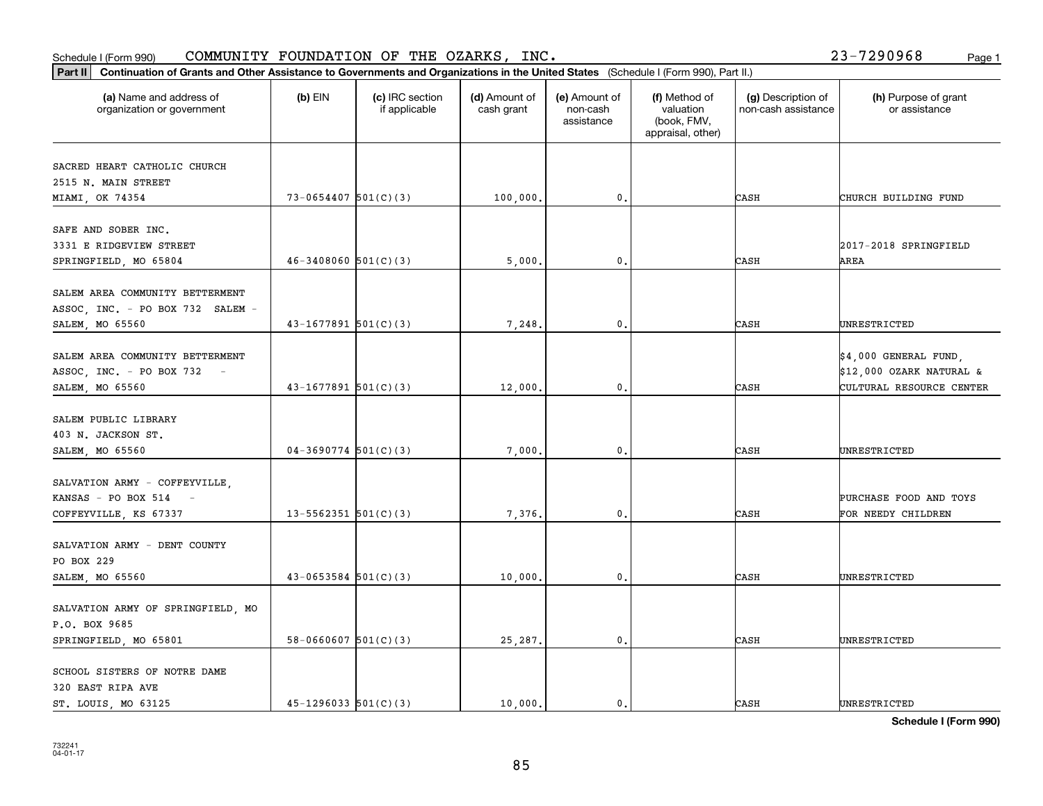Schedule I (Form 990) COMMUNITY FOUNDATION OF THE OZARKS, INC. 23-7290968

**Part II** **Continuation of Grants and Other Assistance to Governments and Organizations in the United States** (Schedule I (Form 990), Part II.)

| (a) Name and address of organization or government | (b) EIN | (c) IRC section if applicable | (d) Amount of cash grant | (e) Amount of non-cash assistance | (f) Method of valuation (book, FMV, appraisal, other) | (g) Description of non-cash assistance | (h) Purpose of grant or assistance |
|---|---|---|---|---|---|---|---|
| SACRED HEART CATHOLIC CHURCH<br>2515 N. MAIN STREET<br>MIAMI, OK 74354 | 73-0654407 | 501(C)(3) | 100,000. | 0. | | CASH | CHURCH BUILDING FUND |
| SAFE AND SOBER INC.<br>3331 E RIDGEVIEW STREET<br>SPRINGFIELD, MO 65804 | 46-3408060 | 501(C)(3) | 5,000. | 0. | | CASH | 2017-2018 SPRINGFIELD AREA |
| SALEM AREA COMMUNITY BETTERMENT ASSOC, INC. - PO BOX 732 SALEM - SALEM, MO 65560 | 43-1677891 | 501(C)(3) | 7,248. | 0. | | CASH | UNRESTRICTED |
| SALEM AREA COMMUNITY BETTERMENT ASSOC, INC. - PO BOX 732 -<br>SALEM, MO 65560 | 43-1677891 | 501(C)(3) | 12,000. | 0. | | CASH | $4,000 GENERAL FUND, $12,000 OZARK NATURAL & CULTURAL RESOURCE CENTER |
| SALEM PUBLIC LIBRARY<br>403 N. JACKSON ST.<br>SALEM, MO 65560 | 04-3690774 | 501(C)(3) | 7,000. | 0. | | CASH | UNRESTRICTED |
| SALVATION ARMY - COFFEYVILLE, KANSAS - PO BOX 514 -<br>COFFEYVILLE, KS 67337 | 13-5562351 | 501(C)(3) | 7,376. | 0. | | CASH | PURCHASE FOOD AND TOYS FOR NEEDY CHILDREN |
| SALVATION ARMY - DENT COUNTY<br>PO BOX 229<br>SALEM, MO 65560 | 43-0653584 | 501(C)(3) | 10,000. | 0. | | CASH | UNRESTRICTED |
| SALVATION ARMY OF SPRINGFIELD, MO<br>P.O. BOX 9685<br>SPRINGFIELD, MO 65801 | 58-0660607 | 501(C)(3) | 25,287. | 0. | | CASH | UNRESTRICTED |
| SCHOOL SISTERS OF NOTRE DAME<br>320 EAST RIPA AVE<br>ST. LOUIS, MO 63125 | 45-1296033 | 501(C)(3) | 10,000. | 0. | | CASH | UNRESTRICTED |

**Schedule I (Form 990)**

732241
04-01-17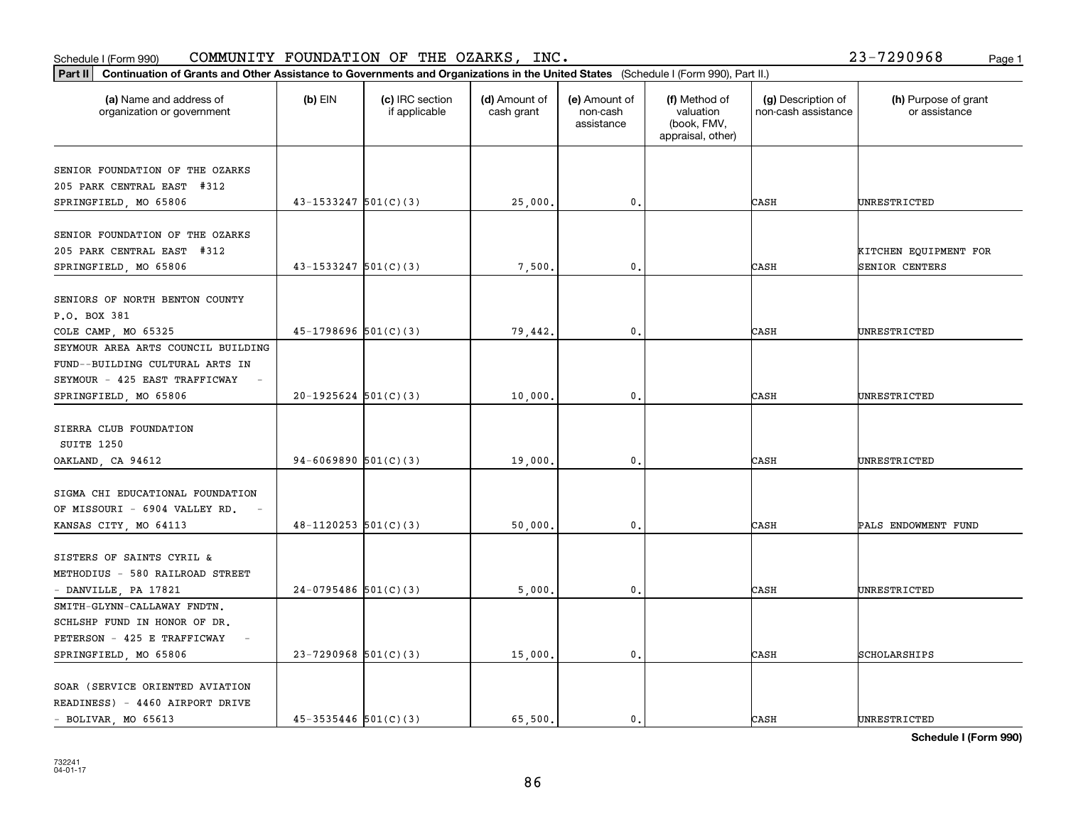Schedule I (Form 990) COMMUNITY FOUNDATION OF THE OZARKS, INC. 23-7290968

**Part II Continuation of Grants and Other Assistance to Governments and Organizations in the United States** (Schedule I (Form 990), Part II.)

| (a) Name and address of organization or government | (b) EIN | (c) IRC section if applicable | (d) Amount of cash grant | (e) Amount of non-cash assistance | (f) Method of valuation (book, FMV, appraisal, other) | (g) Description of non-cash assistance | (h) Purpose of grant or assistance |
|---|---|---|---|---|---|---|---|
| SENIOR FOUNDATION OF THE OZARKS 205 PARK CENTRAL EAST #312 SPRINGFIELD, MO 65806 | 43-1533247 | 501(C)(3) | 25,000. | 0. | | CASH | UNRESTRICTED |
| SENIOR FOUNDATION OF THE OZARKS 205 PARK CENTRAL EAST #312 SPRINGFIELD, MO 65806 | 43-1533247 | 501(C)(3) | 7,500. | 0. | | CASH | KITCHEN EQUIPMENT FOR SENIOR CENTERS |
| SENIORS OF NORTH BENTON COUNTY P.O. BOX 381 COLE CAMP, MO 65325 | 45-1798696 | 501(C)(3) | 79,442. | 0. | | CASH | UNRESTRICTED |
| SEYMOUR AREA ARTS COUNCIL BUILDING FUND--BUILDING CULTURAL ARTS IN SEYMOUR - 425 EAST TRAFFICWAY - SPRINGFIELD, MO 65806 | 20-1925624 | 501(C)(3) | 10,000. | 0. | | CASH | UNRESTRICTED |
| SIERRA CLUB FOUNDATION SUITE 1250 OAKLAND, CA 94612 | 94-6069890 | 501(C)(3) | 19,000. | 0. | | CASH | UNRESTRICTED |
| SIGMA CHI EDUCATIONAL FOUNDATION OF MISSOURI - 6904 VALLEY RD. - KANSAS CITY, MO 64113 | 48-1120253 | 501(C)(3) | 50,000. | 0. | | CASH | PALS ENDOWMENT FUND |
| SISTERS OF SAINTS CYRIL & METHODIUS - 580 RAILROAD STREET - DANVILLE, PA 17821 | 24-0795486 | 501(C)(3) | 5,000. | 0. | | CASH | UNRESTRICTED |
| SMITH-GLYNN-CALLAWAY FNDTN. SCHLSHP FUND IN HONOR OF DR. PETERSON - 425 E TRAFFICWAY - SPRINGFIELD, MO 65806 | 23-7290968 | 501(C)(3) | 15,000. | 0. | | CASH | SCHOLARSHIPS |
| SOAR (SERVICE ORIENTED AVIATION READINESS) - 4460 AIRPORT DRIVE - BOLIVAR, MO 65613 | 45-3535446 | 501(C)(3) | 65,500. | 0. | | CASH | UNRESTRICTED |

Schedule I (Form 990)

732241 04-01-17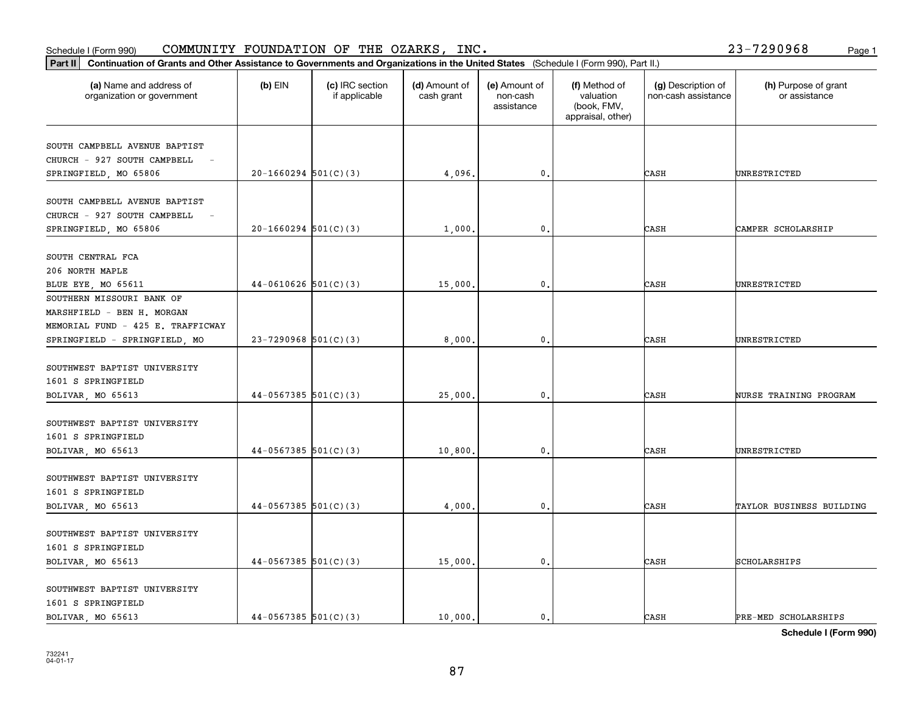Schedule I (Form 990) COMMUNITY FOUNDATION OF THE OZARKS, INC. 23-7290968

**Part II Continuation of Grants and Other Assistance to Governments and Organizations in the United States** (Schedule I (Form 990), Part II.)

| (a) Name and address of organization or government | (b) EIN | (c) IRC section if applicable | (d) Amount of cash grant | (e) Amount of non-cash assistance | (f) Method of valuation (book, FMV, appraisal, other) | (g) Description of non-cash assistance | (h) Purpose of grant or assistance |
|---|---|---|---|---|---|---|---|
| SOUTH CAMPBELL AVENUE BAPTIST CHURCH - 927 SOUTH CAMPBELL - SPRINGFIELD, MO 65806 | 20-1660294 | 501(C)(3) | 4,096. | 0. | | CASH | UNRESTRICTED |
| SOUTH CAMPBELL AVENUE BAPTIST CHURCH - 927 SOUTH CAMPBELL - SPRINGFIELD, MO 65806 | 20-1660294 | 501(C)(3) | 1,000. | 0. | | CASH | CAMPER SCHOLARSHIP |
| SOUTH CENTRAL FCA 206 NORTH MAPLE BLUE EYE, MO 65611 | 44-0610626 | 501(C)(3) | 15,000. | 0. | | CASH | UNRESTRICTED |
| SOUTHERN MISSOURI BANK OF MARSHFIELD - BEN H. MORGAN MEMORIAL FUND - 425 E. TRAFFICWAY SPRINGFIELD - SPRINGFIELD, MO | 23-7290968 | 501(C)(3) | 8,000. | 0. | | CASH | UNRESTRICTED |
| SOUTHWEST BAPTIST UNIVERSITY 1601 S SPRINGFIELD BOLIVAR, MO 65613 | 44-0567385 | 501(C)(3) | 25,000. | 0. | | CASH | NURSE TRAINING PROGRAM |
| SOUTHWEST BAPTIST UNIVERSITY 1601 S SPRINGFIELD BOLIVAR, MO 65613 | 44-0567385 | 501(C)(3) | 10,800. | 0. | | CASH | UNRESTRICTED |
| SOUTHWEST BAPTIST UNIVERSITY 1601 S SPRINGFIELD BOLIVAR, MO 65613 | 44-0567385 | 501(C)(3) | 4,000. | 0. | | CASH | TAYLOR BUSINESS BUILDING |
| SOUTHWEST BAPTIST UNIVERSITY 1601 S SPRINGFIELD BOLIVAR, MO 65613 | 44-0567385 | 501(C)(3) | 15,000. | 0. | | CASH | SCHOLARSHIPS |
| SOUTHWEST BAPTIST UNIVERSITY 1601 S SPRINGFIELD BOLIVAR, MO 65613 | 44-0567385 | 501(C)(3) | 10,000. | 0. | | CASH | PRE-MED SCHOLARSHIPS |

**Schedule I (Form 990)**

732241 04-01-17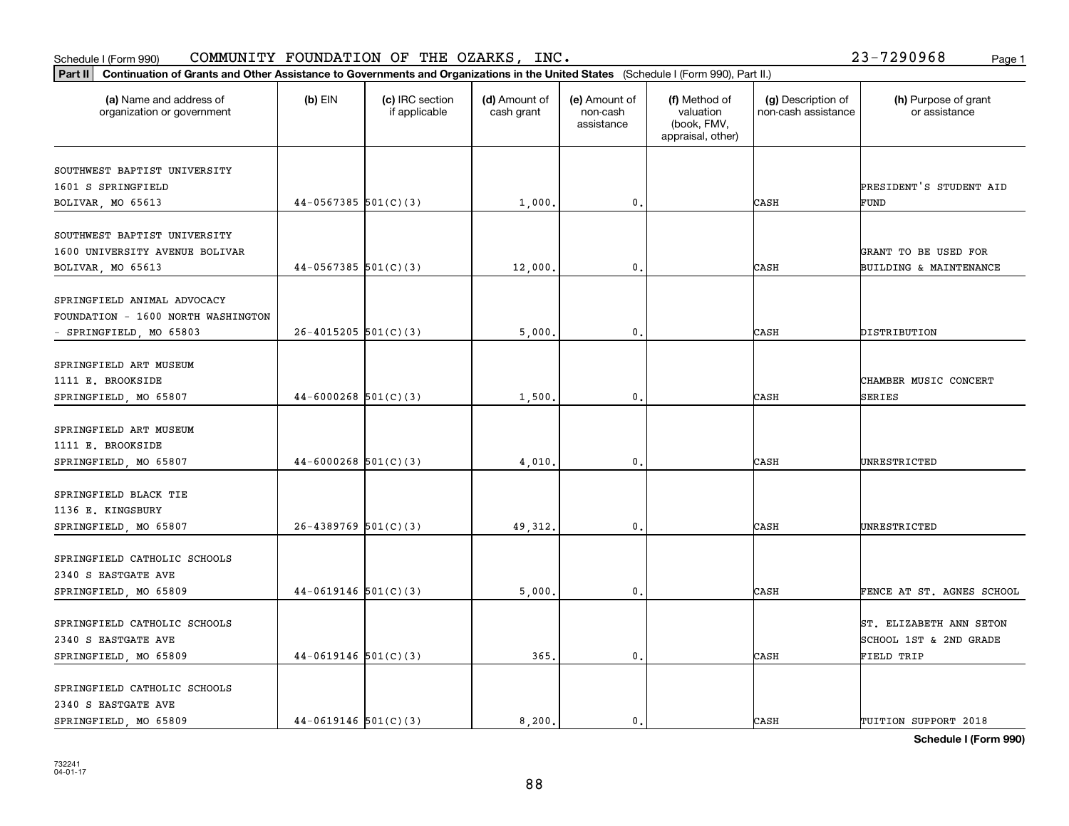Schedule I (Form 990) COMMUNITY FOUNDATION OF THE OZARKS, INC. 23-7290968

**Part II** **Continuation of Grants and Other Assistance to Governments and Organizations in the United States** (Schedule I (Form 990), Part II.)

| (a) Name and address of organization or government | (b) EIN | (c) IRC section if applicable | (d) Amount of cash grant | (e) Amount of non-cash assistance | (f) Method of valuation (book, FMV, appraisal, other) | (g) Description of non-cash assistance | (h) Purpose of grant or assistance |
|---|---|---|---|---|---|---|---|
| SOUTHWEST BAPTIST UNIVERSITY 1601 S SPRINGFIELD BOLIVAR, MO 65613 | 44-0567385 | 501(C)(3) | 1,000. | 0. | | CASH | PRESIDENT'S STUDENT AID FUND |
| SOUTHWEST BAPTIST UNIVERSITY 1600 UNIVERSITY AVENUE BOLIVAR BOLIVAR, MO 65613 | 44-0567385 | 501(C)(3) | 12,000. | 0. | | CASH | GRANT TO BE USED FOR BUILDING & MAINTENANCE |
| SPRINGFIELD ANIMAL ADVOCACY FOUNDATION - 1600 NORTH WASHINGTON - SPRINGFIELD, MO 65803 | 26-4015205 | 501(C)(3) | 5,000. | 0. | | CASH | DISTRIBUTION |
| SPRINGFIELD ART MUSEUM 1111 E. BROOKSIDE SPRINGFIELD, MO 65807 | 44-6000268 | 501(C)(3) | 1,500. | 0. | | CASH | CHAMBER MUSIC CONCERT SERIES |
| SPRINGFIELD ART MUSEUM 1111 E. BROOKSIDE SPRINGFIELD, MO 65807 | 44-6000268 | 501(C)(3) | 4,010. | 0. | | CASH | UNRESTRICTED |
| SPRINGFIELD BLACK TIE 1136 E. KINGSBURY SPRINGFIELD, MO 65807 | 26-4389769 | 501(C)(3) | 49,312. | 0. | | CASH | UNRESTRICTED |
| SPRINGFIELD CATHOLIC SCHOOLS 2340 S EASTGATE AVE SPRINGFIELD, MO 65809 | 44-0619146 | 501(C)(3) | 5,000. | 0. | | CASH | FENCE AT ST. AGNES SCHOOL |
| SPRINGFIELD CATHOLIC SCHOOLS 2340 S EASTGATE AVE SPRINGFIELD, MO 65809 | 44-0619146 | 501(C)(3) | 365. | 0. | | CASH | ST. ELIZABETH ANN SETON SCHOOL 1ST & 2ND GRADE FIELD TRIP |
| SPRINGFIELD CATHOLIC SCHOOLS 2340 S EASTGATE AVE SPRINGFIELD, MO 65809 | 44-0619146 | 501(C)(3) | 8,200. | 0. | | CASH | TUITION SUPPORT 2018 |

**Schedule I (Form 990)**

732241 04-01-17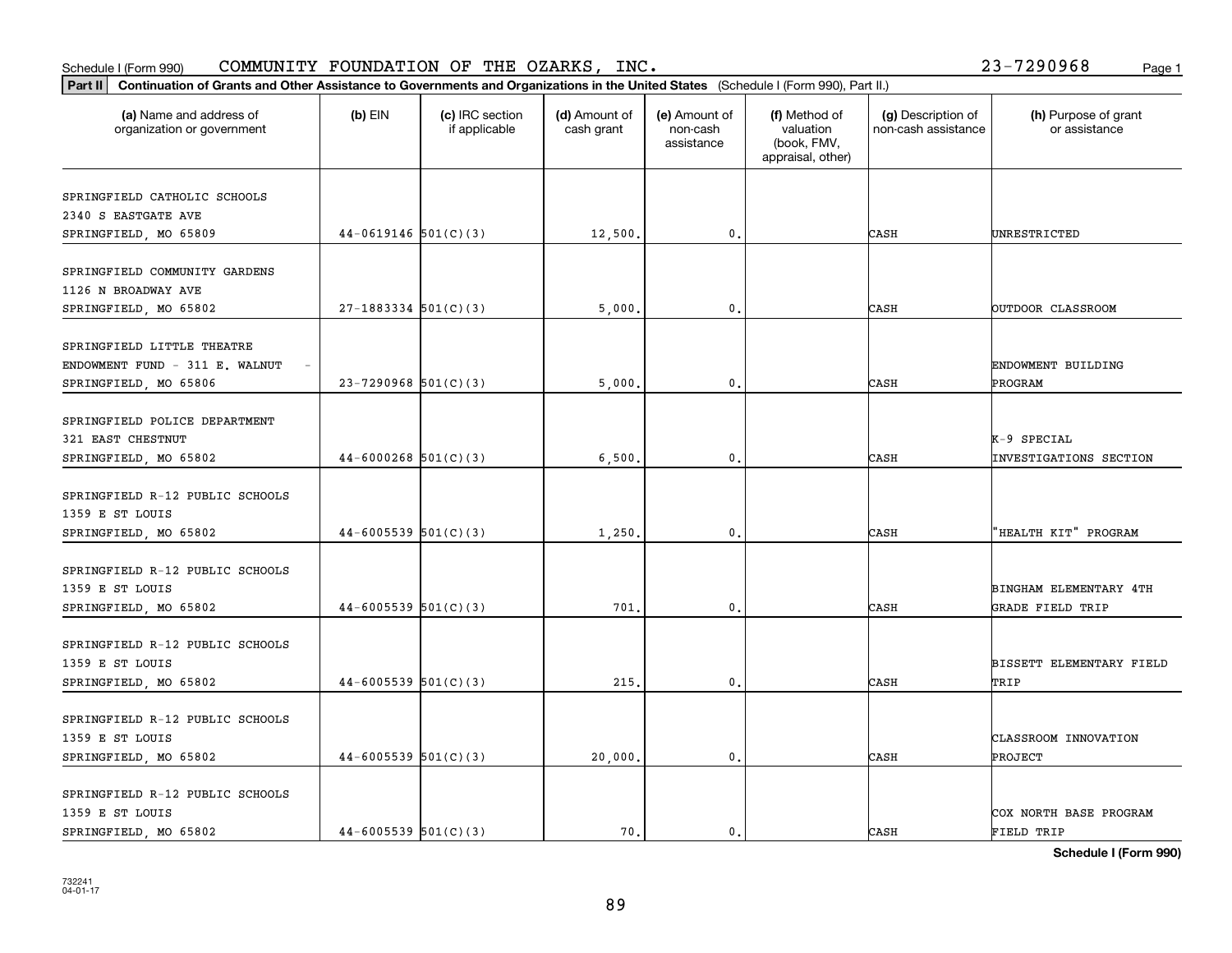Schedule I (Form 990) COMMUNITY FOUNDATION OF THE OZARKS, INC. 23-7290968 Page 1

**Part II** **Continuation of Grants and Other Assistance to Governments and Organizations in the United States** (Schedule I (Form 990), Part II.)

| (a) Name and address of organization or government | (b) EIN | (c) IRC section if applicable | (d) Amount of cash grant | (e) Amount of non-cash assistance | (f) Method of valuation (book, FMV, appraisal, other) | (g) Description of non-cash assistance | (h) Purpose of grant or assistance |
|---|---|---|---|---|---|---|---|
| SPRINGFIELD CATHOLIC SCHOOLS 2340 S EASTGATE AVE SPRINGFIELD, MO 65809 | 44-0619146 | 501(C)(3) | 12,500. | 0. | | CASH | UNRESTRICTED |
| SPRINGFIELD COMMUNITY GARDENS 1126 N BROADWAY AVE SPRINGFIELD, MO 65802 | 27-1883334 | 501(C)(3) | 5,000. | 0. | | CASH | OUTDOOR CLASSROOM |
| SPRINGFIELD LITTLE THEATRE ENDOWMENT FUND - 311 E. WALNUT - SPRINGFIELD, MO 65806 | 23-7290968 | 501(C)(3) | 5,000. | 0. | | CASH | ENDOWMENT BUILDING PROGRAM |
| SPRINGFIELD POLICE DEPARTMENT 321 EAST CHESTNUT SPRINGFIELD, MO 65802 | 44-6000268 | 501(C)(3) | 6,500. | 0. | | CASH | K-9 SPECIAL INVESTIGATIONS SECTION |
| SPRINGFIELD R-12 PUBLIC SCHOOLS 1359 E ST LOUIS SPRINGFIELD, MO 65802 | 44-6005539 | 501(C)(3) | 1,250. | 0. | | CASH | "HEALTH KIT" PROGRAM |
| SPRINGFIELD R-12 PUBLIC SCHOOLS 1359 E ST LOUIS SPRINGFIELD, MO 65802 | 44-6005539 | 501(C)(3) | 701. | 0. | | CASH | BINGHAM ELEMENTARY 4TH GRADE FIELD TRIP |
| SPRINGFIELD R-12 PUBLIC SCHOOLS 1359 E ST LOUIS SPRINGFIELD, MO 65802 | 44-6005539 | 501(C)(3) | 215. | 0. | | CASH | BISSETT ELEMENTARY FIELD TRIP |
| SPRINGFIELD R-12 PUBLIC SCHOOLS 1359 E ST LOUIS SPRINGFIELD, MO 65802 | 44-6005539 | 501(C)(3) | 20,000. | 0. | | CASH | CLASSROOM INNOVATION PROJECT |
| SPRINGFIELD R-12 PUBLIC SCHOOLS 1359 E ST LOUIS SPRINGFIELD, MO 65802 | 44-6005539 | 501(C)(3) | 70. | 0. | | CASH | COX NORTH BASE PROGRAM FIELD TRIP |

**Schedule I (Form 990)**

732241 04-01-17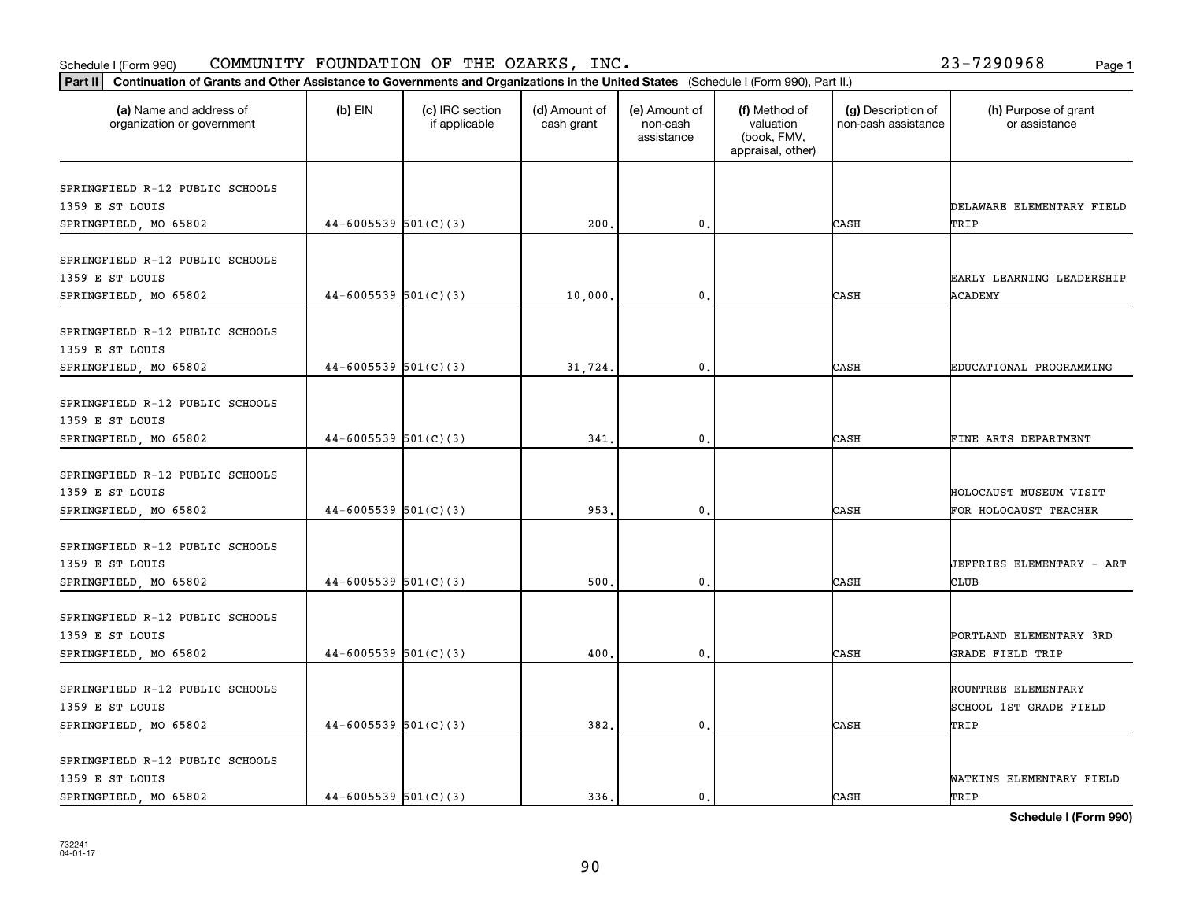Schedule I (Form 990) COMMUNITY FOUNDATION OF THE OZARKS, INC. 23-7290968

**Part II** **Continuation of Grants and Other Assistance to Governments and Organizations in the United States** (Schedule I (Form 990), Part II.)

| (a) Name and address of organization or government | (b) EIN | (c) IRC section if applicable | (d) Amount of cash grant | (e) Amount of non-cash assistance | (f) Method of valuation (book, FMV, appraisal, other) | (g) Description of non-cash assistance | (h) Purpose of grant or assistance |
|---|---|---|---|---|---|---|---|
| SPRINGFIELD R-12 PUBLIC SCHOOLS 1359 E ST LOUIS SPRINGFIELD, MO 65802 | 44-6005539 | 501(C)(3) | 200. | 0. | | CASH | DELAWARE ELEMENTARY FIELD TRIP |
| SPRINGFIELD R-12 PUBLIC SCHOOLS 1359 E ST LOUIS SPRINGFIELD, MO 65802 | 44-6005539 | 501(C)(3) | 10,000. | 0. | | CASH | EARLY LEARNING LEADERSHIP ACADEMY |
| SPRINGFIELD R-12 PUBLIC SCHOOLS 1359 E ST LOUIS SPRINGFIELD, MO 65802 | 44-6005539 | 501(C)(3) | 31,724. | 0. | | CASH | EDUCATIONAL PROGRAMMING |
| SPRINGFIELD R-12 PUBLIC SCHOOLS 1359 E ST LOUIS SPRINGFIELD, MO 65802 | 44-6005539 | 501(C)(3) | 341. | 0. | | CASH | FINE ARTS DEPARTMENT |
| SPRINGFIELD R-12 PUBLIC SCHOOLS 1359 E ST LOUIS SPRINGFIELD, MO 65802 | 44-6005539 | 501(C)(3) | 953. | 0. | | CASH | HOLOCAUST MUSEUM VISIT FOR HOLOCAUST TEACHER |
| SPRINGFIELD R-12 PUBLIC SCHOOLS 1359 E ST LOUIS SPRINGFIELD, MO 65802 | 44-6005539 | 501(C)(3) | 500. | 0. | | CASH | JEFFRIES ELEMENTARY - ART CLUB |
| SPRINGFIELD R-12 PUBLIC SCHOOLS 1359 E ST LOUIS SPRINGFIELD, MO 65802 | 44-6005539 | 501(C)(3) | 400. | 0. | | CASH | PORTLAND ELEMENTARY 3RD GRADE FIELD TRIP |
| SPRINGFIELD R-12 PUBLIC SCHOOLS 1359 E ST LOUIS SPRINGFIELD, MO 65802 | 44-6005539 | 501(C)(3) | 382. | 0. | | CASH | ROUNTREE ELEMENTARY SCHOOL 1ST GRADE FIELD TRIP |
| SPRINGFIELD R-12 PUBLIC SCHOOLS 1359 E ST LOUIS SPRINGFIELD, MO 65802 | 44-6005539 | 501(C)(3) | 336. | 0. | | CASH | WATKINS ELEMENTARY FIELD TRIP |

**Schedule I (Form 990)**

732241 04-01-17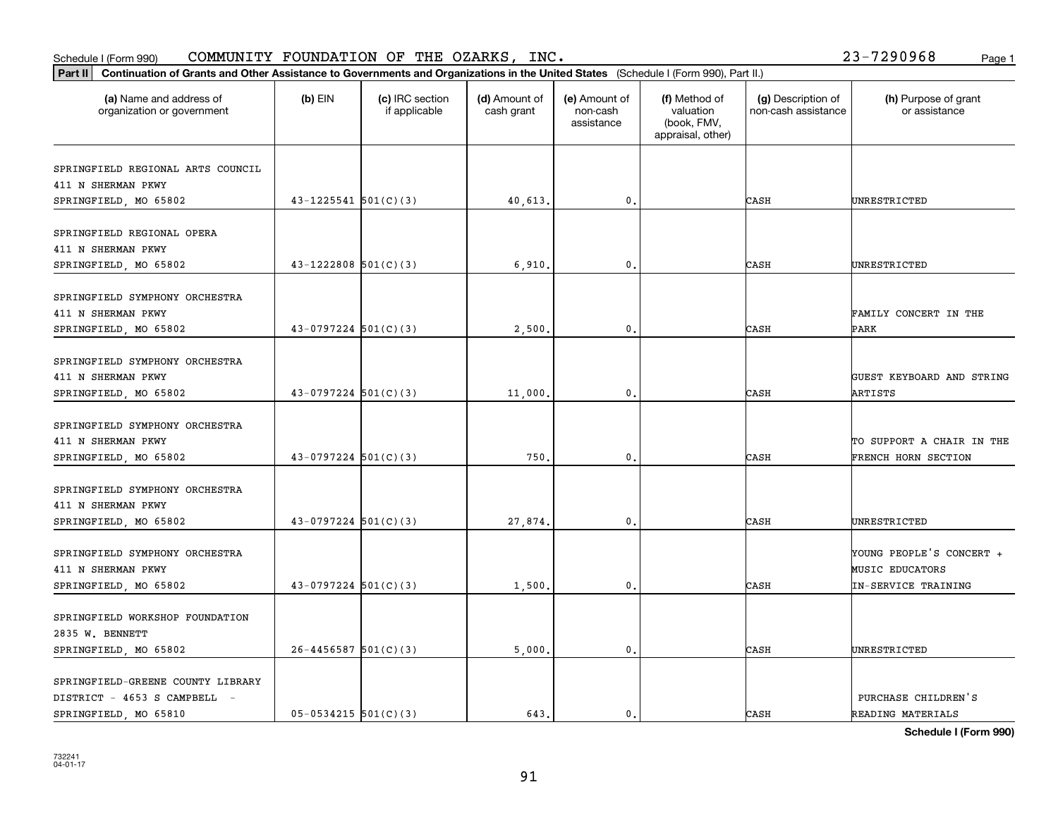Schedule I (Form 990) COMMUNITY FOUNDATION OF THE OZARKS, INC. 23-7290968

**Part II** Continuation of Grants and Other Assistance to Governments and Organizations in the United States (Schedule I (Form 990), Part II.)

| (a) Name and address of organization or government | (b) EIN | (c) IRC section if applicable | (d) Amount of cash grant | (e) Amount of non-cash assistance | (f) Method of valuation (book, FMV, appraisal, other) | (g) Description of non-cash assistance | (h) Purpose of grant or assistance |
|---|---|---|---|---|---|---|---|
| SPRINGFIELD REGIONAL ARTS COUNCIL 411 N SHERMAN PKWY SPRINGFIELD, MO 65802 | 43-1225541 | 501(C)(3) | 40,613. | 0. | | CASH | UNRESTRICTED |
| SPRINGFIELD REGIONAL OPERA 411 N SHERMAN PKWY SPRINGFIELD, MO 65802 | 43-1222808 | 501(C)(3) | 6,910. | 0. | | CASH | UNRESTRICTED |
| SPRINGFIELD SYMPHONY ORCHESTRA 411 N SHERMAN PKWY SPRINGFIELD, MO 65802 | 43-0797224 | 501(C)(3) | 2,500. | 0. | | CASH | FAMILY CONCERT IN THE PARK |
| SPRINGFIELD SYMPHONY ORCHESTRA 411 N SHERMAN PKWY SPRINGFIELD, MO 65802 | 43-0797224 | 501(C)(3) | 11,000. | 0. | | CASH | GUEST KEYBOARD AND STRING ARTISTS |
| SPRINGFIELD SYMPHONY ORCHESTRA 411 N SHERMAN PKWY SPRINGFIELD, MO 65802 | 43-0797224 | 501(C)(3) | 750. | 0. | | CASH | TO SUPPORT A CHAIR IN THE FRENCH HORN SECTION |
| SPRINGFIELD SYMPHONY ORCHESTRA 411 N SHERMAN PKWY SPRINGFIELD, MO 65802 | 43-0797224 | 501(C)(3) | 27,874. | 0. | | CASH | UNRESTRICTED |
| SPRINGFIELD SYMPHONY ORCHESTRA 411 N SHERMAN PKWY SPRINGFIELD, MO 65802 | 43-0797224 | 501(C)(3) | 1,500. | 0. | | CASH | YOUNG PEOPLE'S CONCERT + MUSIC EDUCATORS IN-SERVICE TRAINING |
| SPRINGFIELD WORKSHOP FOUNDATION 2835 W. BENNETT SPRINGFIELD, MO 65802 | 26-4456587 | 501(C)(3) | 5,000. | 0. | | CASH | UNRESTRICTED |
| SPRINGFIELD-GREENE COUNTY LIBRARY DISTRICT - 4653 S CAMPBELL - SPRINGFIELD, MO 65810 | 05-0534215 | 501(C)(3) | 643. | 0. | | CASH | PURCHASE CHILDREN'S READING MATERIALS |

**Schedule I (Form 990)**

732241 04-01-17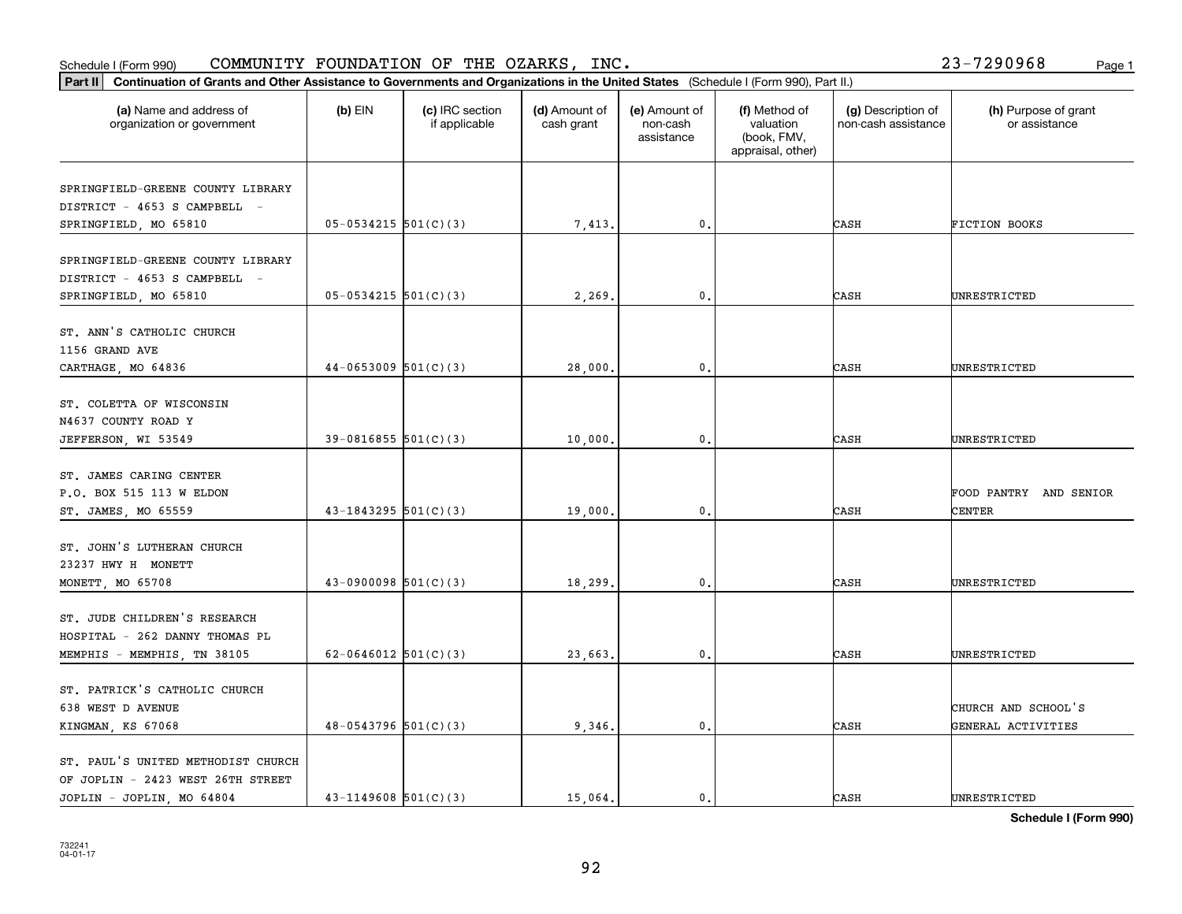Schedule I (Form 990) COMMUNITY FOUNDATION OF THE OZARKS, INC. 23-7290968

**Part II** **Continuation of Grants and Other Assistance to Governments and Organizations in the United States** (Schedule I (Form 990), Part II.)

| (a) Name and address of organization or government | (b) EIN | (c) IRC section if applicable | (d) Amount of cash grant | (e) Amount of non-cash assistance | (f) Method of valuation (book, FMV, appraisal, other) | (g) Description of non-cash assistance | (h) Purpose of grant or assistance |
|---|---|---|---|---|---|---|---|
| SPRINGFIELD-GREENE COUNTY LIBRARY DISTRICT - 4653 S CAMPBELL - SPRINGFIELD, MO 65810 | 05-0534215 | 501(C)(3) | 7,413. | 0. | | CASH | FICTION BOOKS |
| SPRINGFIELD-GREENE COUNTY LIBRARY DISTRICT - 4653 S CAMPBELL - SPRINGFIELD, MO 65810 | 05-0534215 | 501(C)(3) | 2,269. | 0. | | CASH | UNRESTRICTED |
| ST. ANN'S CATHOLIC CHURCH 1156 GRAND AVE CARTHAGE, MO 64836 | 44-0653009 | 501(C)(3) | 28,000. | 0. | | CASH | UNRESTRICTED |
| ST. COLETTA OF WISCONSIN N4637 COUNTY ROAD Y JEFFERSON, WI 53549 | 39-0816855 | 501(C)(3) | 10,000. | 0. | | CASH | UNRESTRICTED |
| ST. JAMES CARING CENTER P.O. BOX 515 113 W ELDON ST. JAMES, MO 65559 | 43-1843295 | 501(C)(3) | 19,000. | 0. | | CASH | FOOD PANTRY AND SENIOR CENTER |
| ST. JOHN'S LUTHERAN CHURCH 23237 HWY H MONETT MONETT, MO 65708 | 43-0900098 | 501(C)(3) | 18,299. | 0. | | CASH | UNRESTRICTED |
| ST. JUDE CHILDREN'S RESEARCH HOSPITAL - 262 DANNY THOMAS PL MEMPHIS - MEMPHIS, TN 38105 | 62-0646012 | 501(C)(3) | 23,663. | 0. | | CASH | UNRESTRICTED |
| ST. PATRICK'S CATHOLIC CHURCH 638 WEST D AVENUE KINGMAN, KS 67068 | 48-0543796 | 501(C)(3) | 9,346. | 0. | | CASH | CHURCH AND SCHOOL'S GENERAL ACTIVITIES |
| ST. PAUL'S UNITED METHODIST CHURCH OF JOPLIN - 2423 WEST 26TH STREET JOPLIN - JOPLIN, MO 64804 | 43-1149608 | 501(C)(3) | 15,064. | 0. | | CASH | UNRESTRICTED |

**Schedule I (Form 990)**

732241
04-01-17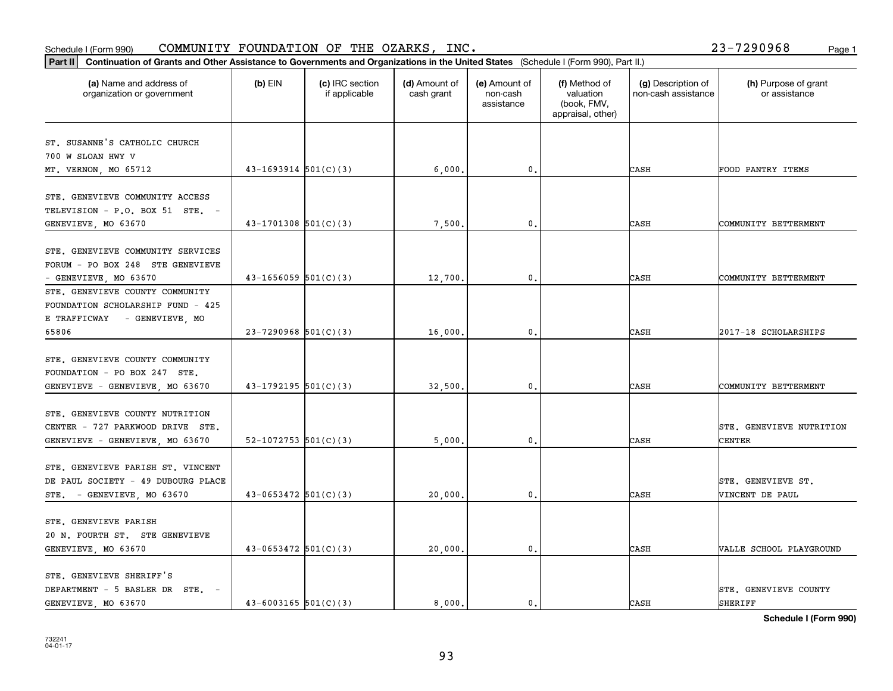Schedule I (Form 990) COMMUNITY FOUNDATION OF THE OZARKS, INC. 23-7290968

**Part II** **Continuation of Grants and Other Assistance to Governments and Organizations in the United States** (Schedule I (Form 990), Part II.)

| (a) Name and address of organization or government | (b) EIN | (c) IRC section if applicable | (d) Amount of cash grant | (e) Amount of non-cash assistance | (f) Method of valuation (book, FMV, appraisal, other) | (g) Description of non-cash assistance | (h) Purpose of grant or assistance |
|---|---|---|---|---|---|---|---|
| ST. SUSANNE'S CATHOLIC CHURCH 700 W SLOAN HWY V MT. VERNON, MO 65712 | 43-1693914 | 501(C)(3) | 6,000. | 0. | | CASH | FOOD PANTRY ITEMS |
| STE. GENEVIEVE COMMUNITY ACCESS TELEVISION - P.O. BOX 51 STE. - GENEVIEVE, MO 63670 | 43-1701308 | 501(C)(3) | 7,500. | 0. | | CASH | COMMUNITY BETTERMENT |
| STE. GENEVIEVE COMMUNITY SERVICES FORUM - PO BOX 248 STE GENEVIEVE - GENEVIEVE, MO 63670 | 43-1656059 | 501(C)(3) | 12,700. | 0. | | CASH | COMMUNITY BETTERMENT |
| STE. GENEVIEVE COUNTY COMMUNITY FOUNDATION SCHOLARSHIP FUND - 425 E TRAFFICWAY - GENEVIEVE, MO 65806 | 23-7290968 | 501(C)(3) | 16,000. | 0. | | CASH | 2017-18 SCHOLARSHIPS |
| STE. GENEVIEVE COUNTY COMMUNITY FOUNDATION - PO BOX 247 STE. GENEVIEVE - GENEVIEVE, MO 63670 | 43-1792195 | 501(C)(3) | 32,500. | 0. | | CASH | COMMUNITY BETTERMENT |
| STE. GENEVIEVE COUNTY NUTRITION CENTER - 727 PARKWOOD DRIVE STE. GENEVIEVE - GENEVIEVE, MO 63670 | 52-1072753 | 501(C)(3) | 5,000. | 0. | | CASH | STE. GENEVIEVE NUTRITION CENTER |
| STE. GENEVIEVE PARISH ST. VINCENT DE PAUL SOCIETY - 49 DUBOURG PLACE STE. - GENEVIEVE, MO 63670 | 43-0653472 | 501(C)(3) | 20,000. | 0. | | CASH | STE. GENEVIEVE ST. VINCENT DE PAUL |
| STE. GENEVIEVE PARISH 20 N. FOURTH ST. STE GENEVIEVE GENEVIEVE, MO 63670 | 43-0653472 | 501(C)(3) | 20,000. | 0. | | CASH | VALLE SCHOOL PLAYGROUND |
| STE. GENEVIEVE SHERIFF'S DEPARTMENT - 5 BASLER DR STE. - GENEVIEVE, MO 63670 | 43-6003165 | 501(C)(3) | 8,000. | 0. | | CASH | STE. GENEVIEVE COUNTY SHERIFF |

Schedule I (Form 990)

732241 04-01-17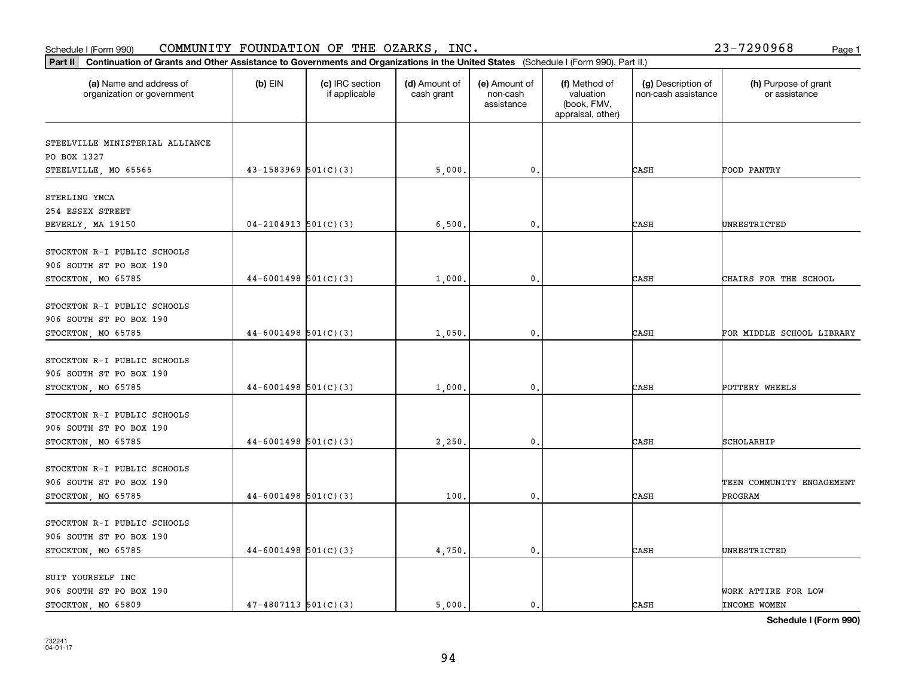Schedule I (Form 990) COMMUNITY FOUNDATION OF THE OZARKS, INC. 23-7290968

**Part II Continuation of Grants and Other Assistance to Governments and Organizations in the United States** (Schedule I (Form 990), Part II.)

| (a) Name and address of organization or government | (b) EIN | (c) IRC section if applicable | (d) Amount of cash grant | (e) Amount of non-cash assistance | (f) Method of valuation (book, FMV, appraisal, other) | (g) Description of non-cash assistance | (h) Purpose of grant or assistance |
|---|---|---|---|---|---|---|---|
| STEELVILLE MINISTERIAL ALLIANCE PO BOX 1327 STEELVILLE, MO 65565 | 43-1583969 | 501(C)(3) | 5,000. | 0. | | CASH | FOOD PANTRY |
| STERLING YMCA 254 ESSEX STREET BEVERLY, MA 19150 | 04-2104913 | 501(C)(3) | 6,500. | 0. | | CASH | UNRESTRICTED |
| STOCKTON R-I PUBLIC SCHOOLS 906 SOUTH ST PO BOX 190 STOCKTON, MO 65785 | 44-6001498 | 501(C)(3) | 1,000. | 0. | | CASH | CHAIRS FOR THE SCHOOL |
| STOCKTON R-I PUBLIC SCHOOLS 906 SOUTH ST PO BOX 190 STOCKTON, MO 65785 | 44-6001498 | 501(C)(3) | 1,050. | 0. | | CASH | FOR MIDDLE SCHOOL LIBRARY |
| STOCKTON R-I PUBLIC SCHOOLS 906 SOUTH ST PO BOX 190 STOCKTON, MO 65785 | 44-6001498 | 501(C)(3) | 1,000. | 0. | | CASH | POTTERY WHEELS |
| STOCKTON R-I PUBLIC SCHOOLS 906 SOUTH ST PO BOX 190 STOCKTON, MO 65785 | 44-6001498 | 501(C)(3) | 2,250. | 0. | | CASH | SCHOLARHIP |
| STOCKTON R-I PUBLIC SCHOOLS 906 SOUTH ST PO BOX 190 STOCKTON, MO 65785 | 44-6001498 | 501(C)(3) | 100. | 0. | | CASH | TEEN COMMUNITY ENGAGEMENT PROGRAM |
| STOCKTON R-I PUBLIC SCHOOLS 906 SOUTH ST PO BOX 190 STOCKTON, MO 65785 | 44-6001498 | 501(C)(3) | 4,750. | 0. | | CASH | UNRESTRICTED |
| SUIT YOURSELF INC 906 SOUTH ST PO BOX 190 STOCKTON, MO 65809 | 47-4807113 | 501(C)(3) | 5,000. | 0. | | CASH | WORK ATTIRE FOR LOW INCOME WOMEN |

Schedule I (Form 990)

732241 04-01-17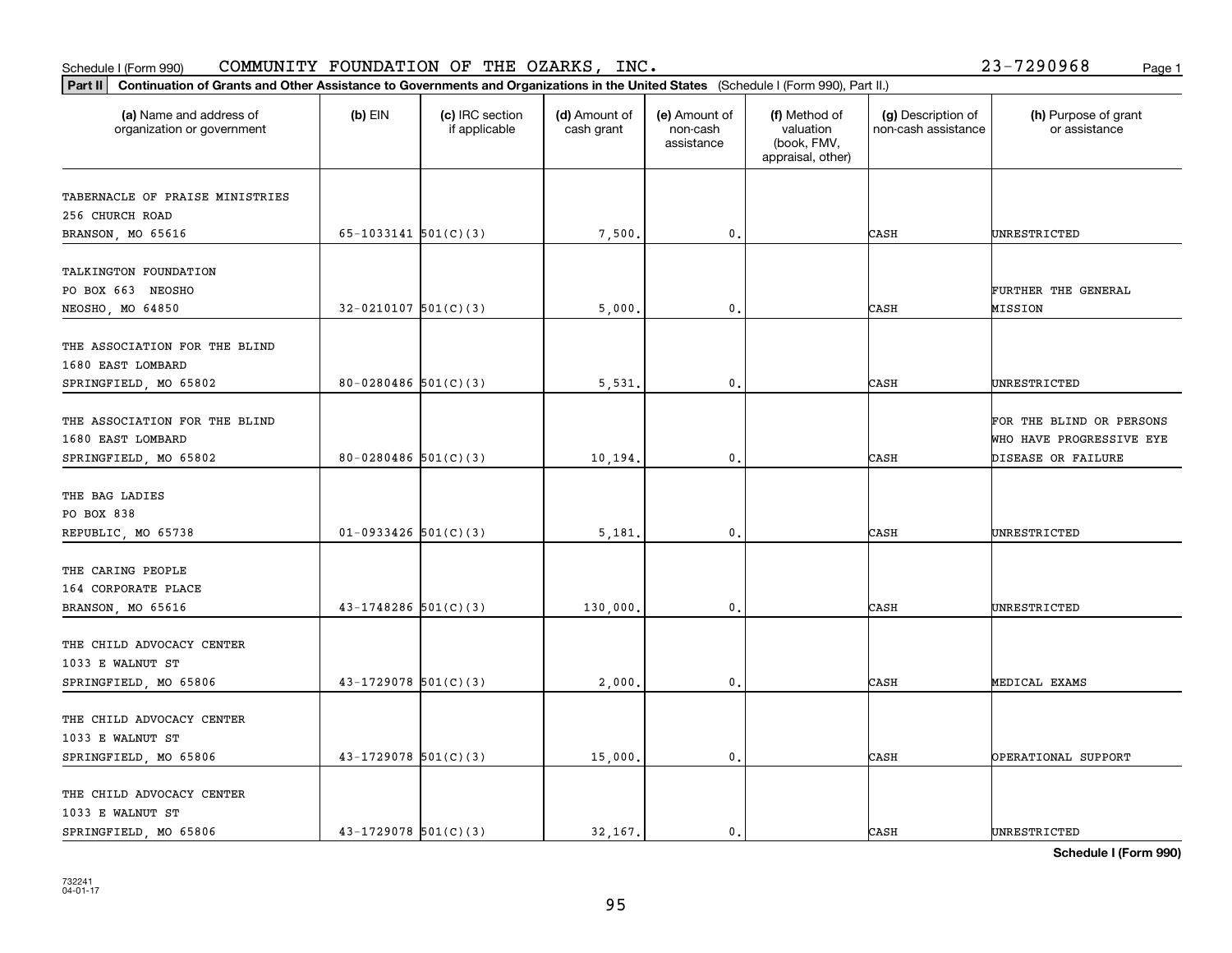Schedule I (Form 990) COMMUNITY FOUNDATION OF THE OZARKS, INC. 23-7290968

**Part II Continuation of Grants and Other Assistance to Governments and Organizations in the United States** (Schedule I (Form 990), Part II.)

| (a) Name and address of organization or government | (b) EIN | (c) IRC section if applicable | (d) Amount of cash grant | (e) Amount of non-cash assistance | (f) Method of valuation (book, FMV, appraisal, other) | (g) Description of non-cash assistance | (h) Purpose of grant or assistance |
|---|---|---|---|---|---|---|---|
| TABERNACLE OF PRAISE MINISTRIES<br>256 CHURCH ROAD<br>BRANSON, MO 65616 | 65-1033141 | 501(C)(3) | 7,500. | 0. | | CASH | UNRESTRICTED |
| TALKINGTON FOUNDATION<br>PO BOX 663 NEOSHO<br>NEOSHO, MO 64850 | 32-0210107 | 501(C)(3) | 5,000. | 0. | | CASH | FURTHER THE GENERAL MISSION |
| THE ASSOCIATION FOR THE BLIND<br>1680 EAST LOMBARD<br>SPRINGFIELD, MO 65802 | 80-0280486 | 501(C)(3) | 5,531. | 0. | | CASH | UNRESTRICTED |
| THE ASSOCIATION FOR THE BLIND<br>1680 EAST LOMBARD<br>SPRINGFIELD, MO 65802 | 80-0280486 | 501(C)(3) | 10,194. | 0. | | CASH | FOR THE BLIND OR PERSONS WHO HAVE PROGRESSIVE EYE DISEASE OR FAILURE |
| THE BAG LADIES<br>PO BOX 838<br>REPUBLIC, MO 65738 | 01-0933426 | 501(C)(3) | 5,181. | 0. | | CASH | UNRESTRICTED |
| THE CARING PEOPLE<br>164 CORPORATE PLACE<br>BRANSON, MO 65616 | 43-1748286 | 501(C)(3) | 130,000. | 0. | | CASH | UNRESTRICTED |
| THE CHILD ADVOCACY CENTER<br>1033 E WALNUT ST<br>SPRINGFIELD, MO 65806 | 43-1729078 | 501(C)(3) | 2,000. | 0. | | CASH | MEDICAL EXAMS |
| THE CHILD ADVOCACY CENTER<br>1033 E WALNUT ST<br>SPRINGFIELD, MO 65806 | 43-1729078 | 501(C)(3) | 15,000. | 0. | | CASH | OPERATIONAL SUPPORT |
| THE CHILD ADVOCACY CENTER<br>1033 E WALNUT ST<br>SPRINGFIELD, MO 65806 | 43-1729078 | 501(C)(3) | 32,167. | 0. | | CASH | UNRESTRICTED |

**Schedule I (Form 990)**

732241 04-01-17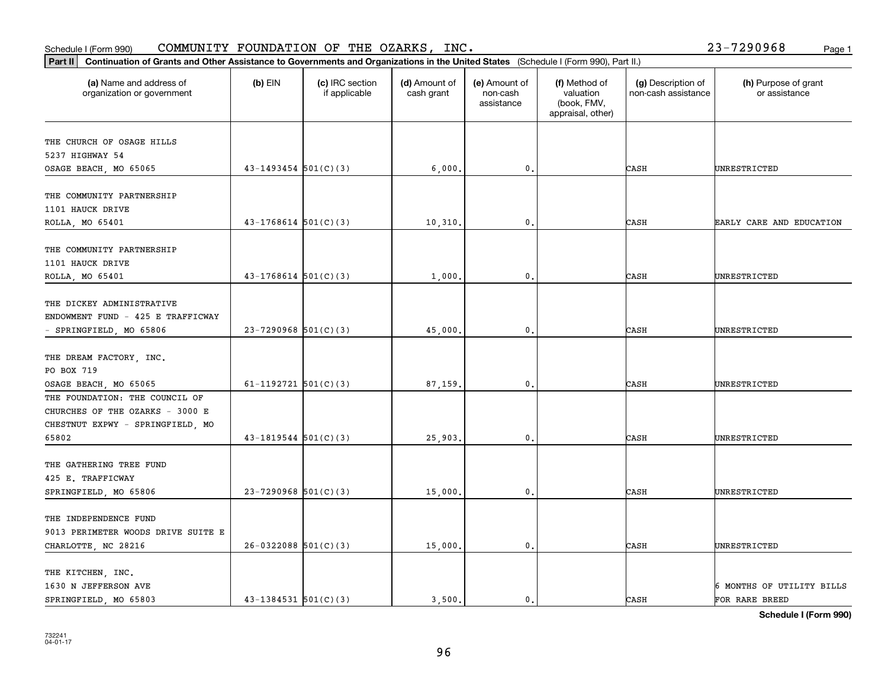Schedule I (Form 990) COMMUNITY FOUNDATION OF THE OZARKS, INC. 23-7290968 Page 1

**Part II Continuation of Grants and Other Assistance to Governments and Organizations in the United States** (Schedule I (Form 990), Part II.)

| (a) Name and address of organization or government | (b) EIN | (c) IRC section if applicable | (d) Amount of cash grant | (e) Amount of non-cash assistance | (f) Method of valuation (book, FMV, appraisal, other) | (g) Description of non-cash assistance | (h) Purpose of grant or assistance |
|---|---|---|---|---|---|---|---|
| THE CHURCH OF OSAGE HILLS 5237 HIGHWAY 54 OSAGE BEACH, MO 65065 | 43-1493454 | 501(C)(3) | 6,000. | 0. | | CASH | UNRESTRICTED |
| THE COMMUNITY PARTNERSHIP 1101 HAUCK DRIVE ROLLA, MO 65401 | 43-1768614 | 501(C)(3) | 10,310. | 0. | | CASH | EARLY CARE AND EDUCATION |
| THE COMMUNITY PARTNERSHIP 1101 HAUCK DRIVE ROLLA, MO 65401 | 43-1768614 | 501(C)(3) | 1,000. | 0. | | CASH | UNRESTRICTED |
| THE DICKEY ADMINISTRATIVE ENDOWMENT FUND - 425 E TRAFFICWAY - SPRINGFIELD, MO 65806 | 23-7290968 | 501(C)(3) | 45,000. | 0. | | CASH | UNRESTRICTED |
| THE DREAM FACTORY, INC. PO BOX 719 OSAGE BEACH, MO 65065 | 61-1192721 | 501(C)(3) | 87,159. | 0. | | CASH | UNRESTRICTED |
| THE FOUNDATION: THE COUNCIL OF CHURCHES OF THE OZARKS - 3000 E CHESTNUT EXPWY - SPRINGFIELD, MO 65802 | 43-1819544 | 501(C)(3) | 25,903. | 0. | | CASH | UNRESTRICTED |
| THE GATHERING TREE FUND 425 E. TRAFFICWAY SPRINGFIELD, MO 65806 | 23-7290968 | 501(C)(3) | 15,000. | 0. | | CASH | UNRESTRICTED |
| THE INDEPENDENCE FUND 9013 PERIMETER WOODS DRIVE SUITE E CHARLOTTE, NC 28216 | 26-0322088 | 501(C)(3) | 15,000. | 0. | | CASH | UNRESTRICTED |
| THE KITCHEN, INC. 1630 N JEFFERSON AVE SPRINGFIELD, MO 65803 | 43-1384531 | 501(C)(3) | 3,500. | 0. | | CASH | 6 MONTHS OF UTILITY BILLS FOR RARE BREED |

**Schedule I (Form 990)**

732241 04-01-17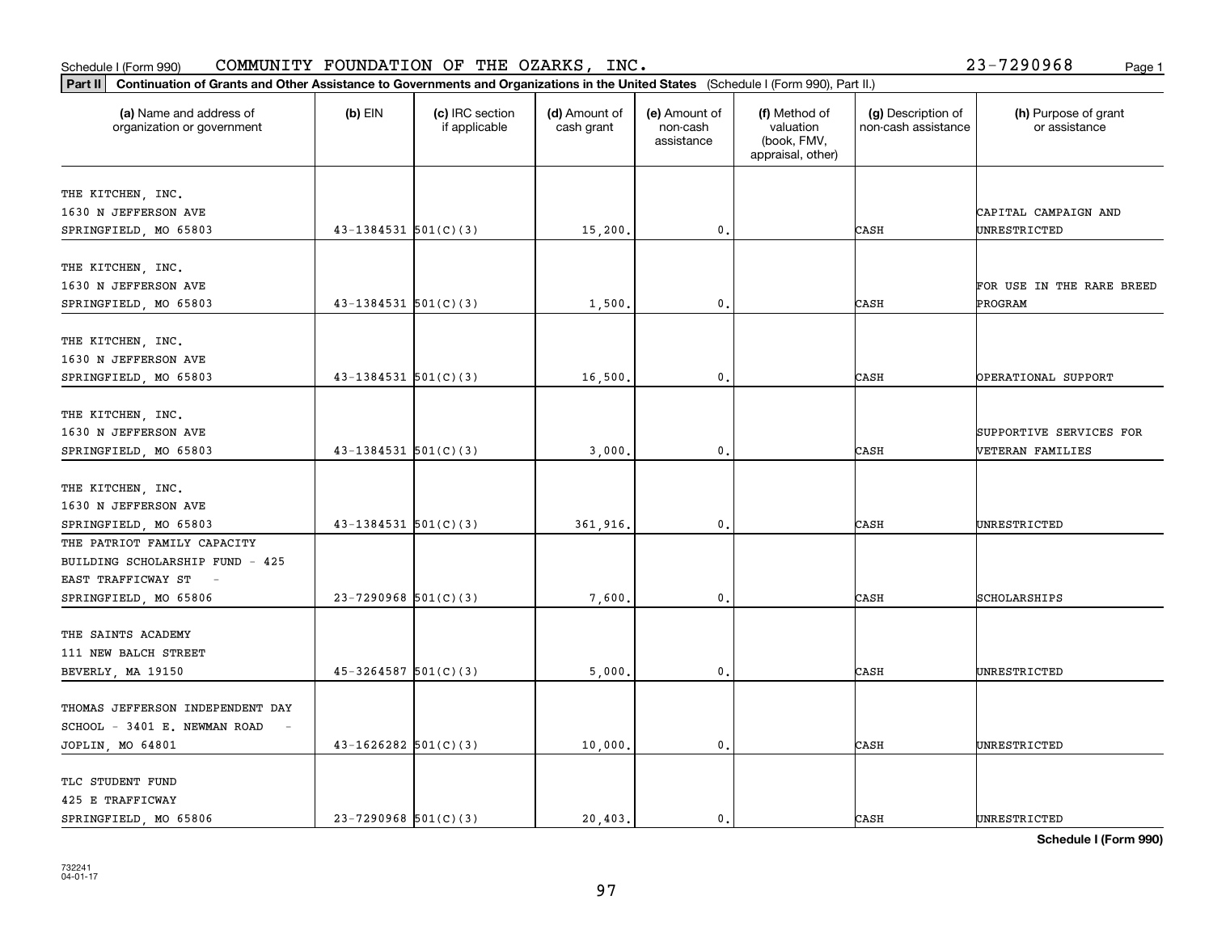Schedule I (Form 990) COMMUNITY FOUNDATION OF THE OZARKS, INC. 23-7290968

**Part II** **Continuation of Grants and Other Assistance to Governments and Organizations in the United States** (Schedule I (Form 990), Part II.)

| (a) Name and address of organization or government | (b) EIN | (c) IRC section if applicable | (d) Amount of cash grant | (e) Amount of non-cash assistance | (f) Method of valuation (book, FMV, appraisal, other) | (g) Description of non-cash assistance | (h) Purpose of grant or assistance |
|---|---|---|---|---|---|---|---|
| THE KITCHEN, INC. 1630 N JEFFERSON AVE SPRINGFIELD, MO 65803 | 43-1384531 | 501(C)(3) | 15,200. | 0. | | CASH | CAPITAL CAMPAIGN AND UNRESTRICTED |
| THE KITCHEN, INC. 1630 N JEFFERSON AVE SPRINGFIELD, MO 65803 | 43-1384531 | 501(C)(3) | 1,500. | 0. | | CASH | FOR USE IN THE RARE BREED PROGRAM |
| THE KITCHEN, INC. 1630 N JEFFERSON AVE SPRINGFIELD, MO 65803 | 43-1384531 | 501(C)(3) | 16,500. | 0. | | CASH | OPERATIONAL SUPPORT |
| THE KITCHEN, INC. 1630 N JEFFERSON AVE SPRINGFIELD, MO 65803 | 43-1384531 | 501(C)(3) | 3,000. | 0. | | CASH | SUPPORTIVE SERVICES FOR VETERAN FAMILIES |
| THE KITCHEN, INC. 1630 N JEFFERSON AVE SPRINGFIELD, MO 65803 | 43-1384531 | 501(C)(3) | 361,916. | 0. | | CASH | UNRESTRICTED |
| THE PATRIOT FAMILY CAPACITY BUILDING SCHOLARSHIP FUND - 425 EAST TRAFFICWAY ST - SPRINGFIELD, MO 65806 | 23-7290968 | 501(C)(3) | 7,600. | 0. | | CASH | SCHOLARSHIPS |
| THE SAINTS ACADEMY 111 NEW BALCH STREET BEVERLY, MA 19150 | 45-3264587 | 501(C)(3) | 5,000. | 0. | | CASH | UNRESTRICTED |
| THOMAS JEFFERSON INDEPENDENT DAY SCHOOL - 3401 E. NEWMAN ROAD - JOPLIN, MO 64801 | 43-1626282 | 501(C)(3) | 10,000. | 0. | | CASH | UNRESTRICTED |
| TLC STUDENT FUND 425 E TRAFFICWAY SPRINGFIELD, MO 65806 | 23-7290968 | 501(C)(3) | 20,403. | 0. | | CASH | UNRESTRICTED |

**Schedule I (Form 990)**

732241 04-01-17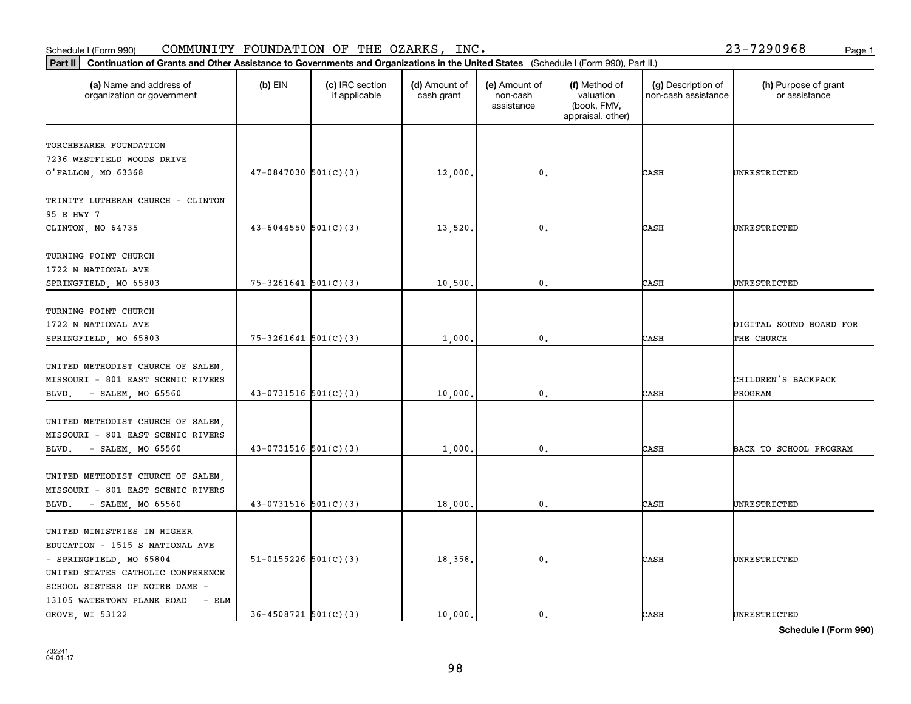Schedule I (Form 990) COMMUNITY FOUNDATION OF THE OZARKS, INC. 23-7290968

**Part II Continuation of Grants and Other Assistance to Governments and Organizations in the United States** (Schedule I (Form 990), Part II.)

| (a) Name and address of organization or government | (b) EIN | (c) IRC section if applicable | (d) Amount of cash grant | (e) Amount of non-cash assistance | (f) Method of valuation (book, FMV, appraisal, other) | (g) Description of non-cash assistance | (h) Purpose of grant or assistance |
|---|---|---|---|---|---|---|---|
| TORCHBEARER FOUNDATION 7236 WESTFIELD WOODS DRIVE O'FALLON, MO 63368 | 47-0847030 | 501(C)(3) | 12,000. | 0. | | CASH | UNRESTRICTED |
| TRINITY LUTHERAN CHURCH - CLINTON 95 E HWY 7 CLINTON, MO 64735 | 43-6044550 | 501(C)(3) | 13,520. | 0. | | CASH | UNRESTRICTED |
| TURNING POINT CHURCH 1722 N NATIONAL AVE SPRINGFIELD, MO 65803 | 75-3261641 | 501(C)(3) | 10,500. | 0. | | CASH | UNRESTRICTED |
| TURNING POINT CHURCH 1722 N NATIONAL AVE SPRINGFIELD, MO 65803 | 75-3261641 | 501(C)(3) | 1,000. | 0. | | CASH | DIGITAL SOUND BOARD FOR THE CHURCH |
| UNITED METHODIST CHURCH OF SALEM, MISSOURI - 801 EAST SCENIC RIVERS BLVD. - SALEM, MO 65560 | 43-0731516 | 501(C)(3) | 10,000. | 0. | | CASH | CHILDREN'S BACKPACK PROGRAM |
| UNITED METHODIST CHURCH OF SALEM, MISSOURI - 801 EAST SCENIC RIVERS BLVD. - SALEM, MO 65560 | 43-0731516 | 501(C)(3) | 1,000. | 0. | | CASH | BACK TO SCHOOL PROGRAM |
| UNITED METHODIST CHURCH OF SALEM, MISSOURI - 801 EAST SCENIC RIVERS BLVD. - SALEM, MO 65560 | 43-0731516 | 501(C)(3) | 18,000. | 0. | | CASH | UNRESTRICTED |
| UNITED MINISTRIES IN HIGHER EDUCATION - 1515 S NATIONAL AVE - SPRINGFIELD, MO 65804 | 51-0155226 | 501(C)(3) | 18,358. | 0. | | CASH | UNRESTRICTED |
| UNITED STATES CATHOLIC CONFERENCE SCHOOL SISTERS OF NOTRE DAME - 13105 WATERTOWN PLANK ROAD - ELM GROVE, WI 53122 | 36-4508721 | 501(C)(3) | 10,000. | 0. | | CASH | UNRESTRICTED |

Schedule I (Form 990)

732241 04-01-17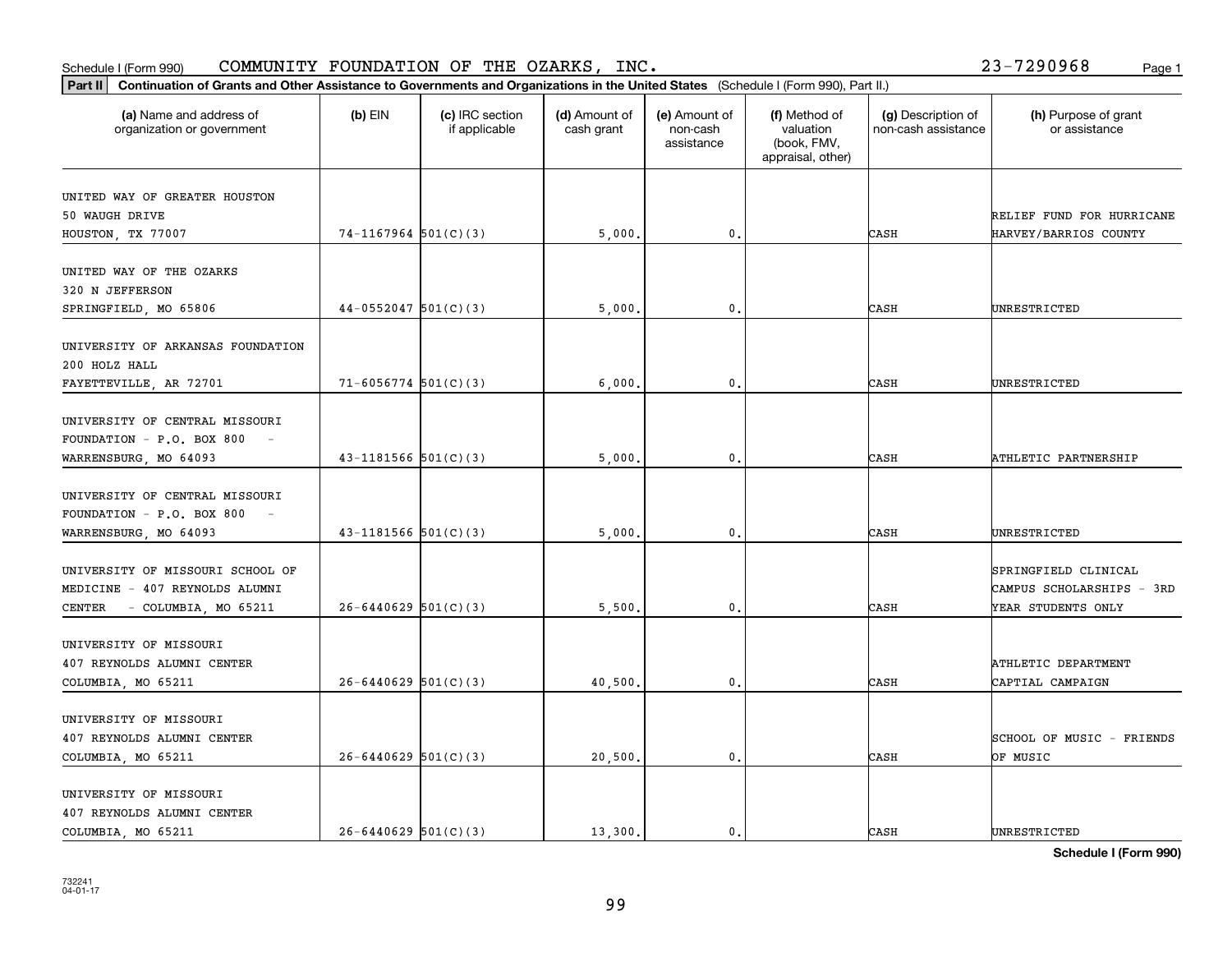Schedule I (Form 990) COMMUNITY FOUNDATION OF THE OZARKS, INC. 23-7290968

**Part II Continuation of Grants and Other Assistance to Governments and Organizations in the United States** (Schedule I (Form 990), Part II.)

| (a) Name and address of organization or government | (b) EIN | (c) IRC section if applicable | (d) Amount of cash grant | (e) Amount of non-cash assistance | (f) Method of valuation (book, FMV, appraisal, other) | (g) Description of non-cash assistance | (h) Purpose of grant or assistance |
|---|---|---|---|---|---|---|---|
| UNITED WAY OF GREATER HOUSTON<br>50 WAUGH DRIVE<br>HOUSTON, TX 77007 | 74-1167964 | 501(C)(3) | 5,000. | 0. | | CASH | RELIEF FUND FOR HURRICANE HARVEY/BARRIOS COUNTY |
| UNITED WAY OF THE OZARKS<br>320 N JEFFERSON<br>SPRINGFIELD, MO 65806 | 44-0552047 | 501(C)(3) | 5,000. | 0. | | CASH | UNRESTRICTED |
| UNIVERSITY OF ARKANSAS FOUNDATION<br>200 HOLZ HALL<br>FAYETTEVILLE, AR 72701 | 71-6056774 | 501(C)(3) | 6,000. | 0. | | CASH | UNRESTRICTED |
| UNIVERSITY OF CENTRAL MISSOURI<br>FOUNDATION - P.O. BOX 800 -<br>WARRENSBURG, MO 64093 | 43-1181566 | 501(C)(3) | 5,000. | 0. | | CASH | ATHLETIC PARTNERSHIP |
| UNIVERSITY OF CENTRAL MISSOURI<br>FOUNDATION - P.O. BOX 800 -<br>WARRENSBURG, MO 64093 | 43-1181566 | 501(C)(3) | 5,000. | 0. | | CASH | UNRESTRICTED |
| UNIVERSITY OF MISSOURI SCHOOL OF<br>MEDICINE - 407 REYNOLDS ALUMNI<br>CENTER - COLUMBIA, MO 65211 | 26-6440629 | 501(C)(3) | 5,500. | 0. | | CASH | SPRINGFIELD CLINICAL CAMPUS SCHOLARSHIPS - 3RD YEAR STUDENTS ONLY |
| UNIVERSITY OF MISSOURI<br>407 REYNOLDS ALUMNI CENTER<br>COLUMBIA, MO 65211 | 26-6440629 | 501(C)(3) | 40,500. | 0. | | CASH | ATHLETIC DEPARTMENT CAPTIAL CAMPAIGN |
| UNIVERSITY OF MISSOURI<br>407 REYNOLDS ALUMNI CENTER<br>COLUMBIA, MO 65211 | 26-6440629 | 501(C)(3) | 20,500. | 0. | | CASH | SCHOOL OF MUSIC - FRIENDS OF MUSIC |
| UNIVERSITY OF MISSOURI<br>407 REYNOLDS ALUMNI CENTER<br>COLUMBIA, MO 65211 | 26-6440629 | 501(C)(3) | 13,300. | 0. | | CASH | UNRESTRICTED |

**Schedule I (Form 990)**

732241
04-01-17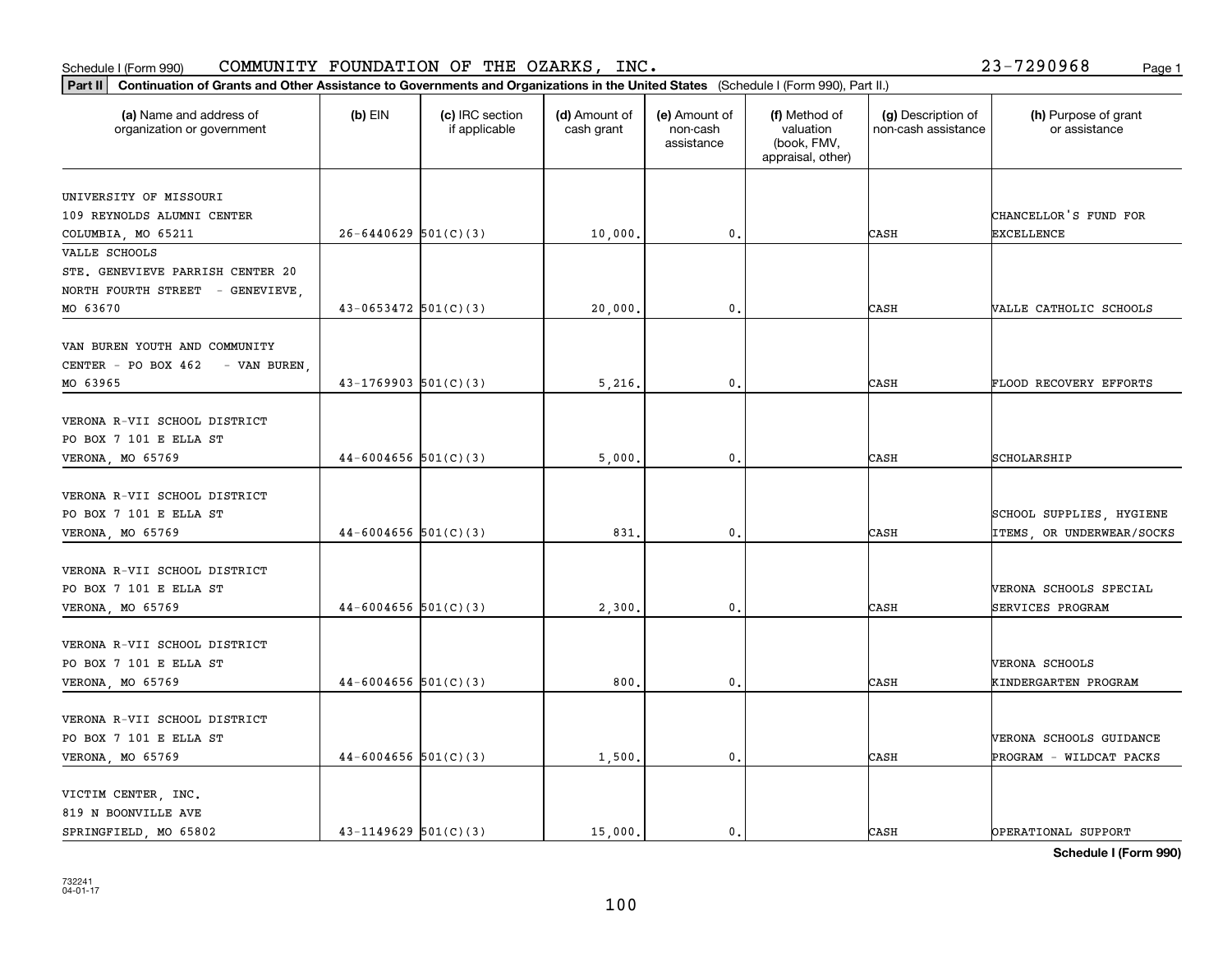Schedule I (Form 990) COMMUNITY FOUNDATION OF THE OZARKS, INC. 23-7290968 Page 1

**Part II** **Continuation of Grants and Other Assistance to Governments and Organizations in the United States** (Schedule I (Form 990), Part II.)

| (a) Name and address of organization or government | (b) EIN | (c) IRC section if applicable | (d) Amount of cash grant | (e) Amount of non-cash assistance | (f) Method of valuation (book, FMV, appraisal, other) | (g) Description of non-cash assistance | (h) Purpose of grant or assistance |
|---|---|---|---|---|---|---|---|
| UNIVERSITY OF MISSOURI 109 REYNOLDS ALUMNI CENTER COLUMBIA, MO 65211 | 26-6440629 | 501(C)(3) | 10,000. | 0. | | CASH | CHANCELLOR'S FUND FOR EXCELLENCE |
| VALLE SCHOOLS STE. GENEVIEVE PARRISH CENTER 20 NORTH FOURTH STREET - GENEVIEVE, MO 63670 | 43-0653472 | 501(C)(3) | 20,000. | 0. | | CASH | VALLE CATHOLIC SCHOOLS |
| VAN BUREN YOUTH AND COMMUNITY CENTER - PO BOX 462 - VAN BUREN, MO 63965 | 43-1769903 | 501(C)(3) | 5,216. | 0. | | CASH | FLOOD RECOVERY EFFORTS |
| VERONA R-VII SCHOOL DISTRICT PO BOX 7 101 E ELLA ST VERONA, MO 65769 | 44-6004656 | 501(C)(3) | 5,000. | 0. | | CASH | SCHOLARSHIP |
| VERONA R-VII SCHOOL DISTRICT PO BOX 7 101 E ELLA ST VERONA, MO 65769 | 44-6004656 | 501(C)(3) | 831. | 0. | | CASH | SCHOOL SUPPLIES, HYGIENE ITEMS, OR UNDERWEAR/SOCKS |
| VERONA R-VII SCHOOL DISTRICT PO BOX 7 101 E ELLA ST VERONA, MO 65769 | 44-6004656 | 501(C)(3) | 2,300. | 0. | | CASH | VERONA SCHOOLS SPECIAL SERVICES PROGRAM |
| VERONA R-VII SCHOOL DISTRICT PO BOX 7 101 E ELLA ST VERONA, MO 65769 | 44-6004656 | 501(C)(3) | 800. | 0. | | CASH | VERONA SCHOOLS KINDERGARTEN PROGRAM |
| VERONA R-VII SCHOOL DISTRICT PO BOX 7 101 E ELLA ST VERONA, MO 65769 | 44-6004656 | 501(C)(3) | 1,500. | 0. | | CASH | VERONA SCHOOLS GUIDANCE PROGRAM - WILDCAT PACKS |
| VICTIM CENTER, INC. 819 N BOONVILLE AVE SPRINGFIELD, MO 65802 | 43-1149629 | 501(C)(3) | 15,000. | 0. | | CASH | OPERATIONAL SUPPORT |

**Schedule I (Form 990)**

732241 04-01-17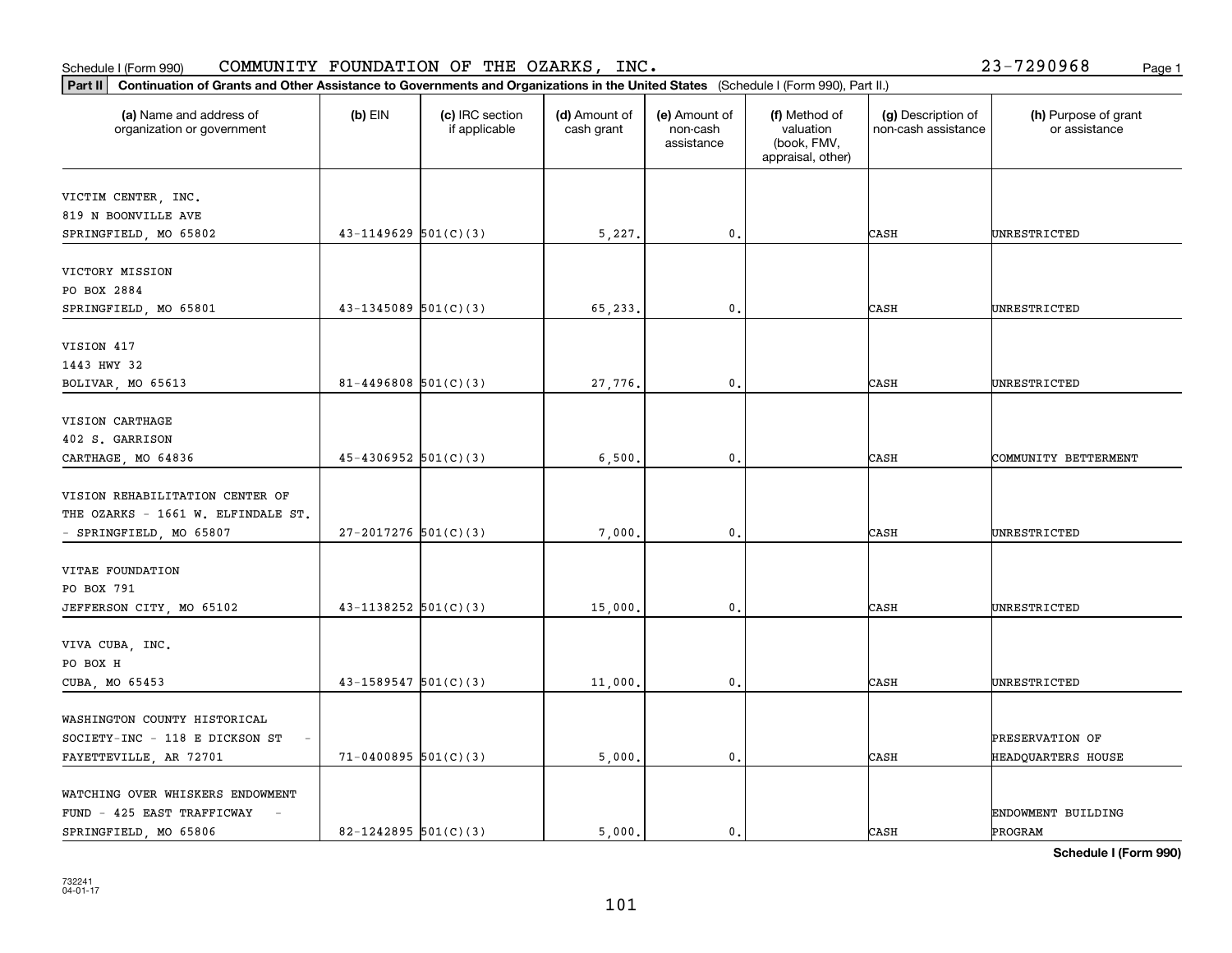Schedule I (Form 990) COMMUNITY FOUNDATION OF THE OZARKS, INC. 23-7290968

**Part II** **Continuation of Grants and Other Assistance to Governments and Organizations in the United States** (Schedule I (Form 990), Part II.)

| (a) Name and address of organization or government | (b) EIN | (c) IRC section if applicable | (d) Amount of cash grant | (e) Amount of non-cash assistance | (f) Method of valuation (book, FMV, appraisal, other) | (g) Description of non-cash assistance | (h) Purpose of grant or assistance |
|---|---|---|---|---|---|---|---|
| VICTIM CENTER, INC.<br>819 N BOONVILLE AVE<br>SPRINGFIELD, MO 65802 | 43-1149629 | 501(C)(3) | 5,227. | 0. | | CASH | UNRESTRICTED |
| VICTORY MISSION<br>PO BOX 2884<br>SPRINGFIELD, MO 65801 | 43-1345089 | 501(C)(3) | 65,233. | 0. | | CASH | UNRESTRICTED |
| VISION 417<br>1443 HWY 32<br>BOLIVAR, MO 65613 | 81-4496808 | 501(C)(3) | 27,776. | 0. | | CASH | UNRESTRICTED |
| VISION CARTHAGE<br>402 S. GARRISON<br>CARTHAGE, MO 64836 | 45-4306952 | 501(C)(3) | 6,500. | 0. | | CASH | COMMUNITY BETTERMENT |
| VISION REHABILITATION CENTER OF THE OZARKS - 1661 W. ELFINDALE ST. - SPRINGFIELD, MO 65807 | 27-2017276 | 501(C)(3) | 7,000. | 0. | | CASH | UNRESTRICTED |
| VITAE FOUNDATION<br>PO BOX 791<br>JEFFERSON CITY, MO 65102 | 43-1138252 | 501(C)(3) | 15,000. | 0. | | CASH | UNRESTRICTED |
| VIVA CUBA, INC.<br>PO BOX H<br>CUBA, MO 65453 | 43-1589547 | 501(C)(3) | 11,000. | 0. | | CASH | UNRESTRICTED |
| WASHINGTON COUNTY HISTORICAL SOCIETY-INC - 118 E DICKSON ST - FAYETTEVILLE, AR 72701 | 71-0400895 | 501(C)(3) | 5,000. | 0. | | CASH | PRESERVATION OF HEADQUARTERS HOUSE |
| WATCHING OVER WHISKERS ENDOWMENT FUND - 425 EAST TRAFFICWAY - SPRINGFIELD, MO 65806 | 82-1242895 | 501(C)(3) | 5,000. | 0. | | CASH | ENDOWMENT BUILDING PROGRAM |

**Schedule I (Form 990)**

732241
04-01-17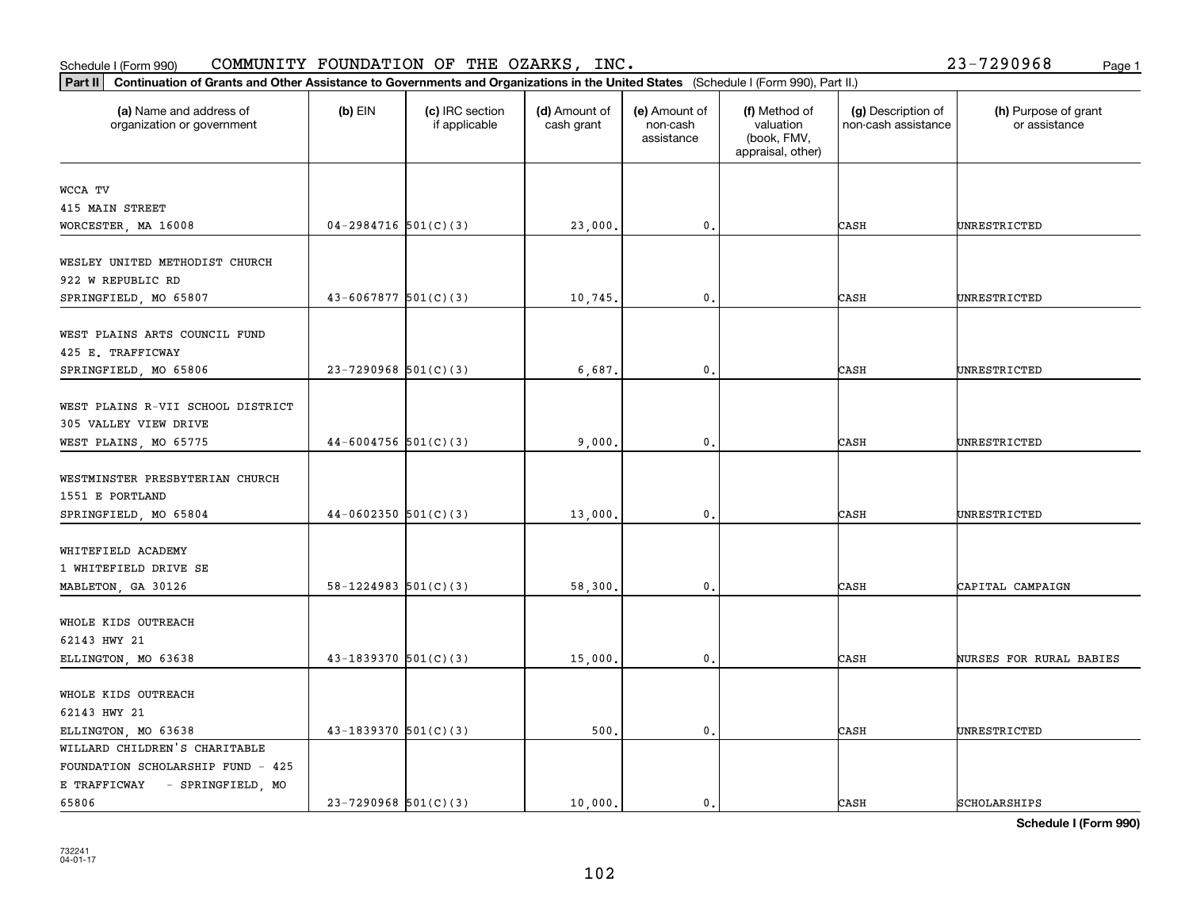Schedule I (Form 990) COMMUNITY FOUNDATION OF THE OZARKS, INC. 23-7290968

**Part II Continuation of Grants and Other Assistance to Governments and Organizations in the United States** (Schedule I (Form 990), Part II.)

| (a) Name and address of organization or government | (b) EIN | (c) IRC section if applicable | (d) Amount of cash grant | (e) Amount of non-cash assistance | (f) Method of valuation (book, FMV, appraisal, other) | (g) Description of non-cash assistance | (h) Purpose of grant or assistance |
|---|---|---|---|---|---|---|---|
| WCCA TV<br>415 MAIN STREET<br>WORCESTER, MA 16008 | 04-2984716 | 501(C)(3) | 23,000. | 0. | | CASH | UNRESTRICTED |
| WESLEY UNITED METHODIST CHURCH<br>922 W REPUBLIC RD<br>SPRINGFIELD, MO 65807 | 43-6067877 | 501(C)(3) | 10,745. | 0. | | CASH | UNRESTRICTED |
| WEST PLAINS ARTS COUNCIL FUND<br>425 E. TRAFFICWAY<br>SPRINGFIELD, MO 65806 | 23-7290968 | 501(C)(3) | 6,687. | 0. | | CASH | UNRESTRICTED |
| WEST PLAINS R-VII SCHOOL DISTRICT<br>305 VALLEY VIEW DRIVE<br>WEST PLAINS, MO 65775 | 44-6004756 | 501(C)(3) | 9,000. | 0. | | CASH | UNRESTRICTED |
| WESTMINSTER PRESBYTERIAN CHURCH<br>1551 E PORTLAND<br>SPRINGFIELD, MO 65804 | 44-0602350 | 501(C)(3) | 13,000. | 0. | | CASH | UNRESTRICTED |
| WHITEFIELD ACADEMY<br>1 WHITEFIELD DRIVE SE<br>MABLETON, GA 30126 | 58-1224983 | 501(C)(3) | 58,300. | 0. | | CASH | CAPITAL CAMPAIGN |
| WHOLE KIDS OUTREACH<br>62143 HWY 21<br>ELLINGTON, MO 63638 | 43-1839370 | 501(C)(3) | 15,000. | 0. | | CASH | NURSES FOR RURAL BABIES |
| WHOLE KIDS OUTREACH<br>62143 HWY 21<br>ELLINGTON, MO 63638 | 43-1839370 | 501(C)(3) | 500. | 0. | | CASH | UNRESTRICTED |
| WILLARD CHILDREN'S CHARITABLE FOUNDATION SCHOLARSHIP FUND - 425 E TRAFFICWAY - SPRINGFIELD, MO 65806 | 23-7290968 | 501(C)(3) | 10,000. | 0. | | CASH | SCHOLARSHIPS |

**Schedule I (Form 990)**

732241
04-01-17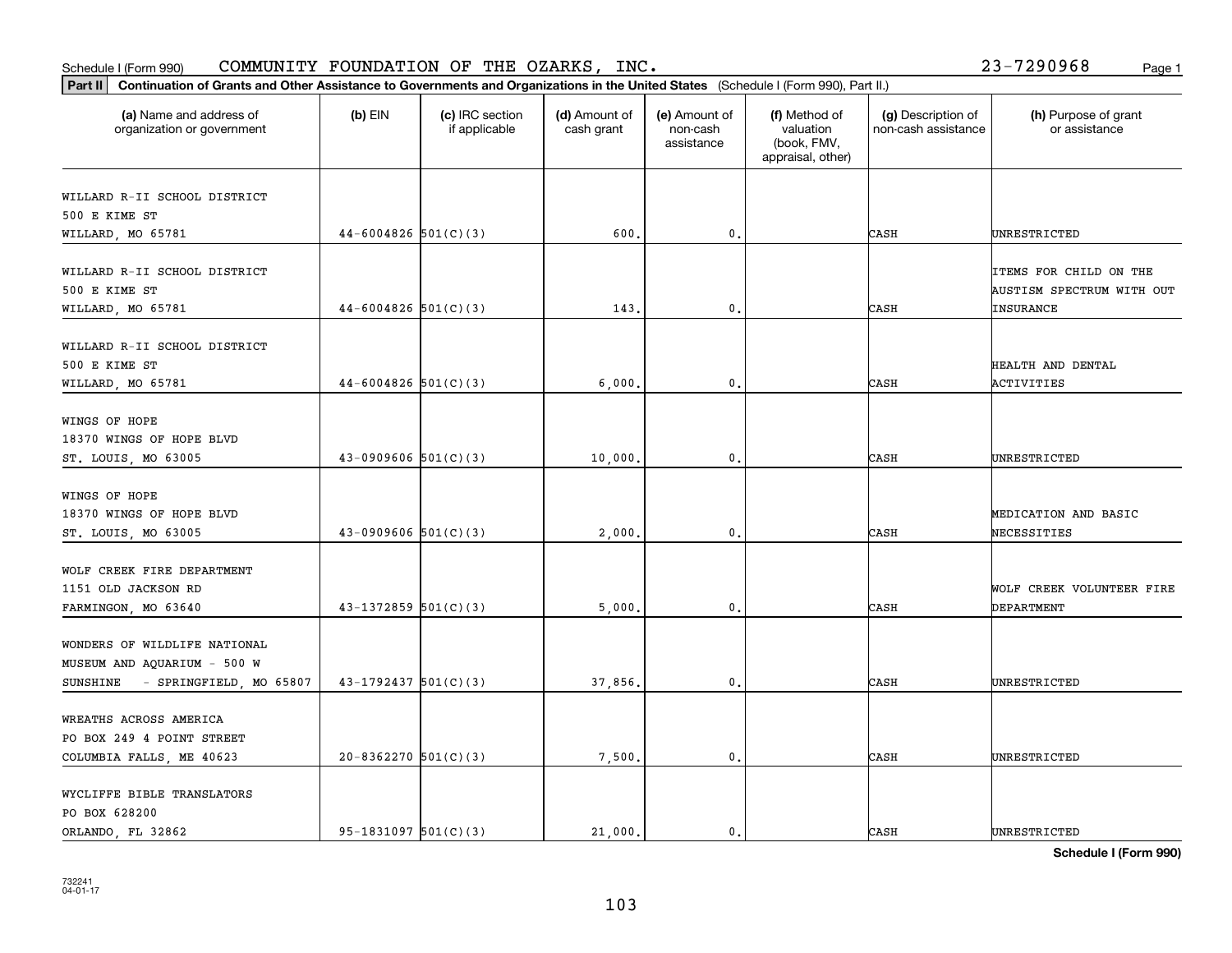Schedule I (Form 990) COMMUNITY FOUNDATION OF THE OZARKS, INC. 23-7290968

**Part II** **Continuation of Grants and Other Assistance to Governments and Organizations in the United States** (Schedule I (Form 990), Part II.)

| (a) Name and address of organization or government | (b) EIN | (c) IRC section if applicable | (d) Amount of cash grant | (e) Amount of non-cash assistance | (f) Method of valuation (book, FMV, appraisal, other) | (g) Description of non-cash assistance | (h) Purpose of grant or assistance |
|---|---|---|---|---|---|---|---|
| WILLARD R-II SCHOOL DISTRICT<br>500 E KIME ST<br>WILLARD, MO 65781 | 44-6004826 | 501(C)(3) | 600. | 0. | | CASH | UNRESTRICTED |
| WILLARD R-II SCHOOL DISTRICT<br>500 E KIME ST<br>WILLARD, MO 65781 | 44-6004826 | 501(C)(3) | 143. | 0. | | CASH | ITEMS FOR CHILD ON THE AUSTISM SPECTRUM WITH OUT INSURANCE |
| WILLARD R-II SCHOOL DISTRICT<br>500 E KIME ST<br>WILLARD, MO 65781 | 44-6004826 | 501(C)(3) | 6,000. | 0. | | CASH | HEALTH AND DENTAL ACTIVITIES |
| WINGS OF HOPE<br>18370 WINGS OF HOPE BLVD<br>ST. LOUIS, MO 63005 | 43-0909606 | 501(C)(3) | 10,000. | 0. | | CASH | UNRESTRICTED |
| WINGS OF HOPE<br>18370 WINGS OF HOPE BLVD<br>ST. LOUIS, MO 63005 | 43-0909606 | 501(C)(3) | 2,000. | 0. | | CASH | MEDICATION AND BASIC NECESSITIES |
| WOLF CREEK FIRE DEPARTMENT<br>1151 OLD JACKSON RD<br>FARMINGON, MO 63640 | 43-1372859 | 501(C)(3) | 5,000. | 0. | | CASH | WOLF CREEK VOLUNTEER FIRE DEPARTMENT |
| WONDERS OF WILDLIFE NATIONAL<br>MUSEUM AND AQUARIUM - 500 W<br>SUNSHINE - SPRINGFIELD, MO 65807 | 43-1792437 | 501(C)(3) | 37,856. | 0. | | CASH | UNRESTRICTED |
| WREATHS ACROSS AMERICA<br>PO BOX 249 4 POINT STREET<br>COLUMBIA FALLS, ME 40623 | 20-8362270 | 501(C)(3) | 7,500. | 0. | | CASH | UNRESTRICTED |
| WYCLIFFE BIBLE TRANSLATORS<br>PO BOX 628200<br>ORLANDO, FL 32862 | 95-1831097 | 501(C)(3) | 21,000. | 0. | | CASH | UNRESTRICTED |

Schedule I (Form 990)

732241
04-01-17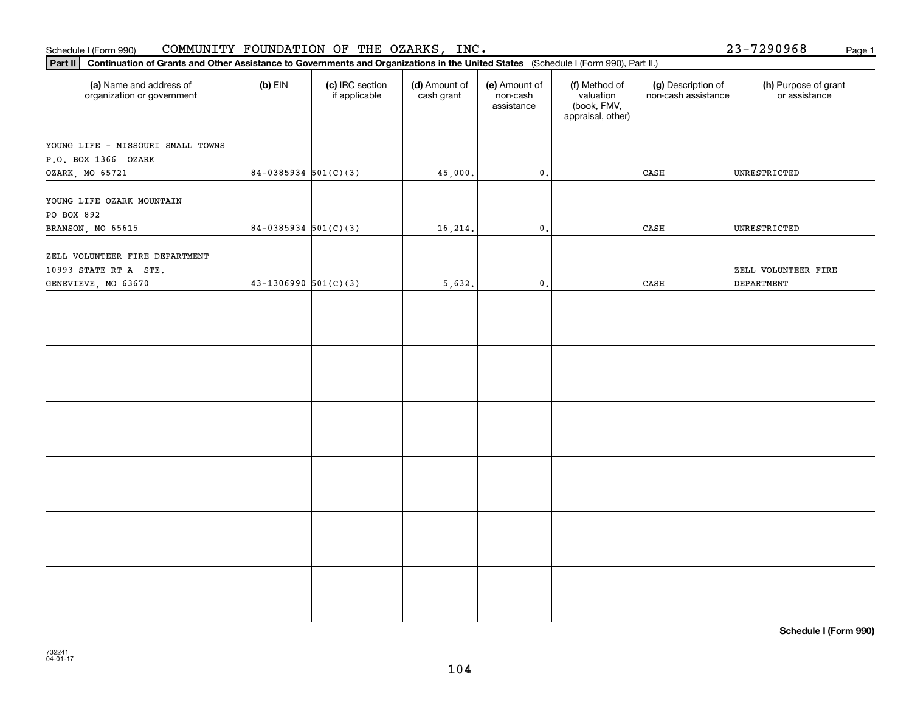Schedule I (Form 990) COMMUNITY FOUNDATION OF THE OZARKS, INC. 23-7290968

**Part II** **Continuation of Grants and Other Assistance to Governments and Organizations in the United States** (Schedule I (Form 990), Part II.)

| (a) Name and address of organization or government | (b) EIN | (c) IRC section if applicable | (d) Amount of cash grant | (e) Amount of non-cash assistance | (f) Method of valuation (book, FMV, appraisal, other) | (g) Description of non-cash assistance | (h) Purpose of grant or assistance |
|---|---|---|---|---|---|---|---|
| YOUNG LIFE - MISSOURI SMALL TOWNS P.O. BOX 1366 OZARK OZARK, MO 65721 | 84-0385934 | 501(C)(3) | 45,000. | 0. | | CASH | UNRESTRICTED |
| YOUNG LIFE OZARK MOUNTAIN PO BOX 892 BRANSON, MO 65615 | 84-0385934 | 501(C)(3) | 16,214. | 0. | | CASH | UNRESTRICTED |
| ZELL VOLUNTEER FIRE DEPARTMENT 10993 STATE RT A STE. GENEVIEVE, MO 63670 | 43-1306990 | 501(C)(3) | 5,632. | 0. | | CASH | ZELL VOLUNTEER FIRE DEPARTMENT |
| | | | | | | | |
| | | | | | | | |
| | | | | | | | |
| | | | | | | | |
| | | | | | | | |
| | | | | | | | |

**Schedule I (Form 990)**

732241
04-01-17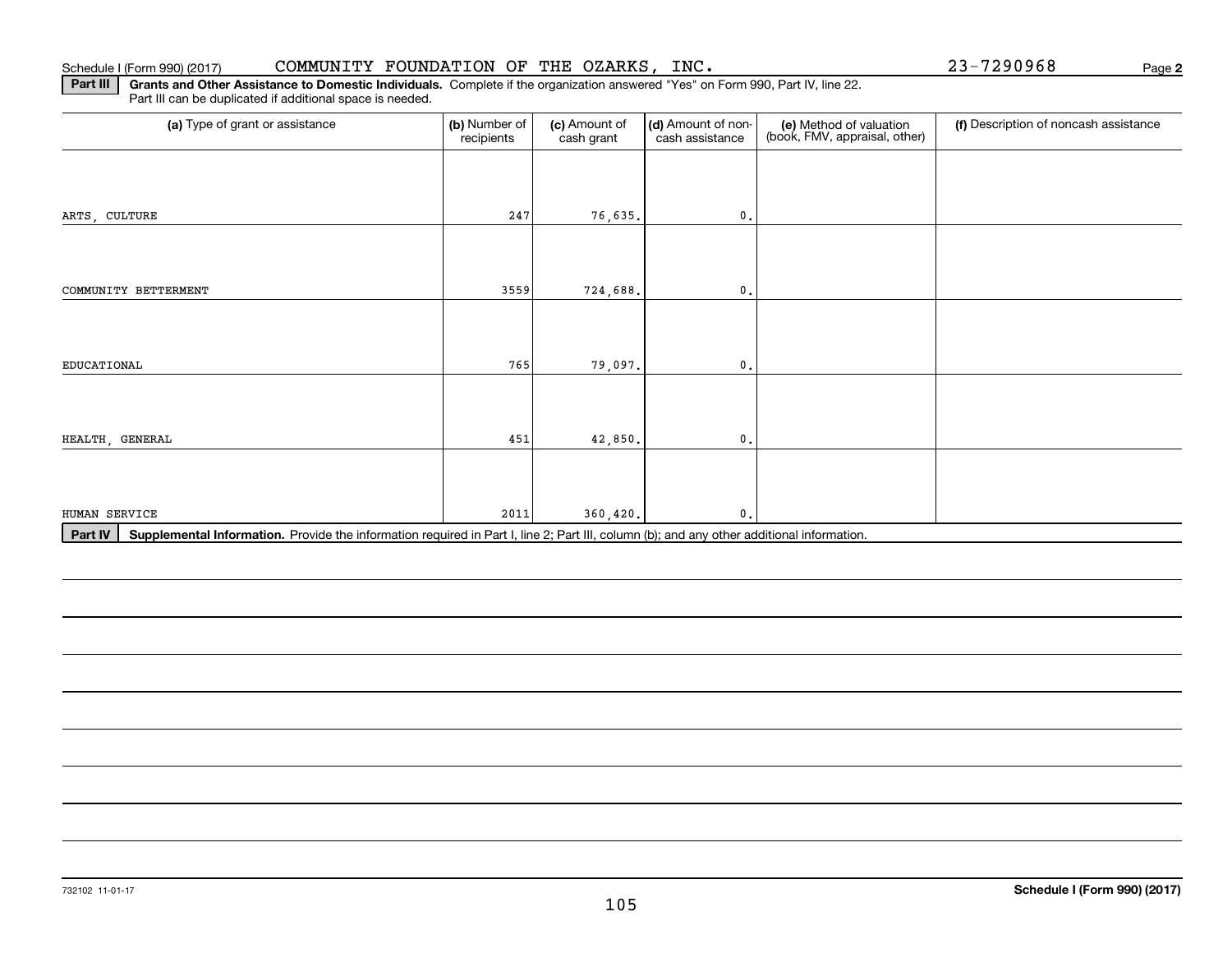Schedule I (Form 990) (2017) COMMUNITY FOUNDATION OF THE OZARKS, INC. 23-7290968 Page **2**

**Part III** **Grants and Other Assistance to Domestic Individuals.** Complete if the organization answered "Yes" on Form 990, Part IV, line 22. Part III can be duplicated if additional space is needed.

| (a) Type of grant or assistance | (b) Number of recipients | (c) Amount of cash grant | (d) Amount of non-cash assistance | (e) Method of valuation (book, FMV, appraisal, other) | (f) Description of noncash assistance |
|---|---|---|---|---|---|
| ARTS, CULTURE | 247 | 76,635. | 0. | | |
| COMMUNITY BETTERMENT | 3559 | 724,688. | 0. | | |
| EDUCATIONAL | 765 | 79,097. | 0. | | |
| HEALTH, GENERAL | 451 | 42,850. | 0. | | |
| HUMAN SERVICE | 2011 | 360,420. | 0. | | |

**Part IV** **Supplemental Information.** Provide the information required in Part I, line 2; Part III, column (b); and any other additional information.

732102 11-01-17 **Schedule I (Form 990) (2017)**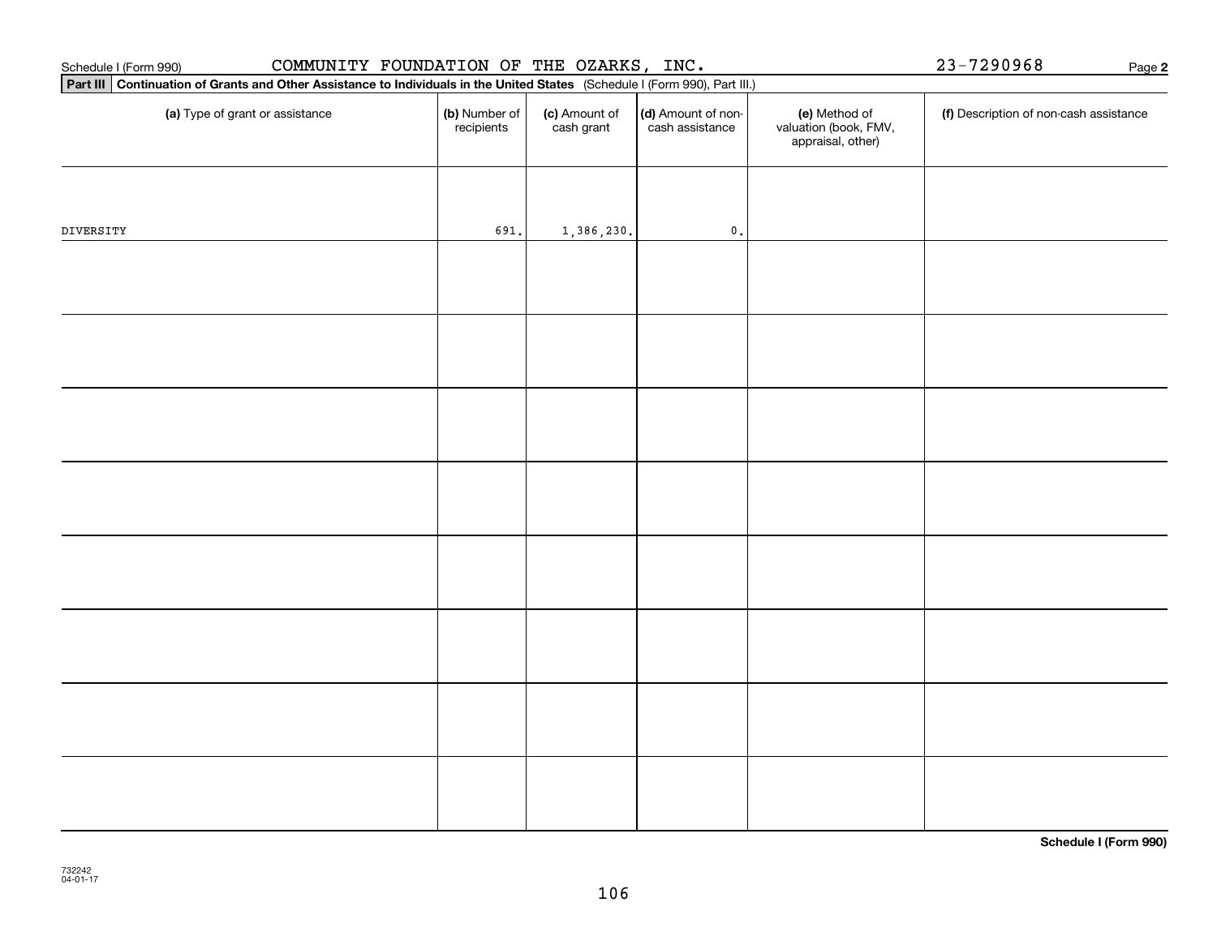Schedule I (Form 990) COMMUNITY FOUNDATION OF THE OZARKS, INC. 23-7290968 Page **2**

**Part III** **Continuation of Grants and Other Assistance to Individuals in the United States** (Schedule I (Form 990), Part III.)

| (a) Type of grant or assistance | (b) Number of recipients | (c) Amount of cash grant | (d) Amount of non-cash assistance | (e) Method of valuation (book, FMV, appraisal, other) | (f) Description of non-cash assistance |
|---|---|---|---|---|---|
| DIVERSITY | 691. | 1,386,230. | 0. | | |
| | | | | | |
| | | | | | |
| | | | | | |
| | | | | | |
| | | | | | |
| | | | | | |
| | | | | | |
| | | | | | |

**Schedule I (Form 990)**

732242
04-01-17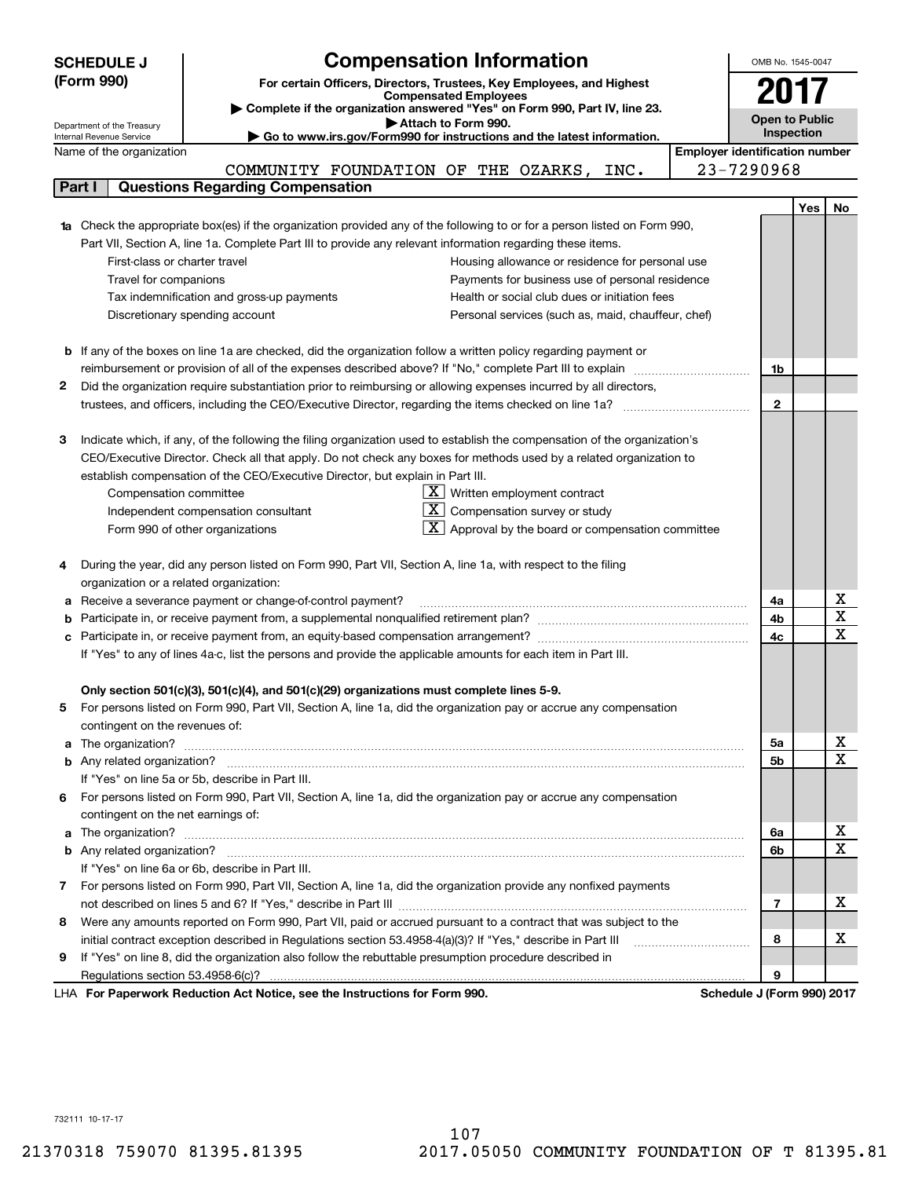**SCHEDULE J (Form 990)**

Department of the Treasury
Internal Revenue Service

# Compensation Information

**For certain Officers, Directors, Trustees, Key Employees, and Highest Compensated Employees**

▶ Complete if the organization answered "Yes" on Form 990, Part IV, line 23.
▶ Attach to Form 990.
▶ Go to www.irs.gov/Form990 for instructions and the latest information.

OMB No. 1545-0047

**2017**

**Open to Public Inspection**

Name of the organization: COMMUNITY FOUNDATION OF THE OZARKS, INC.

Employer identification number: 23-7290968

## Part I — Questions Regarding Compensation

| | | Line | Yes | No |
|---|---|---|---|---|
| **1a** | Check the appropriate box(es) if the organization provided any of the following to or for a person listed on Form 990, Part VII, Section A, line 1a. Complete Part III to provide any relevant information regarding these items.<br>☐ First-class or charter travel ☐ Housing allowance or residence for personal use<br>☐ Travel for companions ☐ Payments for business use of personal residence<br>☐ Tax indemnification and gross-up payments ☐ Health or social club dues or initiation fees<br>☐ Discretionary spending account ☐ Personal services (such as, maid, chauffeur, chef) | | | |
| **b** | If any of the boxes on line 1a are checked, did the organization follow a written policy regarding payment or reimbursement or provision of all of the expenses described above? If "No," complete Part III to explain | 1b | | |
| **2** | Did the organization require substantiation prior to reimbursing or allowing expenses incurred by all directors, trustees, and officers, including the CEO/Executive Director, regarding the items checked on line 1a? | 2 | | |
| **3** | Indicate which, if any, of the following the filing organization used to establish the compensation of the organization's CEO/Executive Director. Check all that apply. Do not check any boxes for methods used by a related organization to establish compensation of the CEO/Executive Director, but explain in Part III.<br>☐ Compensation committee ☒ Written employment contract<br>☐ Independent compensation consultant ☒ Compensation survey or study<br>☐ Form 990 of other organizations ☒ Approval by the board or compensation committee | | | |
| **4** | During the year, did any person listed on Form 990, Part VII, Section A, line 1a, with respect to the filing organization or a related organization: | | | |
| **a** | Receive a severance payment or change-of-control payment? | 4a | | X |
| **b** | Participate in, or receive payment from, a supplemental nonqualified retirement plan? | 4b | | X |
| **c** | Participate in, or receive payment from, an equity-based compensation arrangement? | 4c | | X |
| | If "Yes" to any of lines 4a-c, list the persons and provide the applicable amounts for each item in Part III. | | | |
| | **Only section 501(c)(3), 501(c)(4), and 501(c)(29) organizations must complete lines 5-9.** | | | |
| **5** | For persons listed on Form 990, Part VII, Section A, line 1a, did the organization pay or accrue any compensation contingent on the revenues of: | | | |
| **a** | The organization? | 5a | | X |
| **b** | Any related organization? | 5b | | X |
| | If "Yes" on line 5a or 5b, describe in Part III. | | | |
| **6** | For persons listed on Form 990, Part VII, Section A, line 1a, did the organization pay or accrue any compensation contingent on the net earnings of: | | | |
| **a** | The organization? | 6a | | X |
| **b** | Any related organization? | 6b | | X |
| | If "Yes" on line 6a or 6b, describe in Part III. | | | |
| **7** | For persons listed on Form 990, Part VII, Section A, line 1a, did the organization provide any nonfixed payments not described on lines 5 and 6? If "Yes," describe in Part III | 7 | | X |
| **8** | Were any amounts reported on Form 990, Part VII, paid or accrued pursuant to a contract that was subject to the initial contract exception described in Regulations section 53.4958-4(a)(3)? If "Yes," describe in Part III | 8 | | X |
| **9** | If "Yes" on line 8, did the organization also follow the rebuttable presumption procedure described in Regulations section 53.4958-6(c)? | 9 | | |

LHA **For Paperwork Reduction Act Notice, see the Instructions for Form 990.** **Schedule J (Form 990) 2017**

732111 10-17-17

21370318 759070 81395.81395 2017.05050 COMMUNITY FOUNDATION OF T 81395.81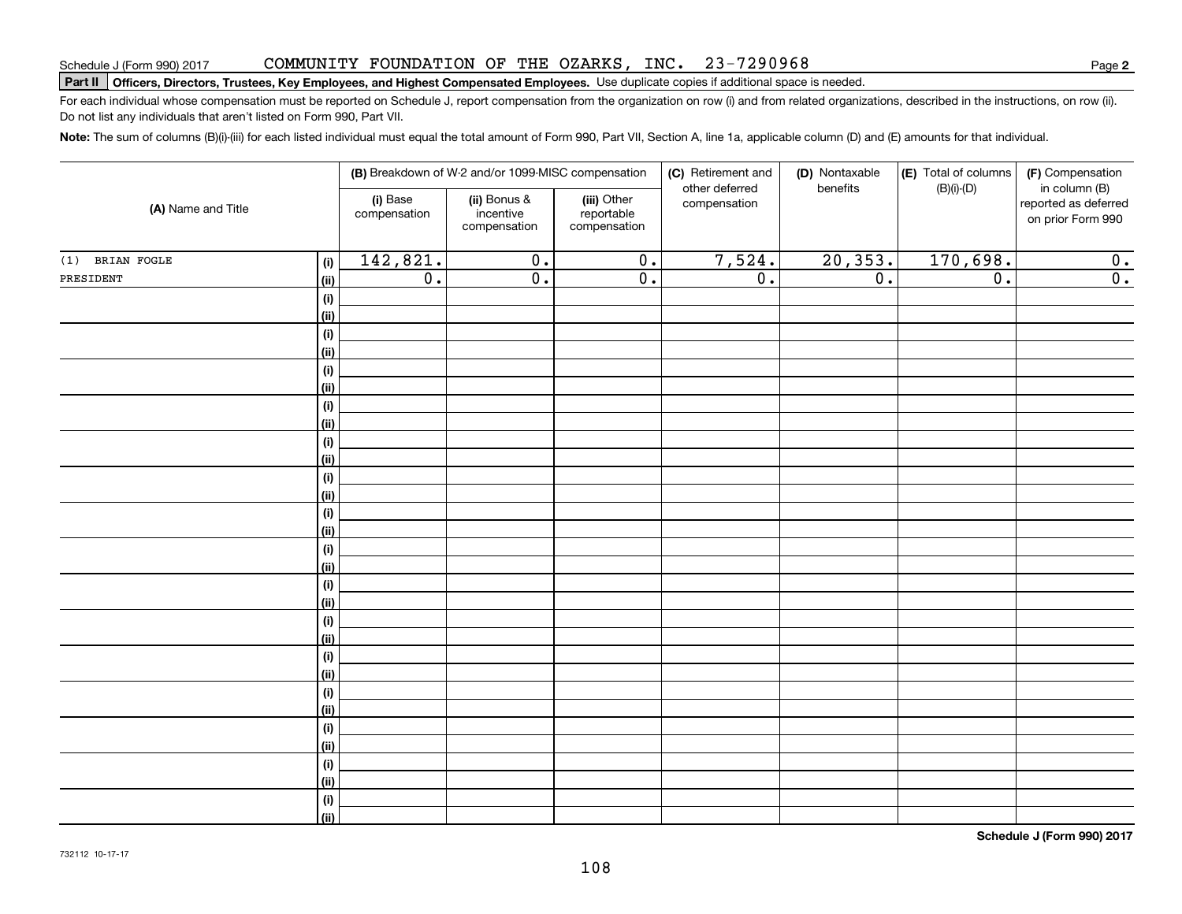Schedule J (Form 990) 2017 COMMUNITY FOUNDATION OF THE OZARKS, INC. 23-7290968

**Part II Officers, Directors, Trustees, Key Employees, and Highest Compensated Employees.** Use duplicate copies if additional space is needed.

For each individual whose compensation must be reported on Schedule J, report compensation from the organization on row (i) and from related organizations, described in the instructions, on row (ii). Do not list any individuals that aren't listed on Form 990, Part VII.

**Note:** The sum of columns (B)(i)-(iii) for each listed individual must equal the total amount of Form 990, Part VII, Section A, line 1a, applicable column (D) and (E) amounts for that individual.

| (A) Name and Title | | (B) Breakdown of W-2 and/or 1099-MISC compensation | | | (C) Retirement and other deferred compensation | (D) Nontaxable benefits | (E) Total of columns (B)(i)-(D) | (F) Compensation in column (B) reported as deferred on prior Form 990 |
|---|---|---|---|---|---|---|---|---|
| | | (i) Base compensation | (ii) Bonus & incentive compensation | (iii) Other reportable compensation | | | | |
| (1) BRIAN FOGLE | (i) | 142,821. | 0. | 0. | 7,524. | 20,353. | 170,698. | 0. |
| PRESIDENT | (ii) | 0. | 0. | 0. | 0. | 0. | 0. | 0. |

**Schedule J (Form 990) 2017**

732112 10-17-17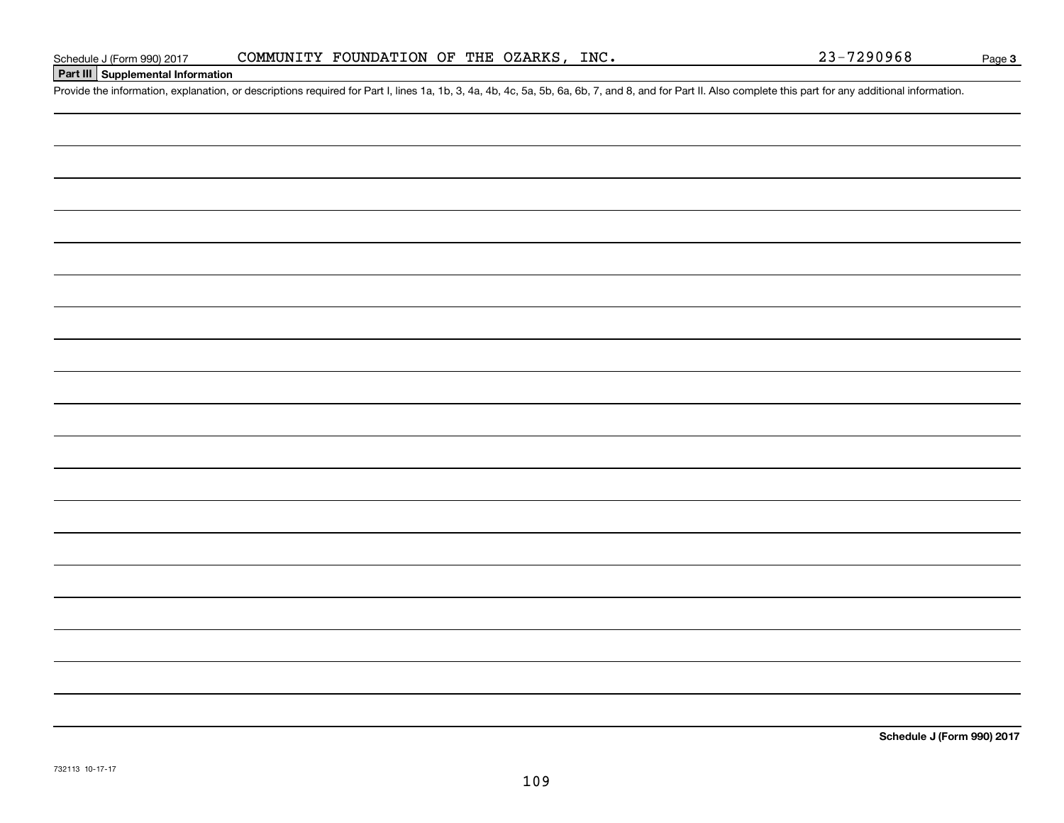Schedule J (Form 990) 2017 COMMUNITY FOUNDATION OF THE OZARKS, INC. 23-7290968 Page 3

**Part III Supplemental Information**

Provide the information, explanation, or descriptions required for Part I, lines 1a, 1b, 3, 4a, 4b, 4c, 5a, 5b, 6a, 6b, 7, and 8, and for Part II. Also complete this part for any additional information.

**Schedule J (Form 990) 2017**

732113 10-17-17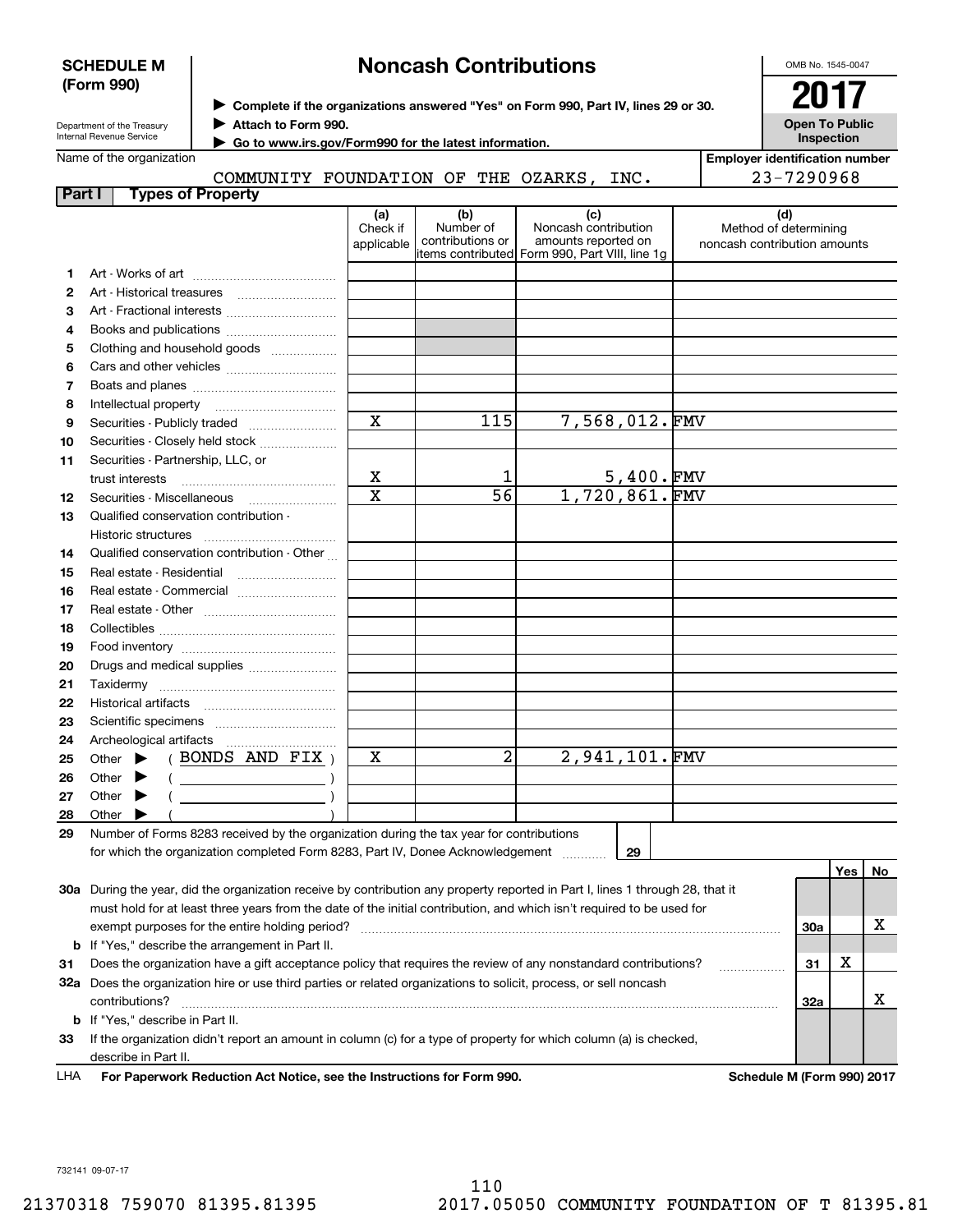**SCHEDULE M (Form 990)**

Department of the Treasury
Internal Revenue Service

# Noncash Contributions

▶ Complete if the organizations answered "Yes" on Form 990, Part IV, lines 29 or 30.
▶ Attach to Form 990.
▶ Go to www.irs.gov/Form990 for the latest information.

OMB No. 1545-0047

**2017**

**Open To Public Inspection**

Name of the organization: COMMUNITY FOUNDATION OF THE OZARKS, INC.

Employer identification number: 23-7290968

**Part I — Types of Property**

| | | (a) Check if applicable | (b) Number of contributions or items contributed | (c) Noncash contribution amounts reported on Form 990, Part VIII, line 1g | (d) Method of determining noncash contribution amounts |
|---|---|---|---|---|---|
| 1 | Art - Works of art | | | | |
| 2 | Art - Historical treasures | | | | |
| 3 | Art - Fractional interests | | | | |
| 4 | Books and publications | | | | |
| 5 | Clothing and household goods | | | | |
| 6 | Cars and other vehicles | | | | |
| 7 | Boats and planes | | | | |
| 8 | Intellectual property | | | | |
| 9 | Securities - Publicly traded | X | 115 | 7,568,012. | FMV |
| 10 | Securities - Closely held stock | | | | |
| 11 | Securities - Partnership, LLC, or trust interests | X | 1 | 5,400. | FMV |
| 12 | Securities - Miscellaneous | X | 56 | 1,720,861. | FMV |
| 13 | Qualified conservation contribution - Historic structures | | | | |
| 14 | Qualified conservation contribution - Other | | | | |
| 15 | Real estate - Residential | | | | |
| 16 | Real estate - Commercial | | | | |
| 17 | Real estate - Other | | | | |
| 18 | Collectibles | | | | |
| 19 | Food inventory | | | | |
| 20 | Drugs and medical supplies | | | | |
| 21 | Taxidermy | | | | |
| 22 | Historical artifacts | | | | |
| 23 | Scientific specimens | | | | |
| 24 | Archeological artifacts | | | | |
| 25 | Other ▶ ( BONDS AND FIX ) | X | 2 | 2,941,101. | FMV |
| 26 | Other ▶ ( ) | | | | |
| 27 | Other ▶ ( ) | | | | |
| 28 | Other ▶ ( ) | | | | |

29 Number of Forms 8283 received by the organization during the tax year for contributions for which the organization completed Form 8283, Part IV, Donee Acknowledgement ........ **29** 

| | | | Yes | No |
|---|---|---|---|---|
| 30a | During the year, did the organization receive by contribution any property reported in Part I, lines 1 through 28, that it must hold for at least three years from the date of the initial contribution, and which isn't required to be used for exempt purposes for the entire holding period? | 30a | | X |
| b | If "Yes," describe the arrangement in Part II. | | | |
| 31 | Does the organization have a gift acceptance policy that requires the review of any nonstandard contributions? | 31 | X | |
| 32a | Does the organization hire or use third parties or related organizations to solicit, process, or sell noncash contributions? | 32a | | X |
| b | If "Yes," describe in Part II. | | | |
| 33 | If the organization didn't report an amount in column (c) for a type of property for which column (a) is checked, describe in Part II. | | | |

LHA **For Paperwork Reduction Act Notice, see the Instructions for Form 990.** **Schedule M (Form 990) 2017**

732141 09-07-17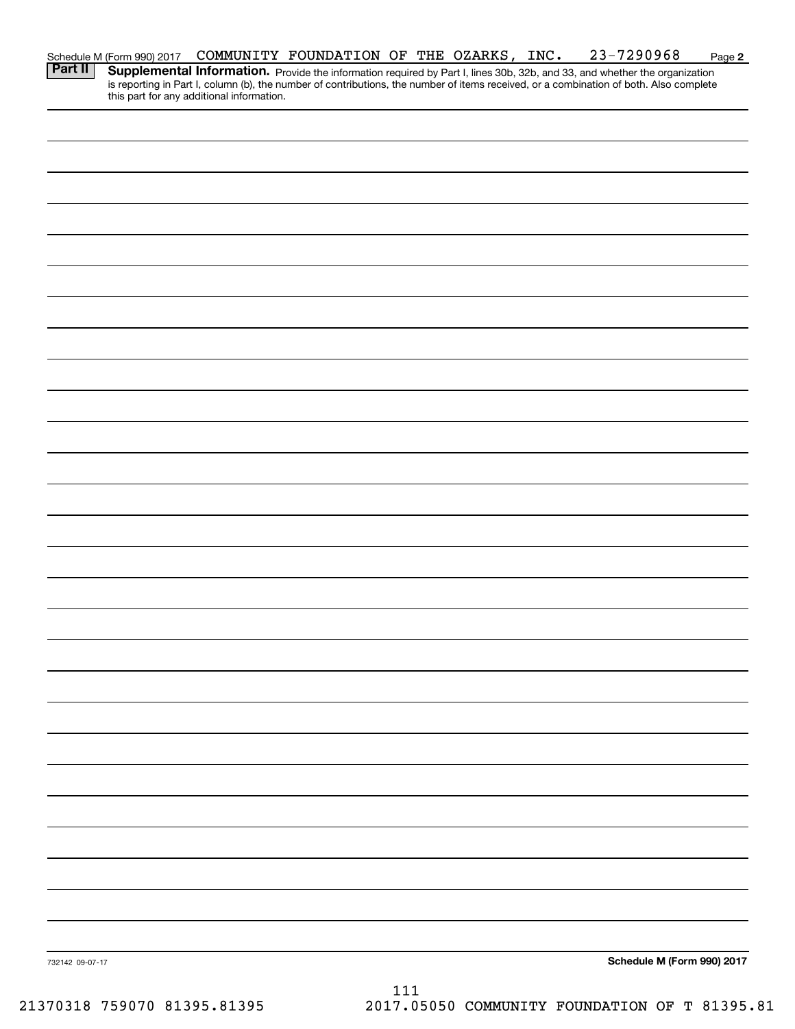Schedule M (Form 990) 2017 COMMUNITY FOUNDATION OF THE OZARKS, INC. 23-7290968 Page **2**

**Part II** **Supplemental Information.** Provide the information required by Part I, lines 30b, 32b, and 33, and whether the organization is reporting in Part I, column (b), the number of contributions, the number of items received, or a combination of both. Also complete this part for any additional information.

732142 09-07-17 **Schedule M (Form 990) 2017**

21370318 759070 81395.81395 2017.05050 COMMUNITY FOUNDATION OF T 81395.81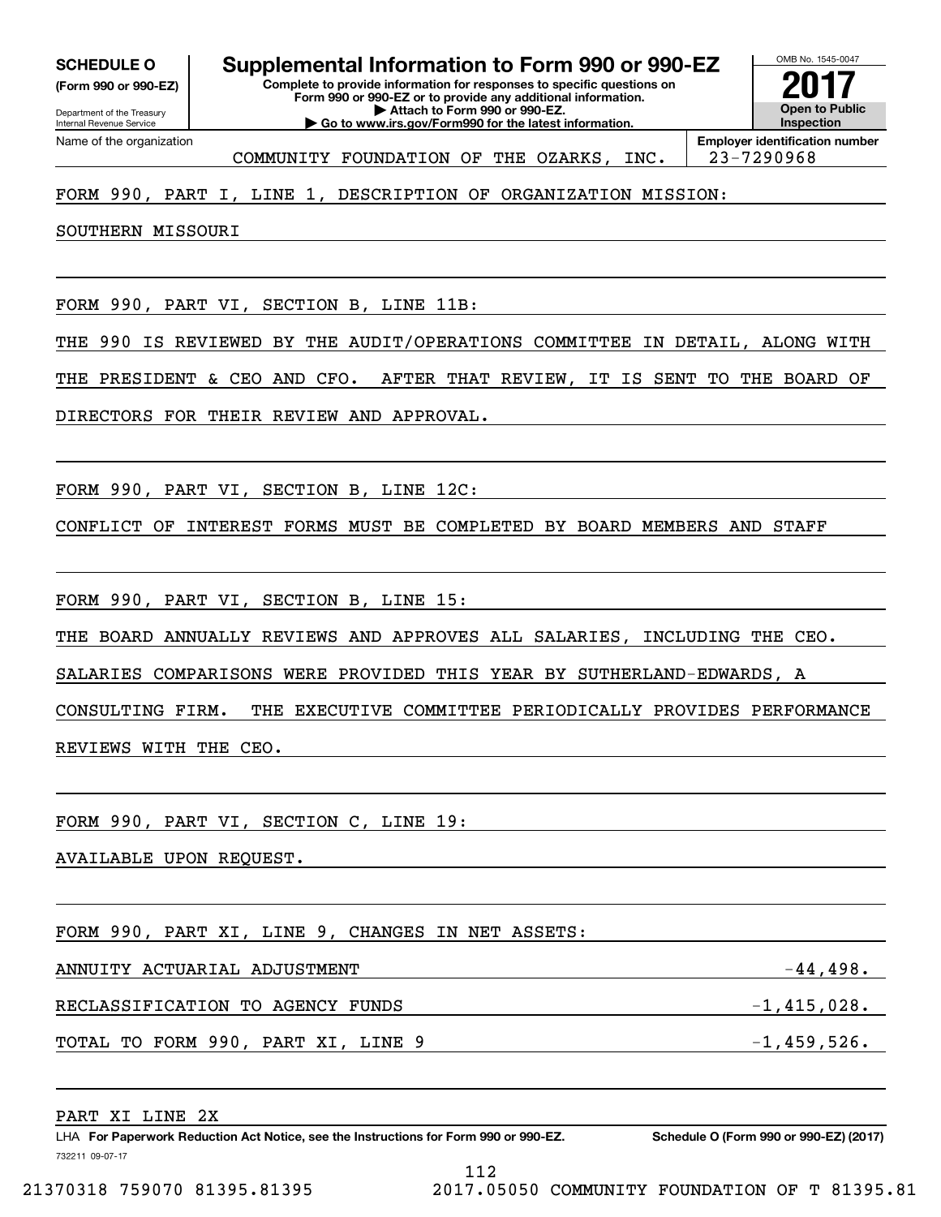**SCHEDULE O**
**(Form 990 or 990-EZ)**

Department of the Treasury
Internal Revenue Service

# Supplemental Information to Form 990 or 990-EZ

**Complete to provide information for responses to specific questions on Form 990 or 990-EZ or to provide any additional information.**
**▶ Attach to Form 990 or 990-EZ.**
**▶ Go to www.irs.gov/Form990 for the latest information.**

OMB No. 1545-0047
**2017**
**Open to Public Inspection**

Name of the organization: COMMUNITY FOUNDATION OF THE OZARKS, INC.
**Employer identification number:** 23-7290968

FORM 990, PART I, LINE 1, DESCRIPTION OF ORGANIZATION MISSION:

SOUTHERN MISSOURI

FORM 990, PART VI, SECTION B, LINE 11B:

THE 990 IS REVIEWED BY THE AUDIT/OPERATIONS COMMITTEE IN DETAIL, ALONG WITH THE PRESIDENT & CEO AND CFO. AFTER THAT REVIEW, IT IS SENT TO THE BOARD OF DIRECTORS FOR THEIR REVIEW AND APPROVAL.

FORM 990, PART VI, SECTION B, LINE 12C:

CONFLICT OF INTEREST FORMS MUST BE COMPLETED BY BOARD MEMBERS AND STAFF

FORM 990, PART VI, SECTION B, LINE 15:

THE BOARD ANNUALLY REVIEWS AND APPROVES ALL SALARIES, INCLUDING THE CEO. SALARIES COMPARISONS WERE PROVIDED THIS YEAR BY SUTHERLAND-EDWARDS, A CONSULTING FIRM. THE EXECUTIVE COMMITTEE PERIODICALLY PROVIDES PERFORMANCE REVIEWS WITH THE CEO.

FORM 990, PART VI, SECTION C, LINE 19:

AVAILABLE UPON REQUEST.

FORM 990, PART XI, LINE 9, CHANGES IN NET ASSETS:

| | |
|---|---|
| ANNUITY ACTUARIAL ADJUSTMENT | -44,498. |
| RECLASSIFICATION TO AGENCY FUNDS | -1,415,028. |
| TOTAL TO FORM 990, PART XI, LINE 9 | -1,459,526. |

PART XI LINE 2X

LHA **For Paperwork Reduction Act Notice, see the Instructions for Form 990 or 990-EZ.** **Schedule O (Form 990 or 990-EZ) (2017)**

732211 09-07-17

21370318 759070 81395.81395 2017.05050 COMMUNITY FOUNDATION OF T 81395.81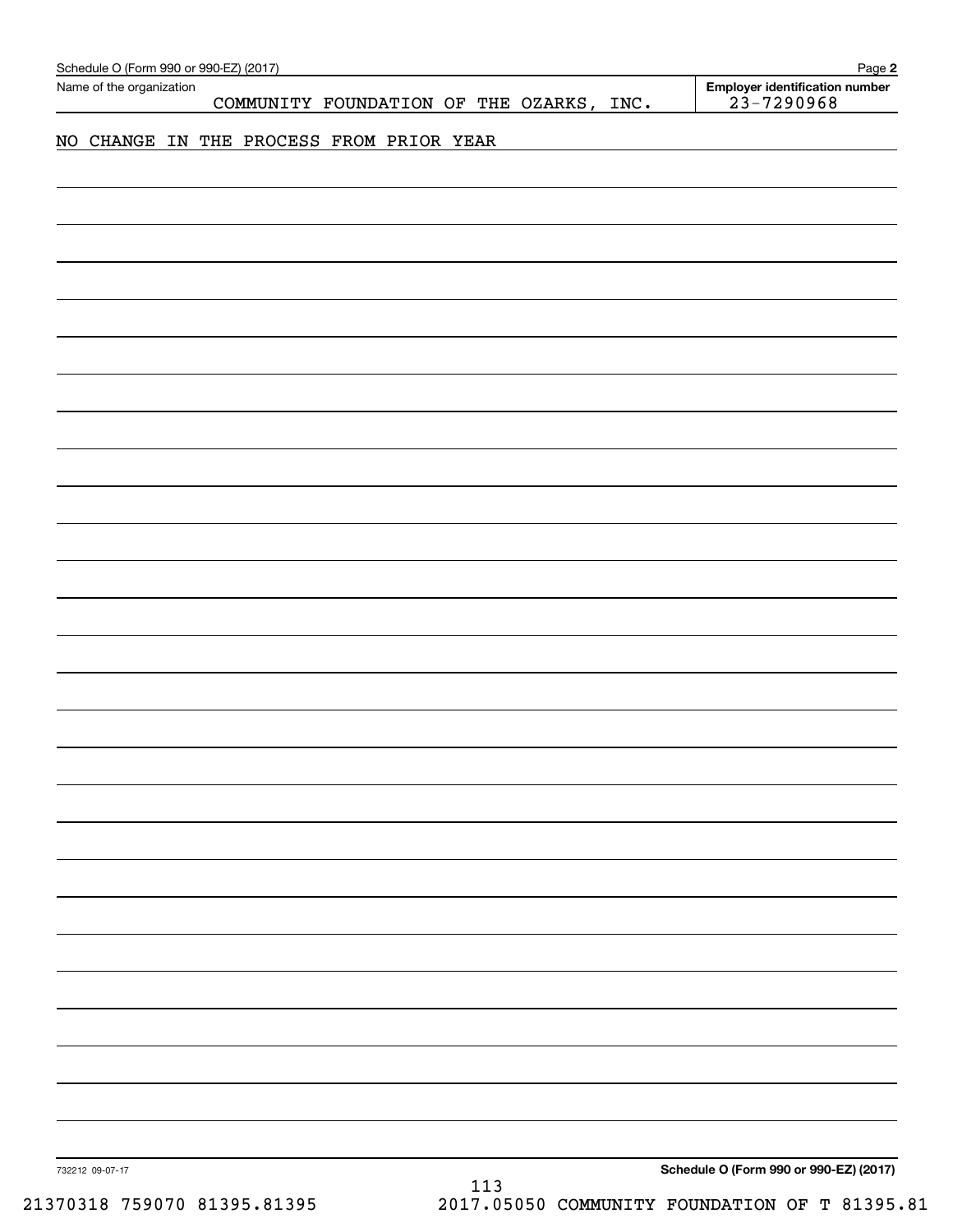Schedule O (Form 990 or 990-EZ) (2017)

Name of the organization: COMMUNITY FOUNDATION OF THE OZARKS, INC.

Employer identification number: 23-7290968

NO CHANGE IN THE PROCESS FROM PRIOR YEAR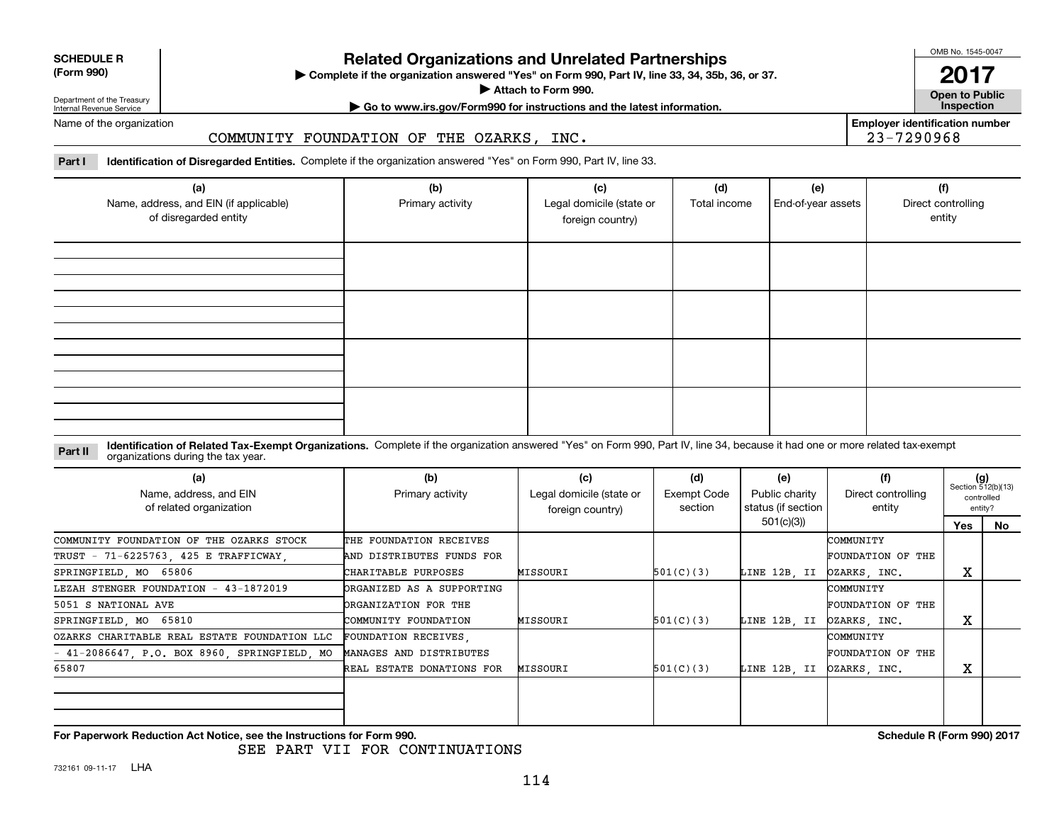**SCHEDULE R (Form 990)**

Department of the Treasury
Internal Revenue Service

# Related Organizations and Unrelated Partnerships

▶ Complete if the organization answered "Yes" on Form 990, Part IV, line 33, 34, 35b, 36, or 37.
▶ Attach to Form 990.
▶ Go to www.irs.gov/Form990 for instructions and the latest information.

OMB No. 1545-0047

**2017**

**Open to Public Inspection**

Name of the organization: COMMUNITY FOUNDATION OF THE OZARKS, INC.

Employer identification number: 23-7290968

**Part I Identification of Disregarded Entities.** Complete if the organization answered "Yes" on Form 990, Part IV, line 33.

| (a) Name, address, and EIN (if applicable) of disregarded entity | (b) Primary activity | (c) Legal domicile (state or foreign country) | (d) Total income | (e) End-of-year assets | (f) Direct controlling entity |
|---|---|---|---|---|---|
| | | | | | |
| | | | | | |
| | | | | | |
| | | | | | |

**Part II Identification of Related Tax-Exempt Organizations.** Complete if the organization answered "Yes" on Form 990, Part IV, line 34, because it had one or more related tax-exempt organizations during the tax year.

| (a) Name, address, and EIN of related organization | (b) Primary activity | (c) Legal domicile (state or foreign country) | (d) Exempt Code section | (e) Public charity status (if section 501(c)(3)) | (f) Direct controlling entity | (g) Section 512(b)(13) controlled entity? Yes | No |
|---|---|---|---|---|---|---|---|
| COMMUNITY FOUNDATION OF THE OZARKS STOCK TRUST - 71-6225763, 425 E TRAFFICWAY, SPRINGFIELD, MO 65806 | THE FOUNDATION RECEIVES AND DISTRIBUTES FUNDS FOR CHARITABLE PURPOSES | MISSOURI | 501(C)(3) | LINE 12B, II | COMMUNITY FOUNDATION OF THE OZARKS, INC. | X | |
| LEZAH STENGER FOUNDATION - 43-1872019 5051 S NATIONAL AVE SPRINGFIELD, MO 65810 | ORGANIZED AS A SUPPORTING ORGANIZATION FOR THE COMMUNITY FOUNDATION | MISSOURI | 501(C)(3) | LINE 12B, II | COMMUNITY FOUNDATION OF THE OZARKS, INC. | X | |
| OZARKS CHARITABLE REAL ESTATE FOUNDATION LLC - 41-2086647, P.O. BOX 8960, SPRINGFIELD, MO 65807 | FOUNDATION RECEIVES, MANAGES AND DISTRIBUTES REAL ESTATE DONATIONS FOR | MISSOURI | 501(C)(3) | LINE 12B, II | COMMUNITY FOUNDATION OF THE OZARKS, INC. | X | |
| | | | | | | | |

**For Paperwork Reduction Act Notice, see the Instructions for Form 990.** SEE PART VII FOR CONTINUATIONS

**Schedule R (Form 990) 2017**

732161 09-11-17 LHA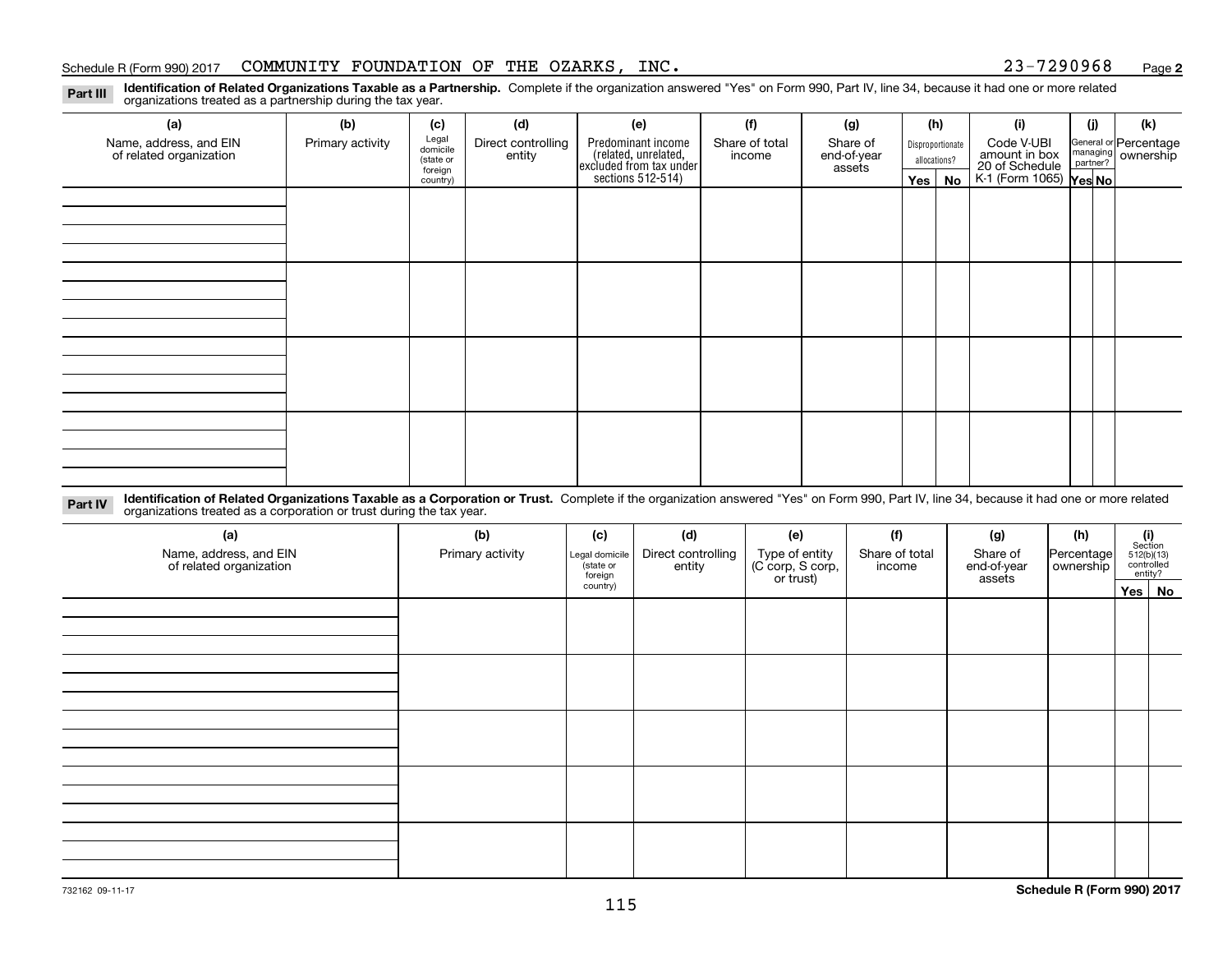Schedule R (Form 990) 2017 COMMUNITY FOUNDATION OF THE OZARKS, INC. 23-7290968 Page **2**

**Part III** **Identification of Related Organizations Taxable as a Partnership.** Complete if the organization answered "Yes" on Form 990, Part IV, line 34, because it had one or more related organizations treated as a partnership during the tax year.

| (a) Name, address, and EIN of related organization | (b) Primary activity | (c) Legal domicile (state or foreign country) | (d) Direct controlling entity | (e) Predominant income (related, unrelated, excluded from tax under sections 512-514) | (f) Share of total income | (g) Share of end-of-year assets | (h) Disproportionate allocations? Yes | (h) No | (i) Code V-UBI amount in box 20 of Schedule K-1 (Form 1065) | (j) General or managing partner? Yes | (j) No | (k) Percentage ownership |
|---|---|---|---|---|---|---|---|---|---|---|---|---|
| | | | | | | | | | | | | |
| | | | | | | | | | | | | |
| | | | | | | | | | | | | |
| | | | | | | | | | | | | |

**Part IV** **Identification of Related Organizations Taxable as a Corporation or Trust.** Complete if the organization answered "Yes" on Form 990, Part IV, line 34, because it had one or more related organizations treated as a corporation or trust during the tax year.

| (a) Name, address, and EIN of related organization | (b) Primary activity | (c) Legal domicile (state or foreign country) | (d) Direct controlling entity | (e) Type of entity (C corp, S corp, or trust) | (f) Share of total income | (g) Share of end-of-year assets | (h) Percentage ownership | (i) Section 512(b)(13) controlled entity? Yes | (i) No |
|---|---|---|---|---|---|---|---|---|---|
| | | | | | | | | | |
| | | | | | | | | | |
| | | | | | | | | | |
| | | | | | | | | | |
| | | | | | | | | | |

732162 09-11-17 **Schedule R (Form 990) 2017**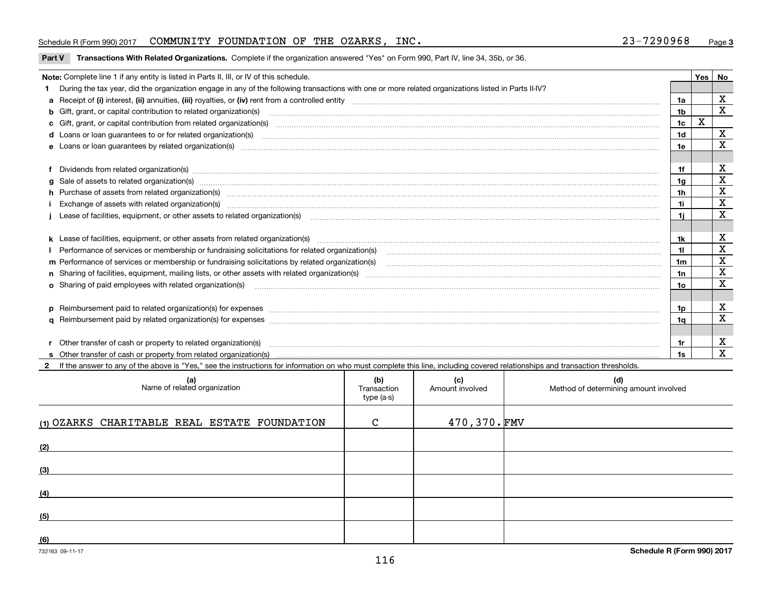Schedule R (Form 990) 2017 COMMUNITY FOUNDATION OF THE OZARKS, INC. 23-7290968 Page 3

**Part V Transactions With Related Organizations.** Complete if the organization answered "Yes" on Form 990, Part IV, line 34, 35b, or 36.

| Note: Complete line 1 if any entity is listed in Parts II, III, or IV of this schedule. | | Yes | No |
|---|---|---|---|
| **1** During the tax year, did the organization engage in any of the following transactions with one or more related organizations listed in Parts II-IV? | | | |
| **a** Receipt of **(i)** interest, **(ii)** annuities, **(iii)** royalties, or **(iv)** rent from a controlled entity | 1a | | X |
| **b** Gift, grant, or capital contribution to related organization(s) | 1b | | X |
| **c** Gift, grant, or capital contribution from related organization(s) | 1c | X | |
| **d** Loans or loan guarantees to or for related organization(s) | 1d | | X |
| **e** Loans or loan guarantees by related organization(s) | 1e | | X |
| **f** Dividends from related organization(s) | 1f | | X |
| **g** Sale of assets to related organization(s) | 1g | | X |
| **h** Purchase of assets from related organization(s) | 1h | | X |
| **i** Exchange of assets with related organization(s) | 1i | | X |
| **j** Lease of facilities, equipment, or other assets to related organization(s) | 1j | | X |
| **k** Lease of facilities, equipment, or other assets from related organization(s) | 1k | | X |
| **l** Performance of services or membership or fundraising solicitations for related organization(s) | 1l | | X |
| **m** Performance of services or membership or fundraising solicitations by related organization(s) | 1m | | X |
| **n** Sharing of facilities, equipment, mailing lists, or other assets with related organization(s) | 1n | | X |
| **o** Sharing of paid employees with related organization(s) | 1o | | X |
| **p** Reimbursement paid to related organization(s) for expenses | 1p | | X |
| **q** Reimbursement paid by related organization(s) for expenses | 1q | | X |
| **r** Other transfer of cash or property to related organization(s) | 1r | | X |
| **s** Other transfer of cash or property from related organization(s) | 1s | | X |

**2** If the answer to any of the above is "Yes," see the instructions for information on who must complete this line, including covered relationships and transaction thresholds.

| (a) Name of related organization | (b) Transaction type (a-s) | (c) Amount involved | (d) Method of determining amount involved |
|---|---|---|---|
| (1) OZARKS CHARITABLE REAL ESTATE FOUNDATION | C | 470,370. | FMV |
| (2) | | | |
| (3) | | | |
| (4) | | | |
| (5) | | | |
| (6) | | | |

732163 09-11-17 **Schedule R (Form 990) 2017**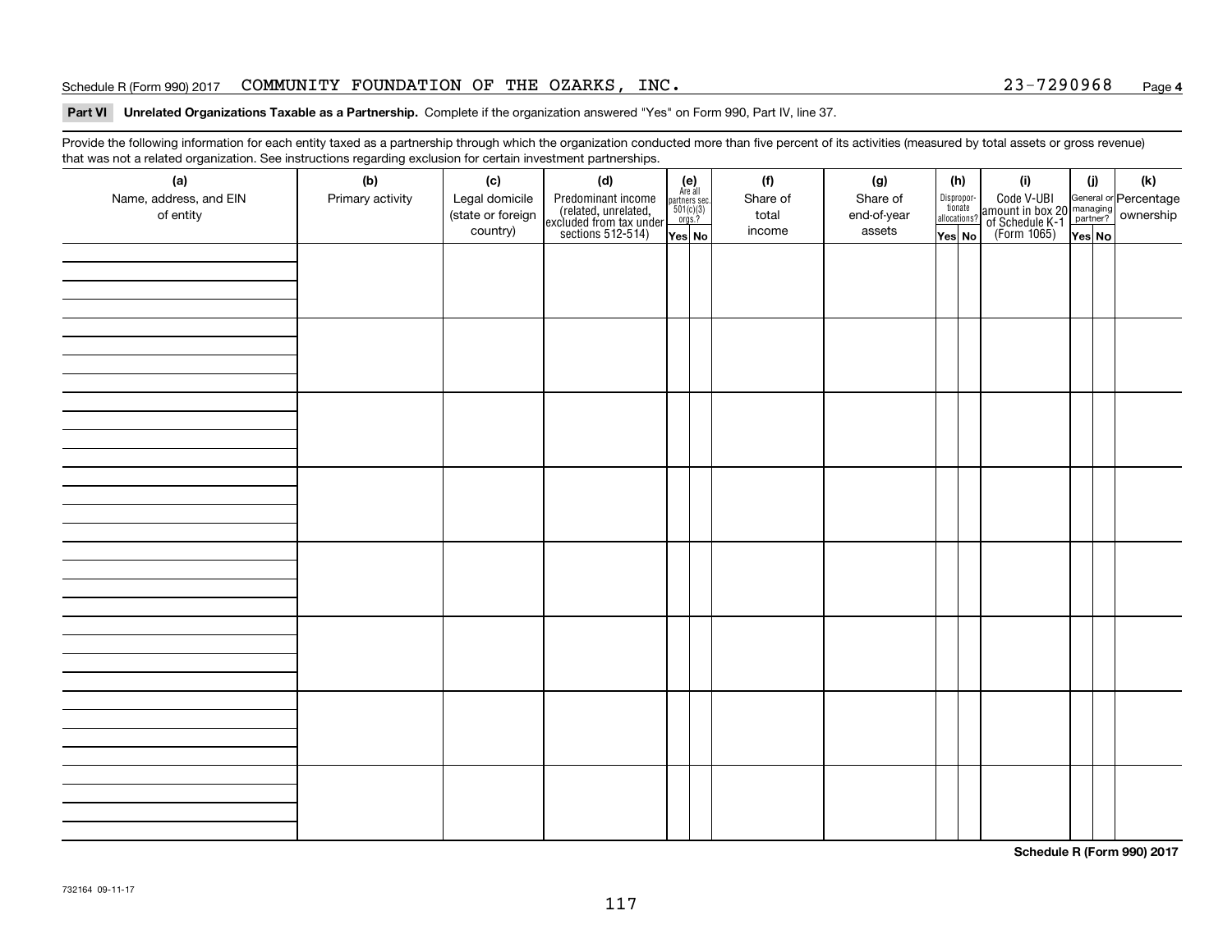Schedule R (Form 990) 2017 COMMUNITY FOUNDATION OF THE OZARKS, INC. 23-7290968 Page **4**

**Part VI Unrelated Organizations Taxable as a Partnership.** Complete if the organization answered "Yes" on Form 990, Part IV, line 37.

Provide the following information for each entity taxed as a partnership through which the organization conducted more than five percent of its activities (measured by total assets or gross revenue) that was not a related organization. See instructions regarding exclusion for certain investment partnerships.

| (a) Name, address, and EIN of entity | (b) Primary activity | (c) Legal domicile (state or foreign country) | (d) Predominant income (related, unrelated, excluded from tax under sections 512-514) | (e) Are all partners sec. 501(c)(3) orgs.? Yes | (e) No | (f) Share of total income | (g) Share of end-of-year assets | (h) Disproportionate allocations? Yes | (h) No | (i) Code V-UBI amount in box 20 of Schedule K-1 (Form 1065) | (j) General or managing partner? Yes | (j) No | (k) Percentage ownership |
|---|---|---|---|---|---|---|---|---|---|---|---|---|---|
| | | | | | | | | | | | | | |
| | | | | | | | | | | | | | |
| | | | | | | | | | | | | | |
| | | | | | | | | | | | | | |
| | | | | | | | | | | | | | |
| | | | | | | | | | | | | | |
| | | | | | | | | | | | | | |
| | | | | | | | | | | | | | |

**Schedule R (Form 990) 2017**

732164 09-11-17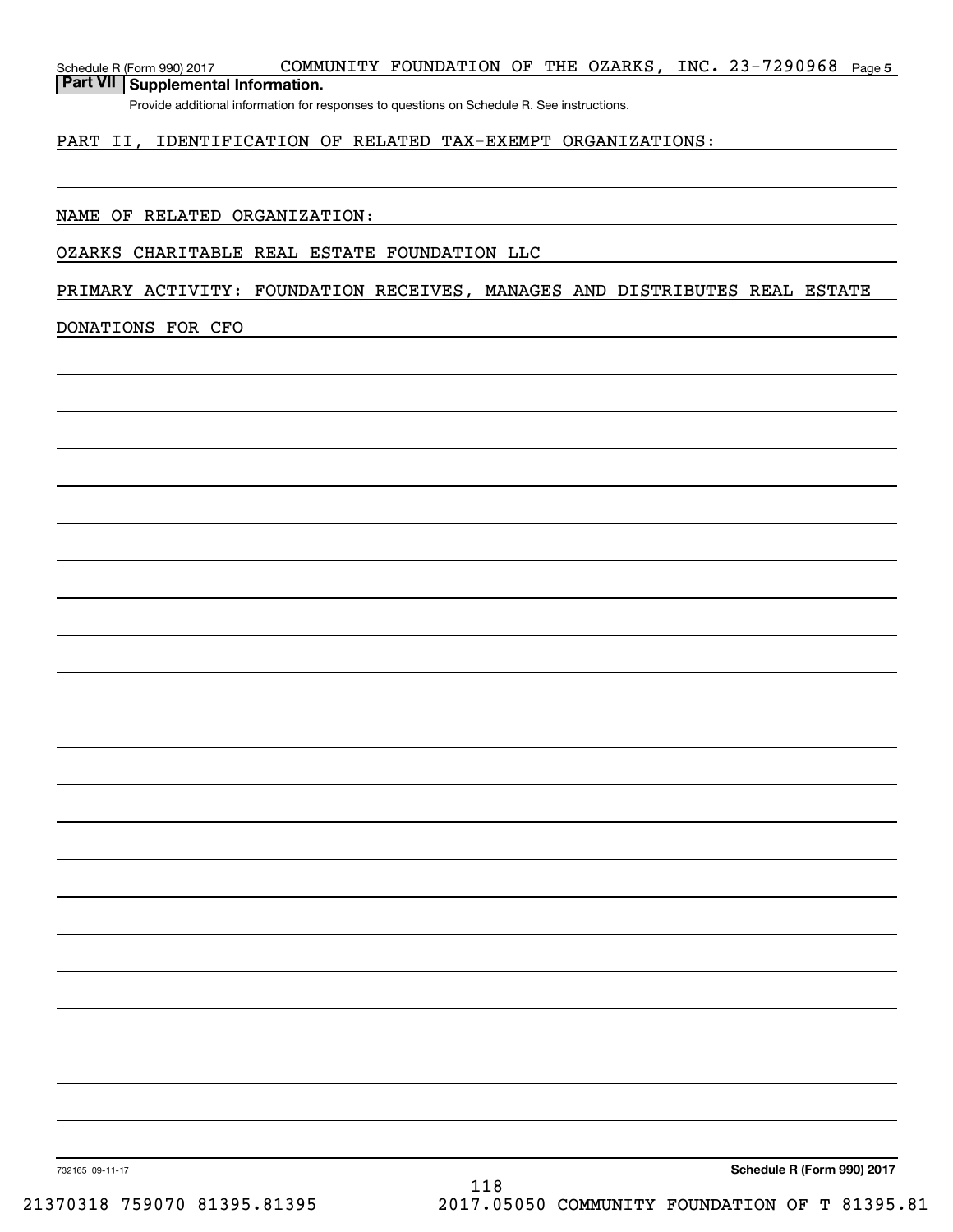## Part VII Supplemental Information.

Provide additional information for responses to questions on Schedule R. See instructions.

PART II, IDENTIFICATION OF RELATED TAX-EXEMPT ORGANIZATIONS:

NAME OF RELATED ORGANIZATION:

OZARKS CHARITABLE REAL ESTATE FOUNDATION LLC

PRIMARY ACTIVITY: FOUNDATION RECEIVES, MANAGES AND DISTRIBUTES REAL ESTATE DONATIONS FOR CFO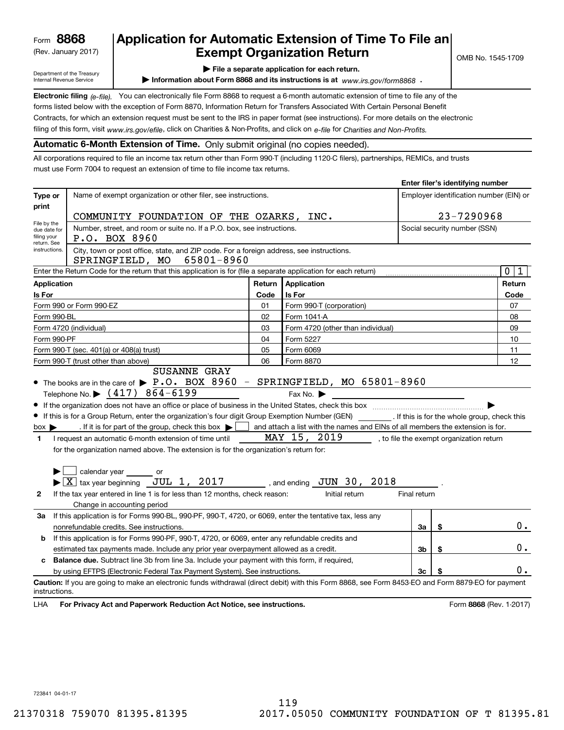Form **8868**
(Rev. January 2017)

Department of the Treasury
Internal Revenue Service

# Application for Automatic Extension of Time To File an Exempt Organization Return

OMB No. 1545-1709

▶ **File a separate application for each return.**

▶ **Information about Form 8868 and its instructions is at** *www.irs.gov/form8868*.

**Electronic filing** *(e-file)*. You can electronically file Form 8868 to request a 6-month automatic extension of time to file any of the forms listed below with the exception of Form 8870, Information Return for Transfers Associated With Certain Personal Benefit Contracts, for which an extension request must be sent to the IRS in paper format (see instructions). For more details on the electronic filing of this form, visit *www.irs.gov/efile*, click on Charities & Non-Profits, and click on *e-file* for *Charities and Non-Profits.*

**Automatic 6-Month Extension of Time.** Only submit original (no copies needed).

All corporations required to file an income tax return other than Form 990-T (including 1120-C filers), partnerships, REMICs, and trusts must use Form 7004 to request an extension of time to file income tax returns.

| | | **Enter filer's identifying number** |
|---|---|---|
| **Type or print** | Name of exempt organization or other filer, see instructions. COMMUNITY FOUNDATION OF THE OZARKS, INC. | Employer identification number (EIN) or 23-7290968 |
| File by the due date for filing your return. See instructions. | Number, street, and room or suite no. If a P.O. box, see instructions. P.O. BOX 8960 | Social security number (SSN) |
| | City, town or post office, state, and ZIP code. For a foreign address, see instructions. SPRINGFIELD, MO 65801-8960 | |

Enter the Return Code for the return that this application is for (file a separate application for each return) .......... 0 1

| Application Is For | Return Code | Application Is For | Return Code |
|---|---|---|---|
| Form 990 or Form 990-EZ | 01 | Form 990-T (corporation) | 07 |
| Form 990-BL | 02 | Form 1041-A | 08 |
| Form 4720 (individual) | 03 | Form 4720 (other than individual) | 09 |
| Form 990-PF | 04 | Form 5227 | 10 |
| Form 990-T (sec. 401(a) or 408(a) trust) | 05 | Form 6069 | 11 |
| Form 990-T (trust other than above) | 06 | Form 8870 | 12 |

- The books are in the care of ▶ SUSANNE GRAY P.O. BOX 8960 - SPRINGFIELD, MO 65801-8960
  Telephone No. ▶ (417) 864-6199    Fax No. ▶
- If the organization does not have an office or place of business in the United States, check this box .......... ▶
- If this is for a Group Return, enter the organization's four digit Group Exemption Number (GEN) ________ . If this is for the whole group, check this box ▶ ☐ . If it is for part of the group, check this box ▶ ☐ and attach a list with the names and EINs of all members the extension is for.

**1** I request an automatic 6-month extension of time until MAY 15, 2019 , to file the exempt organization return for the organization named above. The extension is for the organization's return for:

▶ ☐ calendar year ______ or
▶ ☒ tax year beginning JUL 1, 2017 , and ending JUN 30, 2018 .

**2** If the tax year entered in line 1 is for less than 12 months, check reason: ☐ Initial return ☐ Final return ☐ Change in accounting period

| | | | |
|---|---|---|---|
| **3a** | If this application is for Forms 990-BL, 990-PF, 990-T, 4720, or 6069, enter the tentative tax, less any nonrefundable credits. See instructions. | **3a** | $ 0. |
| **b** | If this application is for Forms 990-PF, 990-T, 4720, or 6069, enter any refundable credits and estimated tax payments made. Include any prior year overpayment allowed as a credit. | **3b** | $ 0. |
| **c** | **Balance due.** Subtract line 3b from line 3a. Include your payment with this form, if required, by using EFTPS (Electronic Federal Tax Payment System). See instructions. | **3c** | $ 0. |

**Caution:** If you are going to make an electronic funds withdrawal (direct debit) with this Form 8868, see Form 8453-EO and Form 8879-EO for payment instructions.

LHA **For Privacy Act and Paperwork Reduction Act Notice, see instructions.** Form **8868** (Rev. 1-2017)

723841 04-01-17

21370318 759070 81395.81395 2017.05050 COMMUNITY FOUNDATION OF T 81395.81